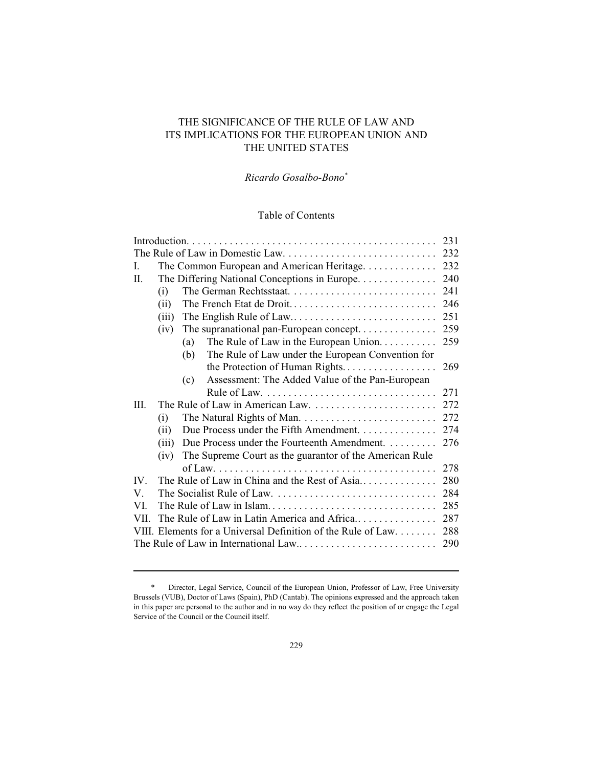# THE SIGNIFICANCE OF THE RULE OF LAW AND ITS IMPLICATIONS FOR THE EUROPEAN UNION AND THE UNITED STATES

*Ricardo Gosalbo-Bono*[*]

## Table of Contents

| | | | | |
|---|---|---|---|---|
| Introduction | | | | 231 |
| The Rule of Law in Domestic Law | | | | 232 |
| I. | The Common European and American Heritage | | | 232 |
| II. | The Differing National Conceptions in Europe | | | 240 |
| | (i) | The German Rechtsstaat | | 241 |
| | (ii) | The French Etat de Droit | | 246 |
| | (iii) | The English Rule of Law | | 251 |
| | (iv) | The supranational pan-European concept | | 259 |
| | | (a) | The Rule of Law in the European Union | 259 |
| | | (b) | The Rule of Law under the European Convention for the Protection of Human Rights | 269 |
| | | (c) | Assessment: The Added Value of the Pan-European Rule of Law | 271 |
| III. | The Rule of Law in American Law | | | 272 |
| | (i) | The Natural Rights of Man | | 272 |
| | (ii) | Due Process under the Fifth Amendment | | 274 |
| | (iii) | Due Process under the Fourteenth Amendment | | 276 |
| | (iv) | The Supreme Court as the guarantor of the American Rule of Law | | 278 |
| IV. | The Rule of Law in China and the Rest of Asia | | | 280 |
| V. | The Socialist Rule of Law | | | 284 |
| VI. | The Rule of Law in Islam | | | 285 |
| VII. | The Rule of Law in Latin America and Africa | | | 287 |
| VIII. | Elements for a Universal Definition of the Rule of Law | | | 288 |
| The Rule of Law in International Law | | | | 290 |

---

\* Director, Legal Service, Council of the European Union, Professor of Law, Free University Brussels (VUB), Doctor of Laws (Spain), PhD (Cantab). The opinions expressed and the approach taken in this paper are personal to the author and in no way do they reflect the position of or engage the Legal Service of the Council or the Council itself.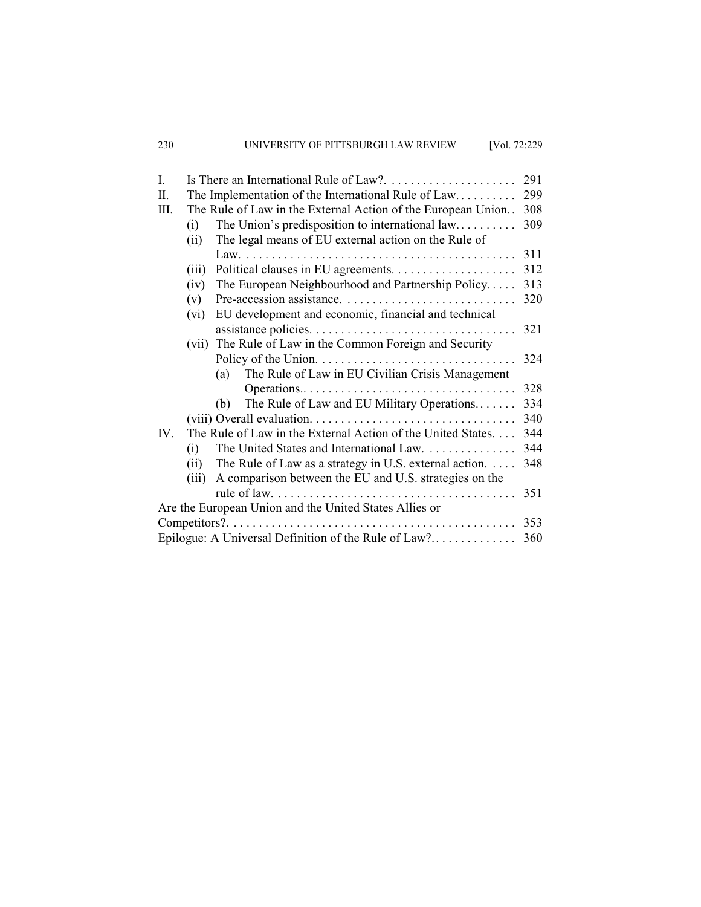I. Is There an International Rule of Law? . . . . . . . . . . . . . . . . . . . . 291

II. The Implementation of the International Rule of Law. . . . . . . . . . 299

III. The Rule of Law in the External Action of the European Union. . 308

- (i) The Union's predisposition to international law. . . . . . . . . . 309
- (ii) The legal means of EU external action on the Rule of Law. . . . . . . . . . . . . . . . . . . . . . . . . . . . . . . . . . . . . . . . . . 311
- (iii) Political clauses in EU agreements. . . . . . . . . . . . . . . . . . . . 312
- (iv) The European Neighbourhood and Partnership Policy. . . . . 313
- (v) Pre-accession assistance. . . . . . . . . . . . . . . . . . . . . . . . . . . . 320
- (vi) EU development and economic, financial and technical assistance policies. . . . . . . . . . . . . . . . . . . . . . . . . . . . . . . . . 321
- (vii) The Rule of Law in the Common Foreign and Security Policy of the Union. . . . . . . . . . . . . . . . . . . . . . . . . . . . . . . . 324
  - (a) The Rule of Law in EU Civilian Crisis Management Operations.. . . . . . . . . . . . . . . . . . . . . . . . . . . . . . . . . . 328
  - (b) The Rule of Law and EU Military Operations. . . . . . . 334
- (viii) Overall evaluation. . . . . . . . . . . . . . . . . . . . . . . . . . . . . . . . . 340

IV. The Rule of Law in the External Action of the United States. . . . 344

- (i) The United States and International Law. . . . . . . . . . . . . . . 344
- (ii) The Rule of Law as a strategy in U.S. external action. . . . . 348
- (iii) A comparison between the EU and U.S. strategies on the rule of law. . . . . . . . . . . . . . . . . . . . . . . . . . . . . . . . . . . . . . . 351

Are the European Union and the United States Allies or Competitors?. . . . . . . . . . . . . . . . . . . . . . . . . . . . . . . . . . . . . . . . . . . . . 353

Epilogue: A Universal Definition of the Rule of Law?. . . . . . . . . . . . . . 360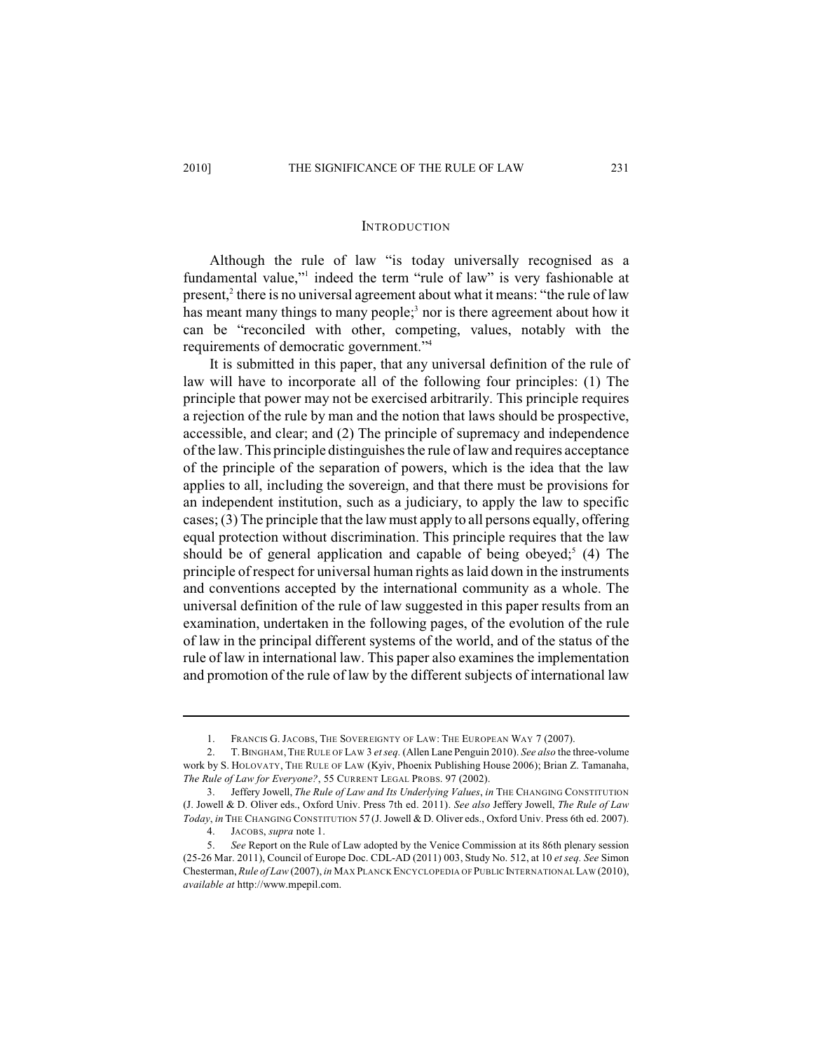## INTRODUCTION

Although the rule of law "is today universally recognised as a fundamental value,"[1] indeed the term "rule of law" is very fashionable at present,[2] there is no universal agreement about what it means: "the rule of law has meant many things to many people;[3] nor is there agreement about how it can be "reconciled with other, competing, values, notably with the requirements of democratic government."[4]

It is submitted in this paper, that any universal definition of the rule of law will have to incorporate all of the following four principles: (1) The principle that power may not be exercised arbitrarily. This principle requires a rejection of the rule by man and the notion that laws should be prospective, accessible, and clear; and (2) The principle of supremacy and independence of the law. This principle distinguishes the rule of law and requires acceptance of the principle of the separation of powers, which is the idea that the law applies to all, including the sovereign, and that there must be provisions for an independent institution, such as a judiciary, to apply the law to specific cases; (3) The principle that the law must apply to all persons equally, offering equal protection without discrimination. This principle requires that the law should be of general application and capable of being obeyed;[5] (4) The principle of respect for universal human rights as laid down in the instruments and conventions accepted by the international community as a whole. The universal definition of the rule of law suggested in this paper results from an examination, undertaken in the following pages, of the evolution of the rule of law in the principal different systems of the world, and of the status of the rule of law in international law. This paper also examines the implementation and promotion of the rule of law by the different subjects of international law

---

1. FRANCIS G. JACOBS, THE SOVEREIGNTY OF LAW: THE EUROPEAN WAY 7 (2007).

2. T. BINGHAM, THE RULE OF LAW 3 *et seq.* (Allen Lane Penguin 2010). *See also* the three-volume work by S. HOLOVATY, THE RULE OF LAW (Kyiv, Phoenix Publishing House 2006); Brian Z. Tamanaha, *The Rule of Law for Everyone?*, 55 CURRENT LEGAL PROBS. 97 (2002).

3. Jeffery Jowell, *The Rule of Law and Its Underlying Values*, *in* THE CHANGING CONSTITUTION (J. Jowell & D. Oliver eds., Oxford Univ. Press 7th ed. 2011). *See also* Jeffery Jowell, *The Rule of Law Today*, *in* THE CHANGING CONSTITUTION 57 (J. Jowell & D. Oliver eds., Oxford Univ. Press 6th ed. 2007).

4. JACOBS, *supra* note 1.

5. *See* Report on the Rule of Law adopted by the Venice Commission at its 86th plenary session (25-26 Mar. 2011), Council of Europe Doc. CDL-AD (2011) 003, Study No. 512, at 10 *et seq. See* Simon Chesterman, *Rule of Law* (2007), *in* MAX PLANCK ENCYCLOPEDIA OF PUBLIC INTERNATIONAL LAW (2010), *available at* http://www.mpepil.com.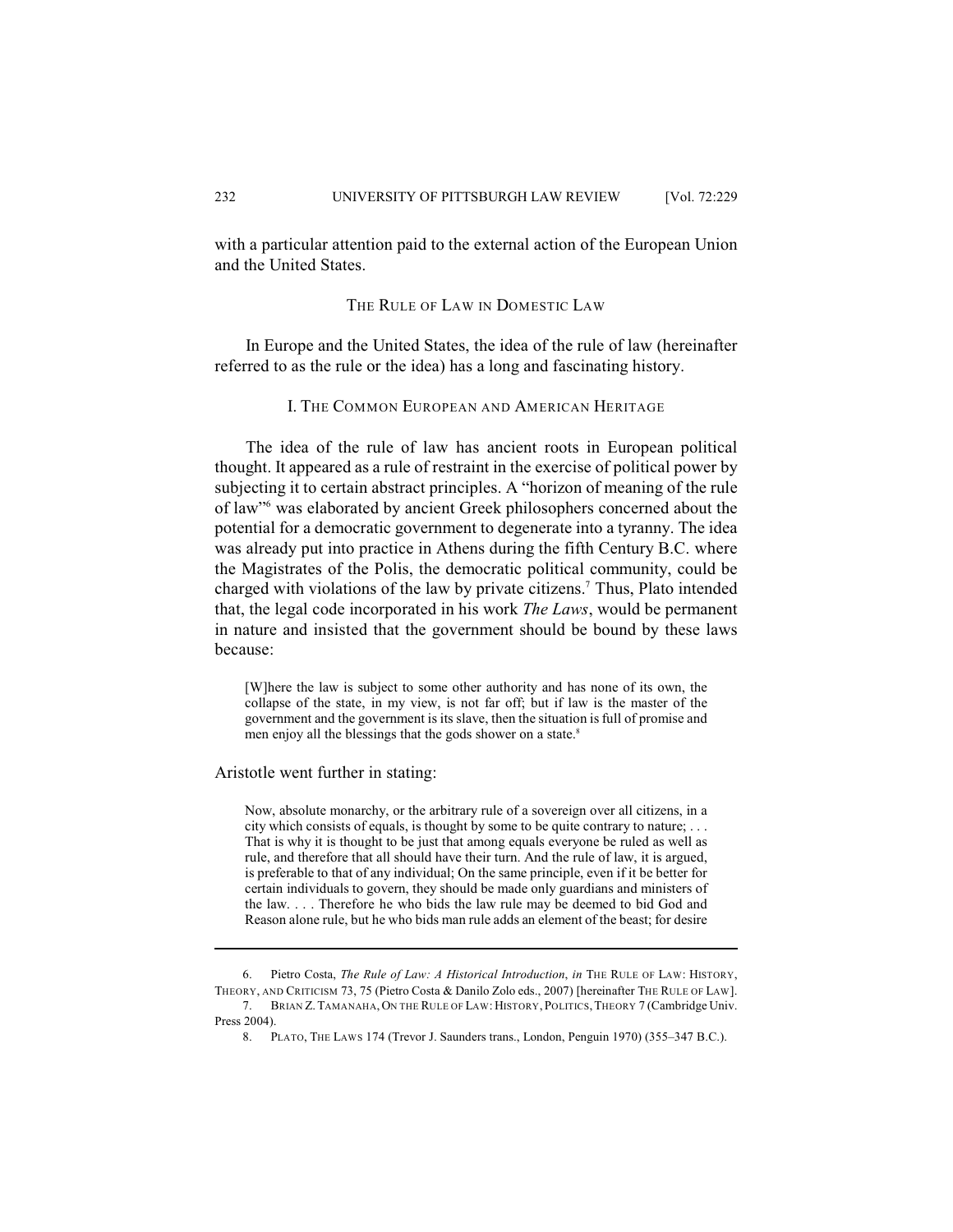with a particular attention paid to the external action of the European Union and the United States.

## THE RULE OF LAW IN DOMESTIC LAW

In Europe and the United States, the idea of the rule of law (hereinafter referred to as the rule or the idea) has a long and fascinating history.

### I. THE COMMON EUROPEAN AND AMERICAN HERITAGE

The idea of the rule of law has ancient roots in European political thought. It appeared as a rule of restraint in the exercise of political power by subjecting it to certain abstract principles. A "horizon of meaning of the rule of law"[6] was elaborated by ancient Greek philosophers concerned about the potential for a democratic government to degenerate into a tyranny. The idea was already put into practice in Athens during the fifth Century B.C. where the Magistrates of the Polis, the democratic political community, could be charged with violations of the law by private citizens.[7] Thus, Plato intended that, the legal code incorporated in his work *The Laws*, would be permanent in nature and insisted that the government should be bound by these laws because:

> [W]here the law is subject to some other authority and has none of its own, the collapse of the state, in my view, is not far off; but if law is the master of the government and the government is its slave, then the situation is full of promise and men enjoy all the blessings that the gods shower on a state.[8]

Aristotle went further in stating:

> Now, absolute monarchy, or the arbitrary rule of a sovereign over all citizens, in a city which consists of equals, is thought by some to be quite contrary to nature; . . . That is why it is thought to be just that among equals everyone be ruled as well as rule, and therefore that all should have their turn. And the rule of law, it is argued, is preferable to that of any individual; On the same principle, even if it be better for certain individuals to govern, they should be made only guardians and ministers of the law. . . . Therefore he who bids the law rule may be deemed to bid God and Reason alone rule, but he who bids man rule adds an element of the beast; for desire

---

6. Pietro Costa, *The Rule of Law: A Historical Introduction*, *in* THE RULE OF LAW: HISTORY, THEORY, AND CRITICISM 73, 75 (Pietro Costa & Danilo Zolo eds., 2007) [hereinafter THE RULE OF LAW].

7. BRIAN Z. TAMANAHA, ON THE RULE OF LAW: HISTORY, POLITICS, THEORY 7 (Cambridge Univ. Press 2004).

8. PLATO, THE LAWS 174 (Trevor J. Saunders trans., London, Penguin 1970) (355–347 B.C.).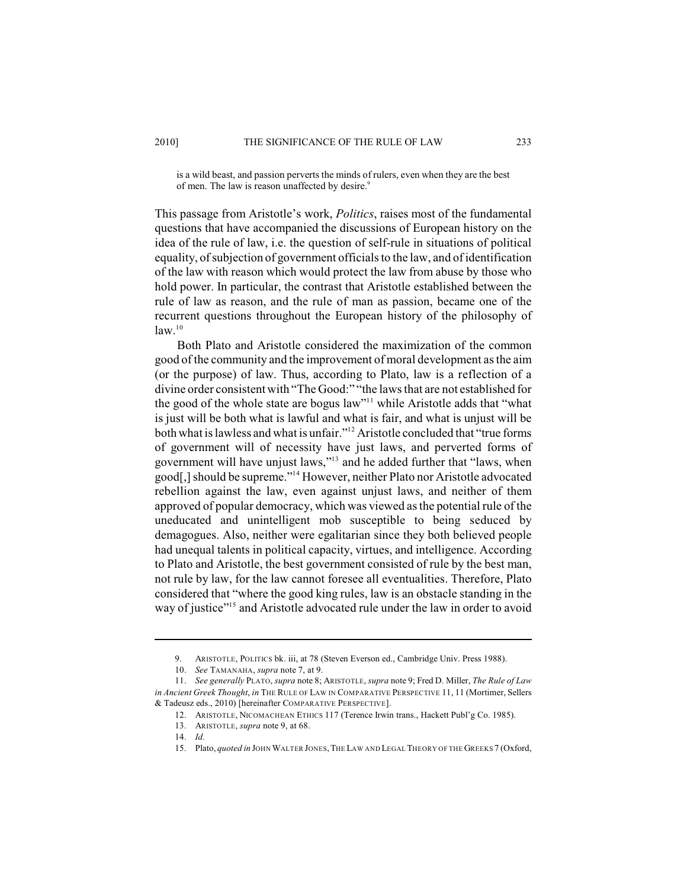> is a wild beast, and passion perverts the minds of rulers, even when they are the best of men. The law is reason unaffected by desire.[9]

This passage from Aristotle's work, *Politics*, raises most of the fundamental questions that have accompanied the discussions of European history on the idea of the rule of law, i.e. the question of self-rule in situations of political equality, of subjection of government officials to the law, and of identification of the law with reason which would protect the law from abuse by those who hold power. In particular, the contrast that Aristotle established between the rule of law as reason, and the rule of man as passion, became one of the recurrent questions throughout the European history of the philosophy of law.[10]

Both Plato and Aristotle considered the maximization of the common good of the community and the improvement of moral development as the aim (or the purpose) of law. Thus, according to Plato, law is a reflection of a divine order consistent with "The Good:" "the laws that are not established for the good of the whole state are bogus law"[11] while Aristotle adds that "what is just will be both what is lawful and what is fair, and what is unjust will be both what is lawless and what is unfair."[12] Aristotle concluded that "true forms of government will of necessity have just laws, and perverted forms of government will have unjust laws,"[13] and he added further that "laws, when good[,] should be supreme."[14] However, neither Plato nor Aristotle advocated rebellion against the law, even against unjust laws, and neither of them approved of popular democracy, which was viewed as the potential rule of the uneducated and unintelligent mob susceptible to being seduced by demagogues. Also, neither were egalitarian since they both believed people had unequal talents in political capacity, virtues, and intelligence. According to Plato and Aristotle, the best government consisted of rule by the best man, not rule by law, for the law cannot foresee all eventualities. Therefore, Plato considered that "where the good king rules, law is an obstacle standing in the way of justice"[15] and Aristotle advocated rule under the law in order to avoid

---

9. ARISTOTLE, POLITICS bk. iii, at 78 (Steven Everson ed., Cambridge Univ. Press 1988).

10. *See* TAMANAHA, *supra* note 7, at 9.

11. *See generally* PLATO, *supra* note 8; ARISTOTLE, *supra* note 9; Fred D. Miller, *The Rule of Law in Ancient Greek Thought*, *in* THE RULE OF LAW IN COMPARATIVE PERSPECTIVE 11, 11 (Mortimer, Sellers & Tadeusz eds., 2010) [hereinafter COMPARATIVE PERSPECTIVE].

12. ARISTOTLE, NICOMACHEAN ETHICS 117 (Terence Irwin trans., Hackett Publ'g Co. 1985).

13. ARISTOTLE, *supra* note 9, at 68.

14. *Id.*

15. Plato, *quoted in* JOHN WALTER JONES, THE LAW AND LEGAL THEORY OF THE GREEKS 7 (Oxford,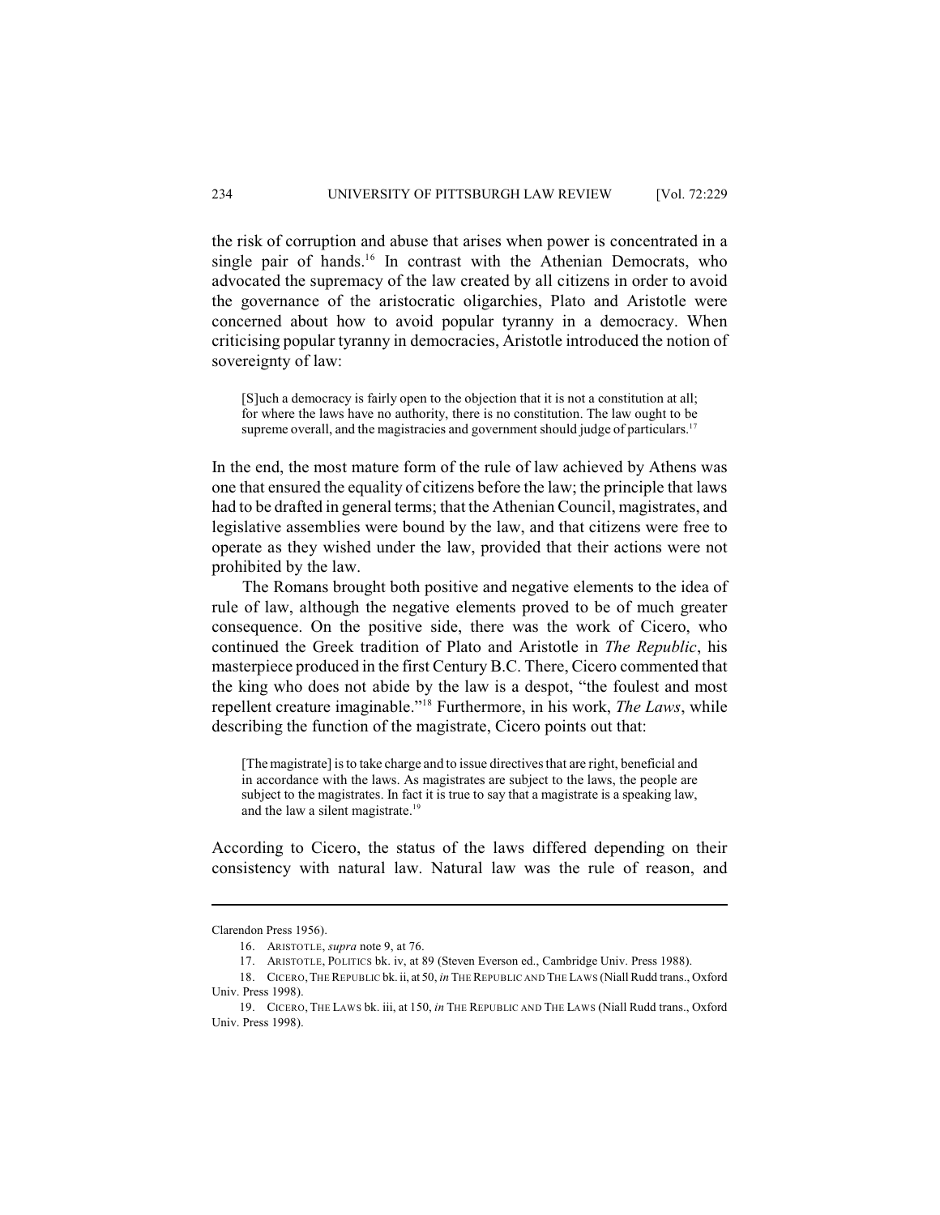the risk of corruption and abuse that arises when power is concentrated in a single pair of hands.[16] In contrast with the Athenian Democrats, who advocated the supremacy of the law created by all citizens in order to avoid the governance of the aristocratic oligarchies, Plato and Aristotle were concerned about how to avoid popular tyranny in a democracy. When criticising popular tyranny in democracies, Aristotle introduced the notion of sovereignty of law:

> [S]uch a democracy is fairly open to the objection that it is not a constitution at all; for where the laws have no authority, there is no constitution. The law ought to be supreme overall, and the magistracies and government should judge of particulars.[17]

In the end, the most mature form of the rule of law achieved by Athens was one that ensured the equality of citizens before the law; the principle that laws had to be drafted in general terms; that the Athenian Council, magistrates, and legislative assemblies were bound by the law, and that citizens were free to operate as they wished under the law, provided that their actions were not prohibited by the law.

The Romans brought both positive and negative elements to the idea of rule of law, although the negative elements proved to be of much greater consequence. On the positive side, there was the work of Cicero, who continued the Greek tradition of Plato and Aristotle in *The Republic*, his masterpiece produced in the first Century B.C. There, Cicero commented that the king who does not abide by the law is a despot, "the foulest and most repellent creature imaginable."[18] Furthermore, in his work, *The Laws*, while describing the function of the magistrate, Cicero points out that:

> [The magistrate] is to take charge and to issue directives that are right, beneficial and in accordance with the laws. As magistrates are subject to the laws, the people are subject to the magistrates. In fact it is true to say that a magistrate is a speaking law, and the law a silent magistrate.[19]

According to Cicero, the status of the laws differed depending on their consistency with natural law. Natural law was the rule of reason, and

---

Clarendon Press 1956).

16. ARISTOTLE, *supra* note 9, at 76.

17. ARISTOTLE, POLITICS bk. iv, at 89 (Steven Everson ed., Cambridge Univ. Press 1988).

18. CICERO, THE REPUBLIC bk. ii, at 50, *in* THE REPUBLIC AND THE LAWS (Niall Rudd trans., Oxford Univ. Press 1998).

19. CICERO, THE LAWS bk. iii, at 150, *in* THE REPUBLIC AND THE LAWS (Niall Rudd trans., Oxford Univ. Press 1998).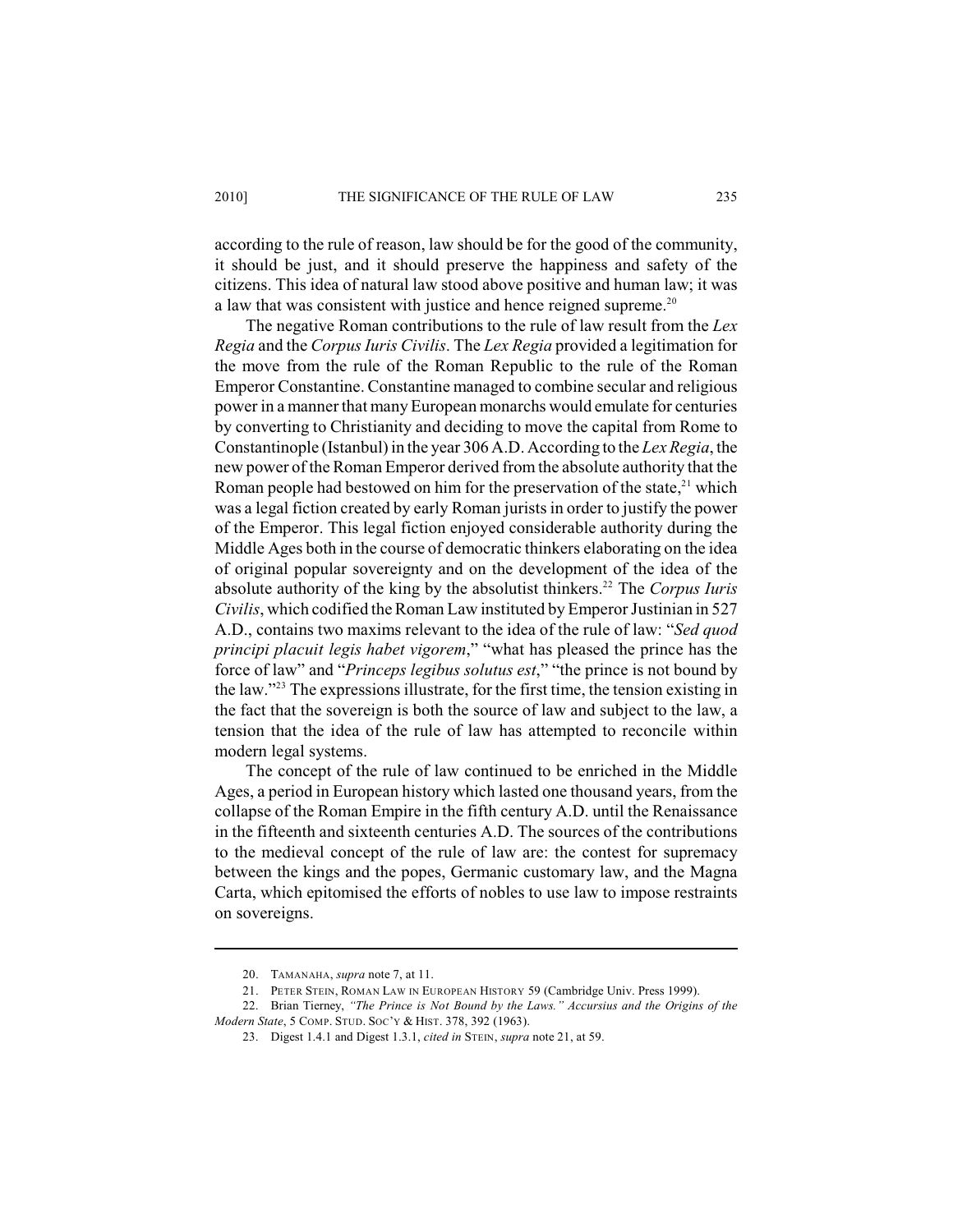according to the rule of reason, law should be for the good of the community, it should be just, and it should preserve the happiness and safety of the citizens. This idea of natural law stood above positive and human law; it was a law that was consistent with justice and hence reigned supreme.[20]

The negative Roman contributions to the rule of law result from the *Lex Regia* and the *Corpus Iuris Civilis*. The *Lex Regia* provided a legitimation for the move from the rule of the Roman Republic to the rule of the Roman Emperor Constantine. Constantine managed to combine secular and religious power in a manner that many European monarchs would emulate for centuries by converting to Christianity and deciding to move the capital from Rome to Constantinople (Istanbul) in the year 306 A.D. According to the *Lex Regia*, the new power of the Roman Emperor derived from the absolute authority that the Roman people had bestowed on him for the preservation of the state,[21] which was a legal fiction created by early Roman jurists in order to justify the power of the Emperor. This legal fiction enjoyed considerable authority during the Middle Ages both in the course of democratic thinkers elaborating on the idea of original popular sovereignty and on the development of the idea of the absolute authority of the king by the absolutist thinkers.[22] The *Corpus Iuris Civilis*, which codified the Roman Law instituted by Emperor Justinian in 527 A.D., contains two maxims relevant to the idea of the rule of law: "*Sed quod principi placuit legis habet vigorem*," "what has pleased the prince has the force of law" and "*Princeps legibus solutus est*," "the prince is not bound by the law."[23] The expressions illustrate, for the first time, the tension existing in the fact that the sovereign is both the source of law and subject to the law, a tension that the idea of the rule of law has attempted to reconcile within modern legal systems.

The concept of the rule of law continued to be enriched in the Middle Ages, a period in European history which lasted one thousand years, from the collapse of the Roman Empire in the fifth century A.D. until the Renaissance in the fifteenth and sixteenth centuries A.D. The sources of the contributions to the medieval concept of the rule of law are: the contest for supremacy between the kings and the popes, Germanic customary law, and the Magna Carta, which epitomised the efforts of nobles to use law to impose restraints on sovereigns.

---

20. TAMANAHA, *supra* note 7, at 11.

21. PETER STEIN, ROMAN LAW IN EUROPEAN HISTORY 59 (Cambridge Univ. Press 1999).

22. Brian Tierney, *"The Prince is Not Bound by the Laws." Accursius and the Origins of the Modern State*, 5 COMP. STUD. SOC'Y & HIST. 378, 392 (1963).

23. Digest 1.4.1 and Digest 1.3.1, *cited in* STEIN, *supra* note 21, at 59.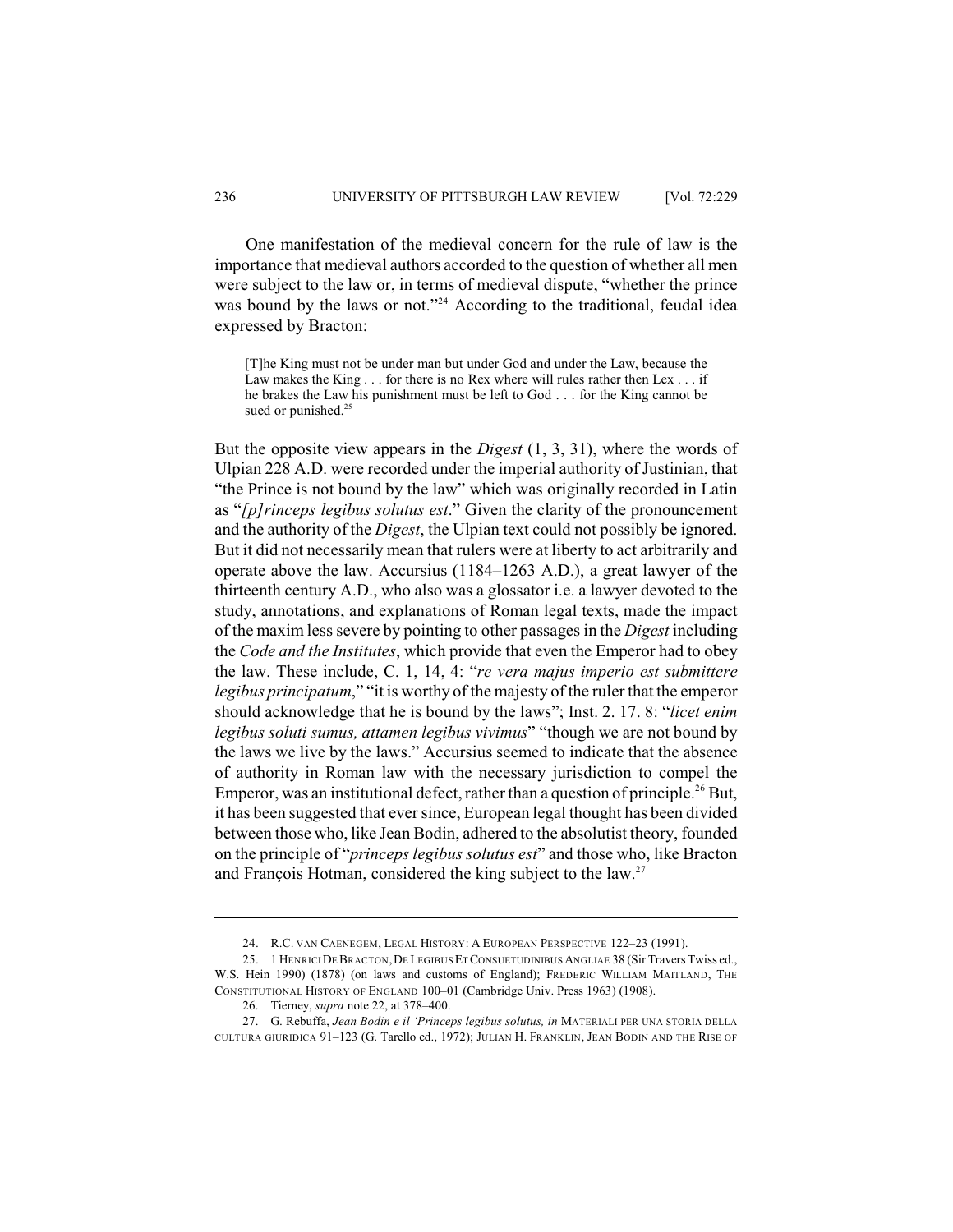One manifestation of the medieval concern for the rule of law is the importance that medieval authors accorded to the question of whether all men were subject to the law or, in terms of medieval dispute, "whether the prince was bound by the laws or not."[24] According to the traditional, feudal idea expressed by Bracton:

> [T]he King must not be under man but under God and under the Law, because the Law makes the King . . . for there is no Rex where will rules rather then Lex . . . if he brakes the Law his punishment must be left to God . . . for the King cannot be sued or punished.[25]

But the opposite view appears in the *Digest* (1, 3, 31), where the words of Ulpian 228 A.D. were recorded under the imperial authority of Justinian, that "the Prince is not bound by the law" which was originally recorded in Latin as "*[p]rinceps legibus solutus est*." Given the clarity of the pronouncement and the authority of the *Digest*, the Ulpian text could not possibly be ignored. But it did not necessarily mean that rulers were at liberty to act arbitrarily and operate above the law. Accursius (1184–1263 A.D.), a great lawyer of the thirteenth century A.D., who also was a glossator i.e. a lawyer devoted to the study, annotations, and explanations of Roman legal texts, made the impact of the maxim less severe by pointing to other passages in the *Digest* including the *Code and the Institutes*, which provide that even the Emperor had to obey the law. These include, C. 1, 14, 4: "*re vera majus imperio est submittere legibus principatum*," "it is worthy of the majesty of the ruler that the emperor should acknowledge that he is bound by the laws"; Inst. 2. 17. 8: "*licet enim legibus soluti sumus, attamen legibus vivimus*" "though we are not bound by the laws we live by the laws." Accursius seemed to indicate that the absence of authority in Roman law with the necessary jurisdiction to compel the Emperor, was an institutional defect, rather than a question of principle.[26] But, it has been suggested that ever since, European legal thought has been divided between those who, like Jean Bodin, adhered to the absolutist theory, founded on the principle of "*princeps legibus solutus est*" and those who, like Bracton and François Hotman, considered the king subject to the law.[27]

---

24. R.C. VAN CAENEGEM, LEGAL HISTORY: A EUROPEAN PERSPECTIVE 122–23 (1991).

25. 1 HENRICI DE BRACTON, DE LEGIBUS ET CONSUETUDINIBUS ANGLIAE 38 (Sir Travers Twiss ed., W.S. Hein 1990) (1878) (on laws and customs of England); FREDERIC WILLIAM MAITLAND, THE CONSTITUTIONAL HISTORY OF ENGLAND 100–01 (Cambridge Univ. Press 1963) (1908).

26. Tierney, *supra* note 22, at 378–400.

27. G. Rebuffa, *Jean Bodin e il 'Princeps legibus solutus, in* MATERIALI PER UNA STORIA DELLA CULTURA GIURIDICA 91–123 (G. Tarello ed., 1972); JULIAN H. FRANKLIN, JEAN BODIN AND THE RISE OF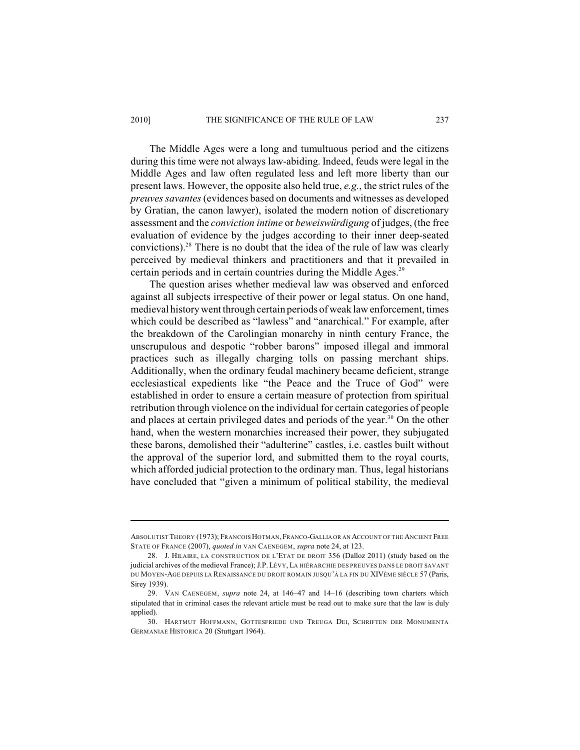The Middle Ages were a long and tumultuous period and the citizens during this time were not always law-abiding. Indeed, feuds were legal in the Middle Ages and law often regulated less and left more liberty than our present laws. However, the opposite also held true, *e.g.*, the strict rules of the *preuves savantes* (evidences based on documents and witnesses as developed by Gratian, the canon lawyer), isolated the modern notion of discretionary assessment and the *conviction intime* or *beweiswürdigung* of judges, (the free evaluation of evidence by the judges according to their inner deep-seated convictions).[28] There is no doubt that the idea of the rule of law was clearly perceived by medieval thinkers and practitioners and that it prevailed in certain periods and in certain countries during the Middle Ages.[29]

The question arises whether medieval law was observed and enforced against all subjects irrespective of their power or legal status. On one hand, medieval history went through certain periods of weak law enforcement, times which could be described as "lawless" and "anarchical." For example, after the breakdown of the Carolingian monarchy in ninth century France, the unscrupulous and despotic "robber barons" imposed illegal and immoral practices such as illegally charging tolls on passing merchant ships. Additionally, when the ordinary feudal machinery became deficient, strange ecclesiastical expedients like "the Peace and the Truce of God" were established in order to ensure a certain measure of protection from spiritual retribution through violence on the individual for certain categories of people and places at certain privileged dates and periods of the year.[30] On the other hand, when the western monarchies increased their power, they subjugated these barons, demolished their "adulterine" castles, i.e. castles built without the approval of the superior lord, and submitted them to the royal courts, which afforded judicial protection to the ordinary man. Thus, legal historians have concluded that "given a minimum of political stability, the medieval

---

ABSOLUTIST THEORY (1973); FRANCOIS HOTMAN, FRANCO-GALLIA OR AN ACCOUNT OF THE ANCIENT FREE STATE OF FRANCE (2007), *quoted in* VAN CAENEGEM, *supra* note 24, at 123.

28. J. HILAIRE, LA CONSTRUCTION DE L'ETAT DE DROIT 356 (Dalloz 2011) (study based on the judicial archives of the medieval France); J.P. LÉVY, LA HIÉRARCHIE DES PREUVES DANS LE DROIT SAVANT DU MOYEN-AGE DEPUIS LA RENAISSANCE DU DROIT ROMAIN JUSQU'À LA FIN DU XIVÈME SIÈCLE 57 (Paris, Sirey 1939).

29. VAN CAENEGEM, *supra* note 24, at 146–47 and 14–16 (describing town charters which stipulated that in criminal cases the relevant article must be read out to make sure that the law is duly applied).

30. HARTMUT HOFFMANN, GOTTESFRIEDE UND TREUGA DEI, SCHRIFTEN DER MONUMENTA GERMANIAE HISTORICA 20 (Stuttgart 1964).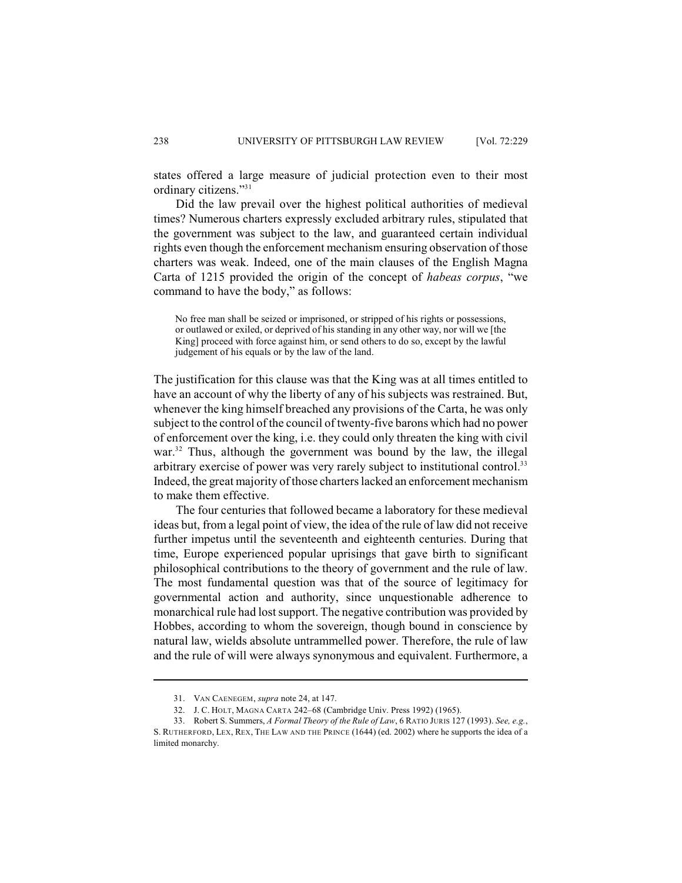states offered a large measure of judicial protection even to their most ordinary citizens."[31]

Did the law prevail over the highest political authorities of medieval times? Numerous charters expressly excluded arbitrary rules, stipulated that the government was subject to the law, and guaranteed certain individual rights even though the enforcement mechanism ensuring observation of those charters was weak. Indeed, one of the main clauses of the English Magna Carta of 1215 provided the origin of the concept of *habeas corpus*, "we command to have the body," as follows:

> No free man shall be seized or imprisoned, or stripped of his rights or possessions, or outlawed or exiled, or deprived of his standing in any other way, nor will we [the King] proceed with force against him, or send others to do so, except by the lawful judgement of his equals or by the law of the land.

The justification for this clause was that the King was at all times entitled to have an account of why the liberty of any of his subjects was restrained. But, whenever the king himself breached any provisions of the Carta, he was only subject to the control of the council of twenty-five barons which had no power of enforcement over the king, i.e. they could only threaten the king with civil war.[32] Thus, although the government was bound by the law, the illegal arbitrary exercise of power was very rarely subject to institutional control.[33] Indeed, the great majority of those charters lacked an enforcement mechanism to make them effective.

The four centuries that followed became a laboratory for these medieval ideas but, from a legal point of view, the idea of the rule of law did not receive further impetus until the seventeenth and eighteenth centuries. During that time, Europe experienced popular uprisings that gave birth to significant philosophical contributions to the theory of government and the rule of law. The most fundamental question was that of the source of legitimacy for governmental action and authority, since unquestionable adherence to monarchical rule had lost support. The negative contribution was provided by Hobbes, according to whom the sovereign, though bound in conscience by natural law, wields absolute untrammelled power. Therefore, the rule of law and the rule of will were always synonymous and equivalent. Furthermore, a

---

31. VAN CAENEGEM, *supra* note 24, at 147.

32. J. C. HOLT, MAGNA CARTA 242–68 (Cambridge Univ. Press 1992) (1965).

33. Robert S. Summers, *A Formal Theory of the Rule of Law*, 6 RATIO JURIS 127 (1993). *See, e.g.*, S. RUTHERFORD, LEX, REX, THE LAW AND THE PRINCE (1644) (ed. 2002) where he supports the idea of a limited monarchy.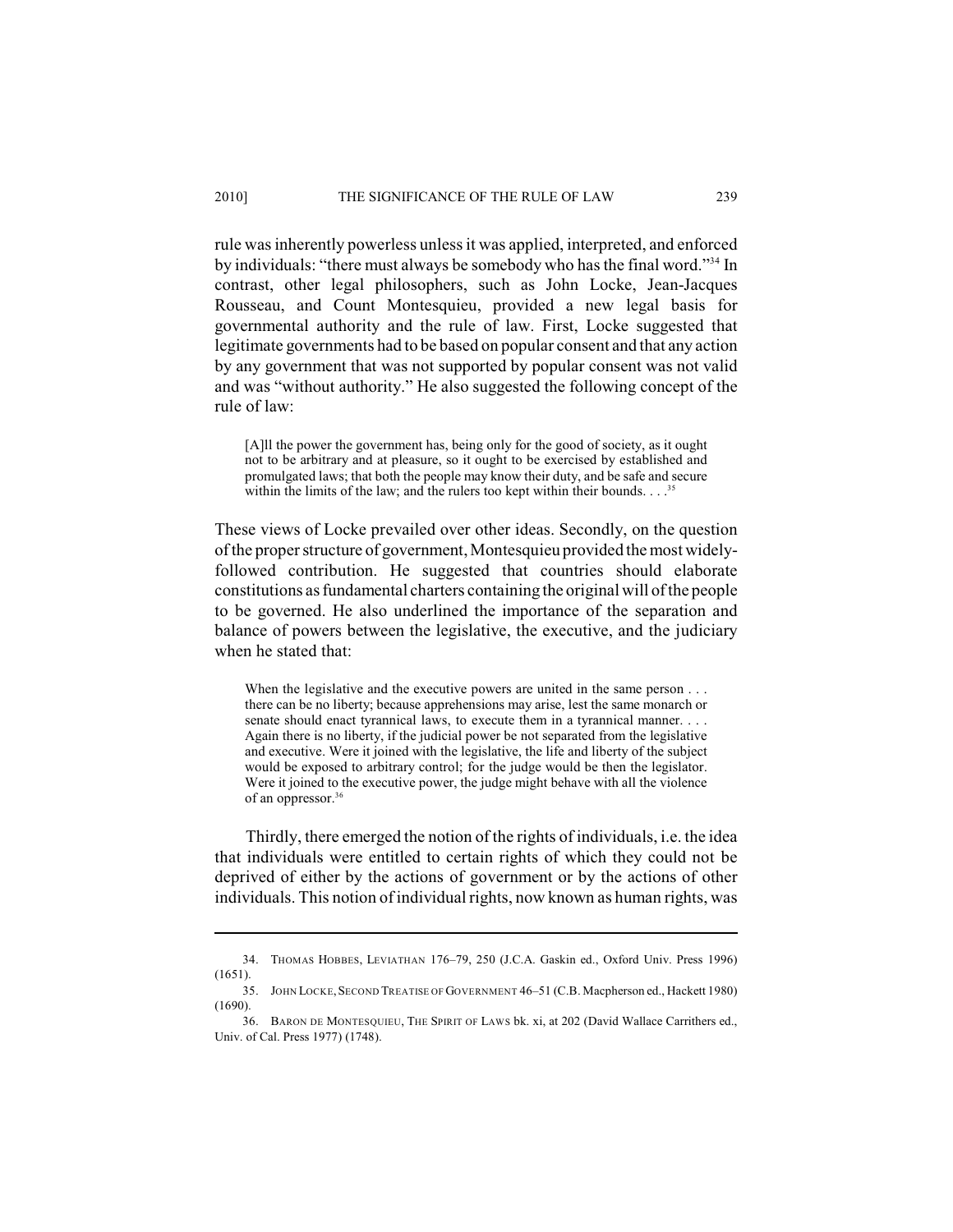rule was inherently powerless unless it was applied, interpreted, and enforced by individuals: "there must always be somebody who has the final word."[34] In contrast, other legal philosophers, such as John Locke, Jean-Jacques Rousseau, and Count Montesquieu, provided a new legal basis for governmental authority and the rule of law. First, Locke suggested that legitimate governments had to be based on popular consent and that any action by any government that was not supported by popular consent was not valid and was "without authority." He also suggested the following concept of the rule of law:

> [A]ll the power the government has, being only for the good of society, as it ought not to be arbitrary and at pleasure, so it ought to be exercised by established and promulgated laws; that both the people may know their duty, and be safe and secure within the limits of the law; and the rulers too kept within their bounds. . . .[35]

These views of Locke prevailed over other ideas. Secondly, on the question of the proper structure of government, Montesquieu provided the most widely-followed contribution. He suggested that countries should elaborate constitutions as fundamental charters containing the original will of the people to be governed. He also underlined the importance of the separation and balance of powers between the legislative, the executive, and the judiciary when he stated that:

> When the legislative and the executive powers are united in the same person . . . there can be no liberty; because apprehensions may arise, lest the same monarch or senate should enact tyrannical laws, to execute them in a tyrannical manner. . . . Again there is no liberty, if the judicial power be not separated from the legislative and executive. Were it joined with the legislative, the life and liberty of the subject would be exposed to arbitrary control; for the judge would be then the legislator. Were it joined to the executive power, the judge might behave with all the violence of an oppressor.[36]

Thirdly, there emerged the notion of the rights of individuals, i.e. the idea that individuals were entitled to certain rights of which they could not be deprived of either by the actions of government or by the actions of other individuals. This notion of individual rights, now known as human rights, was

---

34. THOMAS HOBBES, LEVIATHAN 176–79, 250 (J.C.A. Gaskin ed., Oxford Univ. Press 1996) (1651).

35. JOHN LOCKE, SECOND TREATISE OF GOVERNMENT 46–51 (C.B. Macpherson ed., Hackett 1980) (1690).

36. BARON DE MONTESQUIEU, THE SPIRIT OF LAWS bk. xi, at 202 (David Wallace Carrithers ed., Univ. of Cal. Press 1977) (1748).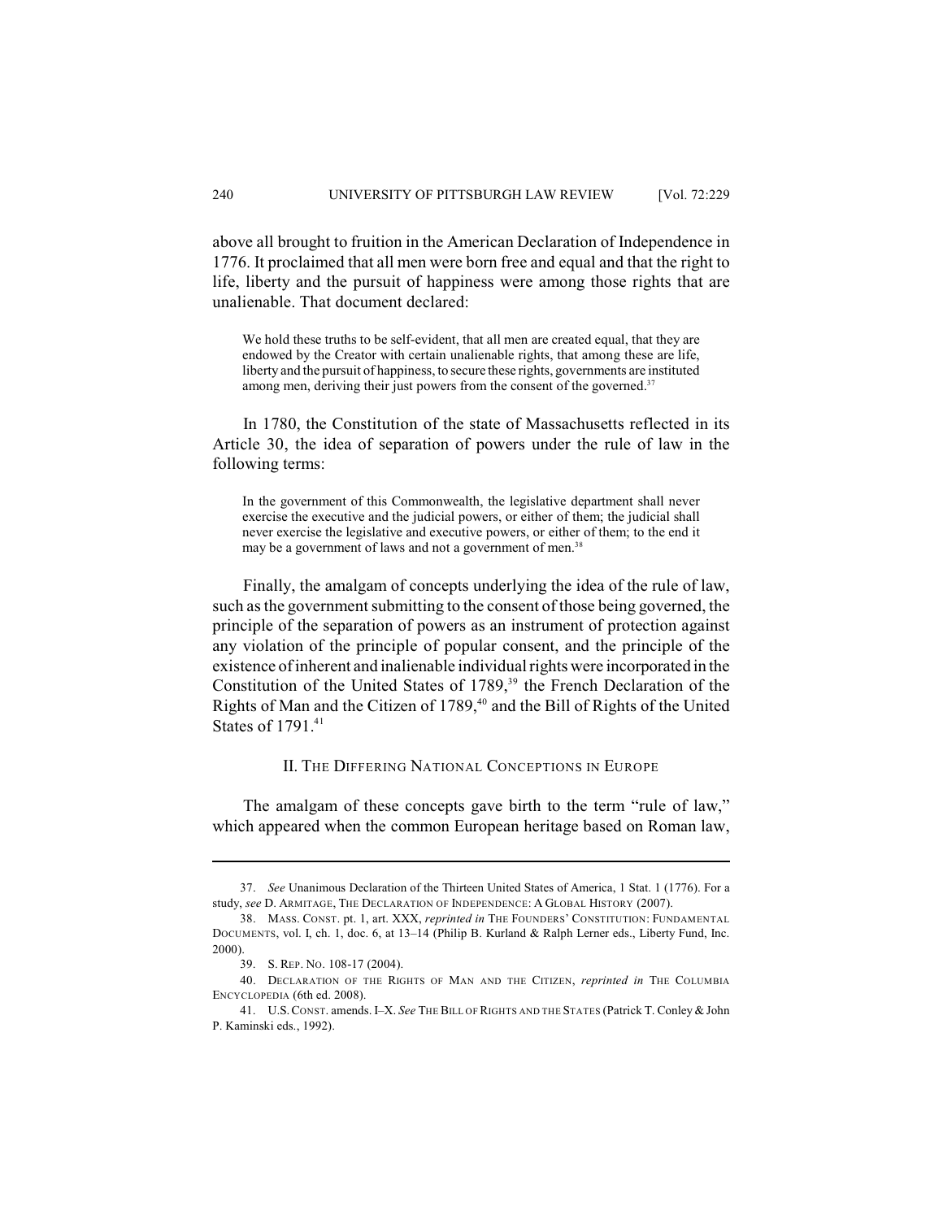above all brought to fruition in the American Declaration of Independence in 1776. It proclaimed that all men were born free and equal and that the right to life, liberty and the pursuit of happiness were among those rights that are unalienable. That document declared:

> We hold these truths to be self-evident, that all men are created equal, that they are endowed by the Creator with certain unalienable rights, that among these are life, liberty and the pursuit of happiness, to secure these rights, governments are instituted among men, deriving their just powers from the consent of the governed.[37]

In 1780, the Constitution of the state of Massachusetts reflected in its Article 30, the idea of separation of powers under the rule of law in the following terms:

> In the government of this Commonwealth, the legislative department shall never exercise the executive and the judicial powers, or either of them; the judicial shall never exercise the legislative and executive powers, or either of them; to the end it may be a government of laws and not a government of men.[38]

Finally, the amalgam of concepts underlying the idea of the rule of law, such as the government submitting to the consent of those being governed, the principle of the separation of powers as an instrument of protection against any violation of the principle of popular consent, and the principle of the existence of inherent and inalienable individual rights were incorporated in the Constitution of the United States of 1789,[39] the French Declaration of the Rights of Man and the Citizen of 1789,[40] and the Bill of Rights of the United States of 1791.[41]

## II. THE DIFFERING NATIONAL CONCEPTIONS IN EUROPE

The amalgam of these concepts gave birth to the term "rule of law," which appeared when the common European heritage based on Roman law,

---

37. *See* Unanimous Declaration of the Thirteen United States of America, 1 Stat. 1 (1776). For a study, *see* D. ARMITAGE, THE DECLARATION OF INDEPENDENCE: A GLOBAL HISTORY (2007).

38. MASS. CONST. pt. 1, art. XXX, *reprinted in* THE FOUNDERS' CONSTITUTION: FUNDAMENTAL DOCUMENTS, vol. I, ch. 1, doc. 6, at 13–14 (Philip B. Kurland & Ralph Lerner eds., Liberty Fund, Inc. 2000).

39. S. REP. NO. 108-17 (2004).

40. DECLARATION OF THE RIGHTS OF MAN AND THE CITIZEN, *reprinted in* THE COLUMBIA ENCYCLOPEDIA (6th ed. 2008).

41. U.S. CONST. amends. I–X. *See* THE BILL OF RIGHTS AND THE STATES (Patrick T. Conley & John P. Kaminski eds., 1992).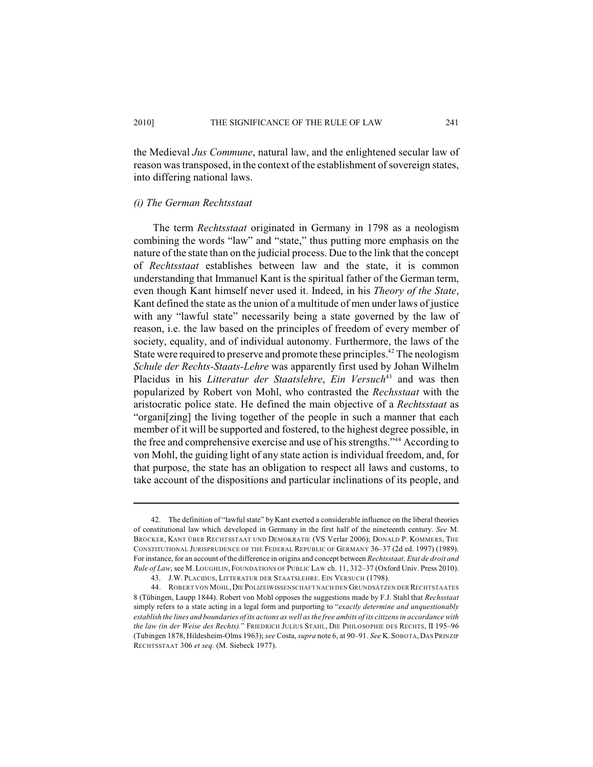the Medieval *Jus Commune*, natural law, and the enlightened secular law of reason was transposed, in the context of the establishment of sovereign states, into differing national laws.

### *(i) The German Rechtsstaat*

The term *Rechtsstaat* originated in Germany in 1798 as a neologism combining the words "law" and "state," thus putting more emphasis on the nature of the state than on the judicial process. Due to the link that the concept of *Rechtsstaat* establishes between law and the state, it is common understanding that Immanuel Kant is the spiritual father of the German term, even though Kant himself never used it. Indeed, in his *Theory of the State*, Kant defined the state as the union of a multitude of men under laws of justice with any "lawful state" necessarily being a state governed by the law of reason, i.e. the law based on the principles of freedom of every member of society, equality, and of individual autonomy. Furthermore, the laws of the State were required to preserve and promote these principles.[42] The neologism *Schule der Rechts-Staats-Lehre* was apparently first used by Johan Wilhelm Placidus in his *Litteratur der Staatslehre*, *Ein Versuch*[43] and was then popularized by Robert von Mohl, who contrasted the *Rechsstaat* with the aristocratic police state. He defined the main objective of a *Rechtsstaat* as "organi[zing] the living together of the people in such a manner that each member of it will be supported and fostered, to the highest degree possible, in the free and comprehensive exercise and use of his strengths."[44] According to von Mohl, the guiding light of any state action is individual freedom, and, for that purpose, the state has an obligation to respect all laws and customs, to take account of the dispositions and particular inclinations of its people, and

---

42. The definition of "lawful state" by Kant exerted a considerable influence on the liberal theories of constitutional law which developed in Germany in the first half of the nineteenth century. *See* M. BROCKER, KANT ÜBER RECHTSSTAAT UND DEMOKRATIE (VS Verlar 2006); DONALD P. KOMMERS, THE CONSTITUTIONAL JURISPRUDENCE OF THE FEDERAL REPUBLIC OF GERMANY 36–37 (2d ed. 1997) (1989). For instance, for an account of the difference in origins and concept between *Rechtsstaat, Etat de droit and Rule of Law*, see M. LOUGHLIN, FOUNDATIONS OF PUBLIC LAW ch. 11, 312–37 (Oxford Univ. Press 2010).

43. J.W. PLACIDUS, LITTERATUR DER STAATSLEHRE. EIN VERSUCH (1798).

44. ROBERT VON MOHL, DIE POLIZEIWISSENSCHAFT NACH DEN GRUNDSÄTZEN DER RECHTSTAATES 8 (Tübingen, Laupp 1844). Robert von Mohl opposes the suggestions made by F.J. Stahl that *Rechsstaat* simply refers to a state acting in a legal form and purporting to "*exactly determine and unquestionably establish the lines and boundaries of its actions as well as the free ambits of its citizens in accordance with the law (in der Weise des Rechts).*" FRIEDRICH JULIUS STAHL, DIE PHILOSOPHIE DES RECHTS, II 195–96 (Tubingen 1878, Hildesheim-Olms 1963); *see* Costa, *supra* note 6, at 90–91. *See* K. SOBOTA, DAS PRINZIP RECHTSSTAAT 306 *et seq.* (M. Siebeck 1977).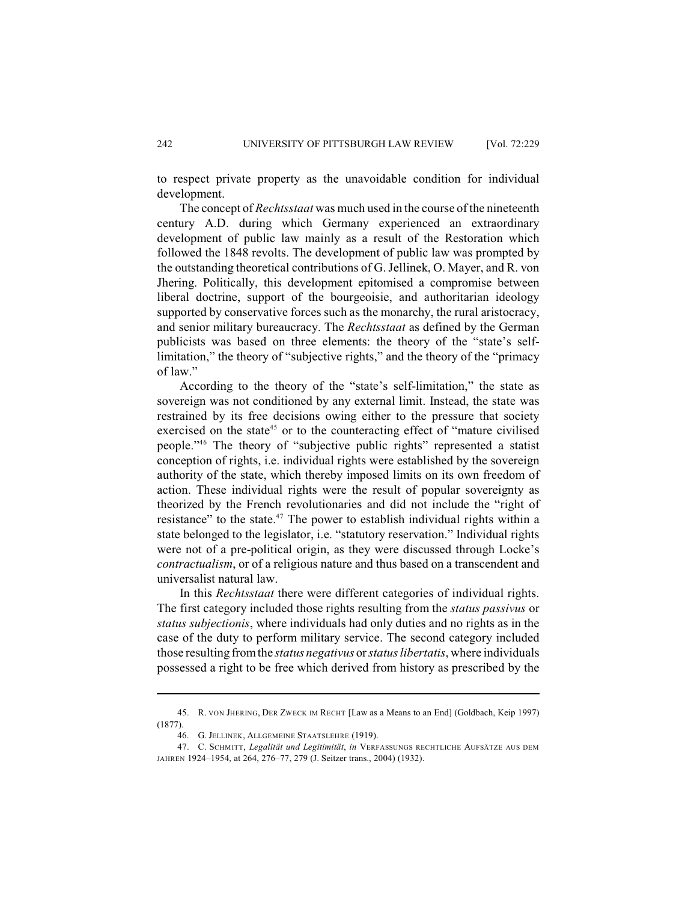to respect private property as the unavoidable condition for individual development.

The concept of *Rechtsstaat* was much used in the course of the nineteenth century A.D. during which Germany experienced an extraordinary development of public law mainly as a result of the Restoration which followed the 1848 revolts. The development of public law was prompted by the outstanding theoretical contributions of G. Jellinek, O. Mayer, and R. von Jhering. Politically, this development epitomised a compromise between liberal doctrine, support of the bourgeoisie, and authoritarian ideology supported by conservative forces such as the monarchy, the rural aristocracy, and senior military bureaucracy. The *Rechtsstaat* as defined by the German publicists was based on three elements: the theory of the "state's self-limitation," the theory of "subjective rights," and the theory of the "primacy of law."

According to the theory of the "state's self-limitation," the state as sovereign was not conditioned by any external limit. Instead, the state was restrained by its free decisions owing either to the pressure that society exercised on the state[45] or to the counteracting effect of "mature civilised people."[46] The theory of "subjective public rights" represented a statist conception of rights, i.e. individual rights were established by the sovereign authority of the state, which thereby imposed limits on its own freedom of action. These individual rights were the result of popular sovereignty as theorized by the French revolutionaries and did not include the "right of resistance" to the state.[47] The power to establish individual rights within a state belonged to the legislator, i.e. "statutory reservation." Individual rights were not of a pre-political origin, as they were discussed through Locke's *contractualism*, or of a religious nature and thus based on a transcendent and universalist natural law.

In this *Rechtsstaat* there were different categories of individual rights. The first category included those rights resulting from the *status passivus* or *status subjectionis*, where individuals had only duties and no rights as in the case of the duty to perform military service. The second category included those resulting from the *status negativus* or *status libertatis*, where individuals possessed a right to be free which derived from history as prescribed by the

---

45. R. VON JHERING, DER ZWECK IM RECHT [Law as a Means to an End] (Goldbach, Keip 1997) (1877).

46. G. JELLINEK, ALLGEMEINE STAATSLEHRE (1919).

47. C. SCHMITT, *Legalität und Legitimität*, *in* VERFASSUNGS RECHTLICHE AUFSÄTZE AUS DEM JAHREN 1924–1954, at 264, 276–77, 279 (J. Seitzer trans., 2004) (1932).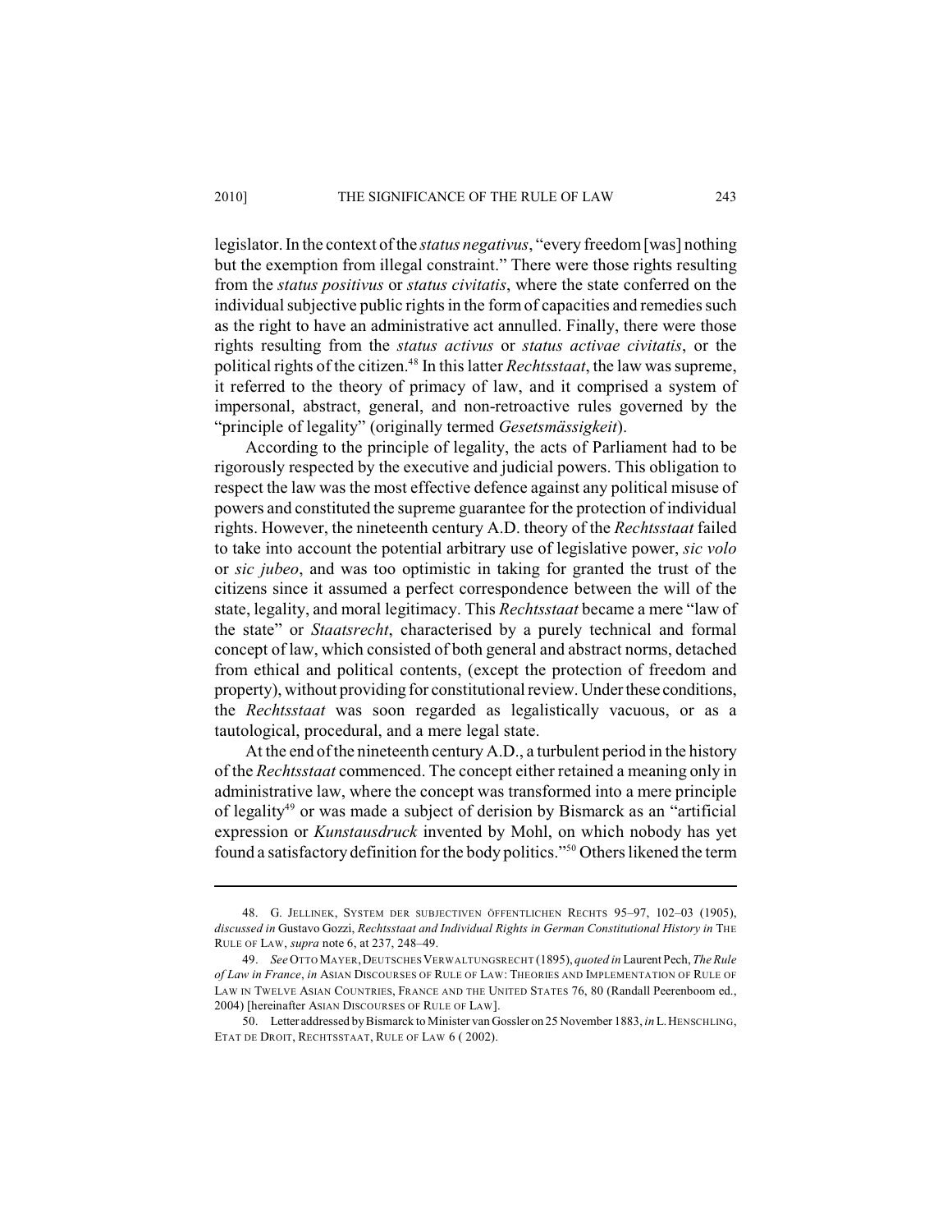legislator. In the context of the *status negativus*, "every freedom [was] nothing but the exemption from illegal constraint." There were those rights resulting from the *status positivus* or *status civitatis*, where the state conferred on the individual subjective public rights in the form of capacities and remedies such as the right to have an administrative act annulled. Finally, there were those rights resulting from the *status activus* or *status activae civitatis*, or the political rights of the citizen.[48] In this latter *Rechtsstaat*, the law was supreme, it referred to the theory of primacy of law, and it comprised a system of impersonal, abstract, general, and non-retroactive rules governed by the "principle of legality" (originally termed *Gesetsmässigkeit*).

According to the principle of legality, the acts of Parliament had to be rigorously respected by the executive and judicial powers. This obligation to respect the law was the most effective defence against any political misuse of powers and constituted the supreme guarantee for the protection of individual rights. However, the nineteenth century A.D. theory of the *Rechtsstaat* failed to take into account the potential arbitrary use of legislative power, *sic volo* or *sic jubeo*, and was too optimistic in taking for granted the trust of the citizens since it assumed a perfect correspondence between the will of the state, legality, and moral legitimacy. This *Rechtsstaat* became a mere "law of the state" or *Staatsrecht*, characterised by a purely technical and formal concept of law, which consisted of both general and abstract norms, detached from ethical and political contents, (except the protection of freedom and property), without providing for constitutional review. Under these conditions, the *Rechtsstaat* was soon regarded as legalistically vacuous, or as a tautological, procedural, and a mere legal state.

At the end of the nineteenth century A.D., a turbulent period in the history of the *Rechtsstaat* commenced. The concept either retained a meaning only in administrative law, where the concept was transformed into a mere principle of legality[49] or was made a subject of derision by Bismarck as an "artificial expression or *Kunstausdruck* invented by Mohl, on which nobody has yet found a satisfactory definition for the body politics."[50] Others likened the term

---

48. G. JELLINEK, SYSTEM DER SUBJECTIVEN ÖFFENTLICHEN RECHTS 95–97, 102–03 (1905), *discussed in* Gustavo Gozzi, *Rechtsstaat and Individual Rights in German Constitutional History in* THE RULE OF LAW, *supra* note 6, at 237, 248–49.

49. *See* OTTO MAYER, DEUTSCHES VERWALTUNGSRECHT (1895), *quoted in* Laurent Pech, *The Rule of Law in France*, *in* ASIAN DISCOURSES OF RULE OF LAW: THEORIES AND IMPLEMENTATION OF RULE OF LAW IN TWELVE ASIAN COUNTRIES, FRANCE AND THE UNITED STATES 76, 80 (Randall Peerenboom ed., 2004) [hereinafter ASIAN DISCOURSES OF RULE OF LAW].

50. Letter addressed by Bismarck to Minister van Gossler on 25 November 1883, *in* L. HENSCHLING, ETAT DE DROIT, RECHTSSTAAT, RULE OF LAW 6 ( 2002).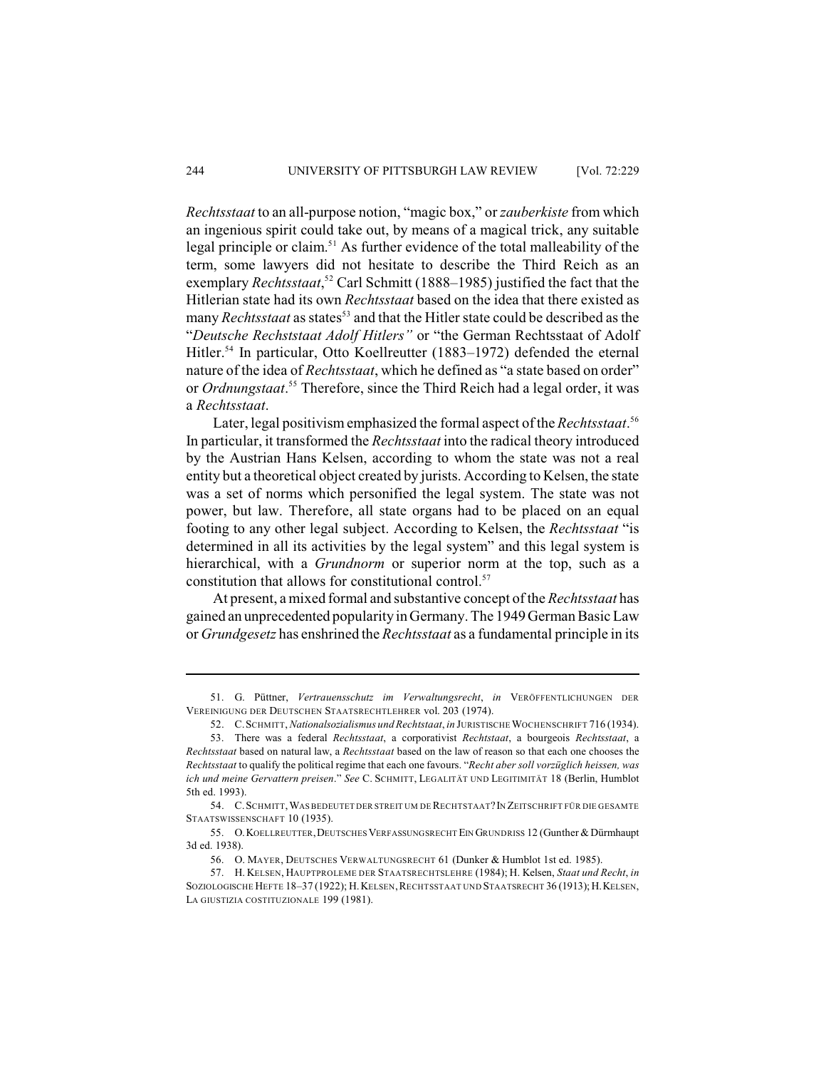*Rechtsstaat* to an all-purpose notion, "magic box," or *zauberkiste* from which an ingenious spirit could take out, by means of a magical trick, any suitable legal principle or claim.[51] As further evidence of the total malleability of the term, some lawyers did not hesitate to describe the Third Reich as an exemplary *Rechtsstaat*,[52] Carl Schmitt (1888–1985) justified the fact that the Hitlerian state had its own *Rechtsstaat* based on the idea that there existed as many *Rechtsstaat* as states[53] and that the Hitler state could be described as the "*Deutsche Rechststaat Adolf Hitlers"* or "the German Rechtsstaat of Adolf Hitler.[54] In particular, Otto Koellreutter (1883–1972) defended the eternal nature of the idea of *Rechtsstaat*, which he defined as "a state based on order" or *Ordnungstaat*.[55] Therefore, since the Third Reich had a legal order, it was a *Rechtsstaat*.

Later, legal positivism emphasized the formal aspect of the *Rechtsstaat*.[56] In particular, it transformed the *Rechtsstaat* into the radical theory introduced by the Austrian Hans Kelsen, according to whom the state was not a real entity but a theoretical object created by jurists. According to Kelsen, the state was a set of norms which personified the legal system. The state was not power, but law. Therefore, all state organs had to be placed on an equal footing to any other legal subject. According to Kelsen, the *Rechtsstaat* "is determined in all its activities by the legal system" and this legal system is hierarchical, with a *Grundnorm* or superior norm at the top, such as a constitution that allows for constitutional control.[57]

At present, a mixed formal and substantive concept of the *Rechtsstaat* has gained an unprecedented popularity in Germany. The 1949 German Basic Law or *Grundgesetz* has enshrined the *Rechtsstaat* as a fundamental principle in its

---

51. G. Püttner, *Vertrauensschutz im Verwaltungsrecht*, *in* VERÖFFENTLICHUNGEN DER VEREINIGUNG DER DEUTSCHEN STAATSRECHTLEHRER vol. 203 (1974).

52. C. SCHMITT, *Nationalsozialismus und Rechtstaat*, *in* JURISTISCHE WOCHENSCHRIFT 716 (1934).

53. There was a federal *Rechtsstaat*, a corporativist *Rechtstaat*, a bourgeois *Rechtsstaat*, a *Rechtsstaat* based on natural law, a *Rechtsstaat* based on the law of reason so that each one chooses the *Rechtsstaat* to qualify the political regime that each one favours. "*Recht aber soll vorzüglich heissen, was ich und meine Gervattern preisen*." *See* C. SCHMITT, LEGALITÄT UND LEGITIMITÄT 18 (Berlin, Humblot 5th ed. 1993).

54. C. SCHMITT, WAS BEDEUTET DER STREIT UM DE RECHTSTAAT? IN ZEITSCHRIFT FÜR DIE GESAMTE STAATSWISSENSCHAFT 10 (1935).

55. O. KOELLREUTTER, DEUTSCHES VERFASSUNGSRECHT EIN GRUNDRISS 12 (Gunther & Dürmhaupt 3d ed. 1938).

56. O. MAYER, DEUTSCHES VERWALTUNGSRECHT 61 (Dunker & Humblot 1st ed. 1985).

57. H. KELSEN, HAUPTPROLEME DER STAATSRECHTSLEHRE (1984); H. Kelsen, *Staat und Recht*, *in* SOZIOLOGISCHE HEFTE 18–37 (1922); H. KELSEN, RECHTSSTAAT UND STAATSRECHT 36 (1913); H. KELSEN, LA GIUSTIZIA COSTITUZIONALE 199 (1981).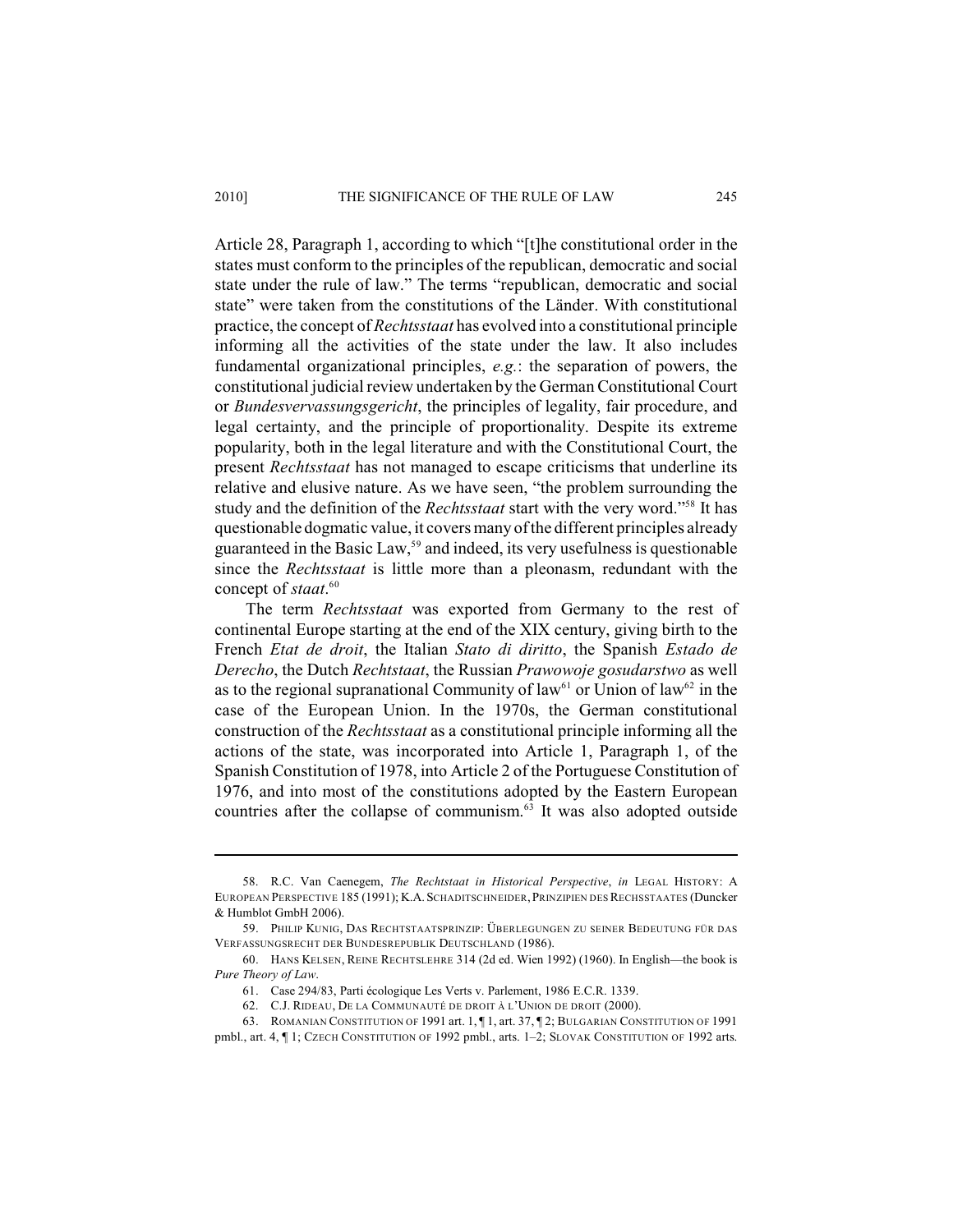Article 28, Paragraph 1, according to which "[t]he constitutional order in the states must conform to the principles of the republican, democratic and social state under the rule of law." The terms "republican, democratic and social state" were taken from the constitutions of the Länder. With constitutional practice, the concept of *Rechtsstaat* has evolved into a constitutional principle informing all the activities of the state under the law. It also includes fundamental organizational principles, *e.g.*: the separation of powers, the constitutional judicial review undertaken by the German Constitutional Court or *Bundesvervassungsgericht*, the principles of legality, fair procedure, and legal certainty, and the principle of proportionality. Despite its extreme popularity, both in the legal literature and with the Constitutional Court, the present *Rechtsstaat* has not managed to escape criticisms that underline its relative and elusive nature. As we have seen, "the problem surrounding the study and the definition of the *Rechtsstaat* start with the very word."[58] It has questionable dogmatic value, it covers many of the different principles already guaranteed in the Basic Law,[59] and indeed, its very usefulness is questionable since the *Rechtsstaat* is little more than a pleonasm, redundant with the concept of *staat*.[60]

The term *Rechtsstaat* was exported from Germany to the rest of continental Europe starting at the end of the XIX century, giving birth to the French *Etat de droit*, the Italian *Stato di diritto*, the Spanish *Estado de Derecho*, the Dutch *Rechtstaat*, the Russian *Prawowoje gosudarstwo* as well as to the regional supranational Community of law[61] or Union of law[62] in the case of the European Union. In the 1970s, the German constitutional construction of the *Rechtsstaat* as a constitutional principle informing all the actions of the state, was incorporated into Article 1, Paragraph 1, of the Spanish Constitution of 1978, into Article 2 of the Portuguese Constitution of 1976, and into most of the constitutions adopted by the Eastern European countries after the collapse of communism.[63] It was also adopted outside

---

58. R.C. Van Caenegem, *The Rechtstaat in Historical Perspective*, *in* LEGAL HISTORY: A EUROPEAN PERSPECTIVE 185 (1991); K.A. SCHADITSCHNEIDER, PRINZIPIEN DES RECHSSTAATES (Duncker & Humblot GmbH 2006).

59. PHILIP KUNIG, DAS RECHTSTAATSPRINZIP: ÜBERLEGUNGEN ZU SEINER BEDEUTUNG FÜR DAS VERFASSUNGSRECHT DER BUNDESREPUBLIK DEUTSCHLAND (1986).

60. HANS KELSEN, REINE RECHTSLEHRE 314 (2d ed. Wien 1992) (1960). In English—the book is *Pure Theory of Law*.

61. Case 294/83, Parti écologique Les Verts v. Parlement, 1986 E.C.R. 1339.

62. C.J. RIDEAU, DE LA COMMUNAUTÉ DE DROIT À L'UNION DE DROIT (2000).

63. ROMANIAN CONSTITUTION OF 1991 art. 1, ¶ 1, art. 37, ¶ 2; BULGARIAN CONSTITUTION OF 1991 pmbl., art. 4, ¶ 1; CZECH CONSTITUTION OF 1992 pmbl., arts. 1–2; SLOVAK CONSTITUTION OF 1992 arts.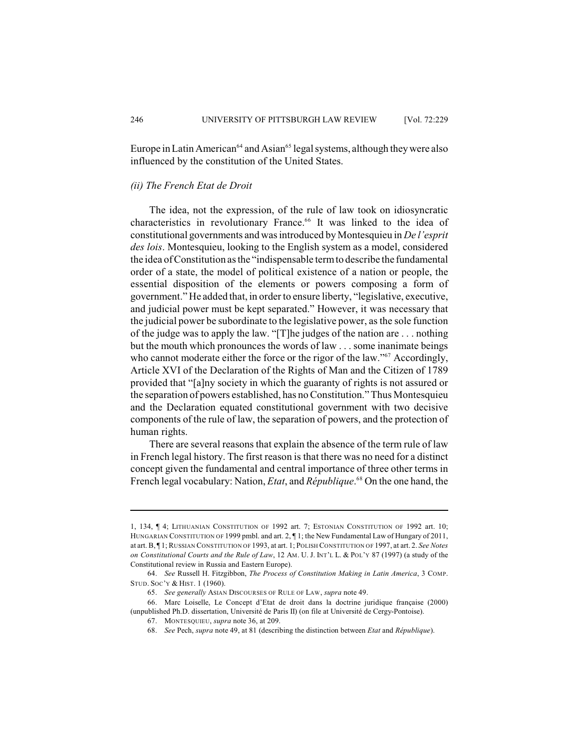Europe in Latin American[64] and Asian[65] legal systems, although they were also influenced by the constitution of the United States.

### *(ii) The French Etat de Droit*

The idea, not the expression, of the rule of law took on idiosyncratic characteristics in revolutionary France.[66] It was linked to the idea of constitutional governments and was introduced by Montesquieu in *De l'esprit des lois*. Montesquieu, looking to the English system as a model, considered the idea of Constitution as the "indispensable term to describe the fundamental order of a state, the model of political existence of a nation or people, the essential disposition of the elements or powers composing a form of government." He added that, in order to ensure liberty, "legislative, executive, and judicial power must be kept separated." However, it was necessary that the judicial power be subordinate to the legislative power, as the sole function of the judge was to apply the law. "[T]he judges of the nation are . . . nothing but the mouth which pronounces the words of law . . . some inanimate beings who cannot moderate either the force or the rigor of the law."[67] Accordingly, Article XVI of the Declaration of the Rights of Man and the Citizen of 1789 provided that "[a]ny society in which the guaranty of rights is not assured or the separation of powers established, has no Constitution." Thus Montesquieu and the Declaration equated constitutional government with two decisive components of the rule of law, the separation of powers, and the protection of human rights.

There are several reasons that explain the absence of the term rule of law in French legal history. The first reason is that there was no need for a distinct concept given the fundamental and central importance of three other terms in French legal vocabulary: Nation, *Etat*, and *République*.[68] On the one hand, the

---

1, 134, ¶ 4; LITHUANIAN CONSTITUTION OF 1992 art. 7; ESTONIAN CONSTITUTION OF 1992 art. 10; HUNGARIAN CONSTITUTION OF 1999 pmbl. and art. 2, ¶ 1; the New Fundamental Law of Hungary of 2011, at art. B, ¶ 1; RUSSIAN CONSTITUTION OF 1993, at art. 1; POLISH CONSTITUTION OF 1997, at art. 2. *See Notes on Constitutional Courts and the Rule of Law*, 12 AM. U. J. INT'L L. & POL'Y 87 (1997) (a study of the Constitutional review in Russia and Eastern Europe).

64. *See* Russell H. Fitzgibbon, *The Process of Constitution Making in Latin America*, 3 COMP. STUD. SOC'Y & HIST. 1 (1960).

65. *See generally* ASIAN DISCOURSES OF RULE OF LAW, *supra* note 49.

66. Marc Loiselle, Le Concept d'Etat de droit dans la doctrine juridique française (2000) (unpublished Ph.D. dissertation, Université de Paris II) (on file at Université de Cergy-Pontoise).

67. MONTESQUIEU, *supra* note 36, at 209.

68. *See* Pech, *supra* note 49, at 81 (describing the distinction between *Etat* and *République*).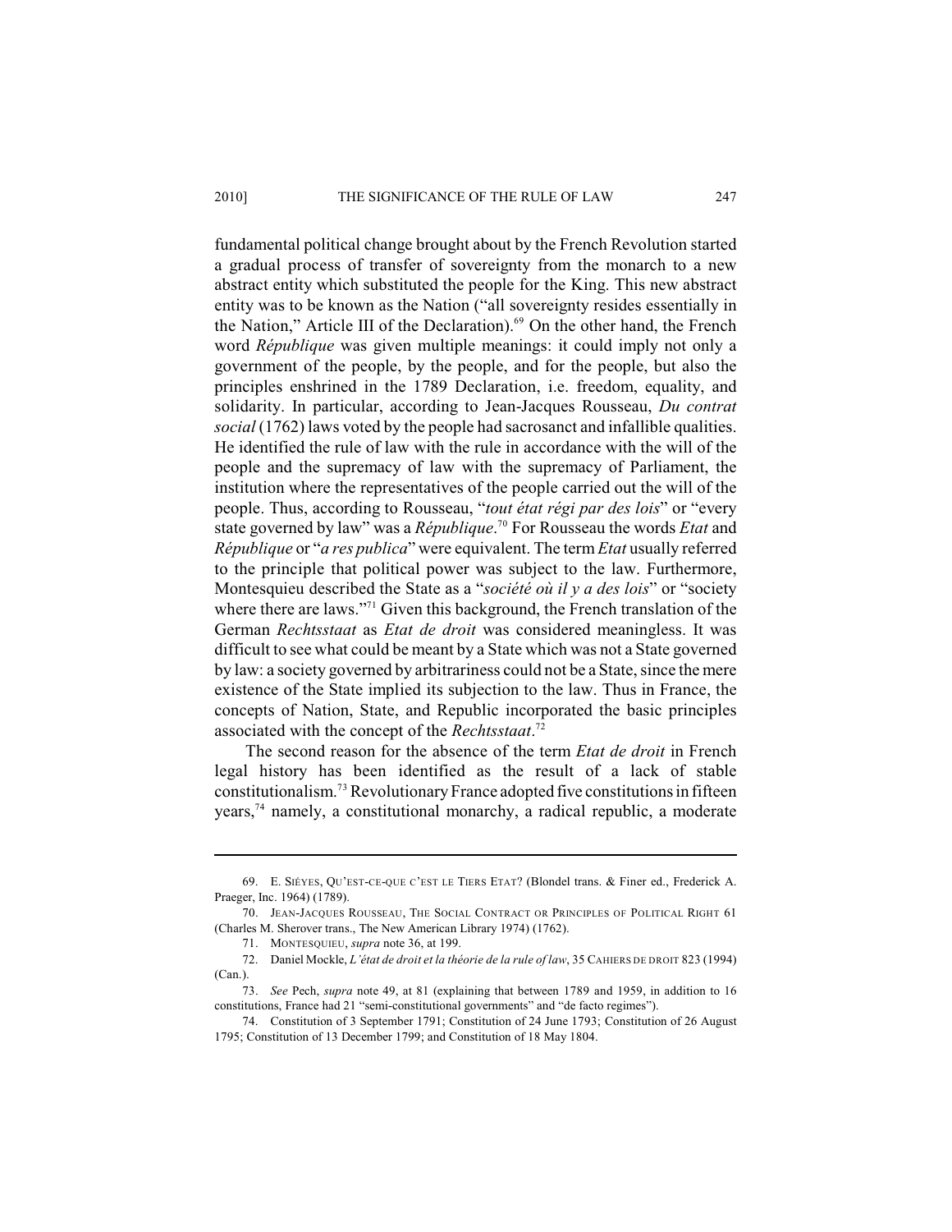fundamental political change brought about by the French Revolution started a gradual process of transfer of sovereignty from the monarch to a new abstract entity which substituted the people for the King. This new abstract entity was to be known as the Nation ("all sovereignty resides essentially in the Nation," Article III of the Declaration).[69] On the other hand, the French word *République* was given multiple meanings: it could imply not only a government of the people, by the people, and for the people, but also the principles enshrined in the 1789 Declaration, i.e. freedom, equality, and solidarity. In particular, according to Jean-Jacques Rousseau, *Du contrat social* (1762) laws voted by the people had sacrosanct and infallible qualities. He identified the rule of law with the rule in accordance with the will of the people and the supremacy of law with the supremacy of Parliament, the institution where the representatives of the people carried out the will of the people. Thus, according to Rousseau, "*tout état régi par des lois*" or "every state governed by law" was a *République*.[70] For Rousseau the words *Etat* and *République* or "*a res publica*" were equivalent. The term *Etat* usually referred to the principle that political power was subject to the law. Furthermore, Montesquieu described the State as a "*société où il y a des lois*" or "society where there are laws."[71] Given this background, the French translation of the German *Rechtsstaat* as *Etat de droit* was considered meaningless. It was difficult to see what could be meant by a State which was not a State governed by law: a society governed by arbitrariness could not be a State, since the mere existence of the State implied its subjection to the law. Thus in France, the concepts of Nation, State, and Republic incorporated the basic principles associated with the concept of the *Rechtsstaat*.[72]

The second reason for the absence of the term *Etat de droit* in French legal history has been identified as the result of a lack of stable constitutionalism.[73] Revolutionary France adopted five constitutions in fifteen years,[74] namely, a constitutional monarchy, a radical republic, a moderate

---

69. E. SIÉYES, QU'EST-CE-QUE C'EST LE TIERS ETAT? (Blondel trans. & Finer ed., Frederick A. Praeger, Inc. 1964) (1789).

70. JEAN-JACQUES ROUSSEAU, THE SOCIAL CONTRACT OR PRINCIPLES OF POLITICAL RIGHT 61 (Charles M. Sherover trans., The New American Library 1974) (1762).

71. MONTESQUIEU, *supra* note 36, at 199.

72. Daniel Mockle, *L'état de droit et la théorie de la rule of law*, 35 CAHIERS DE DROIT 823 (1994) (Can.).

73. *See* Pech, *supra* note 49, at 81 (explaining that between 1789 and 1959, in addition to 16 constitutions, France had 21 "semi-constitutional governments" and "de facto regimes").

74. Constitution of 3 September 1791; Constitution of 24 June 1793; Constitution of 26 August 1795; Constitution of 13 December 1799; and Constitution of 18 May 1804.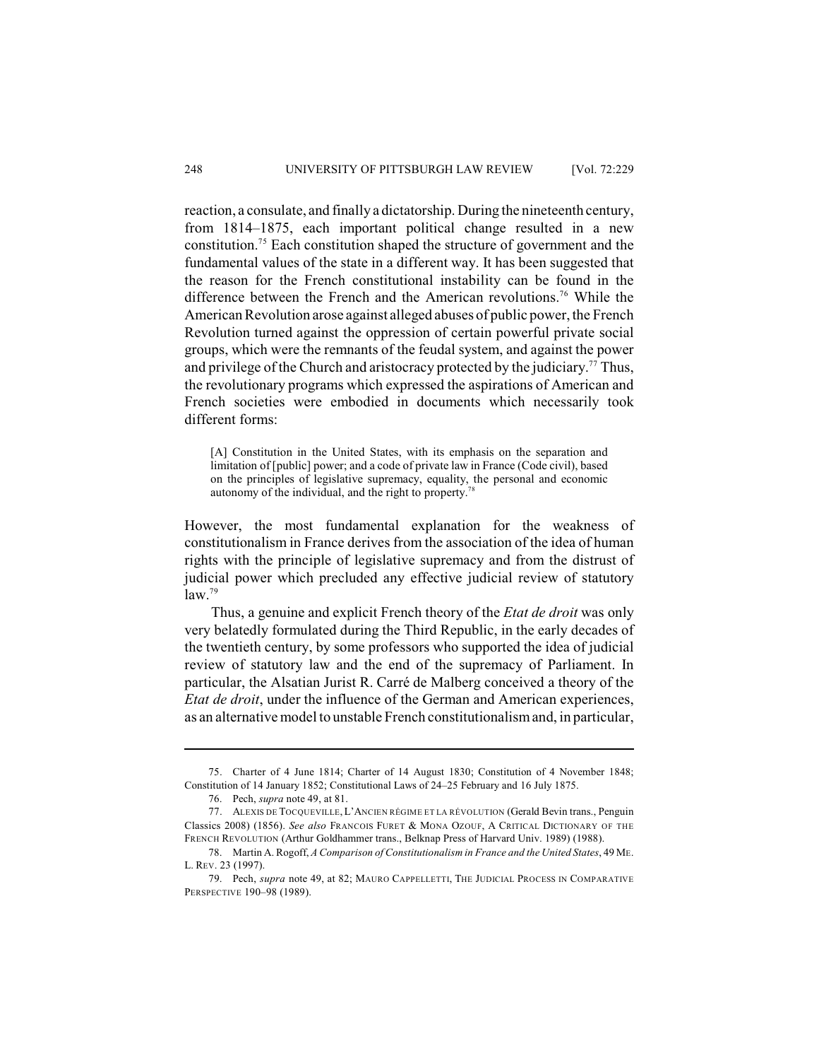reaction, a consulate, and finally a dictatorship. During the nineteenth century, from 1814–1875, each important political change resulted in a new constitution.[75] Each constitution shaped the structure of government and the fundamental values of the state in a different way. It has been suggested that the reason for the French constitutional instability can be found in the difference between the French and the American revolutions.[76] While the American Revolution arose against alleged abuses of public power, the French Revolution turned against the oppression of certain powerful private social groups, which were the remnants of the feudal system, and against the power and privilege of the Church and aristocracy protected by the judiciary.[77] Thus, the revolutionary programs which expressed the aspirations of American and French societies were embodied in documents which necessarily took different forms:

> [A] Constitution in the United States, with its emphasis on the separation and limitation of [public] power; and a code of private law in France (Code civil), based on the principles of legislative supremacy, equality, the personal and economic autonomy of the individual, and the right to property.[78]

However, the most fundamental explanation for the weakness of constitutionalism in France derives from the association of the idea of human rights with the principle of legislative supremacy and from the distrust of judicial power which precluded any effective judicial review of statutory law.[79]

Thus, a genuine and explicit French theory of the *Etat de droit* was only very belatedly formulated during the Third Republic, in the early decades of the twentieth century, by some professors who supported the idea of judicial review of statutory law and the end of the supremacy of Parliament. In particular, the Alsatian Jurist R. Carré de Malberg conceived a theory of the *Etat de droit*, under the influence of the German and American experiences, as an alternative model to unstable French constitutionalism and, in particular,

---

75. Charter of 4 June 1814; Charter of 14 August 1830; Constitution of 4 November 1848; Constitution of 14 January 1852; Constitutional Laws of 24–25 February and 16 July 1875.

76. Pech, *supra* note 49, at 81.

77. ALEXIS DE TOCQUEVILLE, L'ANCIEN RÉGIME ET LA RÉVOLUTION (Gerald Bevin trans., Penguin Classics 2008) (1856). *See also* FRANCOIS FURET & MONA OZOUF, A CRITICAL DICTIONARY OF THE FRENCH REVOLUTION (Arthur Goldhammer trans., Belknap Press of Harvard Univ. 1989) (1988).

78. Martin A. Rogoff, *A Comparison of Constitutionalism in France and the United States*, 49 ME. L. REV. 23 (1997).

79. Pech, *supra* note 49, at 82; MAURO CAPPELLETTI, THE JUDICIAL PROCESS IN COMPARATIVE PERSPECTIVE 190–98 (1989).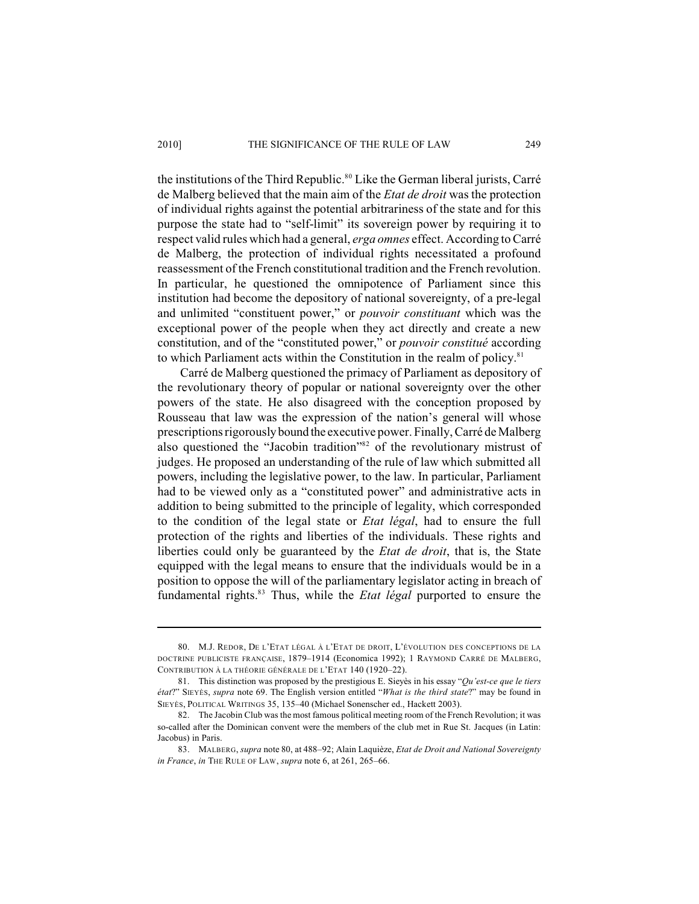the institutions of the Third Republic.[80] Like the German liberal jurists, Carré de Malberg believed that the main aim of the *Etat de droit* was the protection of individual rights against the potential arbitrariness of the state and for this purpose the state had to "self-limit" its sovereign power by requiring it to respect valid rules which had a general, *erga omnes* effect. According to Carré de Malberg, the protection of individual rights necessitated a profound reassessment of the French constitutional tradition and the French revolution. In particular, he questioned the omnipotence of Parliament since this institution had become the depository of national sovereignty, of a pre-legal and unlimited "constituent power," or *pouvoir constituant* which was the exceptional power of the people when they act directly and create a new constitution, and of the "constituted power," or *pouvoir constitué* according to which Parliament acts within the Constitution in the realm of policy.[81]

Carré de Malberg questioned the primacy of Parliament as depository of the revolutionary theory of popular or national sovereignty over the other powers of the state. He also disagreed with the conception proposed by Rousseau that law was the expression of the nation's general will whose prescriptions rigorously bound the executive power. Finally, Carré de Malberg also questioned the "Jacobin tradition"[82] of the revolutionary mistrust of judges. He proposed an understanding of the rule of law which submitted all powers, including the legislative power, to the law. In particular, Parliament had to be viewed only as a "constituted power" and administrative acts in addition to being submitted to the principle of legality, which corresponded to the condition of the legal state or *Etat légal*, had to ensure the full protection of the rights and liberties of the individuals. These rights and liberties could only be guaranteed by the *Etat de droit*, that is, the State equipped with the legal means to ensure that the individuals would be in a position to oppose the will of the parliamentary legislator acting in breach of fundamental rights.[83] Thus, while the *Etat légal* purported to ensure the

---

80. M.J. REDOR, DE L'ETAT LÉGAL À L'ETAT DE DROIT, L'ÉVOLUTION DES CONCEPTIONS DE LA DOCTRINE PUBLICISTE FRANÇAISE, 1879–1914 (Economica 1992); 1 RAYMOND CARRÉ DE MALBERG, CONTRIBUTION À LA THÉORIE GÉNÉRALE DE L'ETAT 140 (1920–22).

81. This distinction was proposed by the prestigious E. Sieyès in his essay "*Qu'est-ce que le tiers état*?" SIEYÈS, *supra* note 69. The English version entitled "*What is the third state*?" may be found in SIEYÈS, POLITICAL WRITINGS 35, 135–40 (Michael Sonenscher ed., Hackett 2003).

82. The Jacobin Club was the most famous political meeting room of the French Revolution; it was so-called after the Dominican convent were the members of the club met in Rue St. Jacques (in Latin: Jacobus) in Paris.

83. MALBERG, *supra* note 80, at 488–92; Alain Laquièze, *Etat de Droit and National Sovereignty in France*, *in* THE RULE OF LAW, *supra* note 6, at 261, 265–66.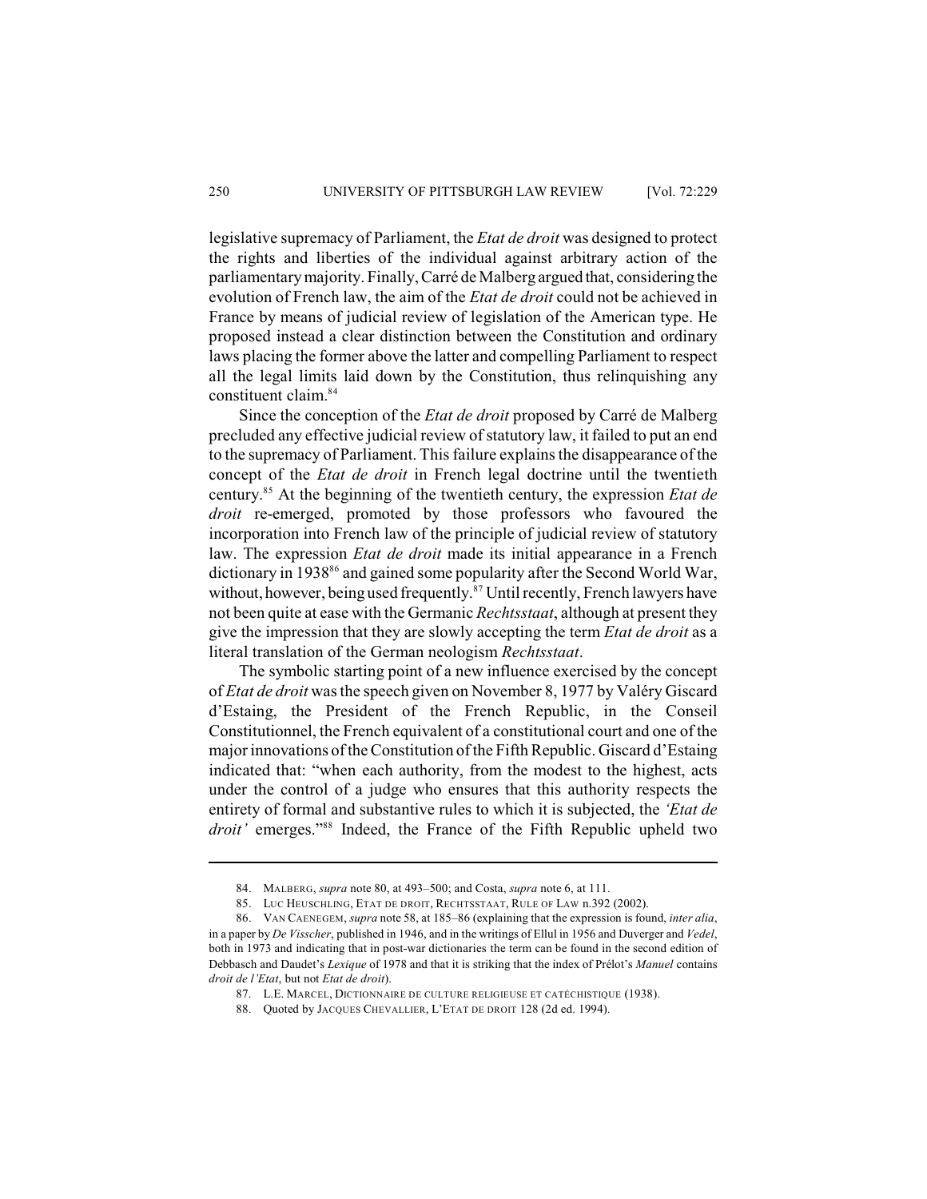legislative supremacy of Parliament, the *Etat de droit* was designed to protect the rights and liberties of the individual against arbitrary action of the parliamentary majority. Finally, Carré de Malberg argued that, considering the evolution of French law, the aim of the *Etat de droit* could not be achieved in France by means of judicial review of legislation of the American type. He proposed instead a clear distinction between the Constitution and ordinary laws placing the former above the latter and compelling Parliament to respect all the legal limits laid down by the Constitution, thus relinquishing any constituent claim.[84]

Since the conception of the *Etat de droit* proposed by Carré de Malberg precluded any effective judicial review of statutory law, it failed to put an end to the supremacy of Parliament. This failure explains the disappearance of the concept of the *Etat de droit* in French legal doctrine until the twentieth century.[85] At the beginning of the twentieth century, the expression *Etat de droit* re-emerged, promoted by those professors who favoured the incorporation into French law of the principle of judicial review of statutory law. The expression *Etat de droit* made its initial appearance in a French dictionary in 1938[86] and gained some popularity after the Second World War, without, however, being used frequently.[87] Until recently, French lawyers have not been quite at ease with the Germanic *Rechtsstaat*, although at present they give the impression that they are slowly accepting the term *Etat de droit* as a literal translation of the German neologism *Rechtsstaat*.

The symbolic starting point of a new influence exercised by the concept of *Etat de droit* was the speech given on November 8, 1977 by Valéry Giscard d'Estaing, the President of the French Republic, in the Conseil Constitutionnel, the French equivalent of a constitutional court and one of the major innovations of the Constitution of the Fifth Republic. Giscard d'Estaing indicated that: "when each authority, from the modest to the highest, acts under the control of a judge who ensures that this authority respects the entirety of formal and substantive rules to which it is subjected, the *'Etat de droit'* emerges."[88] Indeed, the France of the Fifth Republic upheld two

---

84. MALBERG, *supra* note 80, at 493–500; and Costa, *supra* note 6, at 111.

85. LUC HEUSCHLING, ETAT DE DROIT, RECHTSSTAAT, RULE OF LAW n.392 (2002).

86. VAN CAENEGEM, *supra* note 58, at 185–86 (explaining that the expression is found, *inter alia*, in a paper by *De Visscher*, published in 1946, and in the writings of Ellul in 1956 and Duverger and *Vedel*, both in 1973 and indicating that in post-war dictionaries the term can be found in the second edition of Debbasch and Daudet's *Lexique* of 1978 and that it is striking that the index of Prélot's *Manuel* contains *droit de l'Etat*, but not *Etat de droit*).

87. L.E. MARCEL, DICTIONNAIRE DE CULTURE RELIGIEUSE ET CATÉCHISTIQUE (1938).

88. Quoted by JACQUES CHEVALLIER, L'ETAT DE DROIT 128 (2d ed. 1994).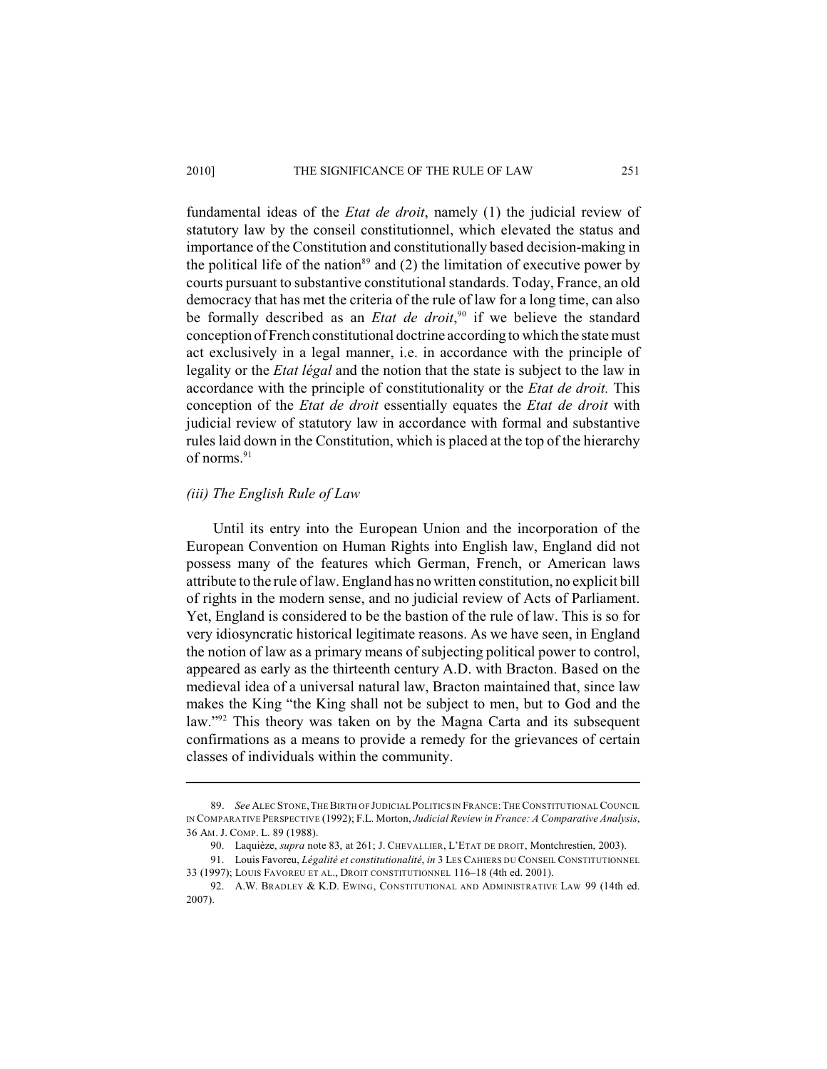fundamental ideas of the *Etat de droit*, namely (1) the judicial review of statutory law by the conseil constitutionnel, which elevated the status and importance of the Constitution and constitutionally based decision-making in the political life of the nation[89] and (2) the limitation of executive power by courts pursuant to substantive constitutional standards. Today, France, an old democracy that has met the criteria of the rule of law for a long time, can also be formally described as an *Etat de droit*,[90] if we believe the standard conception of French constitutional doctrine according to which the state must act exclusively in a legal manner, i.e. in accordance with the principle of legality or the *Etat légal* and the notion that the state is subject to the law in accordance with the principle of constitutionality or the *Etat de droit.* This conception of the *Etat de droit* essentially equates the *Etat de droit* with judicial review of statutory law in accordance with formal and substantive rules laid down in the Constitution, which is placed at the top of the hierarchy of norms.[91]

### *(iii) The English Rule of Law*

Until its entry into the European Union and the incorporation of the European Convention on Human Rights into English law, England did not possess many of the features which German, French, or American laws attribute to the rule of law. England has no written constitution, no explicit bill of rights in the modern sense, and no judicial review of Acts of Parliament. Yet, England is considered to be the bastion of the rule of law. This is so for very idiosyncratic historical legitimate reasons. As we have seen, in England the notion of law as a primary means of subjecting political power to control, appeared as early as the thirteenth century A.D. with Bracton. Based on the medieval idea of a universal natural law, Bracton maintained that, since law makes the King "the King shall not be subject to men, but to God and the law."[92] This theory was taken on by the Magna Carta and its subsequent confirmations as a means to provide a remedy for the grievances of certain classes of individuals within the community.

---

89. *See* ALEC STONE, THE BIRTH OF JUDICIAL POLITICS IN FRANCE: THE CONSTITUTIONAL COUNCIL IN COMPARATIVE PERSPECTIVE (1992); F.L. Morton, *Judicial Review in France: A Comparative Analysis*, 36 AM. J. COMP. L. 89 (1988).

90. Laquièze, *supra* note 83, at 261; J. CHEVALLIER, L'ETAT DE DROIT, Montchrestien, 2003).

91. Louis Favoreu, *Légalité et constitutionalité*, *in* 3 LES CAHIERS DU CONSEIL CONSTITUTIONNEL 33 (1997); LOUIS FAVOREU ET AL., DROIT CONSTITUTIONNEL 116–18 (4th ed. 2001).

92. A.W. BRADLEY & K.D. EWING, CONSTITUTIONAL AND ADMINISTRATIVE LAW 99 (14th ed. 2007).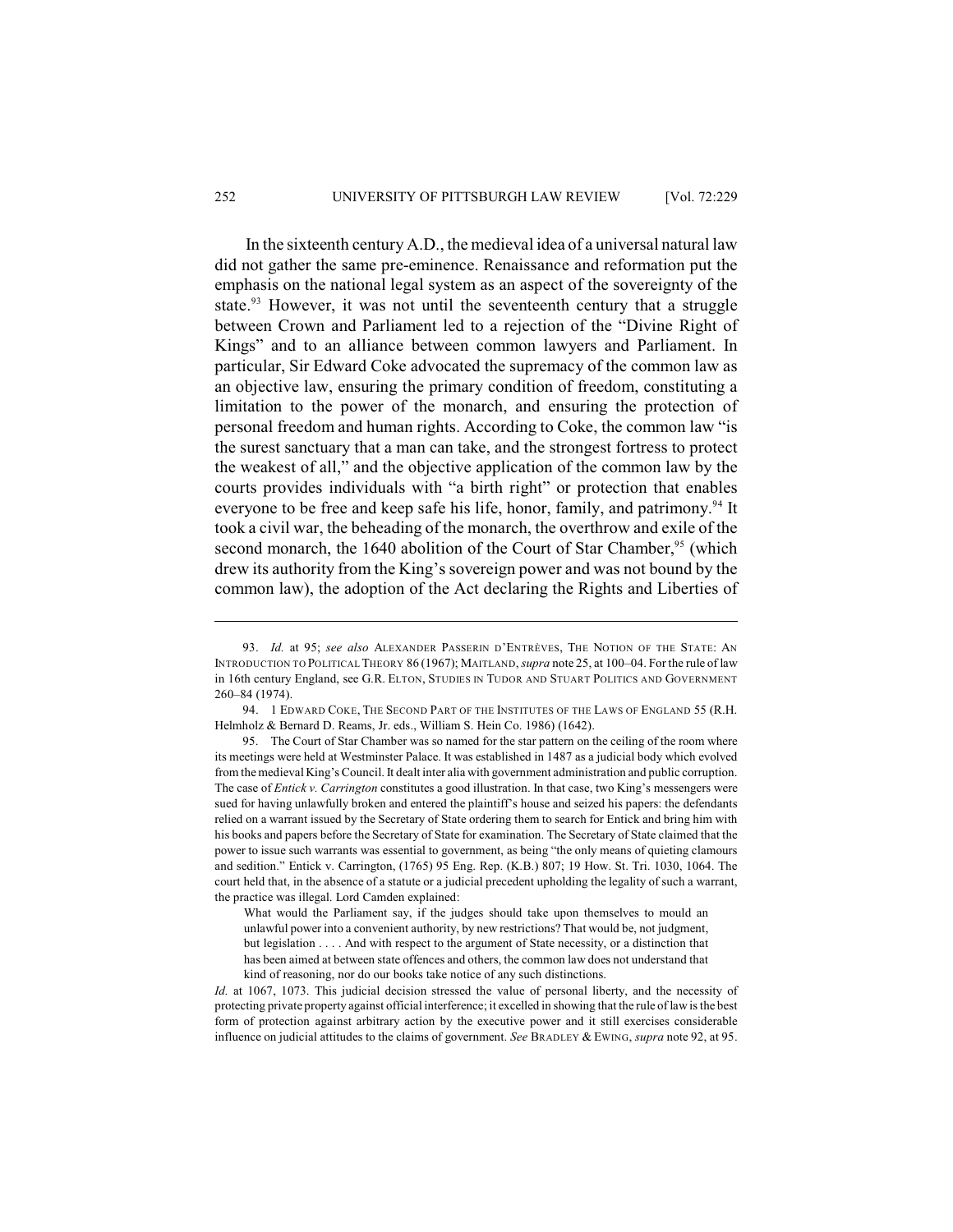In the sixteenth century A.D., the medieval idea of a universal natural law did not gather the same pre-eminence. Renaissance and reformation put the emphasis on the national legal system as an aspect of the sovereignty of the state.[93] However, it was not until the seventeenth century that a struggle between Crown and Parliament led to a rejection of the "Divine Right of Kings" and to an alliance between common lawyers and Parliament. In particular, Sir Edward Coke advocated the supremacy of the common law as an objective law, ensuring the primary condition of freedom, constituting a limitation to the power of the monarch, and ensuring the protection of personal freedom and human rights. According to Coke, the common law "is the surest sanctuary that a man can take, and the strongest fortress to protect the weakest of all," and the objective application of the common law by the courts provides individuals with "a birth right" or protection that enables everyone to be free and keep safe his life, honor, family, and patrimony.[94] It took a civil war, the beheading of the monarch, the overthrow and exile of the second monarch, the 1640 abolition of the Court of Star Chamber,[95] (which drew its authority from the King's sovereign power and was not bound by the common law), the adoption of the Act declaring the Rights and Liberties of

---

93. *Id.* at 95; *see also* ALEXANDER PASSERIN D'ENTRÈVES, THE NOTION OF THE STATE: AN INTRODUCTION TO POLITICAL THEORY 86 (1967); MAITLAND, *supra* note 25, at 100–04. For the rule of law in 16th century England, see G.R. ELTON, STUDIES IN TUDOR AND STUART POLITICS AND GOVERNMENT 260–84 (1974).

94. 1 EDWARD COKE, THE SECOND PART OF THE INSTITUTES OF THE LAWS OF ENGLAND 55 (R.H. Helmholz & Bernard D. Reams, Jr. eds., William S. Hein Co. 1986) (1642).

95. The Court of Star Chamber was so named for the star pattern on the ceiling of the room where its meetings were held at Westminster Palace. It was established in 1487 as a judicial body which evolved from the medieval King's Council. It dealt inter alia with government administration and public corruption. The case of *Entick v. Carrington* constitutes a good illustration. In that case, two King's messengers were sued for having unlawfully broken and entered the plaintiff's house and seized his papers: the defendants relied on a warrant issued by the Secretary of State ordering them to search for Entick and bring him with his books and papers before the Secretary of State for examination. The Secretary of State claimed that the power to issue such warrants was essential to government, as being "the only means of quieting clamours and sedition." Entick v. Carrington, (1765) 95 Eng. Rep. (K.B.) 807; 19 How. St. Tri. 1030, 1064. The court held that, in the absence of a statute or a judicial precedent upholding the legality of such a warrant, the practice was illegal. Lord Camden explained:

> What would the Parliament say, if the judges should take upon themselves to mould an unlawful power into a convenient authority, by new restrictions? That would be, not judgment, but legislation . . . . And with respect to the argument of State necessity, or a distinction that has been aimed at between state offences and others, the common law does not understand that kind of reasoning, nor do our books take notice of any such distinctions.

*Id.* at 1067, 1073. This judicial decision stressed the value of personal liberty, and the necessity of protecting private property against official interference; it excelled in showing that the rule of law is the best form of protection against arbitrary action by the executive power and it still exercises considerable influence on judicial attitudes to the claims of government. *See* BRADLEY & EWING, *supra* note 92, at 95.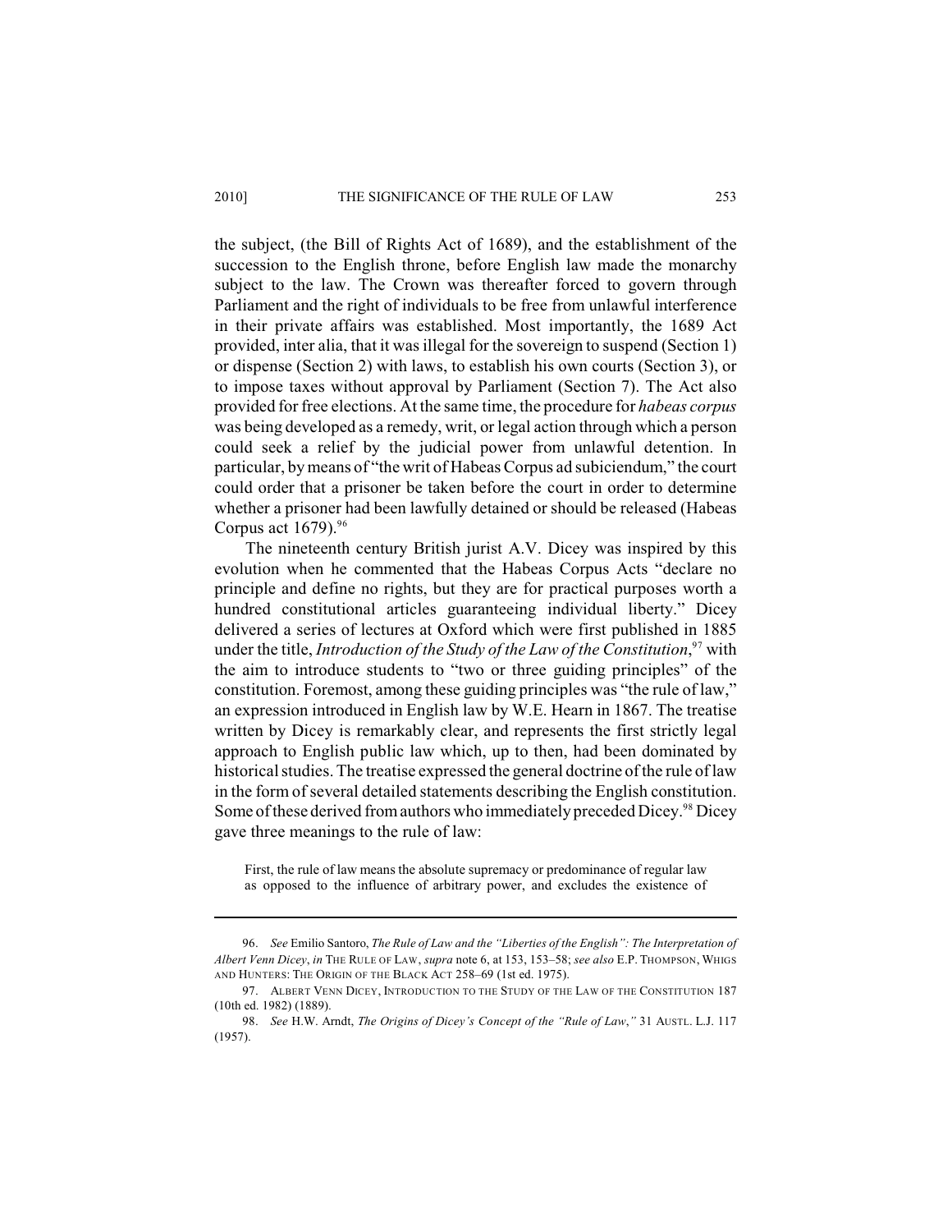the subject, (the Bill of Rights Act of 1689), and the establishment of the succession to the English throne, before English law made the monarchy subject to the law. The Crown was thereafter forced to govern through Parliament and the right of individuals to be free from unlawful interference in their private affairs was established. Most importantly, the 1689 Act provided, inter alia, that it was illegal for the sovereign to suspend (Section 1) or dispense (Section 2) with laws, to establish his own courts (Section 3), or to impose taxes without approval by Parliament (Section 7). The Act also provided for free elections. At the same time, the procedure for *habeas corpus* was being developed as a remedy, writ, or legal action through which a person could seek a relief by the judicial power from unlawful detention. In particular, by means of "the writ of Habeas Corpus ad subiciendum," the court could order that a prisoner be taken before the court in order to determine whether a prisoner had been lawfully detained or should be released (Habeas Corpus act 1679).[96]

The nineteenth century British jurist A.V. Dicey was inspired by this evolution when he commented that the Habeas Corpus Acts "declare no principle and define no rights, but they are for practical purposes worth a hundred constitutional articles guaranteeing individual liberty." Dicey delivered a series of lectures at Oxford which were first published in 1885 under the title, *Introduction of the Study of the Law of the Constitution*,[97] with the aim to introduce students to "two or three guiding principles" of the constitution. Foremost, among these guiding principles was "the rule of law," an expression introduced in English law by W.E. Hearn in 1867. The treatise written by Dicey is remarkably clear, and represents the first strictly legal approach to English public law which, up to then, had been dominated by historical studies. The treatise expressed the general doctrine of the rule of law in the form of several detailed statements describing the English constitution. Some of these derived from authors who immediately preceded Dicey.[98] Dicey gave three meanings to the rule of law:

> First, the rule of law means the absolute supremacy or predominance of regular law as opposed to the influence of arbitrary power, and excludes the existence of

---

96. *See* Emilio Santoro, *The Rule of Law and the "Liberties of the English": The Interpretation of Albert Venn Dicey*, *in* THE RULE OF LAW, *supra* note 6, at 153, 153–58; *see also* E.P. THOMPSON, WHIGS AND HUNTERS: THE ORIGIN OF THE BLACK ACT 258–69 (1st ed. 1975).

97. ALBERT VENN DICEY, INTRODUCTION TO THE STUDY OF THE LAW OF THE CONSTITUTION 187 (10th ed. 1982) (1889).

98. *See* H.W. Arndt, *The Origins of Dicey's Concept of the "Rule of Law*,*"* 31 AUSTL. L.J. 117 (1957).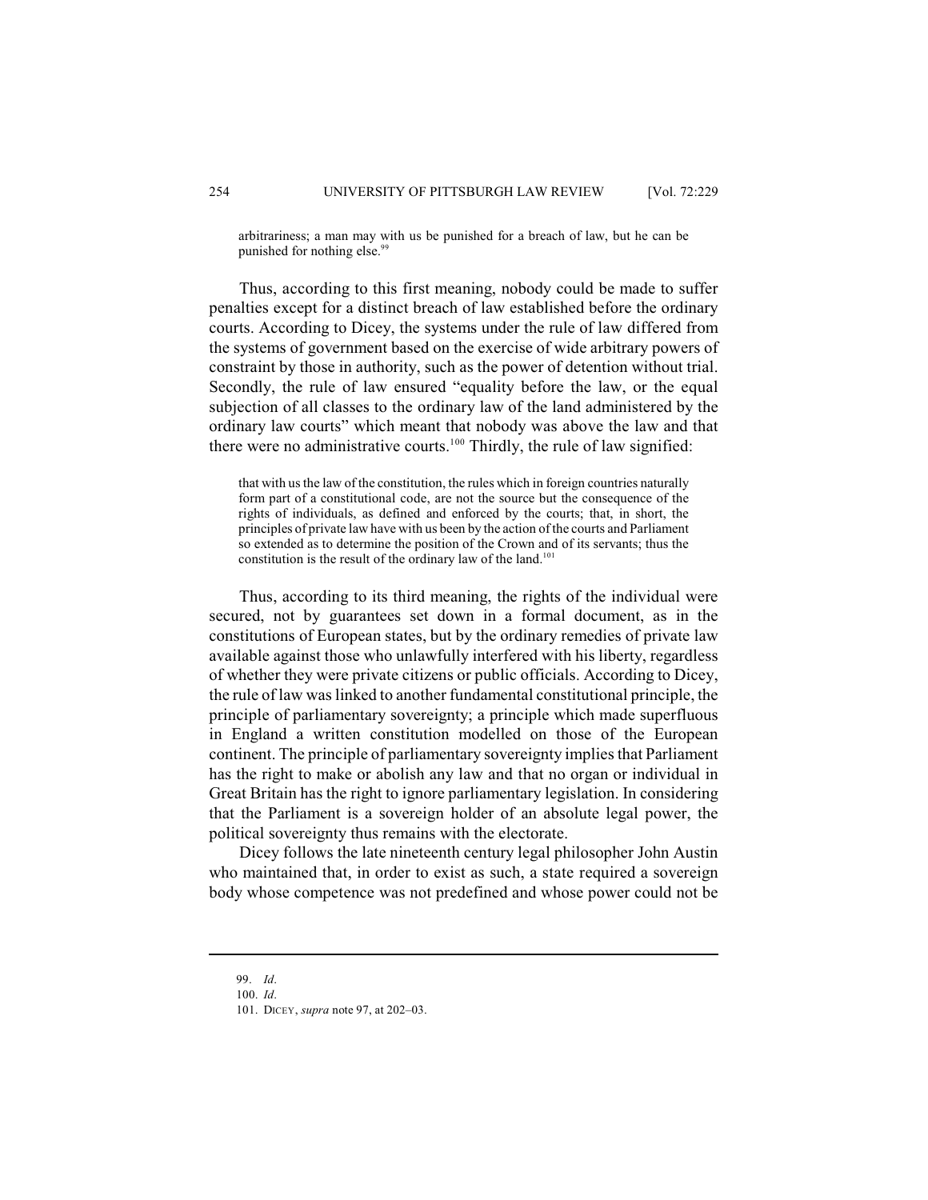> arbitrariness; a man may with us be punished for a breach of law, but he can be punished for nothing else.[99]

Thus, according to this first meaning, nobody could be made to suffer penalties except for a distinct breach of law established before the ordinary courts. According to Dicey, the systems under the rule of law differed from the systems of government based on the exercise of wide arbitrary powers of constraint by those in authority, such as the power of detention without trial. Secondly, the rule of law ensured "equality before the law, or the equal subjection of all classes to the ordinary law of the land administered by the ordinary law courts" which meant that nobody was above the law and that there were no administrative courts.[100] Thirdly, the rule of law signified:

> that with us the law of the constitution, the rules which in foreign countries naturally form part of a constitutional code, are not the source but the consequence of the rights of individuals, as defined and enforced by the courts; that, in short, the principles of private law have with us been by the action of the courts and Parliament so extended as to determine the position of the Crown and of its servants; thus the constitution is the result of the ordinary law of the land.[101]

Thus, according to its third meaning, the rights of the individual were secured, not by guarantees set down in a formal document, as in the constitutions of European states, but by the ordinary remedies of private law available against those who unlawfully interfered with his liberty, regardless of whether they were private citizens or public officials. According to Dicey, the rule of law was linked to another fundamental constitutional principle, the principle of parliamentary sovereignty; a principle which made superfluous in England a written constitution modelled on those of the European continent. The principle of parliamentary sovereignty implies that Parliament has the right to make or abolish any law and that no organ or individual in Great Britain has the right to ignore parliamentary legislation. In considering that the Parliament is a sovereign holder of an absolute legal power, the political sovereignty thus remains with the electorate.

Dicey follows the late nineteenth century legal philosopher John Austin who maintained that, in order to exist as such, a state required a sovereign body whose competence was not predefined and whose power could not be

---

99. *Id*.

100. *Id*.

101. DICEY, *supra* note 97, at 202–03.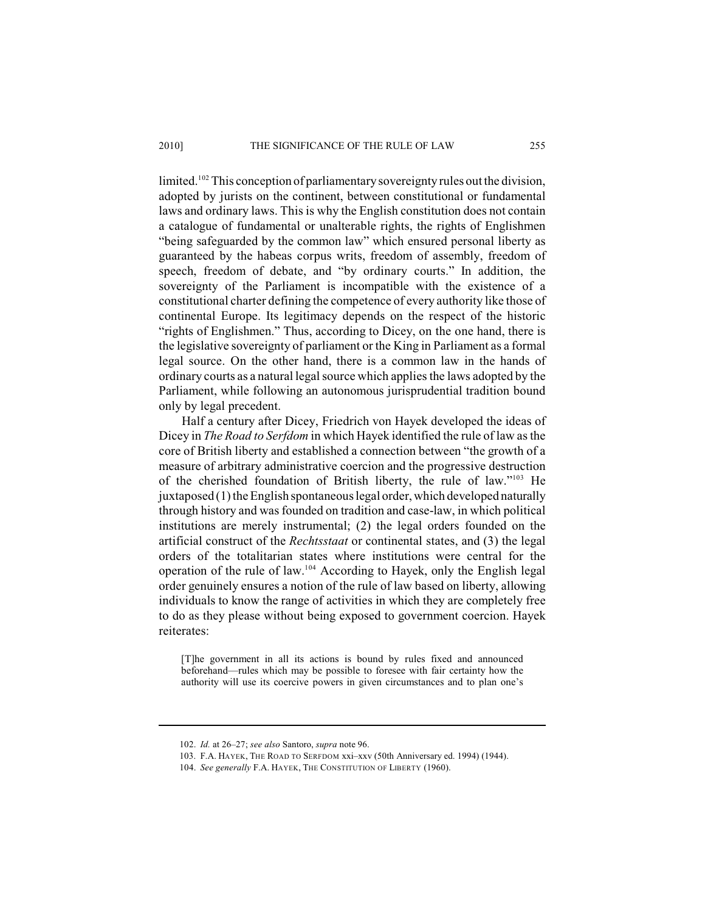limited.[102] This conception of parliamentary sovereignty rules out the division, adopted by jurists on the continent, between constitutional or fundamental laws and ordinary laws. This is why the English constitution does not contain a catalogue of fundamental or unalterable rights, the rights of Englishmen "being safeguarded by the common law" which ensured personal liberty as guaranteed by the habeas corpus writs, freedom of assembly, freedom of speech, freedom of debate, and "by ordinary courts." In addition, the sovereignty of the Parliament is incompatible with the existence of a constitutional charter defining the competence of every authority like those of continental Europe. Its legitimacy depends on the respect of the historic "rights of Englishmen." Thus, according to Dicey, on the one hand, there is the legislative sovereignty of parliament or the King in Parliament as a formal legal source. On the other hand, there is a common law in the hands of ordinary courts as a natural legal source which applies the laws adopted by the Parliament, while following an autonomous jurisprudential tradition bound only by legal precedent.

Half a century after Dicey, Friedrich von Hayek developed the ideas of Dicey in *The Road to Serfdom* in which Hayek identified the rule of law as the core of British liberty and established a connection between "the growth of a measure of arbitrary administrative coercion and the progressive destruction of the cherished foundation of British liberty, the rule of law."[103] He juxtaposed (1) the English spontaneous legal order, which developed naturally through history and was founded on tradition and case-law, in which political institutions are merely instrumental; (2) the legal orders founded on the artificial construct of the *Rechtsstaat* or continental states, and (3) the legal orders of the totalitarian states where institutions were central for the operation of the rule of law.[104] According to Hayek, only the English legal order genuinely ensures a notion of the rule of law based on liberty, allowing individuals to know the range of activities in which they are completely free to do as they please without being exposed to government coercion. Hayek reiterates:

> [T]he government in all its actions is bound by rules fixed and announced beforehand—rules which may be possible to foresee with fair certainty how the authority will use its coercive powers in given circumstances and to plan one's

---

102. *Id.* at 26–27; *see also* Santoro, *supra* note 96.

103. F.A. HAYEK, THE ROAD TO SERFDOM xxi–xxv (50th Anniversary ed. 1994) (1944).

104. *See generally* F.A. HAYEK, THE CONSTITUTION OF LIBERTY (1960).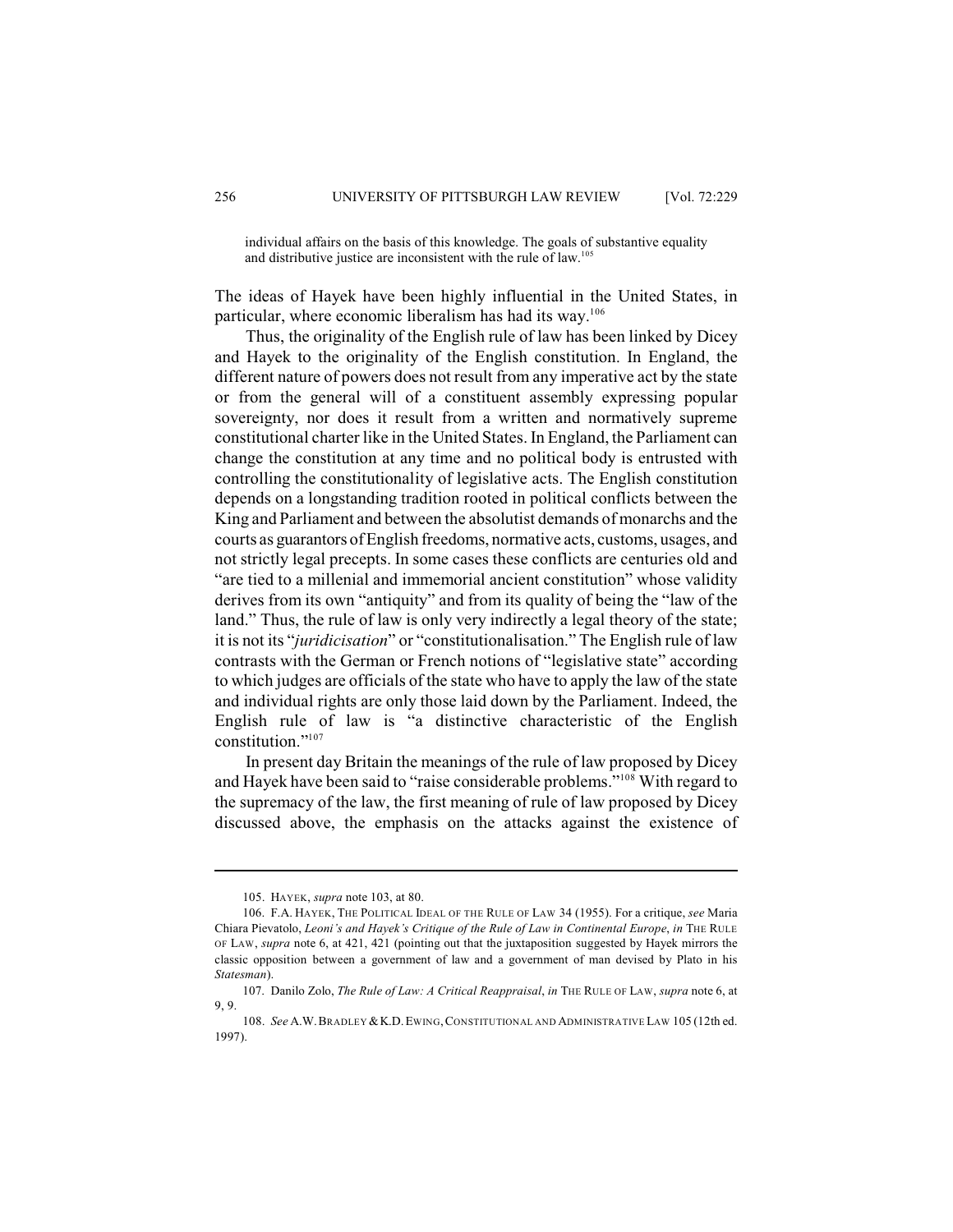> individual affairs on the basis of this knowledge. The goals of substantive equality and distributive justice are inconsistent with the rule of law.[105]

The ideas of Hayek have been highly influential in the United States, in particular, where economic liberalism has had its way.[106]

Thus, the originality of the English rule of law has been linked by Dicey and Hayek to the originality of the English constitution. In England, the different nature of powers does not result from any imperative act by the state or from the general will of a constituent assembly expressing popular sovereignty, nor does it result from a written and normatively supreme constitutional charter like in the United States. In England, the Parliament can change the constitution at any time and no political body is entrusted with controlling the constitutionality of legislative acts. The English constitution depends on a longstanding tradition rooted in political conflicts between the King and Parliament and between the absolutist demands of monarchs and the courts as guarantors of English freedoms, normative acts, customs, usages, and not strictly legal precepts. In some cases these conflicts are centuries old and "are tied to a millenial and immemorial ancient constitution" whose validity derives from its own "antiquity" and from its quality of being the "law of the land." Thus, the rule of law is only very indirectly a legal theory of the state; it is not its "*juridicisation*" or "constitutionalisation." The English rule of law contrasts with the German or French notions of "legislative state" according to which judges are officials of the state who have to apply the law of the state and individual rights are only those laid down by the Parliament. Indeed, the English rule of law is "a distinctive characteristic of the English constitution."[107]

In present day Britain the meanings of the rule of law proposed by Dicey and Hayek have been said to "raise considerable problems."[108] With regard to the supremacy of the law, the first meaning of rule of law proposed by Dicey discussed above, the emphasis on the attacks against the existence of

---

105. HAYEK, *supra* note 103, at 80.

106. F.A. HAYEK, THE POLITICAL IDEAL OF THE RULE OF LAW 34 (1955). For a critique, *see* Maria Chiara Pievatolo, *Leoni's and Hayek's Critique of the Rule of Law in Continental Europe*, *in* THE RULE OF LAW, *supra* note 6, at 421, 421 (pointing out that the juxtaposition suggested by Hayek mirrors the classic opposition between a government of law and a government of man devised by Plato in his *Statesman*).

107. Danilo Zolo, *The Rule of Law: A Critical Reappraisal*, *in* THE RULE OF LAW, *supra* note 6, at 9, 9.

108. *See* A.W. BRADLEY & K.D. EWING, CONSTITUTIONAL AND ADMINISTRATIVE LAW 105 (12th ed. 1997).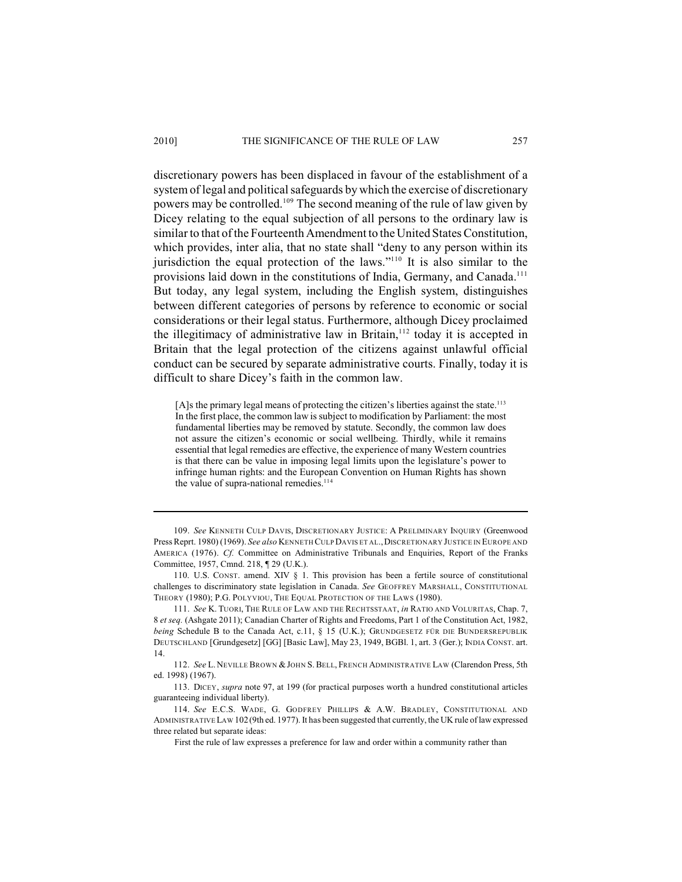discretionary powers has been displaced in favour of the establishment of a system of legal and political safeguards by which the exercise of discretionary powers may be controlled.[109] The second meaning of the rule of law given by Dicey relating to the equal subjection of all persons to the ordinary law is similar to that of the Fourteenth Amendment to the United States Constitution, which provides, inter alia, that no state shall "deny to any person within its jurisdiction the equal protection of the laws."[110] It is also similar to the provisions laid down in the constitutions of India, Germany, and Canada.[111] But today, any legal system, including the English system, distinguishes between different categories of persons by reference to economic or social considerations or their legal status. Furthermore, although Dicey proclaimed the illegitimacy of administrative law in Britain,[112] today it is accepted in Britain that the legal protection of the citizens against unlawful official conduct can be secured by separate administrative courts. Finally, today it is difficult to share Dicey's faith in the common law.

> [A]s the primary legal means of protecting the citizen's liberties against the state.[113] In the first place, the common law is subject to modification by Parliament: the most fundamental liberties may be removed by statute. Secondly, the common law does not assure the citizen's economic or social wellbeing. Thirdly, while it remains essential that legal remedies are effective, the experience of many Western countries is that there can be value in imposing legal limits upon the legislature's power to infringe human rights: and the European Convention on Human Rights has shown the value of supra-national remedies.[114]

---

109. *See* KENNETH CULP DAVIS, DISCRETIONARY JUSTICE: A PRELIMINARY INQUIRY (Greenwood Press Reprt. 1980) (1969). *See also* KENNETH CULP DAVIS ET AL., DISCRETIONARY JUSTICE IN EUROPE AND AMERICA (1976). *Cf.* Committee on Administrative Tribunals and Enquiries, Report of the Franks Committee, 1957, Cmnd. 218, ¶ 29 (U.K.).

110. U.S. CONST. amend. XIV § 1. This provision has been a fertile source of constitutional challenges to discriminatory state legislation in Canada. *See* GEOFFREY MARSHALL, CONSTITUTIONAL THEORY (1980); P.G. POLYVIOU, THE EQUAL PROTECTION OF THE LAWS (1980).

111. *See* K. TUORI, THE RULE OF LAW AND THE RECHTSSTAAT, *in* RATIO AND VOLURITAS, Chap. 7, 8 *et seq.* (Ashgate 2011); Canadian Charter of Rights and Freedoms, Part 1 of the Constitution Act, 1982, *being* Schedule B to the Canada Act, c.11, § 15 (U.K.); GRUNDGESETZ FÜR DIE BUNDERSREPUBLIK DEUTSCHLAND [Grundgesetz] [GG] [Basic Law], May 23, 1949, BGBl. 1, art. 3 (Ger.); INDIA CONST. art. 14.

112. *See* L. NEVILLE BROWN & JOHN S. BELL, FRENCH ADMINISTRATIVE LAW (Clarendon Press, 5th ed. 1998) (1967).

113. DICEY, *supra* note 97, at 199 (for practical purposes worth a hundred constitutional articles guaranteeing individual liberty).

114. *See* E.C.S. WADE, G. GODFREY PHILLIPS & A.W. BRADLEY, CONSTITUTIONAL AND ADMINISTRATIVE LAW 102 (9th ed. 1977). It has been suggested that currently, the UK rule of law expressed three related but separate ideas:

> First the rule of law expresses a preference for law and order within a community rather than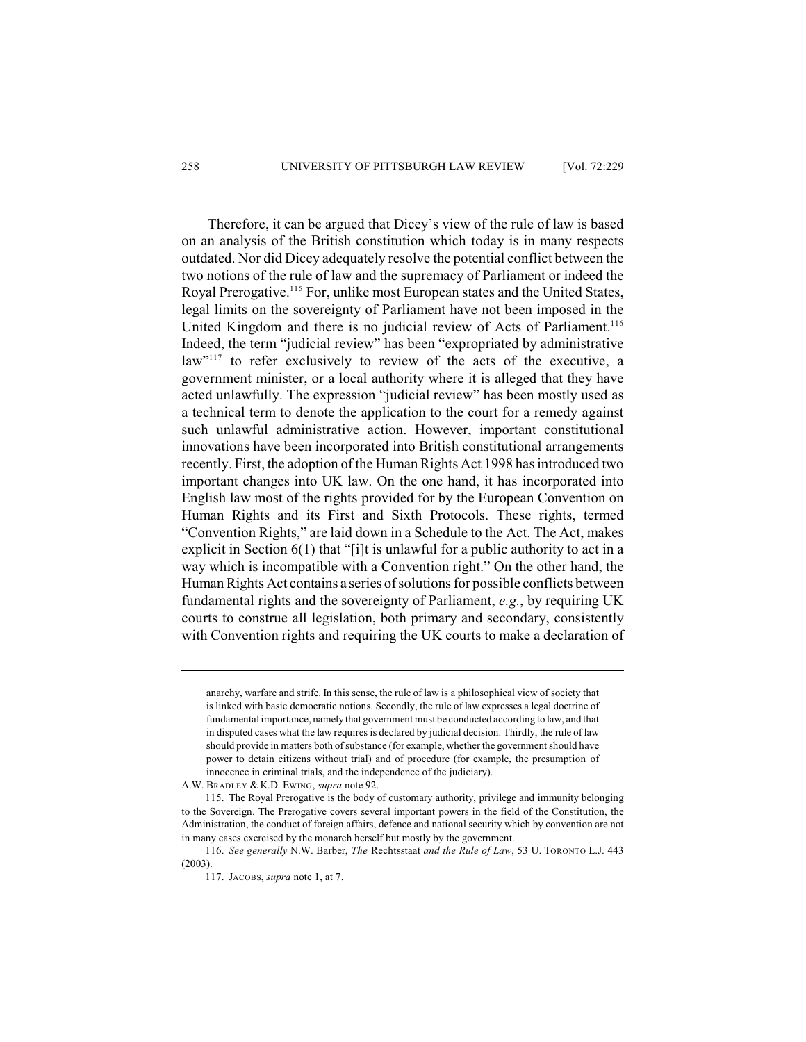Therefore, it can be argued that Dicey's view of the rule of law is based on an analysis of the British constitution which today is in many respects outdated. Nor did Dicey adequately resolve the potential conflict between the two notions of the rule of law and the supremacy of Parliament or indeed the Royal Prerogative.[115] For, unlike most European states and the United States, legal limits on the sovereignty of Parliament have not been imposed in the United Kingdom and there is no judicial review of Acts of Parliament.[116] Indeed, the term "judicial review" has been "expropriated by administrative law"[117] to refer exclusively to review of the acts of the executive, a government minister, or a local authority where it is alleged that they have acted unlawfully. The expression "judicial review" has been mostly used as a technical term to denote the application to the court for a remedy against such unlawful administrative action. However, important constitutional innovations have been incorporated into British constitutional arrangements recently. First, the adoption of the Human Rights Act 1998 has introduced two important changes into UK law. On the one hand, it has incorporated into English law most of the rights provided for by the European Convention on Human Rights and its First and Sixth Protocols. These rights, termed "Convention Rights," are laid down in a Schedule to the Act. The Act, makes explicit in Section 6(1) that "[i]t is unlawful for a public authority to act in a way which is incompatible with a Convention right." On the other hand, the Human Rights Act contains a series of solutions for possible conflicts between fundamental rights and the sovereignty of Parliament, *e.g.*, by requiring UK courts to construe all legislation, both primary and secondary, consistently with Convention rights and requiring the UK courts to make a declaration of

---

> anarchy, warfare and strife. In this sense, the rule of law is a philosophical view of society that is linked with basic democratic notions. Secondly, the rule of law expresses a legal doctrine of fundamental importance, namely that government must be conducted according to law, and that in disputed cases what the law requires is declared by judicial decision. Thirdly, the rule of law should provide in matters both of substance (for example, whether the government should have power to detain citizens without trial) and of procedure (for example, the presumption of innocence in criminal trials, and the independence of the judiciary).

A.W. BRADLEY & K.D. EWING, *supra* note 92.

115. The Royal Prerogative is the body of customary authority, privilege and immunity belonging to the Sovereign. The Prerogative covers several important powers in the field of the Constitution, the Administration, the conduct of foreign affairs, defence and national security which by convention are not in many cases exercised by the monarch herself but mostly by the government.

116. *See generally* N.W. Barber, *The* Rechtsstaat *and the Rule of Law*, 53 U. TORONTO L.J. 443 (2003).

117. JACOBS, *supra* note 1, at 7.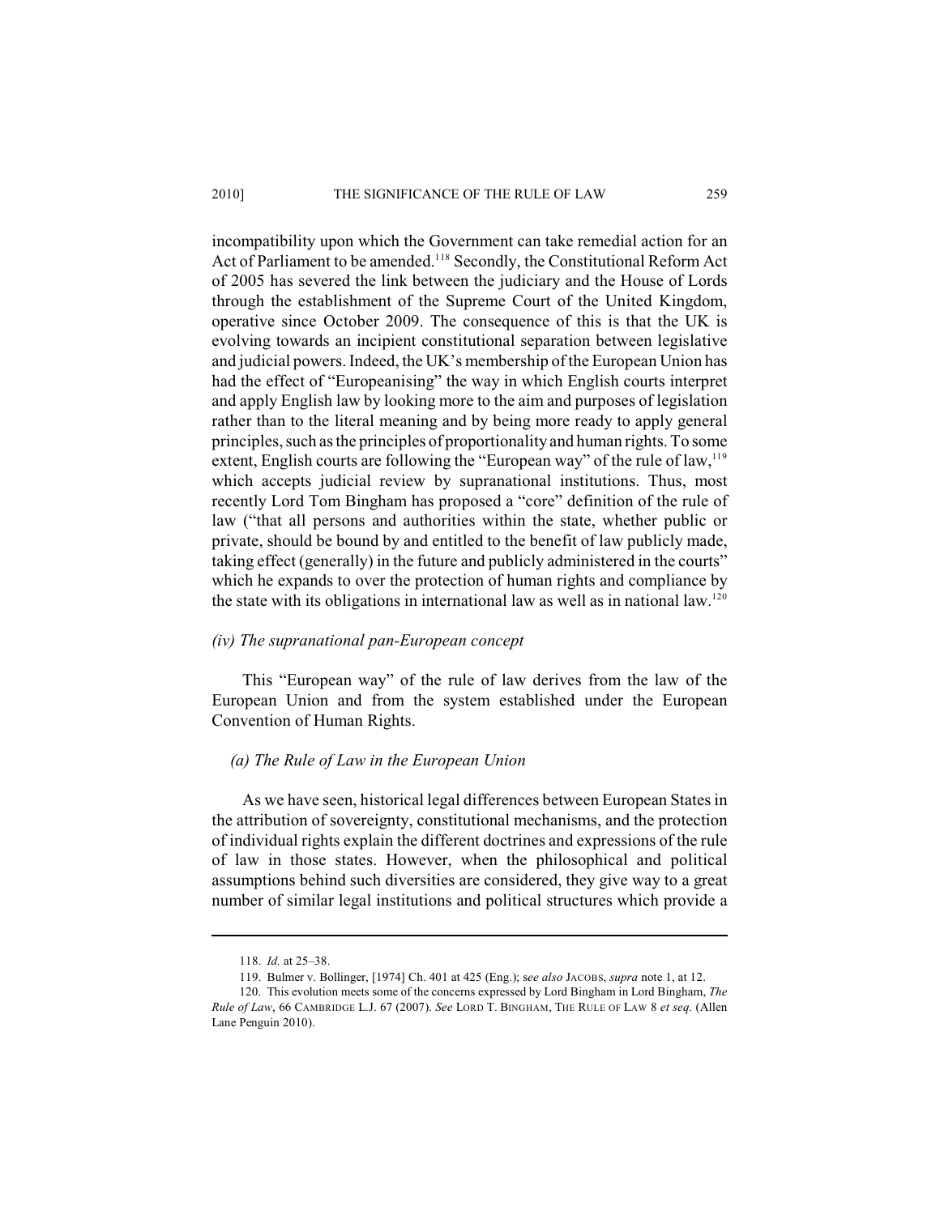incompatibility upon which the Government can take remedial action for an Act of Parliament to be amended.[118] Secondly, the Constitutional Reform Act of 2005 has severed the link between the judiciary and the House of Lords through the establishment of the Supreme Court of the United Kingdom, operative since October 2009. The consequence of this is that the UK is evolving towards an incipient constitutional separation between legislative and judicial powers. Indeed, the UK's membership of the European Union has had the effect of "Europeanising" the way in which English courts interpret and apply English law by looking more to the aim and purposes of legislation rather than to the literal meaning and by being more ready to apply general principles, such as the principles of proportionality and human rights. To some extent, English courts are following the "European way" of the rule of law,[119] which accepts judicial review by supranational institutions. Thus, most recently Lord Tom Bingham has proposed a "core" definition of the rule of law ("that all persons and authorities within the state, whether public or private, should be bound by and entitled to the benefit of law publicly made, taking effect (generally) in the future and publicly administered in the courts" which he expands to over the protection of human rights and compliance by the state with its obligations in international law as well as in national law.[120]

#### *(iv) The supranational pan-European concept*

This "European way" of the rule of law derives from the law of the European Union and from the system established under the European Convention of Human Rights.

##### *(a) The Rule of Law in the European Union*

As we have seen, historical legal differences between European States in the attribution of sovereignty, constitutional mechanisms, and the protection of individual rights explain the different doctrines and expressions of the rule of law in those states. However, when the philosophical and political assumptions behind such diversities are considered, they give way to a great number of similar legal institutions and political structures which provide a

---

118. *Id.* at 25–38.

119. Bulmer v. Bollinger, [1974] Ch. 401 at 425 (Eng.); s*ee also* JACOBS, *supra* note 1, at 12.

120. This evolution meets some of the concerns expressed by Lord Bingham in Lord Bingham, *The Rule of Law*, 66 CAMBRIDGE L.J. 67 (2007). *See* LORD T. BINGHAM, THE RULE OF LAW 8 *et seq.* (Allen Lane Penguin 2010).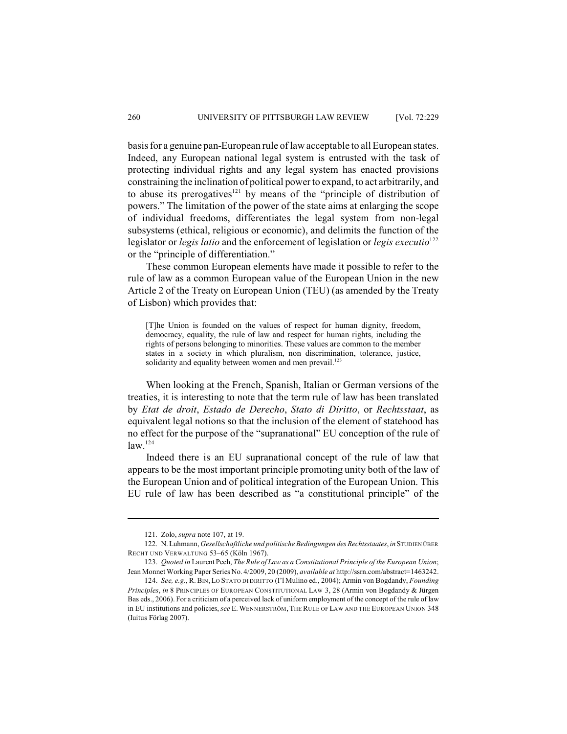basis for a genuine pan-European rule of law acceptable to all European states. Indeed, any European national legal system is entrusted with the task of protecting individual rights and any legal system has enacted provisions constraining the inclination of political power to expand, to act arbitrarily, and to abuse its prerogatives[121] by means of the "principle of distribution of powers." The limitation of the power of the state aims at enlarging the scope of individual freedoms, differentiates the legal system from non-legal subsystems (ethical, religious or economic), and delimits the function of the legislator or *legis latio* and the enforcement of legislation or *legis executio*[122] or the "principle of differentiation."

These common European elements have made it possible to refer to the rule of law as a common European value of the European Union in the new Article 2 of the Treaty on European Union (TEU) (as amended by the Treaty of Lisbon) which provides that:

> [T]he Union is founded on the values of respect for human dignity, freedom, democracy, equality, the rule of law and respect for human rights, including the rights of persons belonging to minorities. These values are common to the member states in a society in which pluralism, non discrimination, tolerance, justice, solidarity and equality between women and men prevail.[123]

When looking at the French, Spanish, Italian or German versions of the treaties, it is interesting to note that the term rule of law has been translated by *Etat de droit*, *Estado de Derecho*, *Stato di Diritto*, or *Rechtsstaat*, as equivalent legal notions so that the inclusion of the element of statehood has no effect for the purpose of the "supranational" EU conception of the rule of law.[124]

Indeed there is an EU supranational concept of the rule of law that appears to be the most important principle promoting unity both of the law of the European Union and of political integration of the European Union. This EU rule of law has been described as "a constitutional principle" of the

---

121. Zolo, *supra* note 107, at 19.

122. N. Luhmann, *Gesellschaftliche und politische Bedingungen des Rechtsstaates*, *in* STUDIEN ÜBER RECHT UND VERWALTUNG 53–65 (Köln 1967).

123. *Quoted in* Laurent Pech, *The Rule of Law as a Constitutional Principle of the European Union*; Jean Monnet Working Paper Series No. 4/2009, 20 (2009), *available at* http://ssrn.com/abstract=1463242.

124. *See, e.g.*, R. BIN, LO STATO DI DIRITTO (I'l Mulino ed., 2004); Armin von Bogdandy, *Founding Principles*, *in* 8 PRINCIPLES OF EUROPEAN CONSTITUTIONAL LAW 3, 28 (Armin von Bogdandy & Jürgen Bas eds., 2006). For a criticism of a perceived lack of uniform employment of the concept of the rule of law in EU institutions and policies, *see* E. WENNERSTRÖM, THE RULE OF LAW AND THE EUROPEAN UNION 348 (Iuitus Förlag 2007).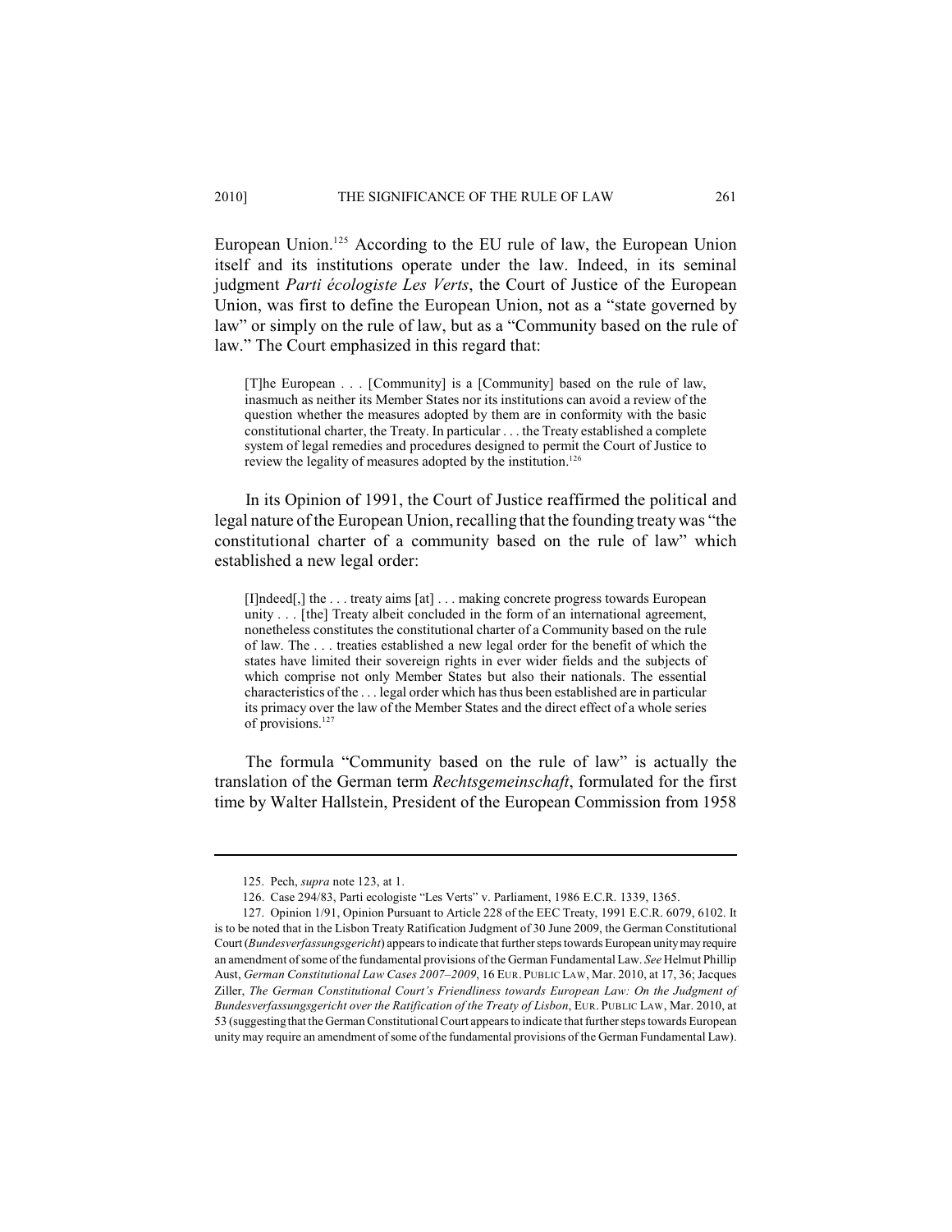European Union.[125] According to the EU rule of law, the European Union itself and its institutions operate under the law. Indeed, in its seminal judgment *Parti écologiste Les Verts*, the Court of Justice of the European Union, was first to define the European Union, not as a "state governed by law" or simply on the rule of law, but as a "Community based on the rule of law." The Court emphasized in this regard that:

> [T]he European . . . [Community] is a [Community] based on the rule of law, inasmuch as neither its Member States nor its institutions can avoid a review of the question whether the measures adopted by them are in conformity with the basic constitutional charter, the Treaty. In particular . . . the Treaty established a complete system of legal remedies and procedures designed to permit the Court of Justice to review the legality of measures adopted by the institution.[126]

In its Opinion of 1991, the Court of Justice reaffirmed the political and legal nature of the European Union, recalling that the founding treaty was "the constitutional charter of a community based on the rule of law" which established a new legal order:

> [I]ndeed[,] the . . . treaty aims [at] . . . making concrete progress towards European unity . . . [the] Treaty albeit concluded in the form of an international agreement, nonetheless constitutes the constitutional charter of a Community based on the rule of law. The . . . treaties established a new legal order for the benefit of which the states have limited their sovereign rights in ever wider fields and the subjects of which comprise not only Member States but also their nationals. The essential characteristics of the . . . legal order which has thus been established are in particular its primacy over the law of the Member States and the direct effect of a whole series of provisions.[127]

The formula "Community based on the rule of law" is actually the translation of the German term *Rechtsgemeinschaft*, formulated for the first time by Walter Hallstein, President of the European Commission from 1958

---

125. Pech, *supra* note 123, at 1.

126. Case 294/83, Parti ecologiste "Les Verts" v. Parliament, 1986 E.C.R. 1339, 1365.

127. Opinion 1/91, Opinion Pursuant to Article 228 of the EEC Treaty, 1991 E.C.R. 6079, 6102. It is to be noted that in the Lisbon Treaty Ratification Judgment of 30 June 2009, the German Constitutional Court (*Bundesverfassungsgericht*) appears to indicate that further steps towards European unity may require an amendment of some of the fundamental provisions of the German Fundamental Law. *See* Helmut Phillip Aust, *German Constitutional Law Cases 2007–2009*, 16 EUR. PUBLIC LAW, Mar. 2010, at 17, 36; Jacques Ziller, *The German Constitutional Court's Friendliness towards European Law: On the Judgment of Bundesverfassungsgericht over the Ratification of the Treaty of Lisbon*, EUR. PUBLIC LAW, Mar. 2010, at 53 (suggesting that the German Constitutional Court appears to indicate that further steps towards European unity may require an amendment of some of the fundamental provisions of the German Fundamental Law).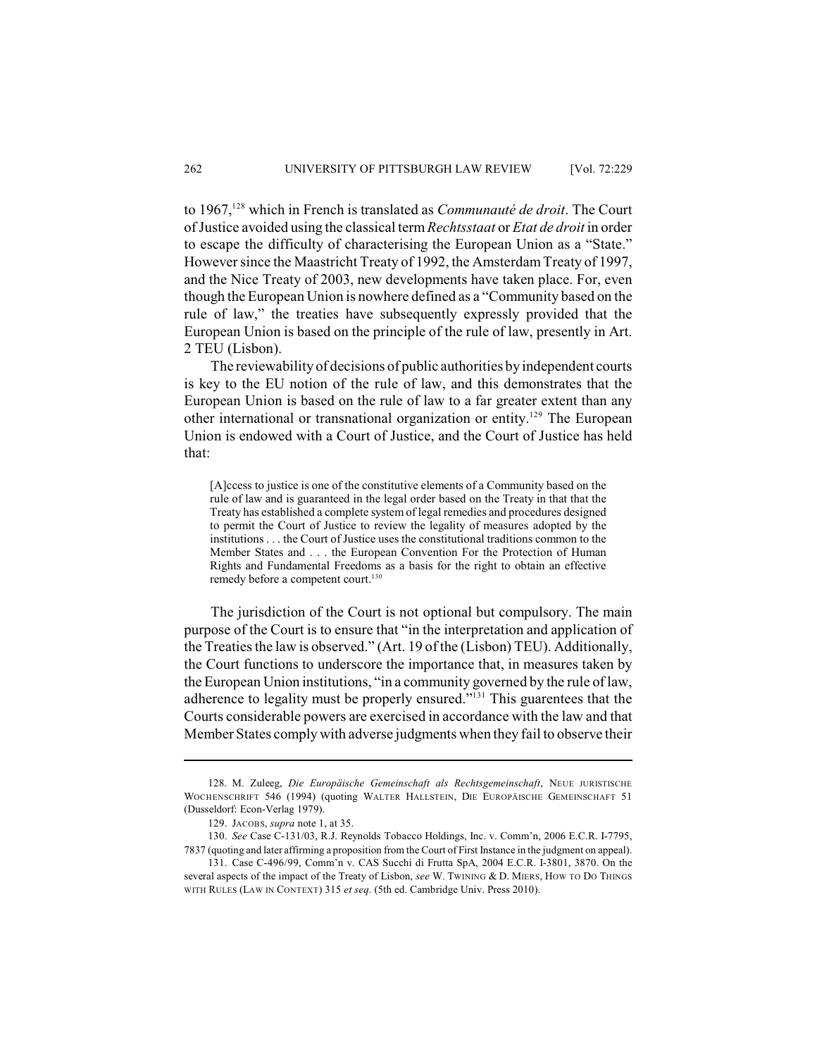to 1967,[128] which in French is translated as *Communauté de droit*. The Court of Justice avoided using the classical term *Rechtsstaat* or *Etat de droit* in order to escape the difficulty of characterising the European Union as a "State." However since the Maastricht Treaty of 1992, the Amsterdam Treaty of 1997, and the Nice Treaty of 2003, new developments have taken place. For, even though the European Union is nowhere defined as a "Community based on the rule of law," the treaties have subsequently expressly provided that the European Union is based on the principle of the rule of law, presently in Art. 2 TEU (Lisbon).

The reviewability of decisions of public authorities by independent courts is key to the EU notion of the rule of law, and this demonstrates that the European Union is based on the rule of law to a far greater extent than any other international or transnational organization or entity.[129] The European Union is endowed with a Court of Justice, and the Court of Justice has held that:

> [A]ccess to justice is one of the constitutive elements of a Community based on the rule of law and is guaranteed in the legal order based on the Treaty in that that the Treaty has established a complete system of legal remedies and procedures designed to permit the Court of Justice to review the legality of measures adopted by the institutions . . . the Court of Justice uses the constitutional traditions common to the Member States and . . . the European Convention For the Protection of Human Rights and Fundamental Freedoms as a basis for the right to obtain an effective remedy before a competent court.[130]

The jurisdiction of the Court is not optional but compulsory. The main purpose of the Court is to ensure that "in the interpretation and application of the Treaties the law is observed." (Art. 19 of the (Lisbon) TEU). Additionally, the Court functions to underscore the importance that, in measures taken by the European Union institutions, "in a community governed by the rule of law, adherence to legality must be properly ensured."[131] This guarentees that the Courts considerable powers are exercised in accordance with the law and that Member States comply with adverse judgments when they fail to observe their

---

128. M. Zuleeg, *Die Europäische Gemeinschaft als Rechtsgemeinschaft*, NEUE JURISTISCHE WOCHENSCHRIFT 546 (1994) (quoting WALTER HALLSTEIN, DIE EUROPÄISCHE GEMEINSCHAFT 51 (Dusseldorf: Econ-Verlag 1979).

129. JACOBS, *supra* note 1, at 35.

130. *See* Case C-131/03, R.J. Reynolds Tobacco Holdings, Inc. v. Comm'n, 2006 E.C.R. I-7795, 7837 (quoting and later affirming a proposition from the Court of First Instance in the judgment on appeal).

131. Case C-496/99, Comm'n v. CAS Succhi di Frutta SpA, 2004 E.C.R. I-3801, 3870. On the several aspects of the impact of the Treaty of Lisbon, *see* W. TWINING & D. MIERS, HOW TO DO THINGS WITH RULES (LAW IN CONTEXT) 315 *et seq.* (5th ed. Cambridge Univ. Press 2010).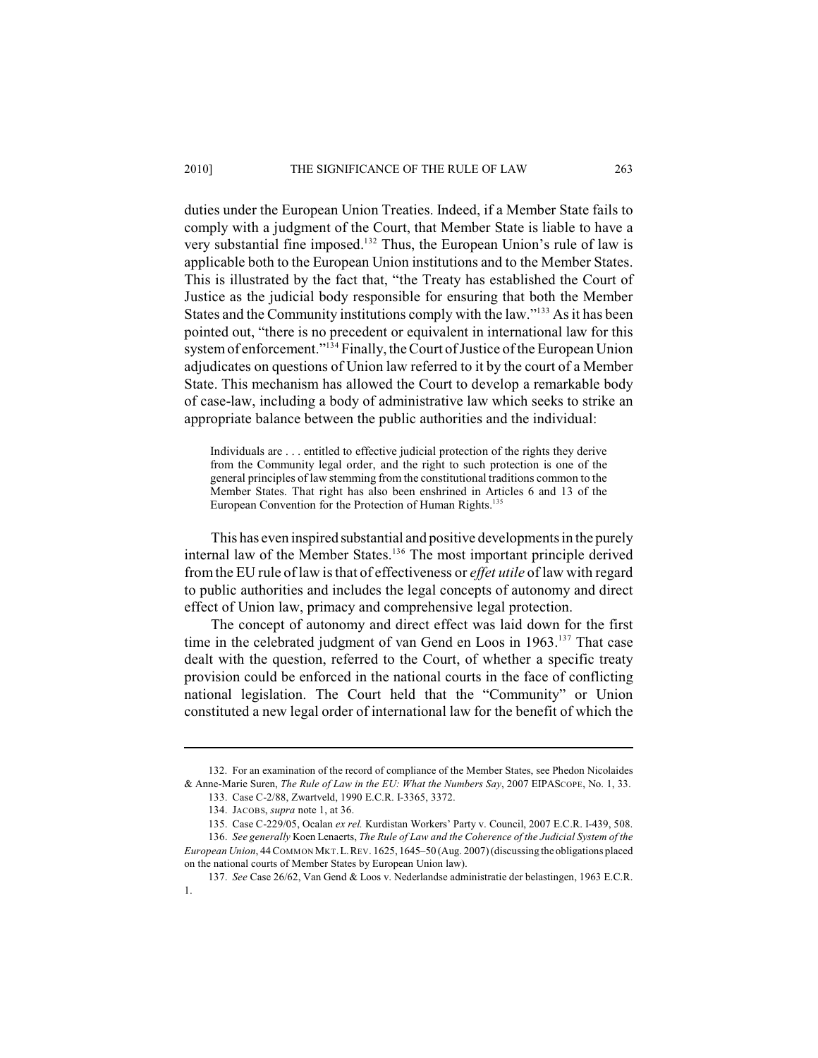duties under the European Union Treaties. Indeed, if a Member State fails to comply with a judgment of the Court, that Member State is liable to have a very substantial fine imposed.[132] Thus, the European Union's rule of law is applicable both to the European Union institutions and to the Member States. This is illustrated by the fact that, "the Treaty has established the Court of Justice as the judicial body responsible for ensuring that both the Member States and the Community institutions comply with the law."[133] As it has been pointed out, "there is no precedent or equivalent in international law for this system of enforcement."[134] Finally, the Court of Justice of the European Union adjudicates on questions of Union law referred to it by the court of a Member State. This mechanism has allowed the Court to develop a remarkable body of case-law, including a body of administrative law which seeks to strike an appropriate balance between the public authorities and the individual:

> Individuals are . . . entitled to effective judicial protection of the rights they derive from the Community legal order, and the right to such protection is one of the general principles of law stemming from the constitutional traditions common to the Member States. That right has also been enshrined in Articles 6 and 13 of the European Convention for the Protection of Human Rights.[135]

This has even inspired substantial and positive developments in the purely internal law of the Member States.[136] The most important principle derived from the EU rule of law is that of effectiveness or *effet utile* of law with regard to public authorities and includes the legal concepts of autonomy and direct effect of Union law, primacy and comprehensive legal protection.

The concept of autonomy and direct effect was laid down for the first time in the celebrated judgment of van Gend en Loos in 1963.[137] That case dealt with the question, referred to the Court, of whether a specific treaty provision could be enforced in the national courts in the face of conflicting national legislation. The Court held that the "Community" or Union constituted a new legal order of international law for the benefit of which the

---

132. For an examination of the record of compliance of the Member States, see Phedon Nicolaides & Anne-Marie Suren, *The Rule of Law in the EU: What the Numbers Say*, 2007 EIPASCOPE, No. 1, 33.

133. Case C-2/88, Zwartveld, 1990 E.C.R. I-3365, 3372.

134. JACOBS, *supra* note 1, at 36.

135. Case C-229/05, Ocalan *ex rel.* Kurdistan Workers' Party v. Council, 2007 E.C.R. I-439, 508.

136. *See generally* Koen Lenaerts, *The Rule of Law and the Coherence of the Judicial System of the European Union*, 44 COMMON MKT. L. REV. 1625, 1645–50 (Aug. 2007) (discussing the obligations placed on the national courts of Member States by European Union law).

137. *See* Case 26/62, Van Gend & Loos v. Nederlandse administratie der belastingen, 1963 E.C.R. 1.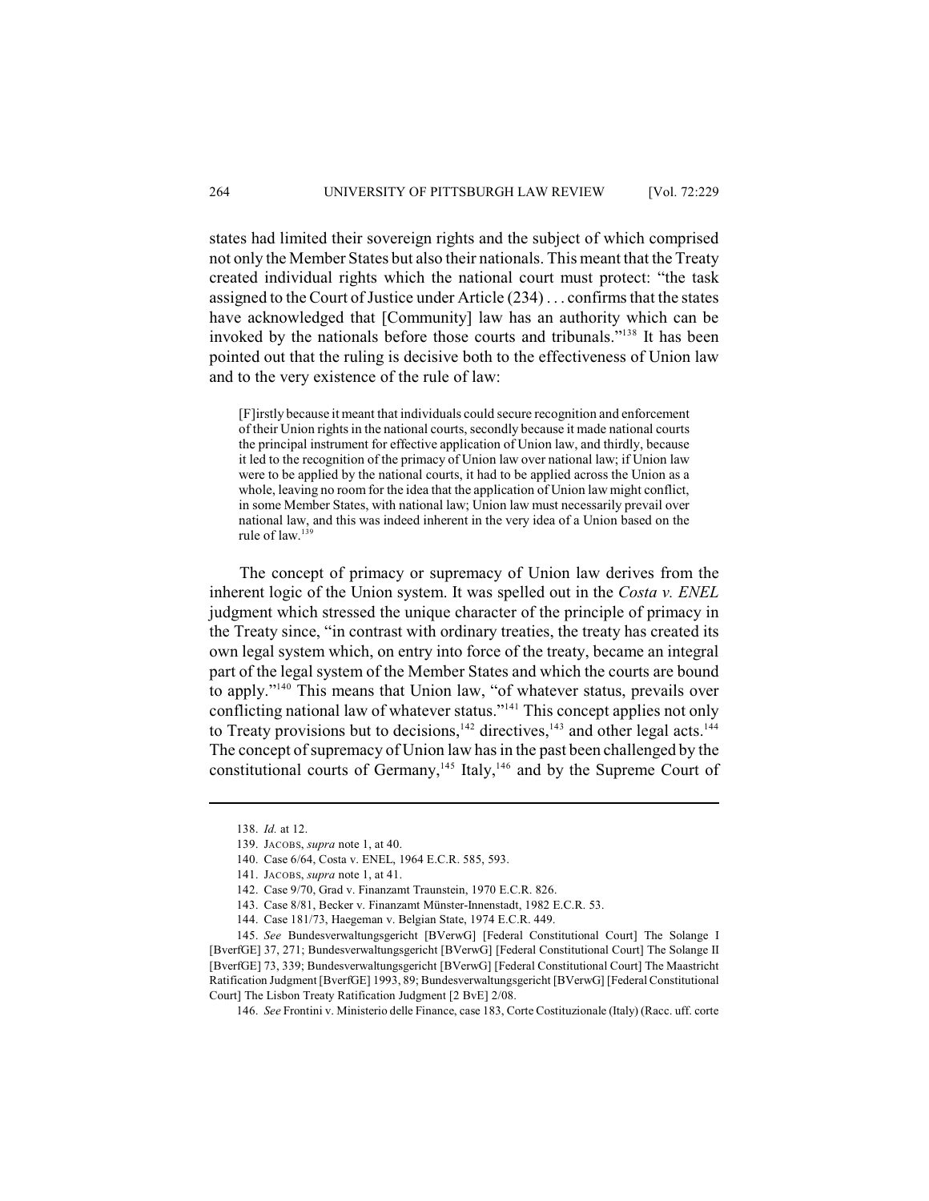states had limited their sovereign rights and the subject of which comprised not only the Member States but also their nationals. This meant that the Treaty created individual rights which the national court must protect: "the task assigned to the Court of Justice under Article (234) . . . confirms that the states have acknowledged that [Community] law has an authority which can be invoked by the nationals before those courts and tribunals."[138] It has been pointed out that the ruling is decisive both to the effectiveness of Union law and to the very existence of the rule of law:

> [F]irstly because it meant that individuals could secure recognition and enforcement of their Union rights in the national courts, secondly because it made national courts the principal instrument for effective application of Union law, and thirdly, because it led to the recognition of the primacy of Union law over national law; if Union law were to be applied by the national courts, it had to be applied across the Union as a whole, leaving no room for the idea that the application of Union law might conflict, in some Member States, with national law; Union law must necessarily prevail over national law, and this was indeed inherent in the very idea of a Union based on the rule of law.[139]

The concept of primacy or supremacy of Union law derives from the inherent logic of the Union system. It was spelled out in the *Costa v. ENEL* judgment which stressed the unique character of the principle of primacy in the Treaty since, "in contrast with ordinary treaties, the treaty has created its own legal system which, on entry into force of the treaty, became an integral part of the legal system of the Member States and which the courts are bound to apply."[140] This means that Union law, "of whatever status, prevails over conflicting national law of whatever status."[141] This concept applies not only to Treaty provisions but to decisions,[142] directives,[143] and other legal acts.[144] The concept of supremacy of Union law has in the past been challenged by the constitutional courts of Germany,[145] Italy,[146] and by the Supreme Court of

---

138. *Id.* at 12.

139. JACOBS, *supra* note 1, at 40.

140. Case 6/64, Costa v. ENEL, 1964 E.C.R. 585, 593.

141. JACOBS, *supra* note 1, at 41.

142. Case 9/70, Grad v. Finanzamt Traunstein, 1970 E.C.R. 826.

143. Case 8/81, Becker v. Finanzamt Münster-Innenstadt, 1982 E.C.R. 53.

144. Case 181/73, Haegeman v. Belgian State, 1974 E.C.R. 449.

145. *See* Bundesverwaltungsgericht [BVerwG] [Federal Constitutional Court] The Solange I [BverfGE] 37, 271; Bundesverwaltungsgericht [BVerwG] [Federal Constitutional Court] The Solange II [BverfGE] 73, 339; Bundesverwaltungsgericht [BVerwG] [Federal Constitutional Court] The Maastricht Ratification Judgment [BverfGE] 1993, 89; Bundesverwaltungsgericht [BVerwG] [Federal Constitutional Court] The Lisbon Treaty Ratification Judgment [2 BvE] 2/08.

146. *See* Frontini v. Ministerio delle Finance, case 183, Corte Costituzionale (Italy) (Racc. uff. corte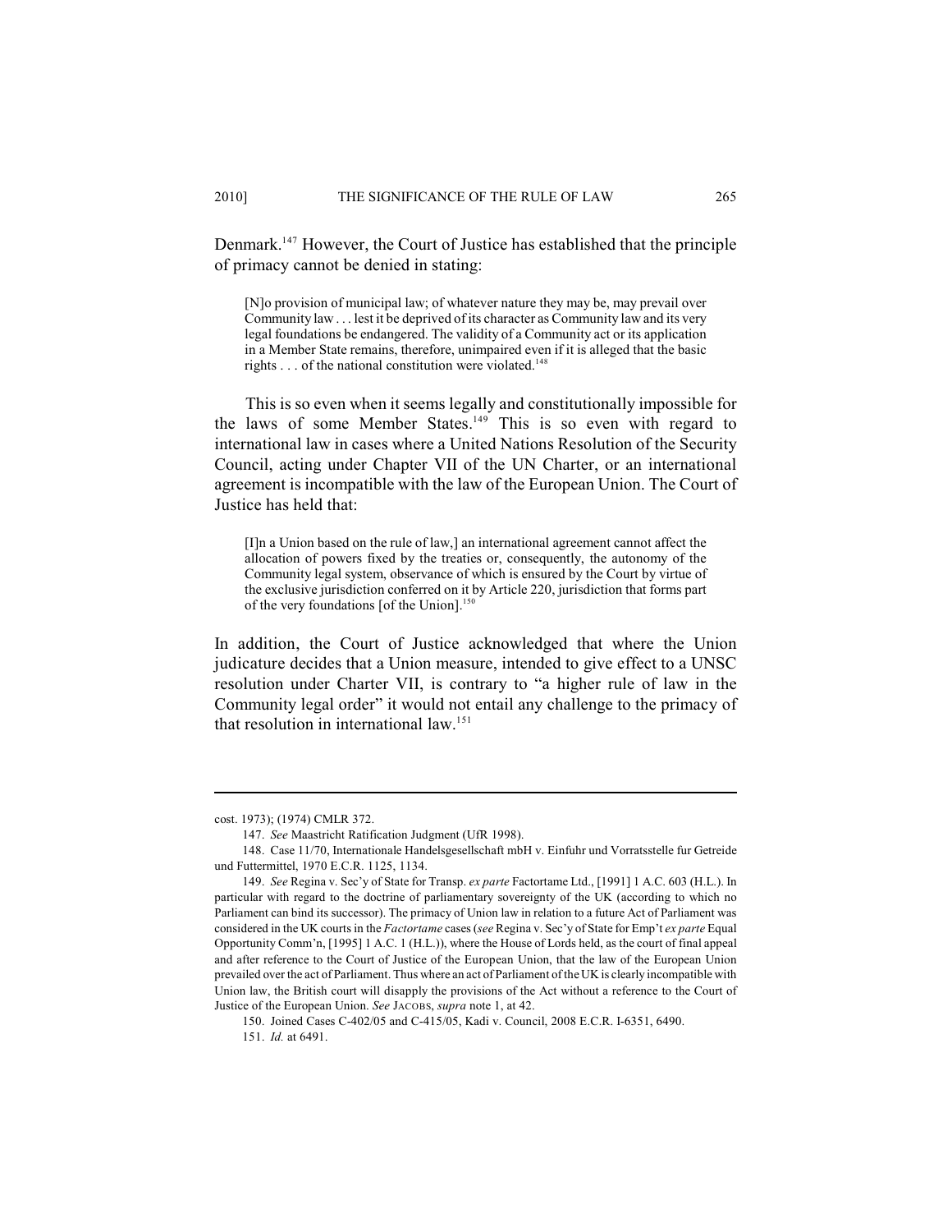Denmark.[147] However, the Court of Justice has established that the principle of primacy cannot be denied in stating:

> [N]o provision of municipal law; of whatever nature they may be, may prevail over Community law . . . lest it be deprived of its character as Community law and its very legal foundations be endangered. The validity of a Community act or its application in a Member State remains, therefore, unimpaired even if it is alleged that the basic rights . . . of the national constitution were violated.[148]

This is so even when it seems legally and constitutionally impossible for the laws of some Member States.[149] This is so even with regard to international law in cases where a United Nations Resolution of the Security Council, acting under Chapter VII of the UN Charter, or an international agreement is incompatible with the law of the European Union. The Court of Justice has held that:

> [I]n a Union based on the rule of law,] an international agreement cannot affect the allocation of powers fixed by the treaties or, consequently, the autonomy of the Community legal system, observance of which is ensured by the Court by virtue of the exclusive jurisdiction conferred on it by Article 220, jurisdiction that forms part of the very foundations [of the Union].[150]

In addition, the Court of Justice acknowledged that where the Union judicature decides that a Union measure, intended to give effect to a UNSC resolution under Charter VII, is contrary to "a higher rule of law in the Community legal order" it would not entail any challenge to the primacy of that resolution in international law.[151]

---

cost. 1973); (1974) CMLR 372.

147. *See* Maastricht Ratification Judgment (UfR 1998).

148. Case 11/70, Internationale Handelsgesellschaft mbH v. Einfuhr und Vorratsstelle fur Getreide und Futtermittel, 1970 E.C.R. 1125, 1134.

149. *See* Regina v. Sec'y of State for Transp. *ex parte* Factortame Ltd., [1991] 1 A.C. 603 (H.L.). In particular with regard to the doctrine of parliamentary sovereignty of the UK (according to which no Parliament can bind its successor). The primacy of Union law in relation to a future Act of Parliament was considered in the UK courts in the *Factortame* cases (*see* Regina v. Sec'y of State for Emp't *ex parte* Equal Opportunity Comm'n, [1995] 1 A.C. 1 (H.L.)), where the House of Lords held, as the court of final appeal and after reference to the Court of Justice of the European Union, that the law of the European Union prevailed over the act of Parliament. Thus where an act of Parliament of the UK is clearly incompatible with Union law, the British court will disapply the provisions of the Act without a reference to the Court of Justice of the European Union. *See* JACOBS, *supra* note 1, at 42.

150. Joined Cases C-402/05 and C-415/05, Kadi v. Council, 2008 E.C.R. I-6351, 6490.

151. *Id.* at 6491.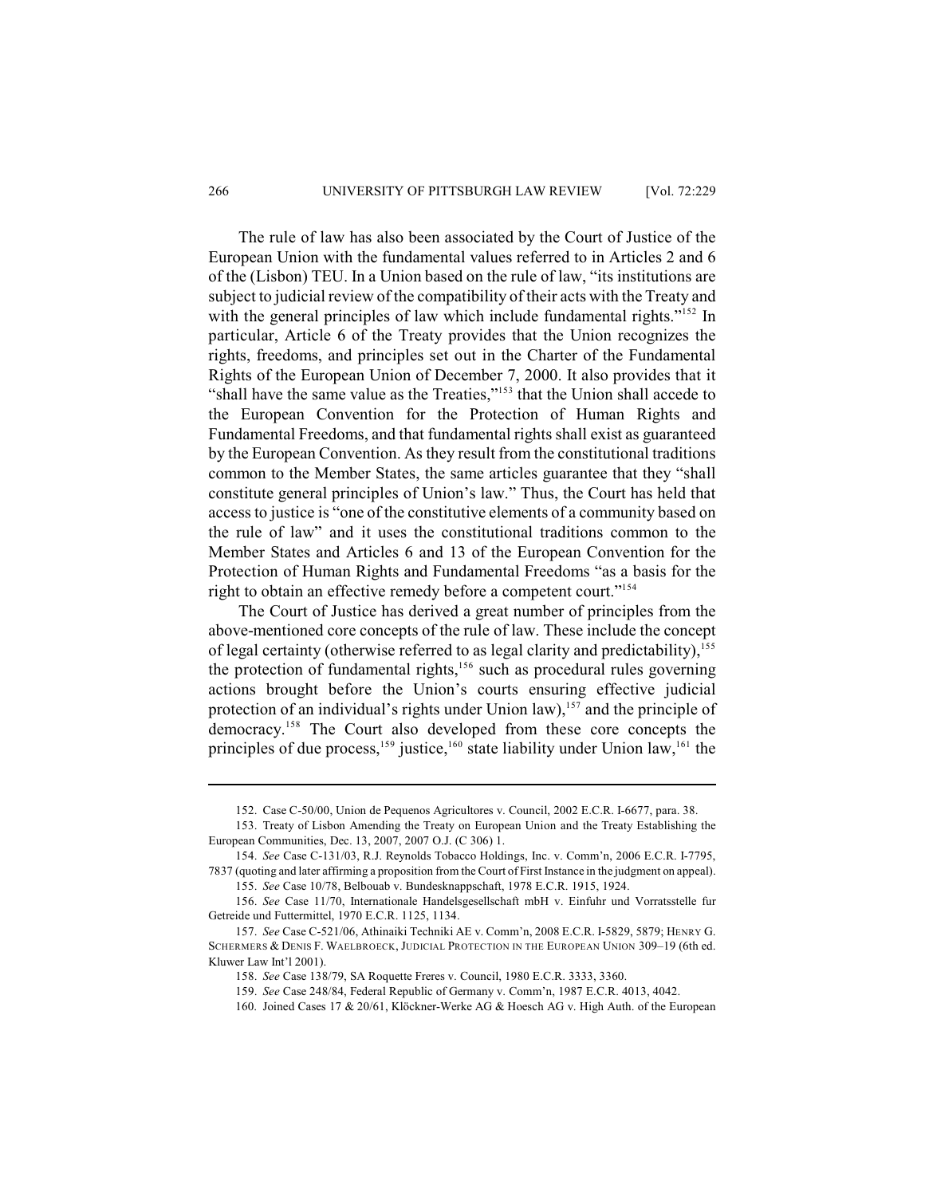The rule of law has also been associated by the Court of Justice of the European Union with the fundamental values referred to in Articles 2 and 6 of the (Lisbon) TEU. In a Union based on the rule of law, "its institutions are subject to judicial review of the compatibility of their acts with the Treaty and with the general principles of law which include fundamental rights."[152] In particular, Article 6 of the Treaty provides that the Union recognizes the rights, freedoms, and principles set out in the Charter of the Fundamental Rights of the European Union of December 7, 2000. It also provides that it "shall have the same value as the Treaties,"[153] that the Union shall accede to the European Convention for the Protection of Human Rights and Fundamental Freedoms, and that fundamental rights shall exist as guaranteed by the European Convention. As they result from the constitutional traditions common to the Member States, the same articles guarantee that they "shall constitute general principles of Union's law." Thus, the Court has held that access to justice is "one of the constitutive elements of a community based on the rule of law" and it uses the constitutional traditions common to the Member States and Articles 6 and 13 of the European Convention for the Protection of Human Rights and Fundamental Freedoms "as a basis for the right to obtain an effective remedy before a competent court."[154]

The Court of Justice has derived a great number of principles from the above-mentioned core concepts of the rule of law. These include the concept of legal certainty (otherwise referred to as legal clarity and predictability),[155] the protection of fundamental rights,[156] such as procedural rules governing actions brought before the Union's courts ensuring effective judicial protection of an individual's rights under Union law),[157] and the principle of democracy.[158] The Court also developed from these core concepts the principles of due process,[159] justice,[160] state liability under Union law,[161] the

152. Case C-50/00, Union de Pequenos Agricultores v. Council, 2002 E.C.R. I-6677, para. 38.

153. Treaty of Lisbon Amending the Treaty on European Union and the Treaty Establishing the European Communities, Dec. 13, 2007, 2007 O.J. (C 306) 1.

154. *See* Case C-131/03, R.J. Reynolds Tobacco Holdings, Inc. v. Comm'n, 2006 E.C.R. I-7795, 7837 (quoting and later affirming a proposition from the Court of First Instance in the judgment on appeal).

155. *See* Case 10/78, Belbouab v. Bundesknappschaft, 1978 E.C.R. 1915, 1924.

156. *See* Case 11/70, Internationale Handelsgesellschaft mbH v. Einfuhr und Vorratsstelle fur Getreide und Futtermittel, 1970 E.C.R. 1125, 1134.

157. *See* Case C-521/06, Athinaiki Techniki AE v. Comm'n, 2008 E.C.R. I-5829, 5879; HENRY G. SCHERMERS & DENIS F. WAELBROECK, JUDICIAL PROTECTION IN THE EUROPEAN UNION 309–19 (6th ed. Kluwer Law Int'l 2001).

158. *See* Case 138/79, SA Roquette Freres v. Council, 1980 E.C.R. 3333, 3360.

159. *See* Case 248/84, Federal Republic of Germany v. Comm'n, 1987 E.C.R. 4013, 4042.

160. Joined Cases 17 & 20/61, Klöckner-Werke AG & Hoesch AG v. High Auth. of the European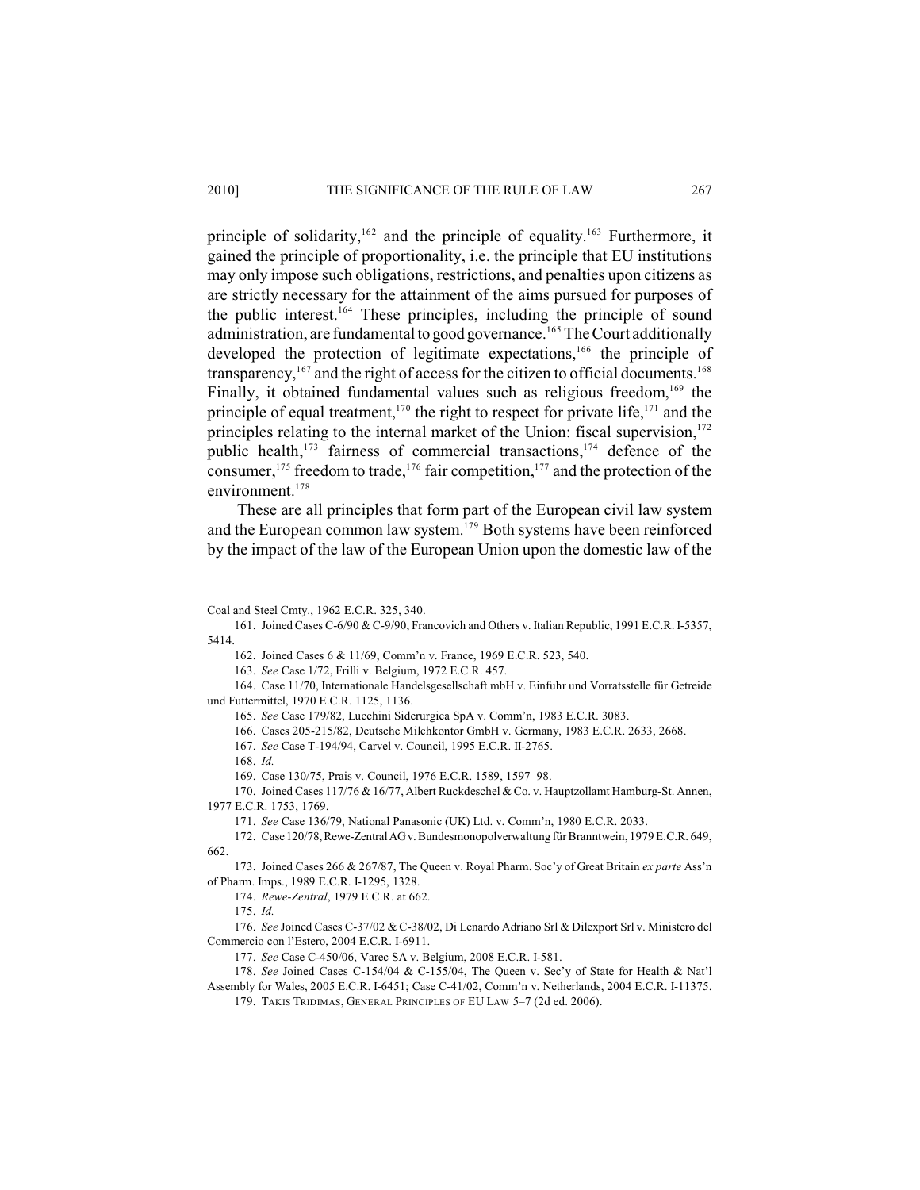principle of solidarity,[162] and the principle of equality.[163] Furthermore, it gained the principle of proportionality, i.e. the principle that EU institutions may only impose such obligations, restrictions, and penalties upon citizens as are strictly necessary for the attainment of the aims pursued for purposes of the public interest.[164] These principles, including the principle of sound administration, are fundamental to good governance.[165] The Court additionally developed the protection of legitimate expectations,[166] the principle of transparency,[167] and the right of access for the citizen to official documents.[168] Finally, it obtained fundamental values such as religious freedom,[169] the principle of equal treatment,[170] the right to respect for private life,[171] and the principles relating to the internal market of the Union: fiscal supervision,[172] public health,[173] fairness of commercial transactions,[174] defence of the consumer,[175] freedom to trade,[176] fair competition,[177] and the protection of the environment.[178]

These are all principles that form part of the European civil law system and the European common law system.[179] Both systems have been reinforced by the impact of the law of the European Union upon the domestic law of the

---

Coal and Steel Cmty., 1962 E.C.R. 325, 340.

161. Joined Cases C-6/90 & C-9/90, Francovich and Others v. Italian Republic, 1991 E.C.R. I-5357, 5414.

162. Joined Cases 6 & 11/69, Comm'n v. France, 1969 E.C.R. 523, 540.

163. *See* Case 1/72, Frilli v. Belgium, 1972 E.C.R. 457.

164. Case 11/70, Internationale Handelsgesellschaft mbH v. Einfuhr und Vorratsstelle für Getreide und Futtermittel, 1970 E.C.R. 1125, 1136.

165. *See* Case 179/82, Lucchini Siderurgica SpA v. Comm'n, 1983 E.C.R. 3083.

166. Cases 205-215/82, Deutsche Milchkontor GmbH v. Germany, 1983 E.C.R. 2633, 2668.

167. *See* Case T-194/94, Carvel v. Council, 1995 E.C.R. II-2765.

168. *Id.*

169. Case 130/75, Prais v. Council, 1976 E.C.R. 1589, 1597–98.

170. Joined Cases 117/76 & 16/77, Albert Ruckdeschel & Co. v. Hauptzollamt Hamburg-St. Annen, 1977 E.C.R. 1753, 1769.

171. *See* Case 136/79, National Panasonic (UK) Ltd. v. Comm'n, 1980 E.C.R. 2033.

172. Case 120/78, Rewe-Zentral AG v. Bundesmonopolverwaltung für Branntwein, 1979 E.C.R. 649, 662.

173. Joined Cases 266 & 267/87, The Queen v. Royal Pharm. Soc'y of Great Britain *ex parte* Ass'n of Pharm. Imps., 1989 E.C.R. I-1295, 1328.

174. *Rewe-Zentral*, 1979 E.C.R. at 662.

175. *Id.*

176. *See* Joined Cases C-37/02 & C-38/02, Di Lenardo Adriano Srl & Dilexport Srl v. Ministero del Commercio con l'Estero, 2004 E.C.R. I-6911.

177. *See* Case C-450/06, Varec SA v. Belgium, 2008 E.C.R. I-581.

178. *See* Joined Cases C-154/04 & C-155/04, The Queen v. Sec'y of State for Health & Nat'l Assembly for Wales, 2005 E.C.R. I-6451; Case C-41/02, Comm'n v. Netherlands, 2004 E.C.R. I-11375.

179. TAKIS TRIDIMAS, GENERAL PRINCIPLES OF EU LAW 5–7 (2d ed. 2006).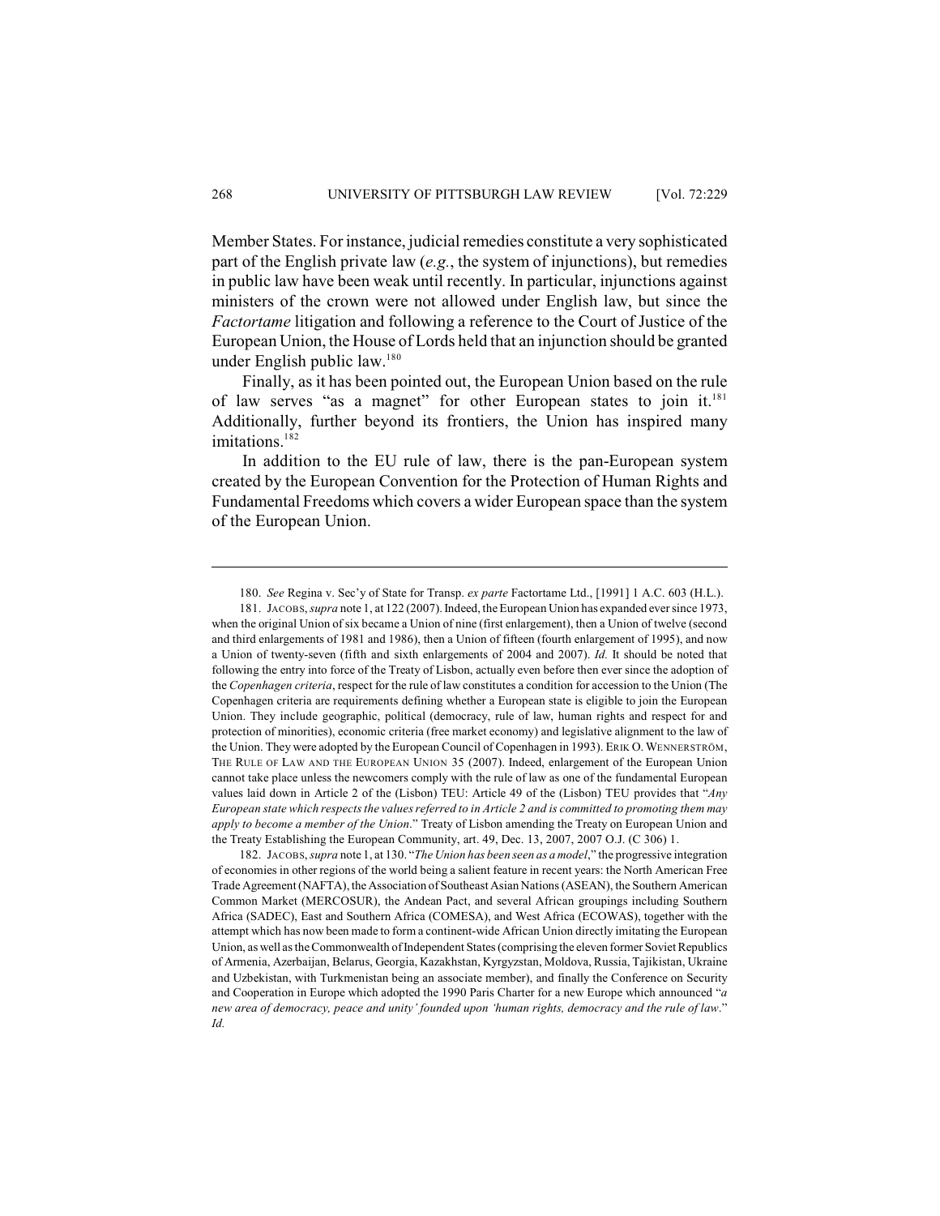Member States. For instance, judicial remedies constitute a very sophisticated part of the English private law (*e.g.*, the system of injunctions), but remedies in public law have been weak until recently. In particular, injunctions against ministers of the crown were not allowed under English law, but since the *Factortame* litigation and following a reference to the Court of Justice of the European Union, the House of Lords held that an injunction should be granted under English public law.[180]

Finally, as it has been pointed out, the European Union based on the rule of law serves "as a magnet" for other European states to join it.[181] Additionally, further beyond its frontiers, the Union has inspired many imitations.[182]

In addition to the EU rule of law, there is the pan-European system created by the European Convention for the Protection of Human Rights and Fundamental Freedoms which covers a wider European space than the system of the European Union.

---

180. *See* Regina v. Sec'y of State for Transp. *ex parte* Factortame Ltd., [1991] 1 A.C. 603 (H.L.).

181. JACOBS, *supra* note 1, at 122 (2007). Indeed, the European Union has expanded ever since 1973, when the original Union of six became a Union of nine (first enlargement), then a Union of twelve (second and third enlargements of 1981 and 1986), then a Union of fifteen (fourth enlargement of 1995), and now a Union of twenty-seven (fifth and sixth enlargements of 2004 and 2007). *Id.* It should be noted that following the entry into force of the Treaty of Lisbon, actually even before then ever since the adoption of the *Copenhagen criteria*, respect for the rule of law constitutes a condition for accession to the Union (The Copenhagen criteria are requirements defining whether a European state is eligible to join the European Union. They include geographic, political (democracy, rule of law, human rights and respect for and protection of minorities), economic criteria (free market economy) and legislative alignment to the law of the Union. They were adopted by the European Council of Copenhagen in 1993). ERIK O. WENNERSTRÖM, THE RULE OF LAW AND THE EUROPEAN UNION 35 (2007). Indeed, enlargement of the European Union cannot take place unless the newcomers comply with the rule of law as one of the fundamental European values laid down in Article 2 of the (Lisbon) TEU: Article 49 of the (Lisbon) TEU provides that "*Any European state which respects the values referred to in Article 2 and is committed to promoting them may apply to become a member of the Union*." Treaty of Lisbon amending the Treaty on European Union and the Treaty Establishing the European Community, art. 49, Dec. 13, 2007, 2007 O.J. (C 306) 1.

182. JACOBS, *supra* note 1, at 130. "*The Union has been seen as a model*," the progressive integration of economies in other regions of the world being a salient feature in recent years: the North American Free Trade Agreement (NAFTA), the Association of Southeast Asian Nations (ASEAN), the Southern American Common Market (MERCOSUR), the Andean Pact, and several African groupings including Southern Africa (SADEC), East and Southern Africa (COMESA), and West Africa (ECOWAS), together with the attempt which has now been made to form a continent-wide African Union directly imitating the European Union, as well as the Commonwealth of Independent States (comprising the eleven former Soviet Republics of Armenia, Azerbaijan, Belarus, Georgia, Kazakhstan, Kyrgyzstan, Moldova, Russia, Tajikistan, Ukraine and Uzbekistan, with Turkmenistan being an associate member), and finally the Conference on Security and Cooperation in Europe which adopted the 1990 Paris Charter for a new Europe which announced "*a new area of democracy, peace and unity' founded upon 'human rights, democracy and the rule of law*." *Id.*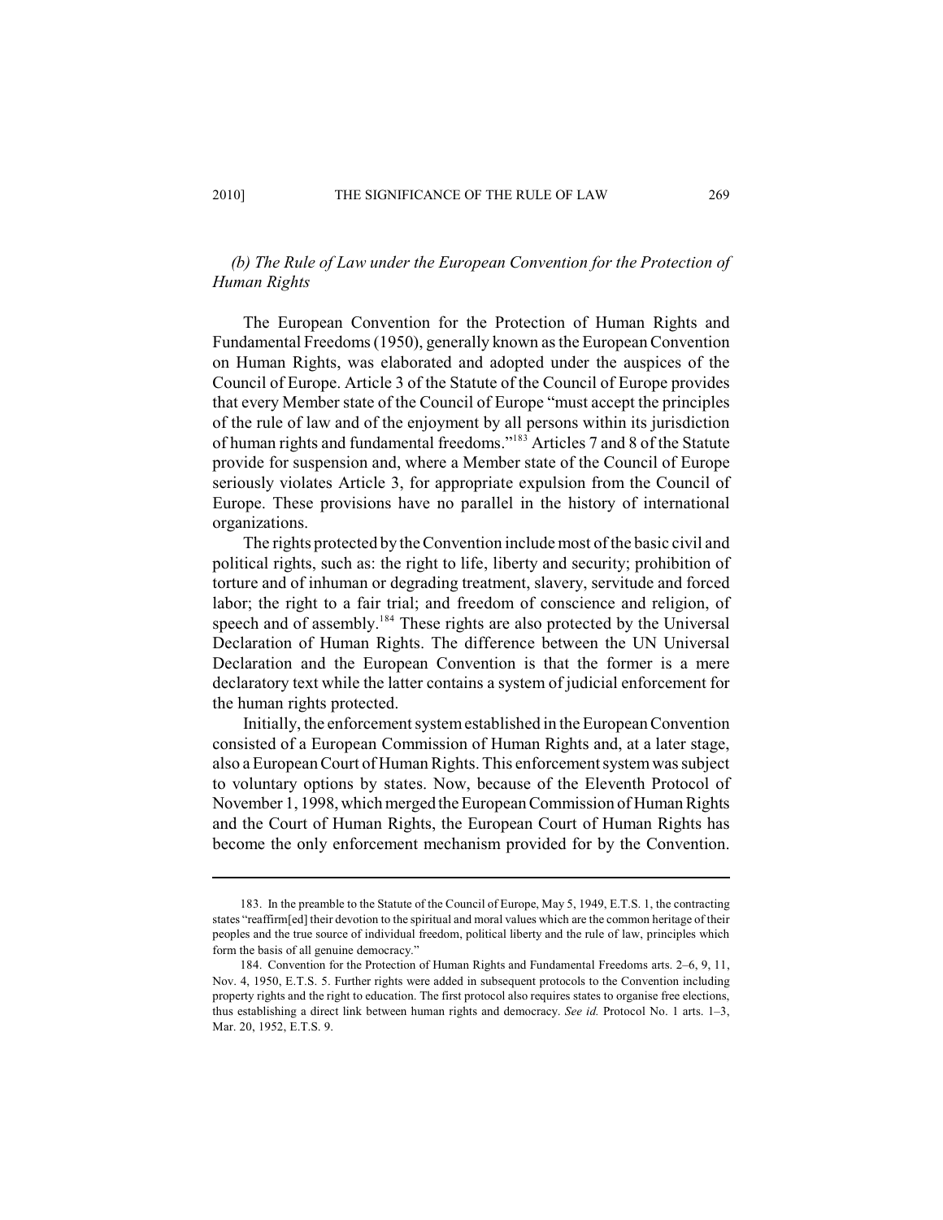### *(b) The Rule of Law under the European Convention for the Protection of Human Rights*

The European Convention for the Protection of Human Rights and Fundamental Freedoms (1950), generally known as the European Convention on Human Rights, was elaborated and adopted under the auspices of the Council of Europe. Article 3 of the Statute of the Council of Europe provides that every Member state of the Council of Europe "must accept the principles of the rule of law and of the enjoyment by all persons within its jurisdiction of human rights and fundamental freedoms."[183] Articles 7 and 8 of the Statute provide for suspension and, where a Member state of the Council of Europe seriously violates Article 3, for appropriate expulsion from the Council of Europe. These provisions have no parallel in the history of international organizations.

The rights protected by the Convention include most of the basic civil and political rights, such as: the right to life, liberty and security; prohibition of torture and of inhuman or degrading treatment, slavery, servitude and forced labor; the right to a fair trial; and freedom of conscience and religion, of speech and of assembly.[184] These rights are also protected by the Universal Declaration of Human Rights. The difference between the UN Universal Declaration and the European Convention is that the former is a mere declaratory text while the latter contains a system of judicial enforcement for the human rights protected.

Initially, the enforcement system established in the European Convention consisted of a European Commission of Human Rights and, at a later stage, also a European Court of Human Rights. This enforcement system was subject to voluntary options by states. Now, because of the Eleventh Protocol of November 1, 1998, which merged the European Commission of Human Rights and the Court of Human Rights, the European Court of Human Rights has become the only enforcement mechanism provided for by the Convention.

---

183. In the preamble to the Statute of the Council of Europe, May 5, 1949, E.T.S. 1, the contracting states "reaffirm[ed] their devotion to the spiritual and moral values which are the common heritage of their peoples and the true source of individual freedom, political liberty and the rule of law, principles which form the basis of all genuine democracy."

184. Convention for the Protection of Human Rights and Fundamental Freedoms arts. 2–6, 9, 11, Nov. 4, 1950, E.T.S. 5. Further rights were added in subsequent protocols to the Convention including property rights and the right to education. The first protocol also requires states to organise free elections, thus establishing a direct link between human rights and democracy. *See id.* Protocol No. 1 arts. 1–3, Mar. 20, 1952, E.T.S. 9.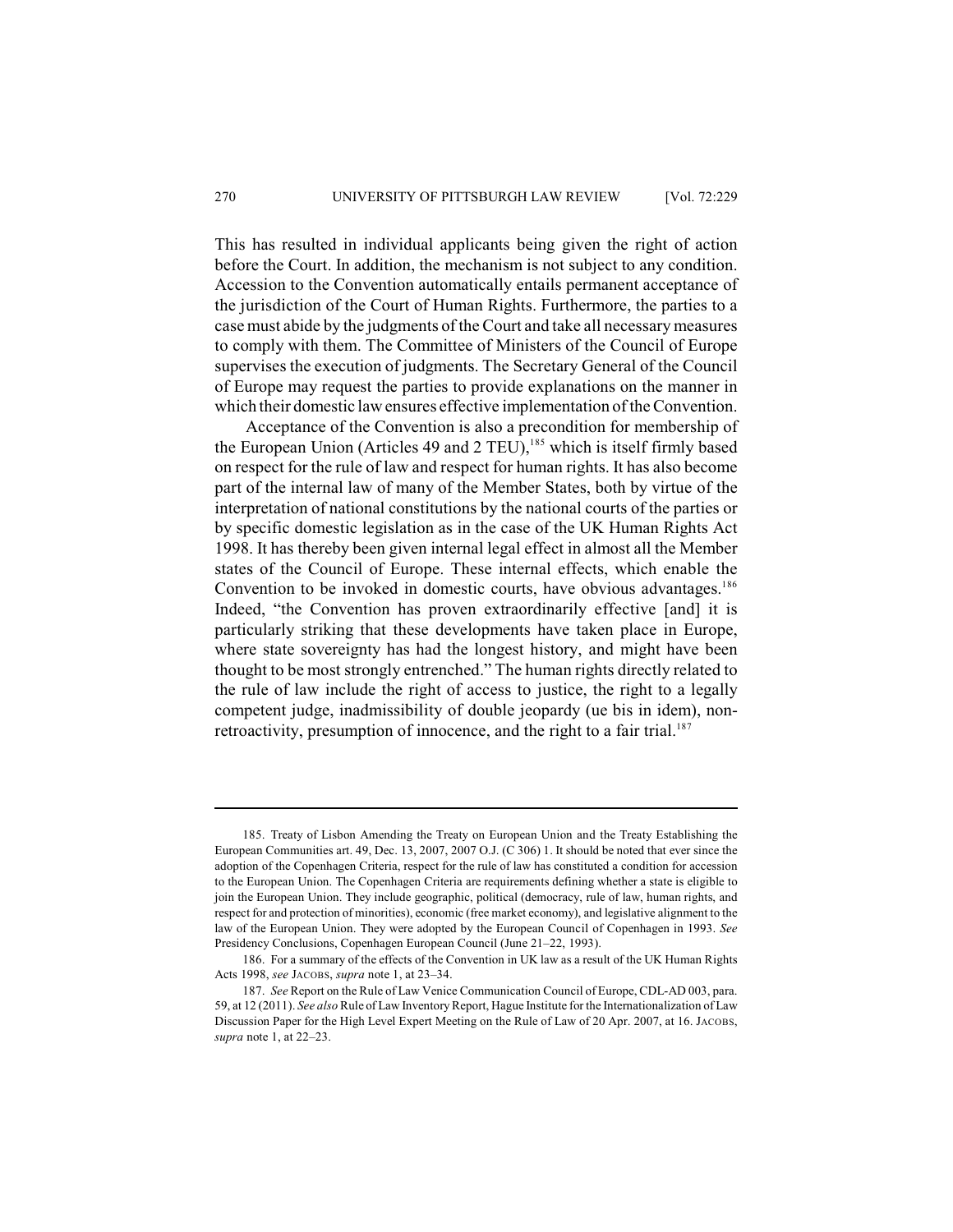This has resulted in individual applicants being given the right of action before the Court. In addition, the mechanism is not subject to any condition. Accession to the Convention automatically entails permanent acceptance of the jurisdiction of the Court of Human Rights. Furthermore, the parties to a case must abide by the judgments of the Court and take all necessary measures to comply with them. The Committee of Ministers of the Council of Europe supervises the execution of judgments. The Secretary General of the Council of Europe may request the parties to provide explanations on the manner in which their domestic law ensures effective implementation of the Convention.

Acceptance of the Convention is also a precondition for membership of the European Union (Articles 49 and 2 TEU),[185] which is itself firmly based on respect for the rule of law and respect for human rights. It has also become part of the internal law of many of the Member States, both by virtue of the interpretation of national constitutions by the national courts of the parties or by specific domestic legislation as in the case of the UK Human Rights Act 1998. It has thereby been given internal legal effect in almost all the Member states of the Council of Europe. These internal effects, which enable the Convention to be invoked in domestic courts, have obvious advantages.[186] Indeed, "the Convention has proven extraordinarily effective [and] it is particularly striking that these developments have taken place in Europe, where state sovereignty has had the longest history, and might have been thought to be most strongly entrenched." The human rights directly related to the rule of law include the right of access to justice, the right to a legally competent judge, inadmissibility of double jeopardy (ue bis in idem), non-retroactivity, presumption of innocence, and the right to a fair trial.[187]

---

185. Treaty of Lisbon Amending the Treaty on European Union and the Treaty Establishing the European Communities art. 49, Dec. 13, 2007, 2007 O.J. (C 306) 1. It should be noted that ever since the adoption of the Copenhagen Criteria, respect for the rule of law has constituted a condition for accession to the European Union. The Copenhagen Criteria are requirements defining whether a state is eligible to join the European Union. They include geographic, political (democracy, rule of law, human rights, and respect for and protection of minorities), economic (free market economy), and legislative alignment to the law of the European Union. They were adopted by the European Council of Copenhagen in 1993. *See* Presidency Conclusions, Copenhagen European Council (June 21–22, 1993).

186. For a summary of the effects of the Convention in UK law as a result of the UK Human Rights Acts 1998, *see* JACOBS, *supra* note 1, at 23–34.

187. *See* Report on the Rule of Law Venice Communication Council of Europe, CDL-AD 003, para. 59, at 12 (2011). *See also* Rule of Law Inventory Report, Hague Institute for the Internationalization of Law Discussion Paper for the High Level Expert Meeting on the Rule of Law of 20 Apr. 2007, at 16. JACOBS, *supra* note 1, at 22–23.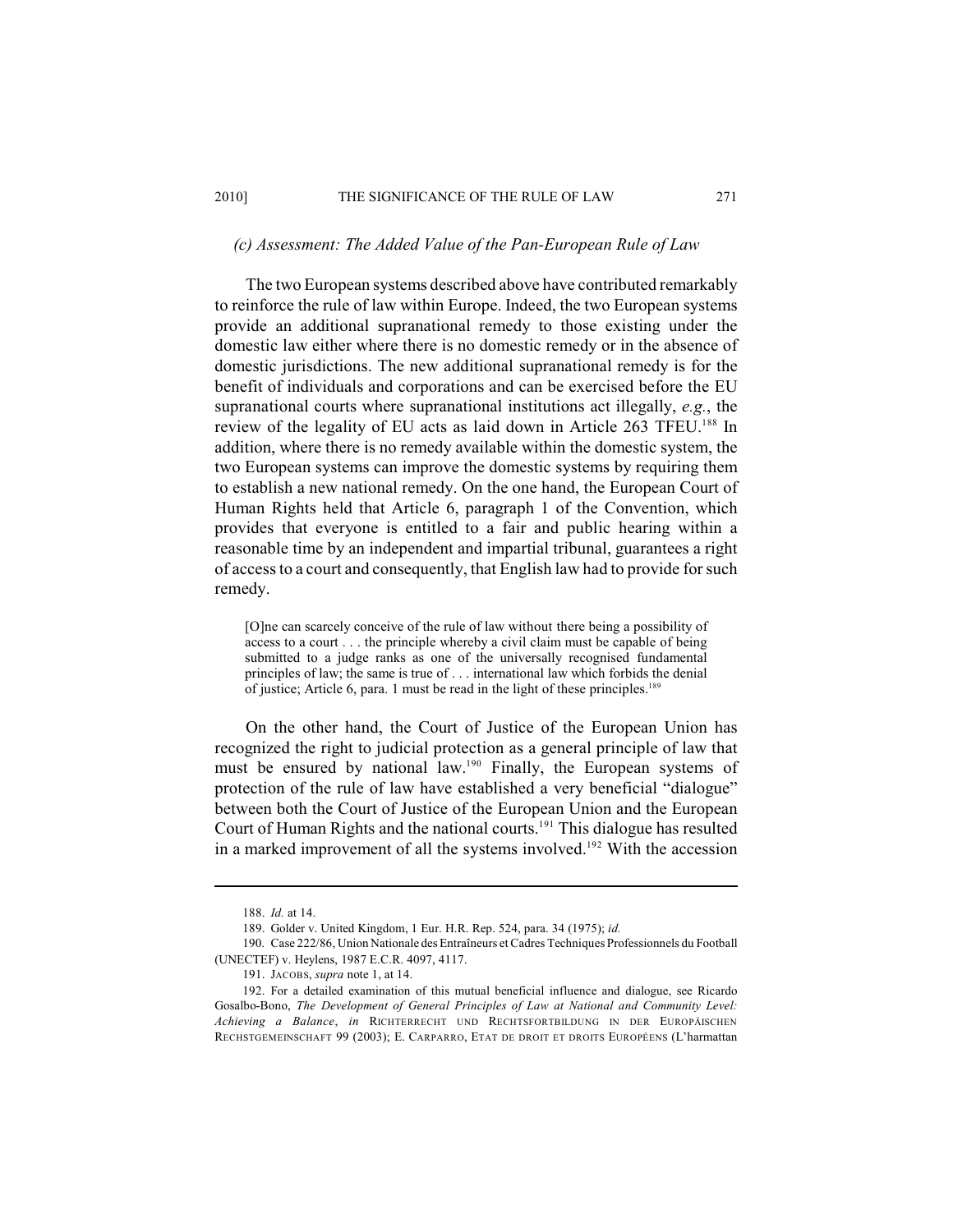### (c) Assessment: The Added Value of the Pan-European Rule of Law

The two European systems described above have contributed remarkably to reinforce the rule of law within Europe. Indeed, the two European systems provide an additional supranational remedy to those existing under the domestic law either where there is no domestic remedy or in the absence of domestic jurisdictions. The new additional supranational remedy is for the benefit of individuals and corporations and can be exercised before the EU supranational courts where supranational institutions act illegally, *e.g.*, the review of the legality of EU acts as laid down in Article 263 TFEU.[188] In addition, where there is no remedy available within the domestic system, the two European systems can improve the domestic systems by requiring them to establish a new national remedy. On the one hand, the European Court of Human Rights held that Article 6, paragraph 1 of the Convention, which provides that everyone is entitled to a fair and public hearing within a reasonable time by an independent and impartial tribunal, guarantees a right of access to a court and consequently, that English law had to provide for such remedy.

> [O]ne can scarcely conceive of the rule of law without there being a possibility of access to a court . . . the principle whereby a civil claim must be capable of being submitted to a judge ranks as one of the universally recognised fundamental principles of law; the same is true of . . . international law which forbids the denial of justice; Article 6, para. 1 must be read in the light of these principles.[189]

On the other hand, the Court of Justice of the European Union has recognized the right to judicial protection as a general principle of law that must be ensured by national law.[190] Finally, the European systems of protection of the rule of law have established a very beneficial "dialogue" between both the Court of Justice of the European Union and the European Court of Human Rights and the national courts.[191] This dialogue has resulted in a marked improvement of all the systems involved.[192] With the accession

---

188. *Id.* at 14.

189. Golder v. United Kingdom, 1 Eur. H.R. Rep. 524, para. 34 (1975); *id.*

190. Case 222/86, Union Nationale des Entraîneurs et Cadres Techniques Professionnels du Football (UNECTEF) v. Heylens, 1987 E.C.R. 4097, 4117.

191. JACOBS, *supra* note 1, at 14.

192. For a detailed examination of this mutual beneficial influence and dialogue, see Ricardo Gosalbo-Bono, *The Development of General Principles of Law at National and Community Level: Achieving a Balance*, *in* RICHTERRECHT UND RECHTSFORTBILDUNG IN DER EUROPÄISCHEN RECHTSGEMEINSCHAFT 99 (2003); E. CARPARRO, ETAT DE DROIT ET DROITS EUROPÉENS (L'harmattan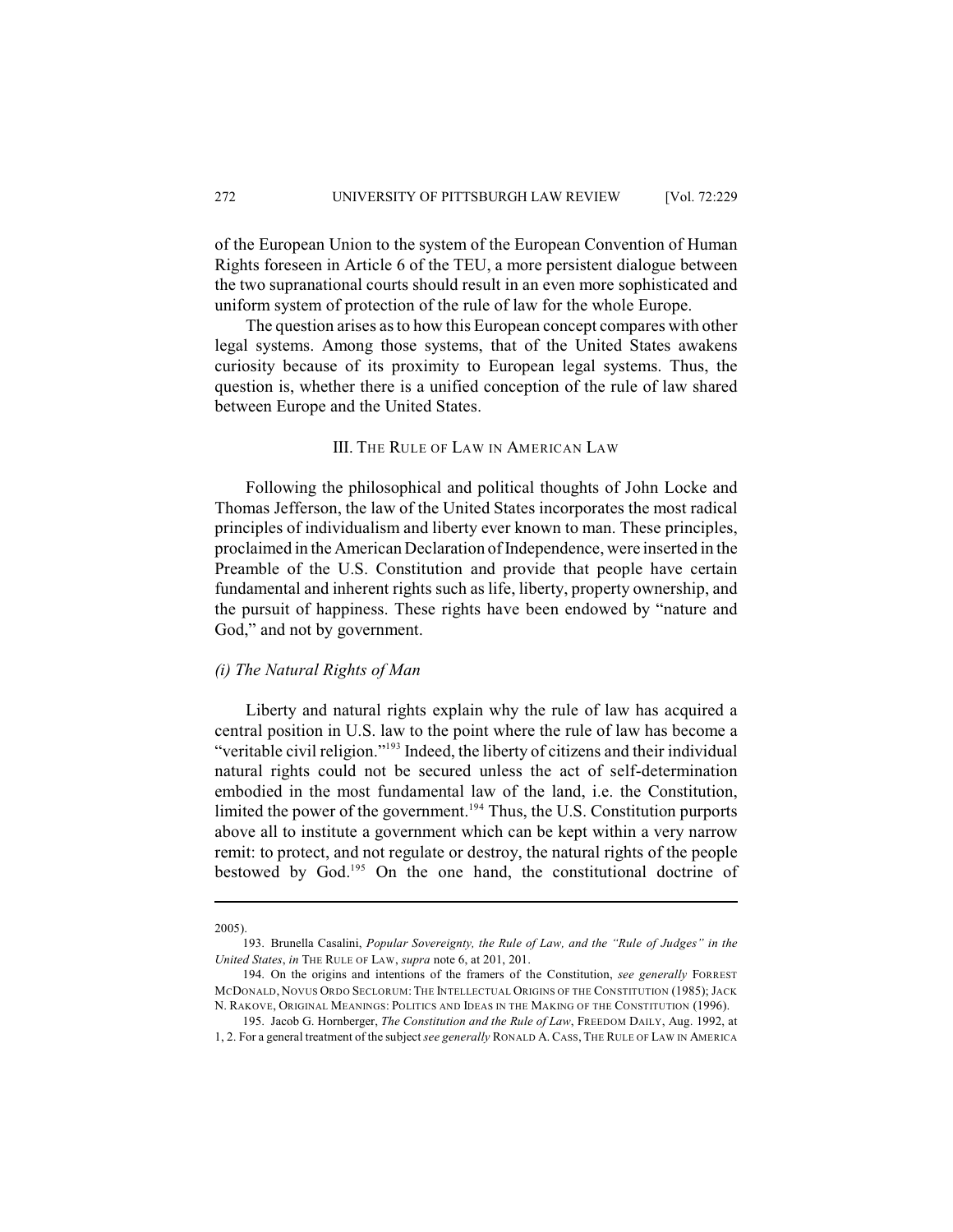of the European Union to the system of the European Convention of Human Rights foreseen in Article 6 of the TEU, a more persistent dialogue between the two supranational courts should result in an even more sophisticated and uniform system of protection of the rule of law for the whole Europe.

The question arises as to how this European concept compares with other legal systems. Among those systems, that of the United States awakens curiosity because of its proximity to European legal systems. Thus, the question is, whether there is a unified conception of the rule of law shared between Europe and the United States.

## III. The Rule of Law in American Law

Following the philosophical and political thoughts of John Locke and Thomas Jefferson, the law of the United States incorporates the most radical principles of individualism and liberty ever known to man. These principles, proclaimed in the American Declaration of Independence, were inserted in the Preamble of the U.S. Constitution and provide that people have certain fundamental and inherent rights such as life, liberty, property ownership, and the pursuit of happiness. These rights have been endowed by "nature and God," and not by government.

### *(i) The Natural Rights of Man*

Liberty and natural rights explain why the rule of law has acquired a central position in U.S. law to the point where the rule of law has become a "veritable civil religion."[193] Indeed, the liberty of citizens and their individual natural rights could not be secured unless the act of self-determination embodied in the most fundamental law of the land, i.e. the Constitution, limited the power of the government.[194] Thus, the U.S. Constitution purports above all to institute a government which can be kept within a very narrow remit: to protect, and not regulate or destroy, the natural rights of the people bestowed by God.[195] On the one hand, the constitutional doctrine of

---

2005).

193. Brunella Casalini, *Popular Sovereignty, the Rule of Law, and the "Rule of Judges" in the United States*, *in* THE RULE OF LAW, *supra* note 6, at 201, 201.

194. On the origins and intentions of the framers of the Constitution, *see generally* FORREST MCDONALD, NOVUS ORDO SECLORUM: THE INTELLECTUAL ORIGINS OF THE CONSTITUTION (1985); JACK N. RAKOVE, ORIGINAL MEANINGS: POLITICS AND IDEAS IN THE MAKING OF THE CONSTITUTION (1996).

195. Jacob G. Hornberger, *The Constitution and the Rule of Law*, FREEDOM DAILY, Aug. 1992, at 1, 2. For a general treatment of the subject *see generally* RONALD A. CASS, THE RULE OF LAW IN AMERICA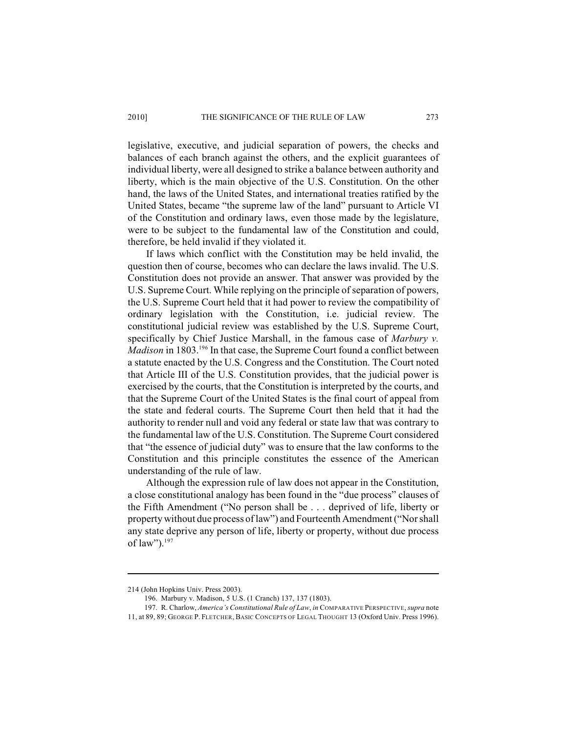legislative, executive, and judicial separation of powers, the checks and balances of each branch against the others, and the explicit guarantees of individual liberty, were all designed to strike a balance between authority and liberty, which is the main objective of the U.S. Constitution. On the other hand, the laws of the United States, and international treaties ratified by the United States, became "the supreme law of the land" pursuant to Article VI of the Constitution and ordinary laws, even those made by the legislature, were to be subject to the fundamental law of the Constitution and could, therefore, be held invalid if they violated it.

If laws which conflict with the Constitution may be held invalid, the question then of course, becomes who can declare the laws invalid. The U.S. Constitution does not provide an answer. That answer was provided by the U.S. Supreme Court. While replying on the principle of separation of powers, the U.S. Supreme Court held that it had power to review the compatibility of ordinary legislation with the Constitution, i.e. judicial review. The constitutional judicial review was established by the U.S. Supreme Court, specifically by Chief Justice Marshall, in the famous case of *Marbury v. Madison* in 1803.[196] In that case, the Supreme Court found a conflict between a statute enacted by the U.S. Congress and the Constitution. The Court noted that Article III of the U.S. Constitution provides, that the judicial power is exercised by the courts, that the Constitution is interpreted by the courts, and that the Supreme Court of the United States is the final court of appeal from the state and federal courts. The Supreme Court then held that it had the authority to render null and void any federal or state law that was contrary to the fundamental law of the U.S. Constitution. The Supreme Court considered that "the essence of judicial duty" was to ensure that the law conforms to the Constitution and this principle constitutes the essence of the American understanding of the rule of law.

Although the expression rule of law does not appear in the Constitution, a close constitutional analogy has been found in the "due process" clauses of the Fifth Amendment ("No person shall be . . . deprived of life, liberty or property without due process of law") and Fourteenth Amendment ("Nor shall any state deprive any person of life, liberty or property, without due process of law").[197]

---

214 (John Hopkins Univ. Press 2003).

196. Marbury v. Madison, 5 U.S. (1 Cranch) 137, 137 (1803).

197. R. Charlow, *America's Constitutional Rule of Law*, *in* COMPARATIVE PERSPECTIVE, *supra* note 11, at 89, 89; GEORGE P. FLETCHER, BASIC CONCEPTS OF LEGAL THOUGHT 13 (Oxford Univ. Press 1996).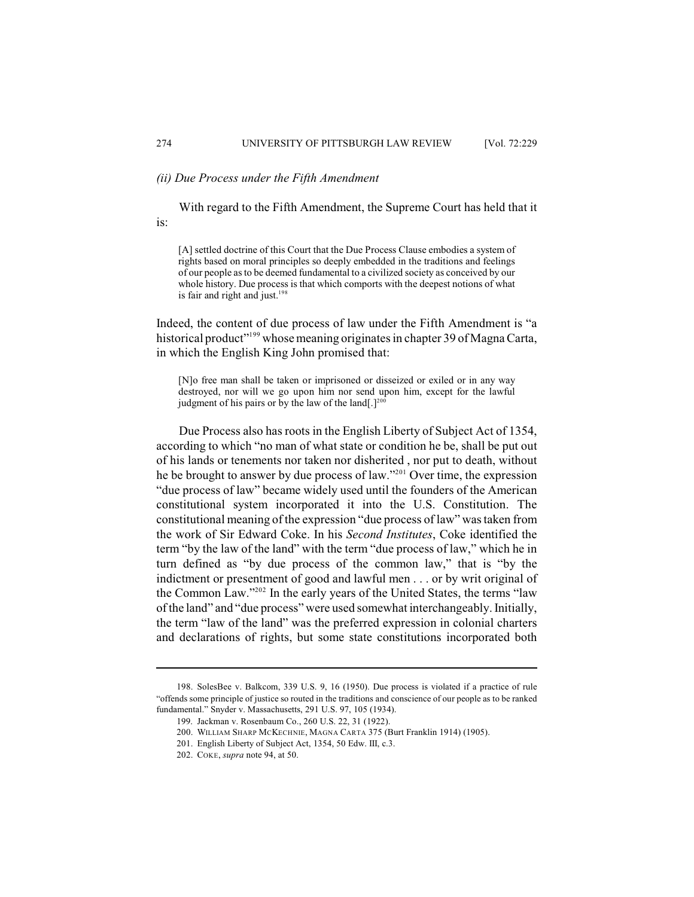*(ii) Due Process under the Fifth Amendment*

With regard to the Fifth Amendment, the Supreme Court has held that it is:

> [A] settled doctrine of this Court that the Due Process Clause embodies a system of rights based on moral principles so deeply embedded in the traditions and feelings of our people as to be deemed fundamental to a civilized society as conceived by our whole history. Due process is that which comports with the deepest notions of what is fair and right and just.[198]

Indeed, the content of due process of law under the Fifth Amendment is "a historical product"[199] whose meaning originates in chapter 39 of Magna Carta, in which the English King John promised that:

> [N]o free man shall be taken or imprisoned or disseized or exiled or in any way destroyed, nor will we go upon him nor send upon him, except for the lawful judgment of his pairs or by the law of the land[.][200]

Due Process also has roots in the English Liberty of Subject Act of 1354, according to which "no man of what state or condition he be, shall be put out of his lands or tenements nor taken nor disherited , nor put to death, without he be brought to answer by due process of law."[201] Over time, the expression "due process of law" became widely used until the founders of the American constitutional system incorporated it into the U.S. Constitution. The constitutional meaning of the expression "due process of law" was taken from the work of Sir Edward Coke. In his *Second Institutes*, Coke identified the term "by the law of the land" with the term "due process of law," which he in turn defined as "by due process of the common law," that is "by the indictment or presentment of good and lawful men . . . or by writ original of the Common Law."[202] In the early years of the United States, the terms "law of the land" and "due process" were used somewhat interchangeably. Initially, the term "law of the land" was the preferred expression in colonial charters and declarations of rights, but some state constitutions incorporated both

---

198. SolesBee v. Balkcom, 339 U.S. 9, 16 (1950). Due process is violated if a practice of rule "offends some principle of justice so routed in the traditions and conscience of our people as to be ranked fundamental." Snyder v. Massachusetts, 291 U.S. 97, 105 (1934).

199. Jackman v. Rosenbaum Co., 260 U.S. 22, 31 (1922).

200. WILLIAM SHARP MCKECHNIE, MAGNA CARTA 375 (Burt Franklin 1914) (1905).

201. English Liberty of Subject Act, 1354, 50 Edw. III, c.3.

202. COKE, *supra* note 94, at 50.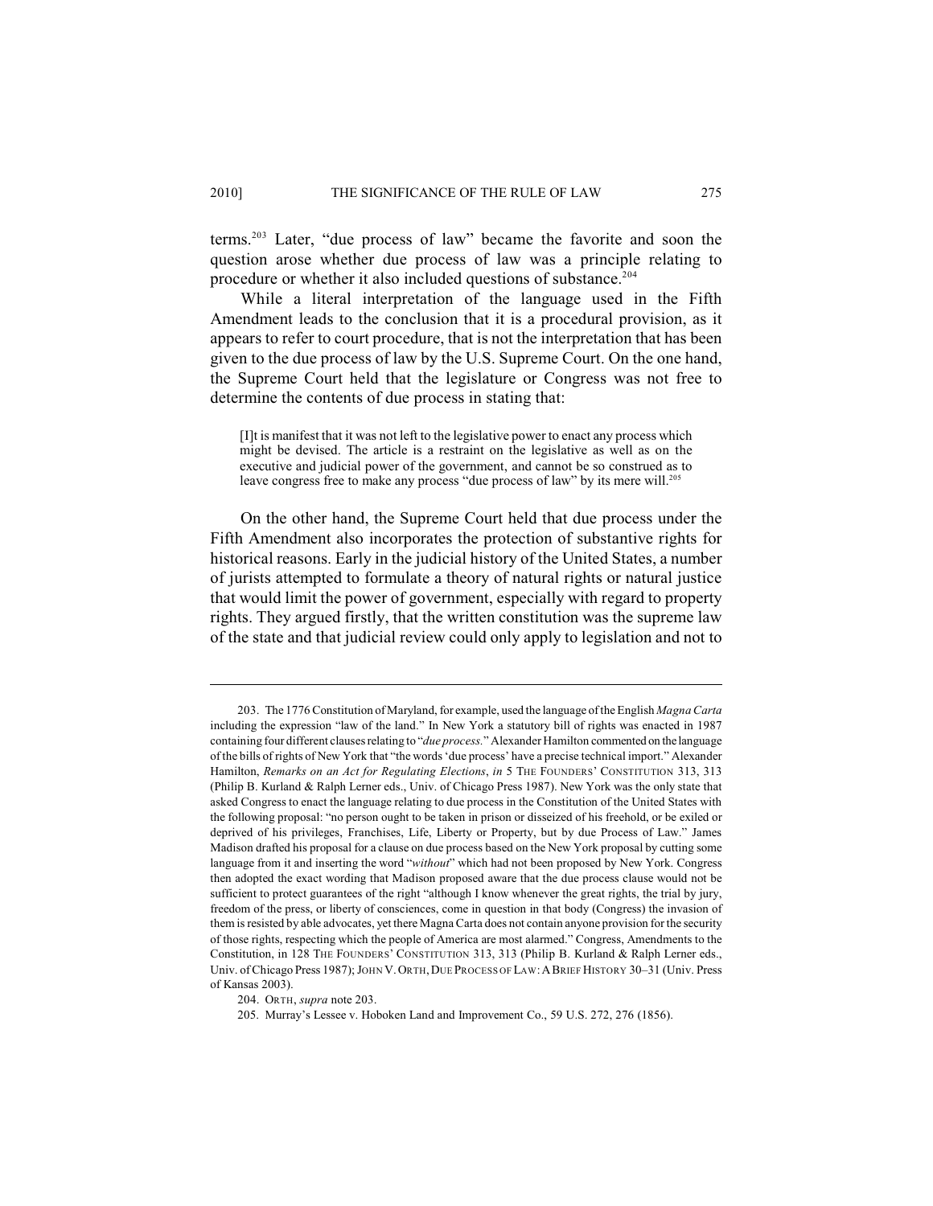terms.[203] Later, "due process of law" became the favorite and soon the question arose whether due process of law was a principle relating to procedure or whether it also included questions of substance.[204]

While a literal interpretation of the language used in the Fifth Amendment leads to the conclusion that it is a procedural provision, as it appears to refer to court procedure, that is not the interpretation that has been given to the due process of law by the U.S. Supreme Court. On the one hand, the Supreme Court held that the legislature or Congress was not free to determine the contents of due process in stating that:

> [I]t is manifest that it was not left to the legislative power to enact any process which might be devised. The article is a restraint on the legislative as well as on the executive and judicial power of the government, and cannot be so construed as to leave congress free to make any process "due process of law" by its mere will.[205]

On the other hand, the Supreme Court held that due process under the Fifth Amendment also incorporates the protection of substantive rights for historical reasons. Early in the judicial history of the United States, a number of jurists attempted to formulate a theory of natural rights or natural justice that would limit the power of government, especially with regard to property rights. They argued firstly, that the written constitution was the supreme law of the state and that judicial review could only apply to legislation and not to

---

203. The 1776 Constitution of Maryland, for example, used the language of the English *Magna Carta* including the expression "law of the land." In New York a statutory bill of rights was enacted in 1987 containing four different clauses relating to "*due process*." Alexander Hamilton commented on the language of the bills of rights of New York that "the words 'due process' have a precise technical import." Alexander Hamilton, *Remarks on an Act for Regulating Elections*, *in* 5 THE FOUNDERS' CONSTITUTION 313, 313 (Philip B. Kurland & Ralph Lerner eds., Univ. of Chicago Press 1987). New York was the only state that asked Congress to enact the language relating to due process in the Constitution of the United States with the following proposal: "no person ought to be taken in prison or disseized of his freehold, or be exiled or deprived of his privileges, Franchises, Life, Liberty or Property, but by due Process of Law." James Madison drafted his proposal for a clause on due process based on the New York proposal by cutting some language from it and inserting the word "*without*" which had not been proposed by New York. Congress then adopted the exact wording that Madison proposed aware that the due process clause would not be sufficient to protect guarantees of the right "although I know whenever the great rights, the trial by jury, freedom of the press, or liberty of consciences, come in question in that body (Congress) the invasion of them is resisted by able advocates, yet there Magna Carta does not contain anyone provision for the security of those rights, respecting which the people of America are most alarmed." Congress, Amendments to the Constitution, in 128 THE FOUNDERS' CONSTITUTION 313, 313 (Philip B. Kurland & Ralph Lerner eds., Univ. of Chicago Press 1987); JOHN V. ORTH, DUE PROCESS OF LAW: A BRIEF HISTORY 30–31 (Univ. Press of Kansas 2003).

204. ORTH, *supra* note 203.

205. Murray's Lessee v. Hoboken Land and Improvement Co., 59 U.S. 272, 276 (1856).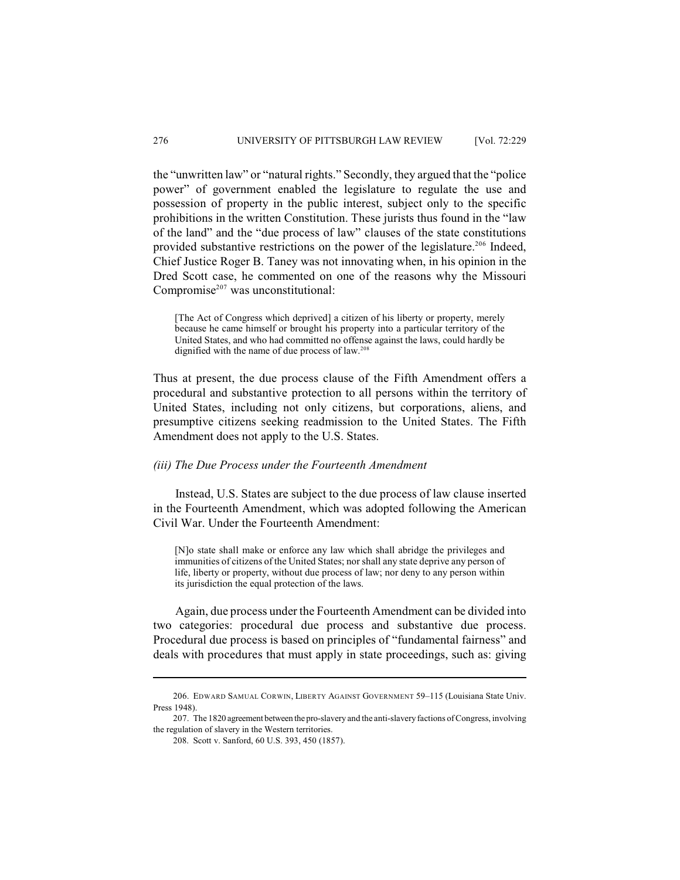the "unwritten law" or "natural rights." Secondly, they argued that the "police power" of government enabled the legislature to regulate the use and possession of property in the public interest, subject only to the specific prohibitions in the written Constitution. These jurists thus found in the "law of the land" and the "due process of law" clauses of the state constitutions provided substantive restrictions on the power of the legislature.[206] Indeed, Chief Justice Roger B. Taney was not innovating when, in his opinion in the Dred Scott case, he commented on one of the reasons why the Missouri Compromise[207] was unconstitutional:

> [The Act of Congress which deprived] a citizen of his liberty or property, merely because he came himself or brought his property into a particular territory of the United States, and who had committed no offense against the laws, could hardly be dignified with the name of due process of law.[208]

Thus at present, the due process clause of the Fifth Amendment offers a procedural and substantive protection to all persons within the territory of United States, including not only citizens, but corporations, aliens, and presumptive citizens seeking readmission to the United States. The Fifth Amendment does not apply to the U.S. States.

### *(iii) The Due Process under the Fourteenth Amendment*

Instead, U.S. States are subject to the due process of law clause inserted in the Fourteenth Amendment, which was adopted following the American Civil War. Under the Fourteenth Amendment:

> [N]o state shall make or enforce any law which shall abridge the privileges and immunities of citizens of the United States; nor shall any state deprive any person of life, liberty or property, without due process of law; nor deny to any person within its jurisdiction the equal protection of the laws.

Again, due process under the Fourteenth Amendment can be divided into two categories: procedural due process and substantive due process. Procedural due process is based on principles of "fundamental fairness" and deals with procedures that must apply in state proceedings, such as: giving

---

206. EDWARD SAMUAL CORWIN, LIBERTY AGAINST GOVERNMENT 59–115 (Louisiana State Univ. Press 1948).

207. The 1820 agreement between the pro-slavery and the anti-slavery factions of Congress, involving the regulation of slavery in the Western territories.

208. Scott v. Sanford, 60 U.S. 393, 450 (1857).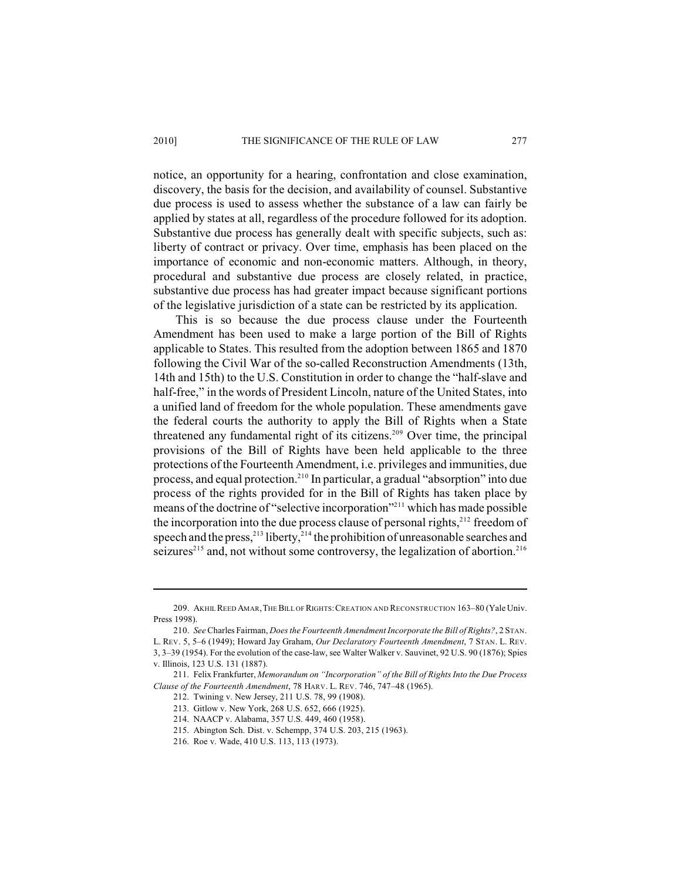notice, an opportunity for a hearing, confrontation and close examination, discovery, the basis for the decision, and availability of counsel. Substantive due process is used to assess whether the substance of a law can fairly be applied by states at all, regardless of the procedure followed for its adoption. Substantive due process has generally dealt with specific subjects, such as: liberty of contract or privacy. Over time, emphasis has been placed on the importance of economic and non-economic matters. Although, in theory, procedural and substantive due process are closely related, in practice, substantive due process has had greater impact because significant portions of the legislative jurisdiction of a state can be restricted by its application.

This is so because the due process clause under the Fourteenth Amendment has been used to make a large portion of the Bill of Rights applicable to States. This resulted from the adoption between 1865 and 1870 following the Civil War of the so-called Reconstruction Amendments (13th, 14th and 15th) to the U.S. Constitution in order to change the "half-slave and half-free," in the words of President Lincoln, nature of the United States, into a unified land of freedom for the whole population. These amendments gave the federal courts the authority to apply the Bill of Rights when a State threatened any fundamental right of its citizens.[209] Over time, the principal provisions of the Bill of Rights have been held applicable to the three protections of the Fourteenth Amendment, i.e. privileges and immunities, due process, and equal protection.[210] In particular, a gradual "absorption" into due process of the rights provided for in the Bill of Rights has taken place by means of the doctrine of "selective incorporation"[211] which has made possible the incorporation into the due process clause of personal rights,[212] freedom of speech and the press,[213] liberty,[214] the prohibition of unreasonable searches and seizures[215] and, not without some controversy, the legalization of abortion.[216]

---

209. AKHIL REED AMAR, THE BILL OF RIGHTS: CREATION AND RECONSTRUCTION 163–80 (Yale Univ. Press 1998).

210. *See* Charles Fairman, *Does the Fourteenth Amendment Incorporate the Bill of Rights?*, 2 STAN. L. REV. 5, 5–6 (1949); Howard Jay Graham, *Our Declaratory Fourteenth Amendment*, 7 STAN. L. REV. 3, 3–39 (1954). For the evolution of the case-law, see Walter Walker v. Sauvinet, 92 U.S. 90 (1876); Spies v. Illinois, 123 U.S. 131 (1887).

211. Felix Frankfurter, *Memorandum on "Incorporation" of the Bill of Rights Into the Due Process Clause of the Fourteenth Amendment*, 78 HARV. L. REV. 746, 747–48 (1965).

212. Twining v. New Jersey, 211 U.S. 78, 99 (1908).

213. Gitlow v. New York, 268 U.S. 652, 666 (1925).

214. NAACP v. Alabama, 357 U.S. 449, 460 (1958).

215. Abington Sch. Dist. v. Schempp, 374 U.S. 203, 215 (1963).

216. Roe v. Wade, 410 U.S. 113, 113 (1973).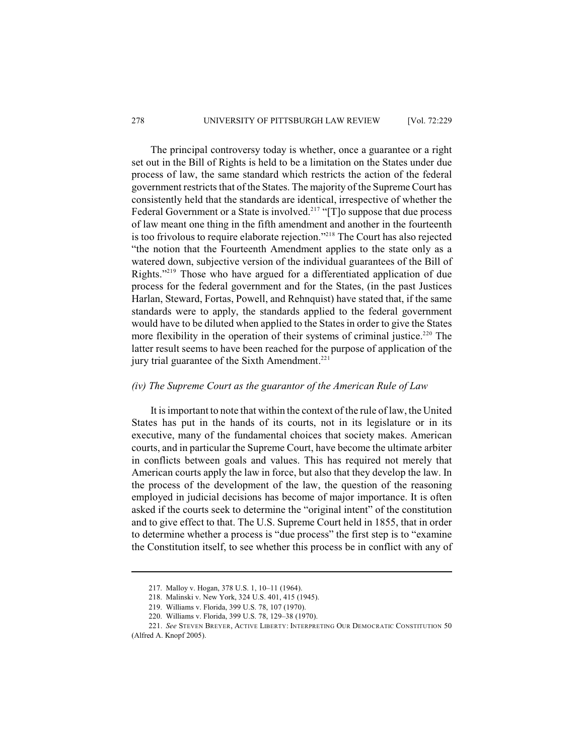The principal controversy today is whether, once a guarantee or a right set out in the Bill of Rights is held to be a limitation on the States under due process of law, the same standard which restricts the action of the federal government restricts that of the States. The majority of the Supreme Court has consistently held that the standards are identical, irrespective of whether the Federal Government or a State is involved.[217] "[T]o suppose that due process of law meant one thing in the fifth amendment and another in the fourteenth is too frivolous to require elaborate rejection."[218] The Court has also rejected "the notion that the Fourteenth Amendment applies to the state only as a watered down, subjective version of the individual guarantees of the Bill of Rights."[219] Those who have argued for a differentiated application of due process for the federal government and for the States, (in the past Justices Harlan, Steward, Fortas, Powell, and Rehnquist) have stated that, if the same standards were to apply, the standards applied to the federal government would have to be diluted when applied to the States in order to give the States more flexibility in the operation of their systems of criminal justice.[220] The latter result seems to have been reached for the purpose of application of the jury trial guarantee of the Sixth Amendment.[221]

### *(iv) The Supreme Court as the guarantor of the American Rule of Law*

It is important to note that within the context of the rule of law, the United States has put in the hands of its courts, not in its legislature or in its executive, many of the fundamental choices that society makes. American courts, and in particular the Supreme Court, have become the ultimate arbiter in conflicts between goals and values. This has required not merely that American courts apply the law in force, but also that they develop the law. In the process of the development of the law, the question of the reasoning employed in judicial decisions has become of major importance. It is often asked if the courts seek to determine the "original intent" of the constitution and to give effect to that. The U.S. Supreme Court held in 1855, that in order to determine whether a process is "due process" the first step is to "examine the Constitution itself, to see whether this process be in conflict with any of

---

217. Malloy v. Hogan, 378 U.S. 1, 10–11 (1964).

218. Malinski v. New York, 324 U.S. 401, 415 (1945).

219. Williams v. Florida, 399 U.S. 78, 107 (1970).

220. Williams v. Florida, 399 U.S. 78, 129–38 (1970).

221. *See* STEVEN BREYER, ACTIVE LIBERTY: INTERPRETING OUR DEMOCRATIC CONSTITUTION 50 (Alfred A. Knopf 2005).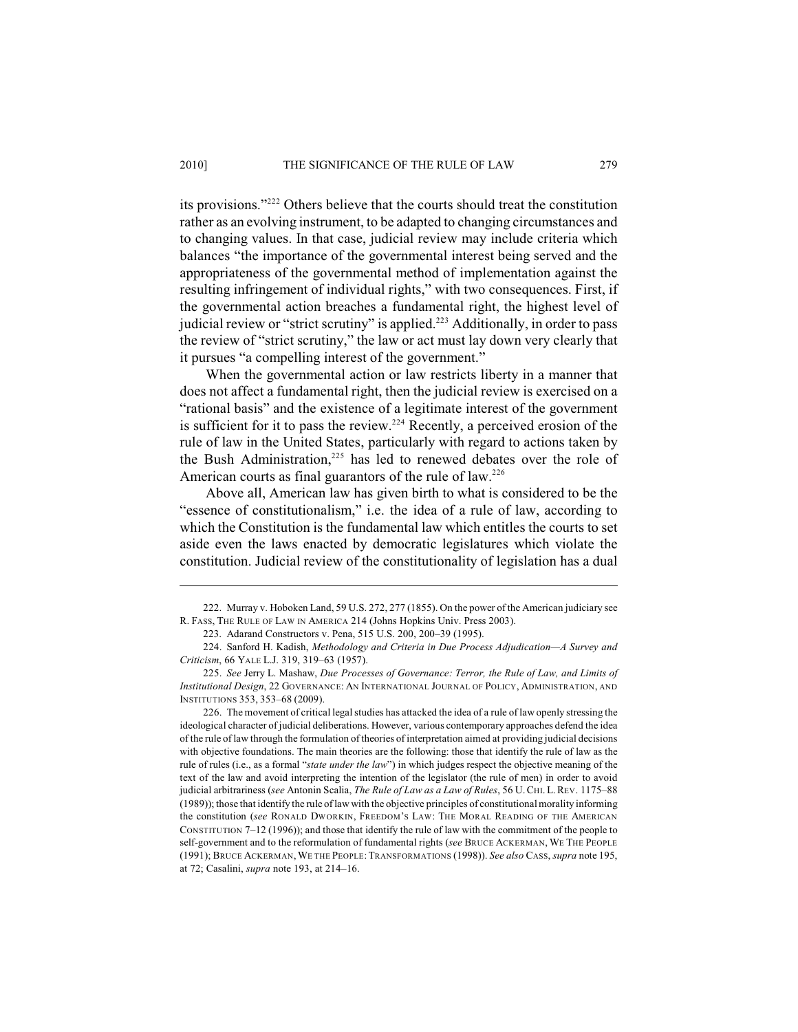its provisions."[222] Others believe that the courts should treat the constitution rather as an evolving instrument, to be adapted to changing circumstances and to changing values. In that case, judicial review may include criteria which balances "the importance of the governmental interest being served and the appropriateness of the governmental method of implementation against the resulting infringement of individual rights," with two consequences. First, if the governmental action breaches a fundamental right, the highest level of judicial review or "strict scrutiny" is applied.[223] Additionally, in order to pass the review of "strict scrutiny," the law or act must lay down very clearly that it pursues "a compelling interest of the government."

When the governmental action or law restricts liberty in a manner that does not affect a fundamental right, then the judicial review is exercised on a "rational basis" and the existence of a legitimate interest of the government is sufficient for it to pass the review.[224] Recently, a perceived erosion of the rule of law in the United States, particularly with regard to actions taken by the Bush Administration,[225] has led to renewed debates over the role of American courts as final guarantors of the rule of law.[226]

Above all, American law has given birth to what is considered to be the "essence of constitutionalism," i.e. the idea of a rule of law, according to which the Constitution is the fundamental law which entitles the courts to set aside even the laws enacted by democratic legislatures which violate the constitution. Judicial review of the constitutionality of legislation has a dual

---

222. Murray v. Hoboken Land, 59 U.S. 272, 277 (1855). On the power of the American judiciary see R. FASS, THE RULE OF LAW IN AMERICA 214 (Johns Hopkins Univ. Press 2003).

223. Adarand Constructors v. Pena, 515 U.S. 200, 200–39 (1995).

224. Sanford H. Kadish, *Methodology and Criteria in Due Process Adjudication—A Survey and Criticism*, 66 YALE L.J. 319, 319–63 (1957).

225. *See* Jerry L. Mashaw, *Due Processes of Governance: Terror, the Rule of Law, and Limits of Institutional Design*, 22 GOVERNANCE: AN INTERNATIONAL JOURNAL OF POLICY, ADMINISTRATION, AND INSTITUTIONS 353, 353–68 (2009).

226. The movement of critical legal studies has attacked the idea of a rule of law openly stressing the ideological character of judicial deliberations. However, various contemporary approaches defend the idea of the rule of law through the formulation of theories of interpretation aimed at providing judicial decisions with objective foundations. The main theories are the following: those that identify the rule of law as the rule of rules (i.e., as a formal "*state under the law*") in which judges respect the objective meaning of the text of the law and avoid interpreting the intention of the legislator (the rule of men) in order to avoid judicial arbitrariness (*see* Antonin Scalia, *The Rule of Law as a Law of Rules*, 56 U. CHI. L. REV. 1175–88 (1989)); those that identify the rule of law with the objective principles of constitutional morality informing the constitution (*see* RONALD DWORKIN, FREEDOM'S LAW: THE MORAL READING OF THE AMERICAN CONSTITUTION 7–12 (1996)); and those that identify the rule of law with the commitment of the people to self-government and to the reformulation of fundamental rights (*see* BRUCE ACKERMAN, WE THE PEOPLE (1991); BRUCE ACKERMAN, WE THE PEOPLE: TRANSFORMATIONS (1998)). *See also* CASS, *supra* note 195, at 72; Casalini, *supra* note 193, at 214–16.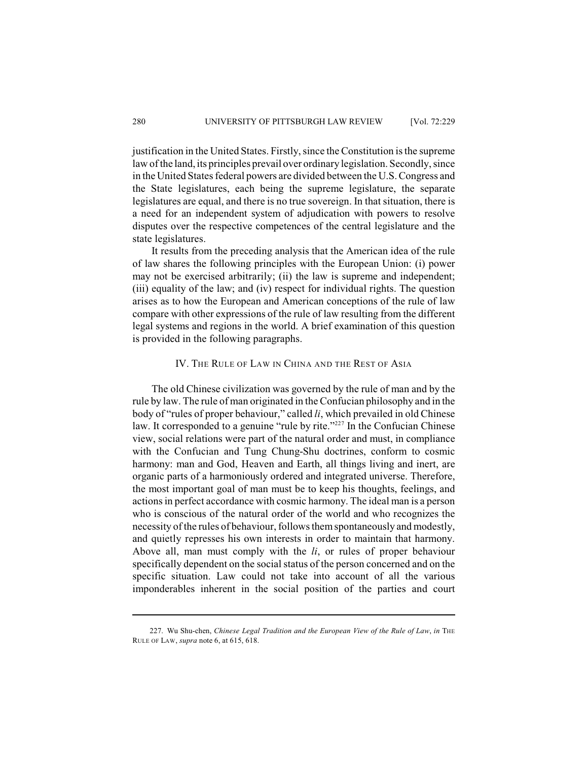justification in the United States. Firstly, since the Constitution is the supreme law of the land, its principles prevail over ordinary legislation. Secondly, since in the United States federal powers are divided between the U.S. Congress and the State legislatures, each being the supreme legislature, the separate legislatures are equal, and there is no true sovereign. In that situation, there is a need for an independent system of adjudication with powers to resolve disputes over the respective competences of the central legislature and the state legislatures.

It results from the preceding analysis that the American idea of the rule of law shares the following principles with the European Union: (i) power may not be exercised arbitrarily; (ii) the law is supreme and independent; (iii) equality of the law; and (iv) respect for individual rights. The question arises as to how the European and American conceptions of the rule of law compare with other expressions of the rule of law resulting from the different legal systems and regions in the world. A brief examination of this question is provided in the following paragraphs.

## IV. THE RULE OF LAW IN CHINA AND THE REST OF ASIA

The old Chinese civilization was governed by the rule of man and by the rule by law. The rule of man originated in the Confucian philosophy and in the body of "rules of proper behaviour," called *li*, which prevailed in old Chinese law. It corresponded to a genuine "rule by rite."[227] In the Confucian Chinese view, social relations were part of the natural order and must, in compliance with the Confucian and Tung Chung-Shu doctrines, conform to cosmic harmony: man and God, Heaven and Earth, all things living and inert, are organic parts of a harmoniously ordered and integrated universe. Therefore, the most important goal of man must be to keep his thoughts, feelings, and actions in perfect accordance with cosmic harmony. The ideal man is a person who is conscious of the natural order of the world and who recognizes the necessity of the rules of behaviour, follows them spontaneously and modestly, and quietly represses his own interests in order to maintain that harmony. Above all, man must comply with the *li*, or rules of proper behaviour specifically dependent on the social status of the person concerned and on the specific situation. Law could not take into account of all the various imponderables inherent in the social position of the parties and court

---

227. Wu Shu-chen, *Chinese Legal Tradition and the European View of the Rule of Law*, *in* THE RULE OF LAW, *supra* note 6, at 615, 618.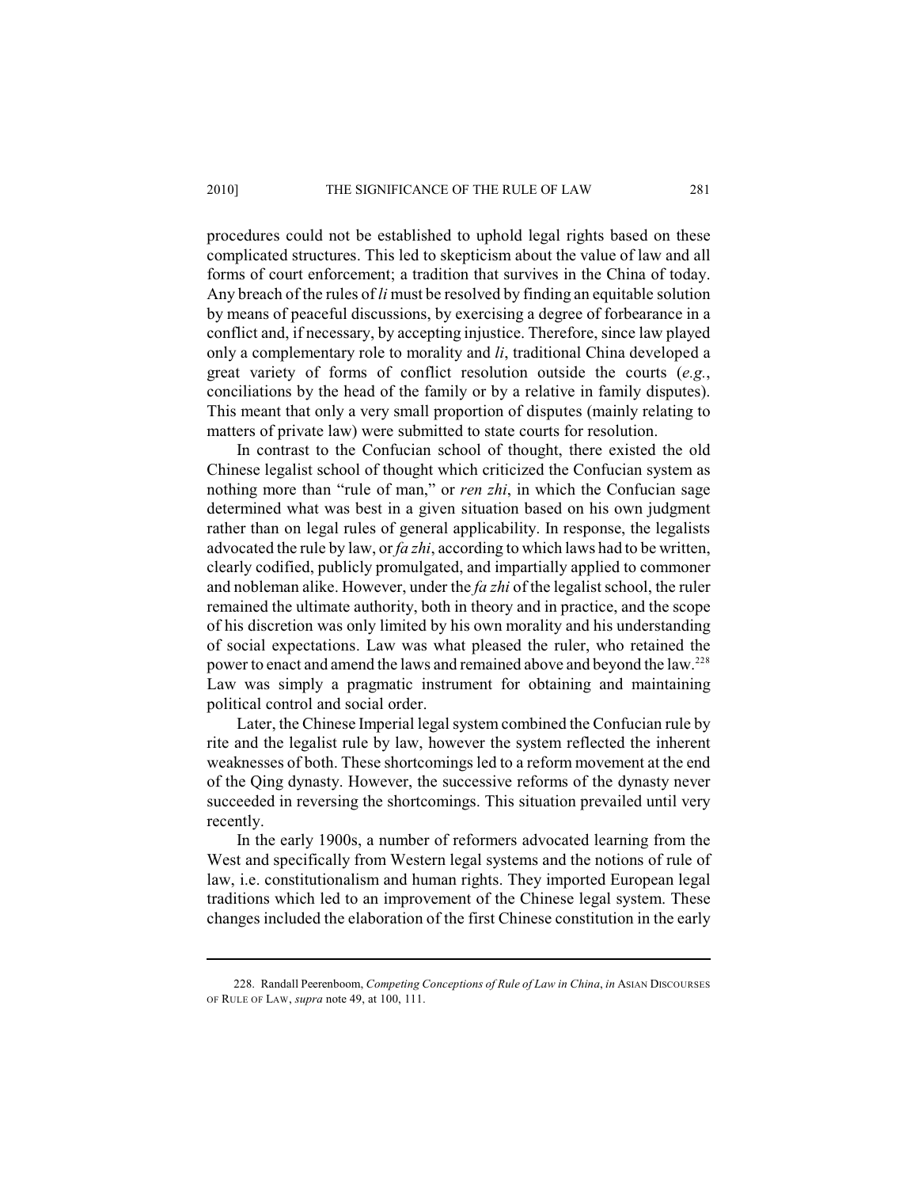procedures could not be established to uphold legal rights based on these complicated structures. This led to skepticism about the value of law and all forms of court enforcement; a tradition that survives in the China of today. Any breach of the rules of *li* must be resolved by finding an equitable solution by means of peaceful discussions, by exercising a degree of forbearance in a conflict and, if necessary, by accepting injustice. Therefore, since law played only a complementary role to morality and *li*, traditional China developed a great variety of forms of conflict resolution outside the courts (*e.g.*, conciliations by the head of the family or by a relative in family disputes). This meant that only a very small proportion of disputes (mainly relating to matters of private law) were submitted to state courts for resolution.

In contrast to the Confucian school of thought, there existed the old Chinese legalist school of thought which criticized the Confucian system as nothing more than "rule of man," or *ren zhi*, in which the Confucian sage determined what was best in a given situation based on his own judgment rather than on legal rules of general applicability. In response, the legalists advocated the rule by law, or *fa zhi*, according to which laws had to be written, clearly codified, publicly promulgated, and impartially applied to commoner and nobleman alike. However, under the *fa zhi* of the legalist school, the ruler remained the ultimate authority, both in theory and in practice, and the scope of his discretion was only limited by his own morality and his understanding of social expectations. Law was what pleased the ruler, who retained the power to enact and amend the laws and remained above and beyond the law.[228] Law was simply a pragmatic instrument for obtaining and maintaining political control and social order.

Later, the Chinese Imperial legal system combined the Confucian rule by rite and the legalist rule by law, however the system reflected the inherent weaknesses of both. These shortcomings led to a reform movement at the end of the Qing dynasty. However, the successive reforms of the dynasty never succeeded in reversing the shortcomings. This situation prevailed until very recently.

In the early 1900s, a number of reformers advocated learning from the West and specifically from Western legal systems and the notions of rule of law, i.e. constitutionalism and human rights. They imported European legal traditions which led to an improvement of the Chinese legal system. These changes included the elaboration of the first Chinese constitution in the early

---

228. Randall Peerenboom, *Competing Conceptions of Rule of Law in China*, *in* ASIAN DISCOURSES OF RULE OF LAW, *supra* note 49, at 100, 111.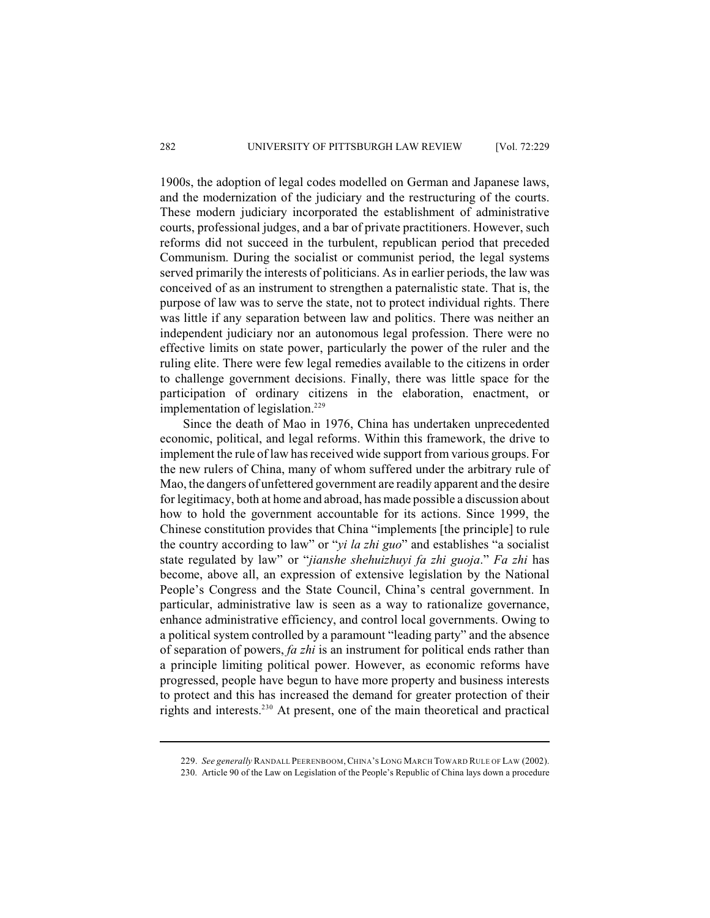1900s, the adoption of legal codes modelled on German and Japanese laws, and the modernization of the judiciary and the restructuring of the courts. These modern judiciary incorporated the establishment of administrative courts, professional judges, and a bar of private practitioners. However, such reforms did not succeed in the turbulent, republican period that preceded Communism. During the socialist or communist period, the legal systems served primarily the interests of politicians. As in earlier periods, the law was conceived of as an instrument to strengthen a paternalistic state. That is, the purpose of law was to serve the state, not to protect individual rights. There was little if any separation between law and politics. There was neither an independent judiciary nor an autonomous legal profession. There were no effective limits on state power, particularly the power of the ruler and the ruling elite. There were few legal remedies available to the citizens in order to challenge government decisions. Finally, there was little space for the participation of ordinary citizens in the elaboration, enactment, or implementation of legislation.[229]

Since the death of Mao in 1976, China has undertaken unprecedented economic, political, and legal reforms. Within this framework, the drive to implement the rule of law has received wide support from various groups. For the new rulers of China, many of whom suffered under the arbitrary rule of Mao, the dangers of unfettered government are readily apparent and the desire for legitimacy, both at home and abroad, has made possible a discussion about how to hold the government accountable for its actions. Since 1999, the Chinese constitution provides that China "implements [the principle] to rule the country according to law" or "*yi la zhi guo*" and establishes "a socialist state regulated by law" or "*jianshe shehuizhuyi fa zhi guoja*." *Fa zhi* has become, above all, an expression of extensive legislation by the National People's Congress and the State Council, China's central government. In particular, administrative law is seen as a way to rationalize governance, enhance administrative efficiency, and control local governments. Owing to a political system controlled by a paramount "leading party" and the absence of separation of powers, *fa zhi* is an instrument for political ends rather than a principle limiting political power. However, as economic reforms have progressed, people have begun to have more property and business interests to protect and this has increased the demand for greater protection of their rights and interests.[230] At present, one of the main theoretical and practical

229. *See generally* RANDALL PEERENBOOM, CHINA'S LONG MARCH TOWARD RULE OF LAW (2002).

230. Article 90 of the Law on Legislation of the People's Republic of China lays down a procedure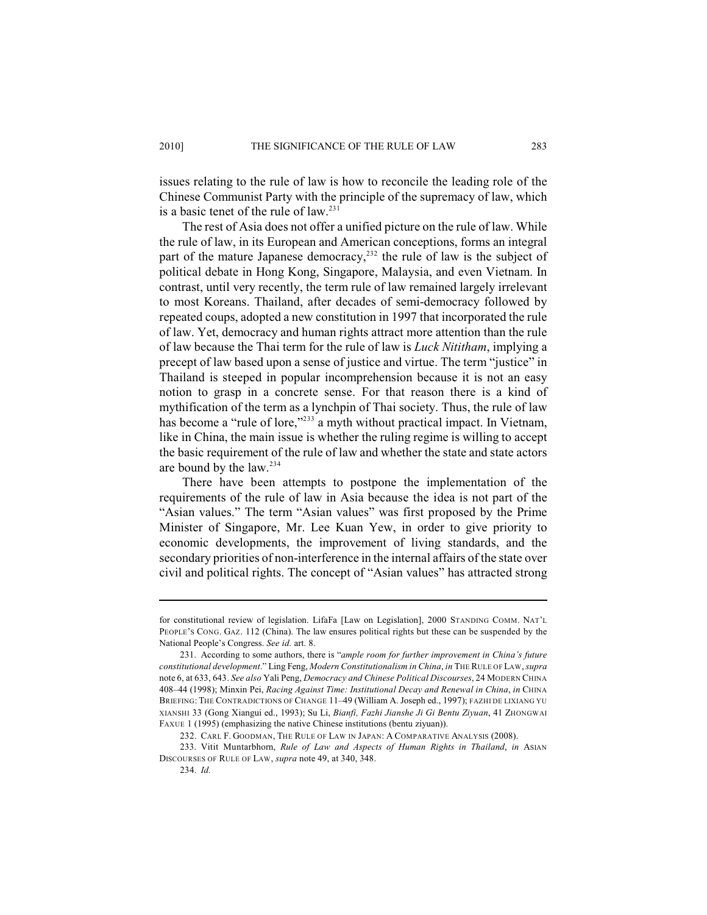issues relating to the rule of law is how to reconcile the leading role of the Chinese Communist Party with the principle of the supremacy of law, which is a basic tenet of the rule of law.[231]

The rest of Asia does not offer a unified picture on the rule of law. While the rule of law, in its European and American conceptions, forms an integral part of the mature Japanese democracy,[232] the rule of law is the subject of political debate in Hong Kong, Singapore, Malaysia, and even Vietnam. In contrast, until very recently, the term rule of law remained largely irrelevant to most Koreans. Thailand, after decades of semi-democracy followed by repeated coups, adopted a new constitution in 1997 that incorporated the rule of law. Yet, democracy and human rights attract more attention than the rule of law because the Thai term for the rule of law is *Luck Nititham*, implying a precept of law based upon a sense of justice and virtue. The term "justice" in Thailand is steeped in popular incomprehension because it is not an easy notion to grasp in a concrete sense. For that reason there is a kind of mythification of the term as a lynchpin of Thai society. Thus, the rule of law has become a "rule of lore,"[233] a myth without practical impact. In Vietnam, like in China, the main issue is whether the ruling regime is willing to accept the basic requirement of the rule of law and whether the state and state actors are bound by the law.[234]

There have been attempts to postpone the implementation of the requirements of the rule of law in Asia because the idea is not part of the "Asian values." The term "Asian values" was first proposed by the Prime Minister of Singapore, Mr. Lee Kuan Yew, in order to give priority to economic developments, the improvement of living standards, and the secondary priorities of non-interference in the internal affairs of the state over civil and political rights. The concept of "Asian values" has attracted strong

---

for constitutional review of legislation. LifaFa [Law on Legislation], 2000 STANDING COMM. NAT'L PEOPLE'S CONG. GAZ. 112 (China). The law ensures political rights but these can be suspended by the National People's Congress. *See id.* art. 8.

231. According to some authors, there is "*ample room for further improvement in China's future constitutional development*." Ling Feng, *Modern Constitutionalism in China*, *in* THE RULE OF LAW, *supra* note 6, at 633, 643. *See also* Yali Peng, *Democracy and Chinese Political Discourses*, 24 MODERN CHINA 408–44 (1998); Minxin Pei, *Racing Against Time: Institutional Decay and Renewal in China*, *in* CHINA BRIEFING: THE CONTRADICTIONS OF CHANGE 11–49 (William A. Joseph ed., 1997); FAZHI DE LIXIANG YU XIANSHI 33 (Gong Xiangui ed., 1993); Su Li, *Bianfi, Fazhi Jianshe Ji Gi Bentu Ziyuan*, 41 ZHONGWAI FAXUE 1 (1995) (emphasizing the native Chinese institutions (bentu ziyuan)).

232. CARL F. GOODMAN, THE RULE OF LAW IN JAPAN: A COMPARATIVE ANALYSIS (2008).

233. Vitit Muntarbhorn, *Rule of Law and Aspects of Human Rights in Thailand*, *in* ASIAN DISCOURSES OF RULE OF LAW, *supra* note 49, at 340, 348.

234. *Id.*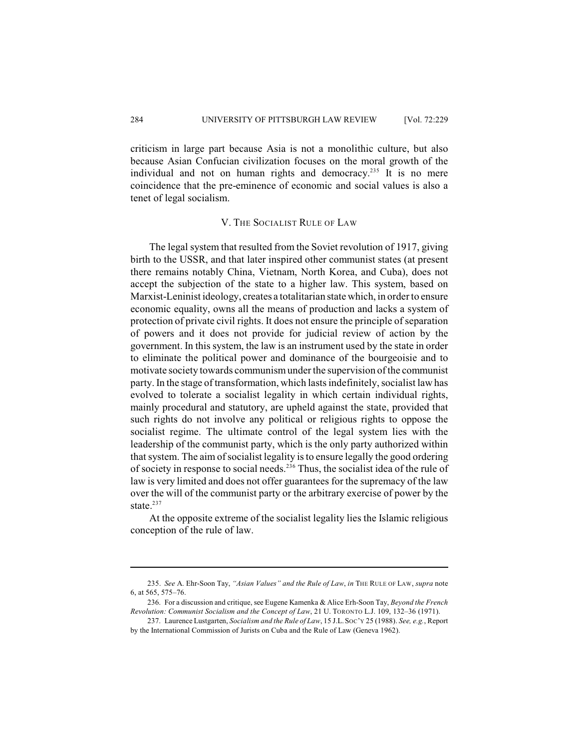criticism in large part because Asia is not a monolithic culture, but also because Asian Confucian civilization focuses on the moral growth of the individual and not on human rights and democracy.[235] It is no mere coincidence that the pre-eminence of economic and social values is also a tenet of legal socialism.

## V. The Socialist Rule of Law

The legal system that resulted from the Soviet revolution of 1917, giving birth to the USSR, and that later inspired other communist states (at present there remains notably China, Vietnam, North Korea, and Cuba), does not accept the subjection of the state to a higher law. This system, based on Marxist-Leninist ideology, creates a totalitarian state which, in order to ensure economic equality, owns all the means of production and lacks a system of protection of private civil rights. It does not ensure the principle of separation of powers and it does not provide for judicial review of action by the government. In this system, the law is an instrument used by the state in order to eliminate the political power and dominance of the bourgeoisie and to motivate society towards communism under the supervision of the communist party. In the stage of transformation, which lasts indefinitely, socialist law has evolved to tolerate a socialist legality in which certain individual rights, mainly procedural and statutory, are upheld against the state, provided that such rights do not involve any political or religious rights to oppose the socialist regime. The ultimate control of the legal system lies with the leadership of the communist party, which is the only party authorized within that system. The aim of socialist legality is to ensure legally the good ordering of society in response to social needs.[236] Thus, the socialist idea of the rule of law is very limited and does not offer guarantees for the supremacy of the law over the will of the communist party or the arbitrary exercise of power by the state.[237]

At the opposite extreme of the socialist legality lies the Islamic religious conception of the rule of law.

---

235. *See* A. Ehr-Soon Tay, *"Asian Values" and the Rule of Law*, *in* THE RULE OF LAW, *supra* note 6, at 565, 575–76.

236. For a discussion and critique, see Eugene Kamenka & Alice Erh-Soon Tay, *Beyond the French Revolution: Communist Socialism and the Concept of Law*, 21 U. TORONTO L.J. 109, 132–36 (1971).

237. Laurence Lustgarten, *Socialism and the Rule of Law*, 15 J.L. SOC'Y 25 (1988). *See, e.g.*, Report by the International Commission of Jurists on Cuba and the Rule of Law (Geneva 1962).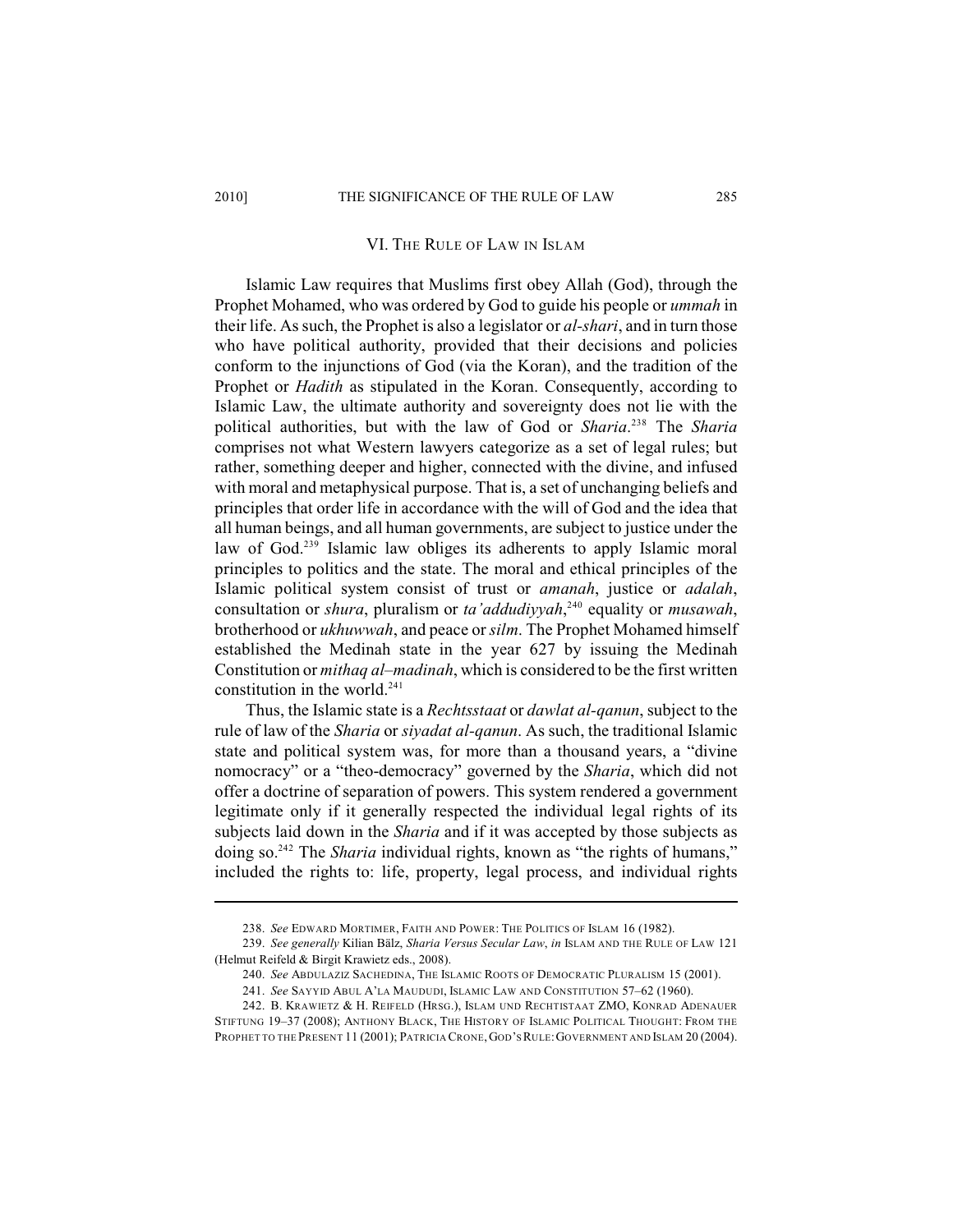## VI. THE RULE OF LAW IN ISLAM

Islamic Law requires that Muslims first obey Allah (God), through the Prophet Mohamed, who was ordered by God to guide his people or *ummah* in their life. As such, the Prophet is also a legislator or *al-shari*, and in turn those who have political authority, provided that their decisions and policies conform to the injunctions of God (via the Koran), and the tradition of the Prophet or *Hadith* as stipulated in the Koran. Consequently, according to Islamic Law, the ultimate authority and sovereignty does not lie with the political authorities, but with the law of God or *Sharia*.[238] The *Sharia* comprises not what Western lawyers categorize as a set of legal rules; but rather, something deeper and higher, connected with the divine, and infused with moral and metaphysical purpose. That is, a set of unchanging beliefs and principles that order life in accordance with the will of God and the idea that all human beings, and all human governments, are subject to justice under the law of God.[239] Islamic law obliges its adherents to apply Islamic moral principles to politics and the state. The moral and ethical principles of the Islamic political system consist of trust or *amanah*, justice or *adalah*, consultation or *shura*, pluralism or *ta'addudiyyah*,[240] equality or *musawah*, brotherhood or *ukhuwwah*, and peace or *silm*. The Prophet Mohamed himself established the Medinah state in the year 627 by issuing the Medinah Constitution or *mithaq al–madinah*, which is considered to be the first written constitution in the world.[241]

Thus, the Islamic state is a *Rechtsstaat* or *dawlat al-qanun*, subject to the rule of law of the *Sharia* or *siyadat al-qanun*. As such, the traditional Islamic state and political system was, for more than a thousand years, a "divine nomocracy" or a "theo-democracy" governed by the *Sharia*, which did not offer a doctrine of separation of powers. This system rendered a government legitimate only if it generally respected the individual legal rights of its subjects laid down in the *Sharia* and if it was accepted by those subjects as doing so.[242] The *Sharia* individual rights, known as "the rights of humans," included the rights to: life, property, legal process, and individual rights

---

238. *See* EDWARD MORTIMER, FAITH AND POWER: THE POLITICS OF ISLAM 16 (1982).

239. *See generally* Kilian Bälz, *Sharia Versus Secular Law*, *in* ISLAM AND THE RULE OF LAW 121 (Helmut Reifeld & Birgit Krawietz eds., 2008).

240. *See* ABDULAZIZ SACHEDINA, THE ISLAMIC ROOTS OF DEMOCRATIC PLURALISM 15 (2001).

241. *See* SAYYID ABUL A'LA MAUDUDI, ISLAMIC LAW AND CONSTITUTION 57–62 (1960).

242. B. KRAWIETZ & H. REIFELD (HRSG.), ISLAM UND RECHTISTAAT ZMO, KONRAD ADENAUER STIFTUNG 19–37 (2008); ANTHONY BLACK, THE HISTORY OF ISLAMIC POLITICAL THOUGHT: FROM THE PROPHET TO THE PRESENT 11 (2001); PATRICIA CRONE, GOD'S RULE: GOVERNMENT AND ISLAM 20 (2004).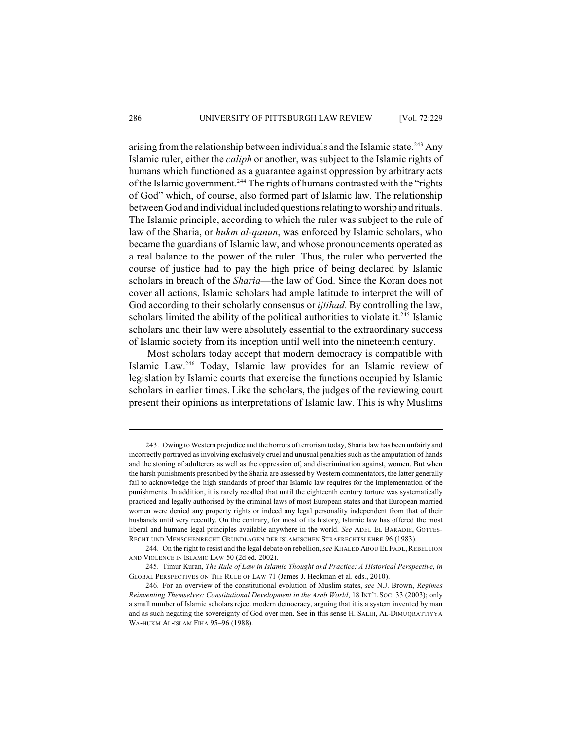arising from the relationship between individuals and the Islamic state.[243] Any Islamic ruler, either the *caliph* or another, was subject to the Islamic rights of humans which functioned as a guarantee against oppression by arbitrary acts of the Islamic government.[244] The rights of humans contrasted with the "rights of God" which, of course, also formed part of Islamic law. The relationship between God and individual included questions relating to worship and rituals. The Islamic principle, according to which the ruler was subject to the rule of law of the Sharia, or *hukm al-qanun*, was enforced by Islamic scholars, who became the guardians of Islamic law, and whose pronouncements operated as a real balance to the power of the ruler. Thus, the ruler who perverted the course of justice had to pay the high price of being declared by Islamic scholars in breach of the *Sharia*—the law of God. Since the Koran does not cover all actions, Islamic scholars had ample latitude to interpret the will of God according to their scholarly consensus or *ijtihad*. By controlling the law, scholars limited the ability of the political authorities to violate it.[245] Islamic scholars and their law were absolutely essential to the extraordinary success of Islamic society from its inception until well into the nineteenth century.

Most scholars today accept that modern democracy is compatible with Islamic Law.[246] Today, Islamic law provides for an Islamic review of legislation by Islamic courts that exercise the functions occupied by Islamic scholars in earlier times. Like the scholars, the judges of the reviewing court present their opinions as interpretations of Islamic law. This is why Muslims

---

243. Owing to Western prejudice and the horrors of terrorism today, Sharia law has been unfairly and incorrectly portrayed as involving exclusively cruel and unusual penalties such as the amputation of hands and the stoning of adulterers as well as the oppression of, and discrimination against, women. But when the harsh punishments prescribed by the Sharia are assessed by Western commentators, the latter generally fail to acknowledge the high standards of proof that Islamic law requires for the implementation of the punishments. In addition, it is rarely recalled that until the eighteenth century torture was systematically practiced and legally authorised by the criminal laws of most European states and that European married women were denied any property rights or indeed any legal personality independent from that of their husbands until very recently. On the contrary, for most of its history, Islamic law has offered the most liberal and humane legal principles available anywhere in the world. *See* ADEL EL BARADIE, GOTTES-RECHT UND MENSCHENRECHT GRUNDLAGEN DER ISLAMISCHEN STRAFRECHTSLEHRE 96 (1983).

244. On the right to resist and the legal debate on rebellion, *see* KHALED ABOU EL FADL, REBELLION AND VIOLENCE IN ISLAMIC LAW 50 (2d ed. 2002).

245. Timur Kuran, *The Rule of Law in Islamic Thought and Practice: A Historical Perspective*, *in* GLOBAL PERSPECTIVES ON THE RULE OF LAW 71 (James J. Heckman et al. eds., 2010).

246. For an overview of the constitutional evolution of Muslim states, *see* N.J. Brown, *Regimes Reinventing Themselves: Constitutional Development in the Arab World*, 18 INT'L SOC. 33 (2003); only a small number of Islamic scholars reject modern democracy, arguing that it is a system invented by man and as such negating the sovereignty of God over men. See in this sense H. SALIH, AL-DIMUQRATTIYYA WA-HUKM AL-ISLAM FIHA 95–96 (1988).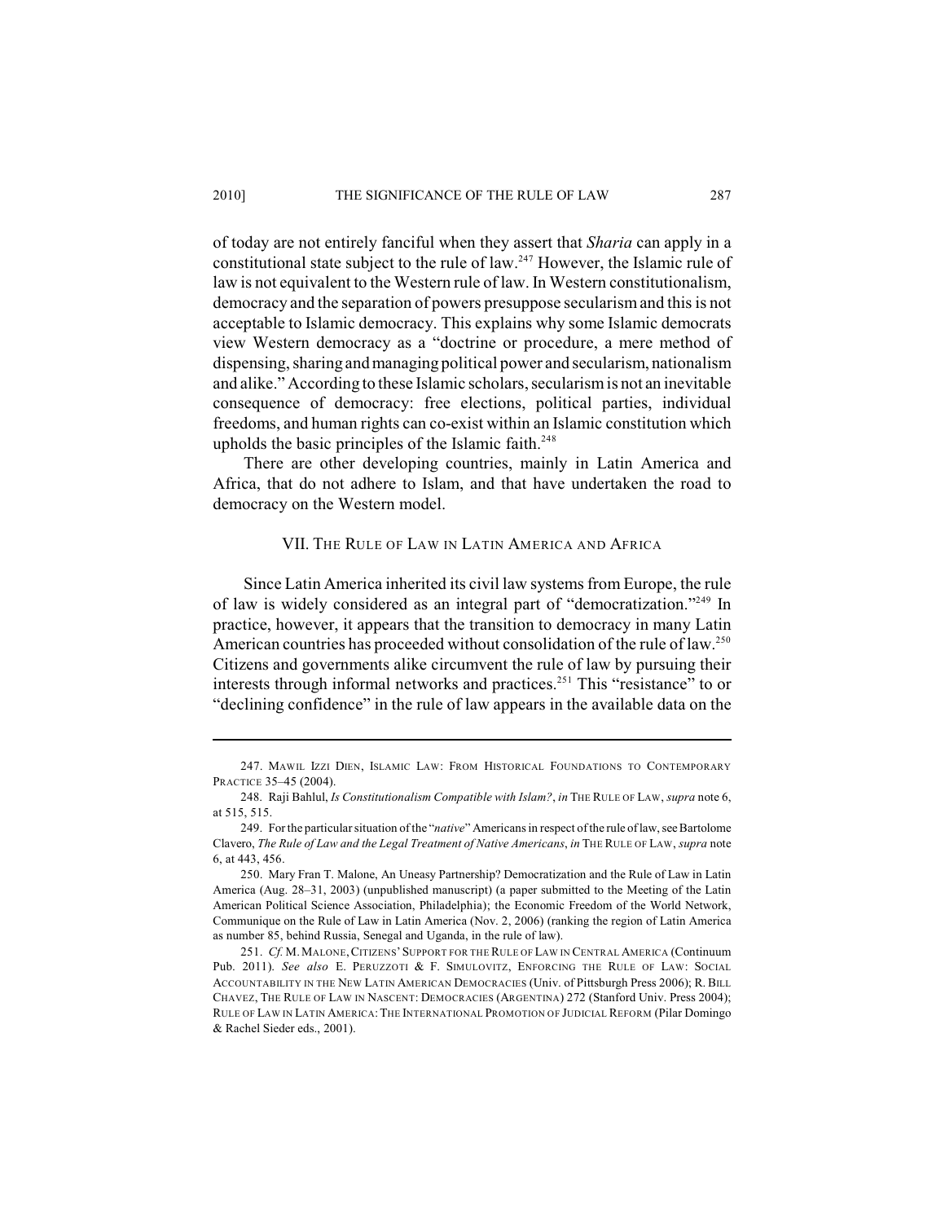of today are not entirely fanciful when they assert that *Sharia* can apply in a constitutional state subject to the rule of law.[247] However, the Islamic rule of law is not equivalent to the Western rule of law. In Western constitutionalism, democracy and the separation of powers presuppose secularism and this is not acceptable to Islamic democracy. This explains why some Islamic democrats view Western democracy as a "doctrine or procedure, a mere method of dispensing, sharing and managing political power and secularism, nationalism and alike." According to these Islamic scholars, secularism is not an inevitable consequence of democracy: free elections, political parties, individual freedoms, and human rights can co-exist within an Islamic constitution which upholds the basic principles of the Islamic faith.[248]

There are other developing countries, mainly in Latin America and Africa, that do not adhere to Islam, and that have undertaken the road to democracy on the Western model.

## VII. The Rule of Law in Latin America and Africa

Since Latin America inherited its civil law systems from Europe, the rule of law is widely considered as an integral part of "democratization."[249] In practice, however, it appears that the transition to democracy in many Latin American countries has proceeded without consolidation of the rule of law.[250] Citizens and governments alike circumvent the rule of law by pursuing their interests through informal networks and practices.[251] This "resistance" to or "declining confidence" in the rule of law appears in the available data on the

---

247. Mawil Izzi Dien, Islamic Law: From Historical Foundations to Contemporary Practice 35–45 (2004).

248. Raji Bahlul, *Is Constitutionalism Compatible with Islam?*, *in* The Rule of Law, *supra* note 6, at 515, 515.

249. For the particular situation of the "*native*" Americans in respect of the rule of law, see Bartolome Clavero, *The Rule of Law and the Legal Treatment of Native Americans*, *in* The Rule of Law, *supra* note 6, at 443, 456.

250. Mary Fran T. Malone, An Uneasy Partnership? Democratization and the Rule of Law in Latin America (Aug. 28–31, 2003) (unpublished manuscript) (a paper submitted to the Meeting of the Latin American Political Science Association, Philadelphia); the Economic Freedom of the World Network, Communique on the Rule of Law in Latin America (Nov. 2, 2006) (ranking the region of Latin America as number 85, behind Russia, Senegal and Uganda, in the rule of law).

251. *Cf.* M. Malone, Citizens' Support for the Rule of Law in Central America (Continuum Pub. 2011). *See also* E. Peruzzoti & F. Simulovitz, Enforcing the Rule of Law: Social Accountability in the New Latin American Democracies (Univ. of Pittsburgh Press 2006); R. Bill Chavez, The Rule of Law in Nascent: Democracies (Argentina) 272 (Stanford Univ. Press 2004); Rule of Law in Latin America: The International Promotion of Judicial Reform (Pilar Domingo & Rachel Sieder eds., 2001).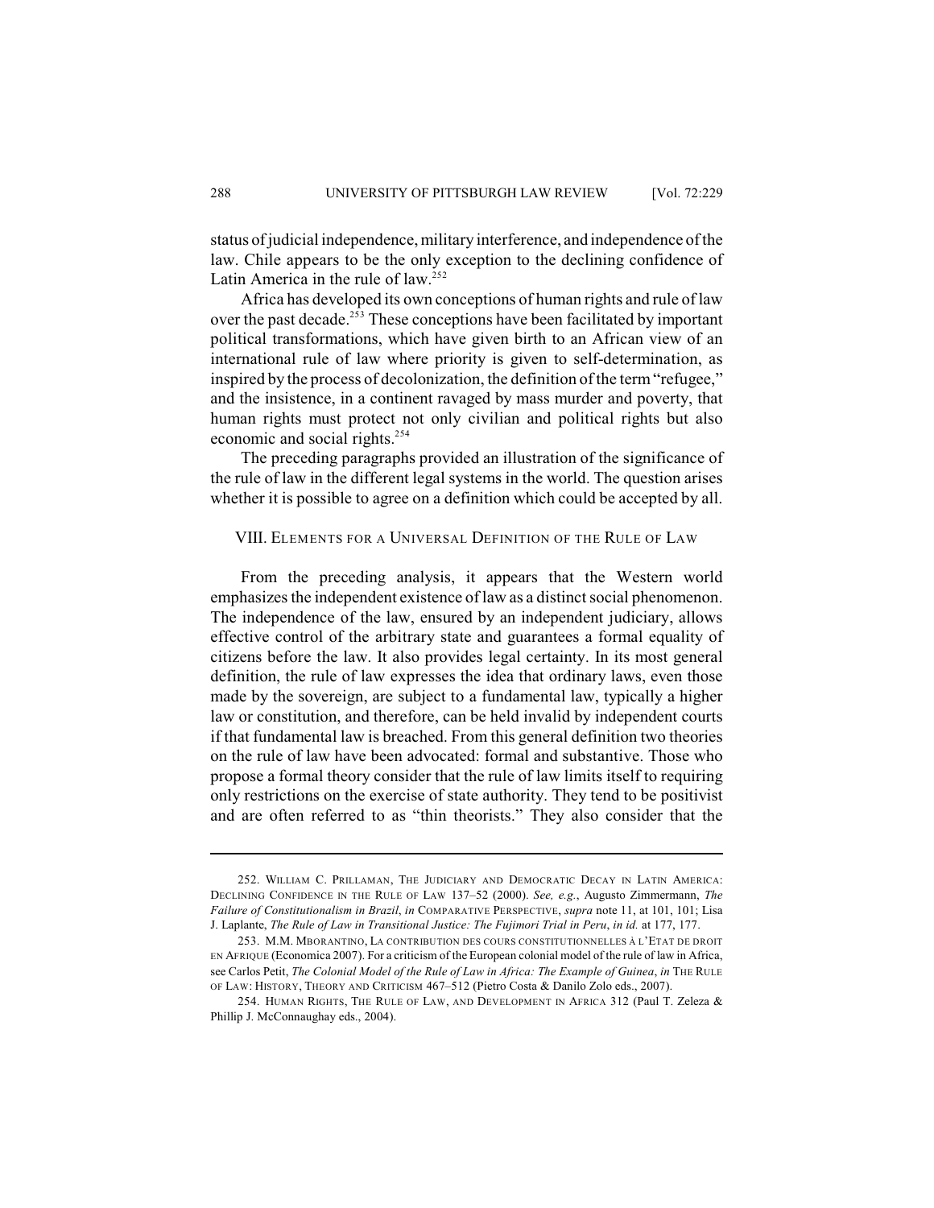status of judicial independence, military interference, and independence of the law. Chile appears to be the only exception to the declining confidence of Latin America in the rule of law.[252]

Africa has developed its own conceptions of human rights and rule of law over the past decade.[253] These conceptions have been facilitated by important political transformations, which have given birth to an African view of an international rule of law where priority is given to self-determination, as inspired by the process of decolonization, the definition of the term "refugee," and the insistence, in a continent ravaged by mass murder and poverty, that human rights must protect not only civilian and political rights but also economic and social rights.[254]

The preceding paragraphs provided an illustration of the significance of the rule of law in the different legal systems in the world. The question arises whether it is possible to agree on a definition which could be accepted by all.

## VIII. Elements for a Universal Definition of the Rule of Law

From the preceding analysis, it appears that the Western world emphasizes the independent existence of law as a distinct social phenomenon. The independence of the law, ensured by an independent judiciary, allows effective control of the arbitrary state and guarantees a formal equality of citizens before the law. It also provides legal certainty. In its most general definition, the rule of law expresses the idea that ordinary laws, even those made by the sovereign, are subject to a fundamental law, typically a higher law or constitution, and therefore, can be held invalid by independent courts if that fundamental law is breached. From this general definition two theories on the rule of law have been advocated: formal and substantive. Those who propose a formal theory consider that the rule of law limits itself to requiring only restrictions on the exercise of state authority. They tend to be positivist and are often referred to as "thin theorists." They also consider that the

---

252. William C. Prillaman, The Judiciary and Democratic Decay in Latin America: Declining Confidence in the Rule of Law 137–52 (2000). *See, e.g.*, Augusto Zimmermann, *The Failure of Constitutionalism in Brazil*, *in* Comparative Perspective, *supra* note 11, at 101, 101; Lisa J. Laplante, *The Rule of Law in Transitional Justice: The Fujimori Trial in Peru*, *in id.* at 177, 177.

253. M.M. Mborantino, La contribution des cours constitutionnelles à l'Etat de droit en Afrique (Economica 2007). For a criticism of the European colonial model of the rule of law in Africa, see Carlos Petit, *The Colonial Model of the Rule of Law in Africa: The Example of Guinea*, *in* The Rule of Law: History, Theory and Criticism 467–512 (Pietro Costa & Danilo Zolo eds., 2007).

254. Human Rights, the Rule of Law, and Development in Africa 312 (Paul T. Zeleza & Phillip J. McConnaughay eds., 2004).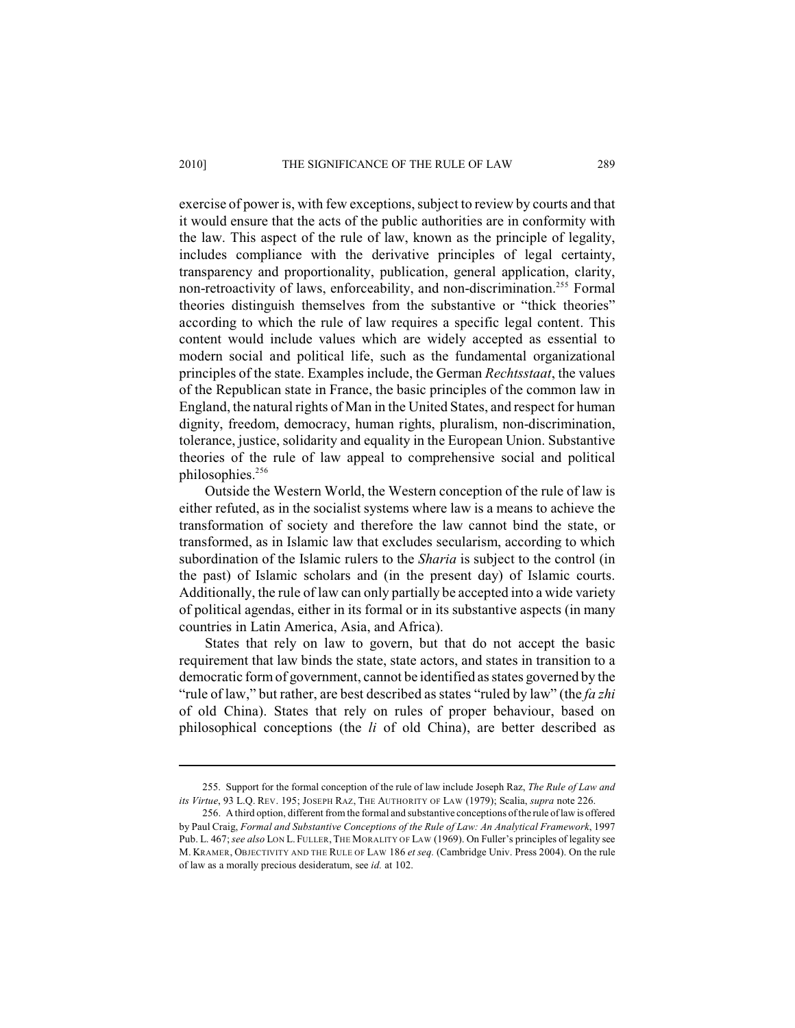exercise of power is, with few exceptions, subject to review by courts and that it would ensure that the acts of the public authorities are in conformity with the law. This aspect of the rule of law, known as the principle of legality, includes compliance with the derivative principles of legal certainty, transparency and proportionality, publication, general application, clarity, non-retroactivity of laws, enforceability, and non-discrimination.[255] Formal theories distinguish themselves from the substantive or "thick theories" according to which the rule of law requires a specific legal content. This content would include values which are widely accepted as essential to modern social and political life, such as the fundamental organizational principles of the state. Examples include, the German *Rechtsstaat*, the values of the Republican state in France, the basic principles of the common law in England, the natural rights of Man in the United States, and respect for human dignity, freedom, democracy, human rights, pluralism, non-discrimination, tolerance, justice, solidarity and equality in the European Union. Substantive theories of the rule of law appeal to comprehensive social and political philosophies.[256]

Outside the Western World, the Western conception of the rule of law is either refuted, as in the socialist systems where law is a means to achieve the transformation of society and therefore the law cannot bind the state, or transformed, as in Islamic law that excludes secularism, according to which subordination of the Islamic rulers to the *Sharia* is subject to the control (in the past) of Islamic scholars and (in the present day) of Islamic courts. Additionally, the rule of law can only partially be accepted into a wide variety of political agendas, either in its formal or in its substantive aspects (in many countries in Latin America, Asia, and Africa).

States that rely on law to govern, but that do not accept the basic requirement that law binds the state, state actors, and states in transition to a democratic form of government, cannot be identified as states governed by the "rule of law," but rather, are best described as states "ruled by law" (the *fa zhi* of old China). States that rely on rules of proper behaviour, based on philosophical conceptions (the *li* of old China), are better described as

---

255. Support for the formal conception of the rule of law include Joseph Raz, *The Rule of Law and its Virtue*, 93 L.Q. REV. 195; JOSEPH RAZ, THE AUTHORITY OF LAW (1979); Scalia, *supra* note 226.

256. A third option, different from the formal and substantive conceptions of the rule of law is offered by Paul Craig, *Formal and Substantive Conceptions of the Rule of Law: An Analytical Framework*, 1997 Pub. L. 467; *see also* LON L. FULLER, THE MORALITY OF LAW (1969). On Fuller's principles of legality see M. KRAMER, OBJECTIVITY AND THE RULE OF LAW 186 *et seq.* (Cambridge Univ. Press 2004). On the rule of law as a morally precious desideratum, see *id.* at 102.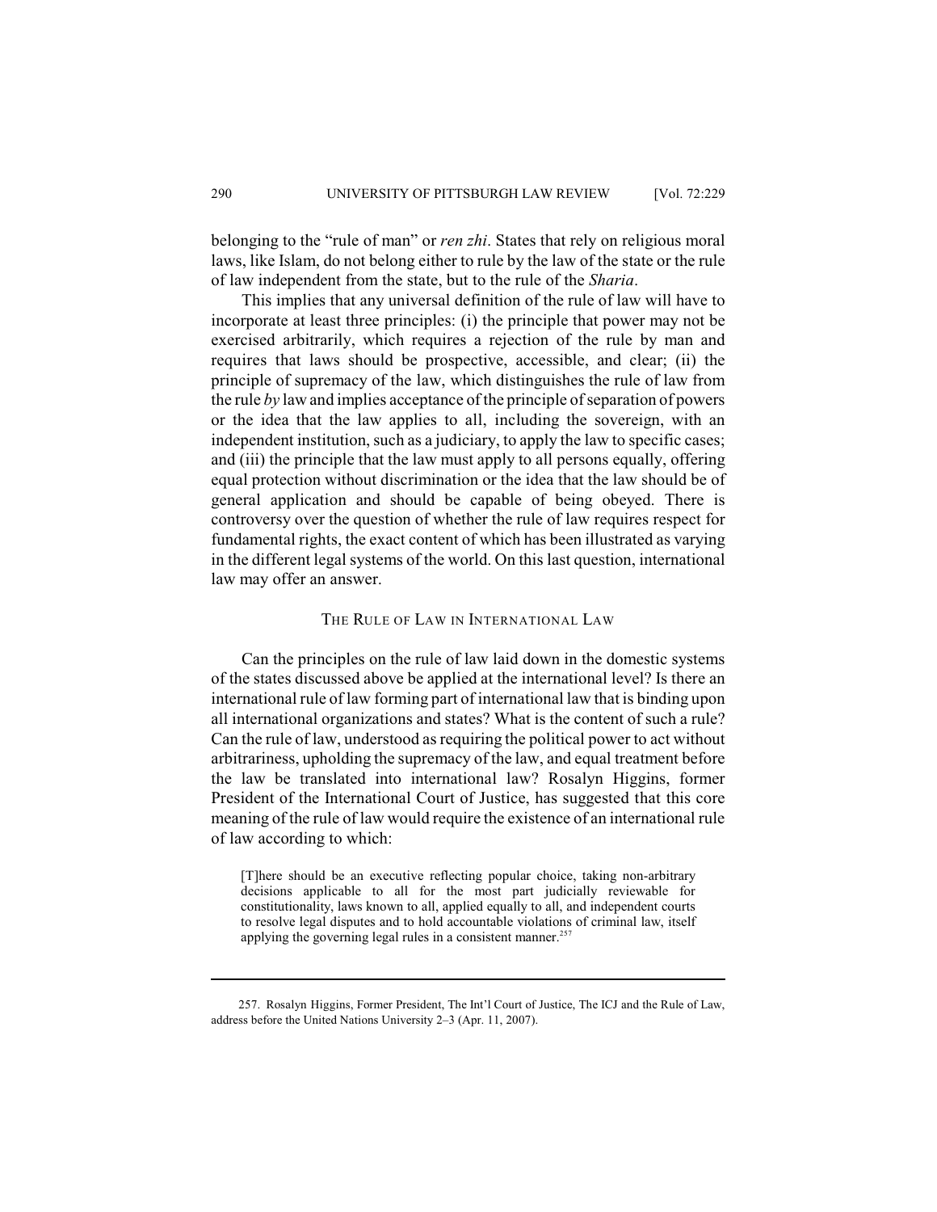belonging to the "rule of man" or *ren zhi*. States that rely on religious moral laws, like Islam, do not belong either to rule by the law of the state or the rule of law independent from the state, but to the rule of the *Sharia*.

This implies that any universal definition of the rule of law will have to incorporate at least three principles: (i) the principle that power may not be exercised arbitrarily, which requires a rejection of the rule by man and requires that laws should be prospective, accessible, and clear; (ii) the principle of supremacy of the law, which distinguishes the rule of law from the rule *by* law and implies acceptance of the principle of separation of powers or the idea that the law applies to all, including the sovereign, with an independent institution, such as a judiciary, to apply the law to specific cases; and (iii) the principle that the law must apply to all persons equally, offering equal protection without discrimination or the idea that the law should be of general application and should be capable of being obeyed. There is controversy over the question of whether the rule of law requires respect for fundamental rights, the exact content of which has been illustrated as varying in the different legal systems of the world. On this last question, international law may offer an answer.

## THE RULE OF LAW IN INTERNATIONAL LAW

Can the principles on the rule of law laid down in the domestic systems of the states discussed above be applied at the international level? Is there an international rule of law forming part of international law that is binding upon all international organizations and states? What is the content of such a rule? Can the rule of law, understood as requiring the political power to act without arbitrariness, upholding the supremacy of the law, and equal treatment before the law be translated into international law? Rosalyn Higgins, former President of the International Court of Justice, has suggested that this core meaning of the rule of law would require the existence of an international rule of law according to which:

> [T]here should be an executive reflecting popular choice, taking non-arbitrary decisions applicable to all for the most part judicially reviewable for constitutionality, laws known to all, applied equally to all, and independent courts to resolve legal disputes and to hold accountable violations of criminal law, itself applying the governing legal rules in a consistent manner.[257]

---

257. Rosalyn Higgins, Former President, The Int'l Court of Justice, The ICJ and the Rule of Law, address before the United Nations University 2–3 (Apr. 11, 2007).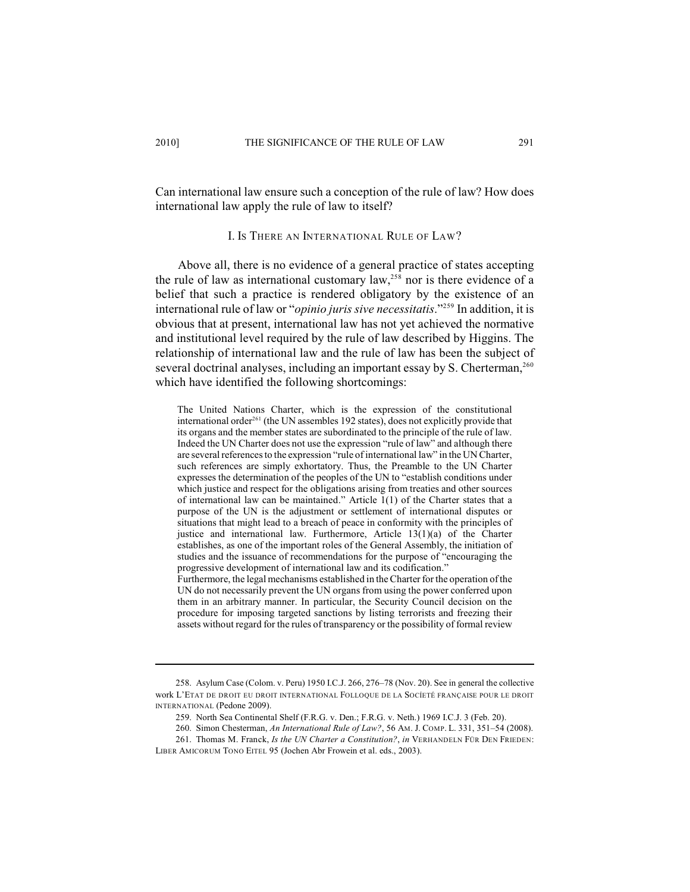Can international law ensure such a conception of the rule of law? How does international law apply the rule of law to itself?

## I. Is There an International Rule of Law?

Above all, there is no evidence of a general practice of states accepting the rule of law as international customary law,[258] nor is there evidence of a belief that such a practice is rendered obligatory by the existence of an international rule of law or "*opinio juris sive necessitatis*."[259] In addition, it is obvious that at present, international law has not yet achieved the normative and institutional level required by the rule of law described by Higgins. The relationship of international law and the rule of law has been the subject of several doctrinal analyses, including an important essay by S. Cherterman,[260] which have identified the following shortcomings:

> The United Nations Charter, which is the expression of the constitutional international order[261] (the UN assembles 192 states), does not explicitly provide that its organs and the member states are subordinated to the principle of the rule of law. Indeed the UN Charter does not use the expression "rule of law" and although there are several references to the expression "rule of international law" in the UN Charter, such references are simply exhortatory. Thus, the Preamble to the UN Charter expresses the determination of the peoples of the UN to "establish conditions under which justice and respect for the obligations arising from treaties and other sources of international law can be maintained." Article 1(1) of the Charter states that a purpose of the UN is the adjustment or settlement of international disputes or situations that might lead to a breach of peace in conformity with the principles of justice and international law. Furthermore, Article 13(1)(a) of the Charter establishes, as one of the important roles of the General Assembly, the initiation of studies and the issuance of recommendations for the purpose of "encouraging the progressive development of international law and its codification."
>
> Furthermore, the legal mechanisms established in the Charter for the operation of the UN do not necessarily prevent the UN organs from using the power conferred upon them in an arbitrary manner. In particular, the Security Council decision on the procedure for imposing targeted sanctions by listing terrorists and freezing their assets without regard for the rules of transparency or the possibility of formal review

---

258. Asylum Case (Colom. v. Peru) 1950 I.C.J. 266, 276–78 (Nov. 20). See in general the collective work L'ETAT DE DROIT EU DROIT INTERNATIONAL FOLLOQUE DE LA SOCÍETÉ FRANÇAISE POUR LE DROIT INTERNATIONAL (Pedone 2009).

259. North Sea Continental Shelf (F.R.G. v. Den.; F.R.G. v. Neth.) 1969 I.C.J. 3 (Feb. 20).

260. Simon Chesterman, *An International Rule of Law?*, 56 AM. J. COMP. L. 331, 351–54 (2008).

261. Thomas M. Franck, *Is the UN Charter a Constitution?*, *in* VERHANDELN FÜR DEN FRIEDEN: LIBER AMICORUM TONO EITEL 95 (Jochen Abr Frowein et al. eds., 2003).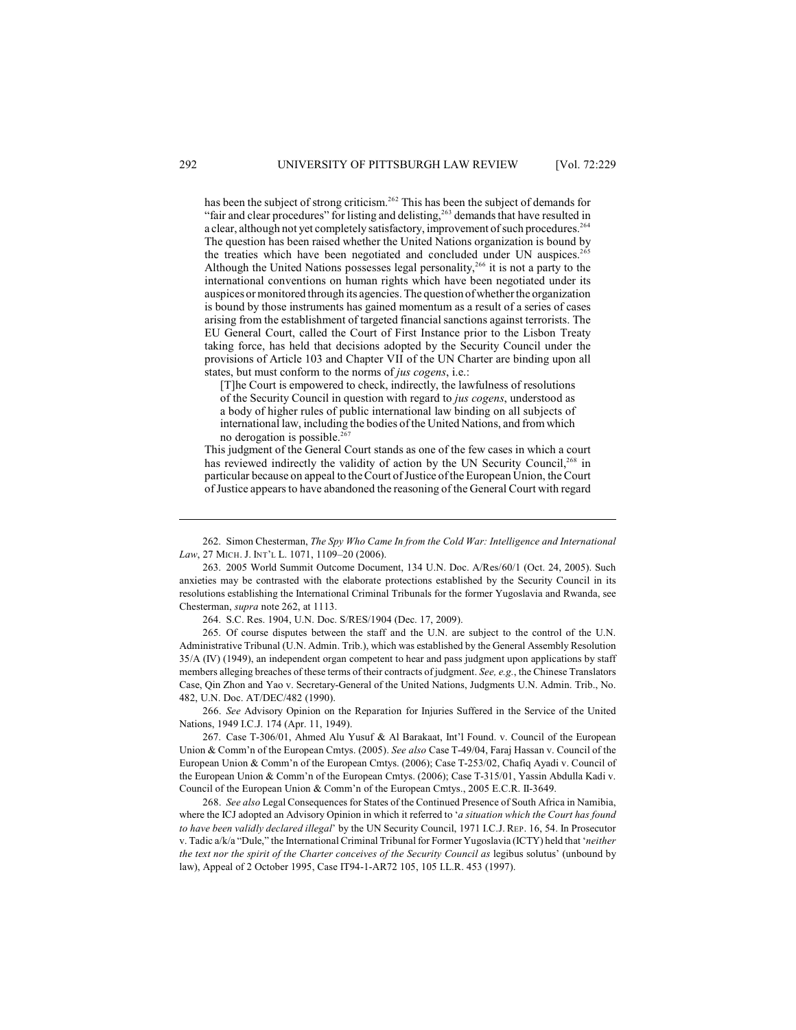has been the subject of strong criticism.[262] This has been the subject of demands for "fair and clear procedures" for listing and delisting,[263] demands that have resulted in a clear, although not yet completely satisfactory, improvement of such procedures.[264] The question has been raised whether the United Nations organization is bound by the treaties which have been negotiated and concluded under UN auspices.[265] Although the United Nations possesses legal personality,[266] it is not a party to the international conventions on human rights which have been negotiated under its auspices or monitored through its agencies. The question of whether the organization is bound by those instruments has gained momentum as a result of a series of cases arising from the establishment of targeted financial sanctions against terrorists. The EU General Court, called the Court of First Instance prior to the Lisbon Treaty taking force, has held that decisions adopted by the Security Council under the provisions of Article 103 and Chapter VII of the UN Charter are binding upon all states, but must conform to the norms of *jus cogens*, i.e.:

> [T]he Court is empowered to check, indirectly, the lawfulness of resolutions of the Security Council in question with regard to *jus cogens*, understood as a body of higher rules of public international law binding on all subjects of international law, including the bodies of the United Nations, and from which no derogation is possible.[267]

This judgment of the General Court stands as one of the few cases in which a court has reviewed indirectly the validity of action by the UN Security Council,[268] in particular because on appeal to the Court of Justice of the European Union, the Court of Justice appears to have abandoned the reasoning of the General Court with regard

---

262. Simon Chesterman, *The Spy Who Came In from the Cold War: Intelligence and International Law*, 27 MICH. J. INT'L L. 1071, 1109–20 (2006).

263. 2005 World Summit Outcome Document, 134 U.N. Doc. A/Res/60/1 (Oct. 24, 2005). Such anxieties may be contrasted with the elaborate protections established by the Security Council in its resolutions establishing the International Criminal Tribunals for the former Yugoslavia and Rwanda, see Chesterman, *supra* note 262, at 1113.

264. S.C. Res. 1904, U.N. Doc. S/RES/1904 (Dec. 17, 2009).

265. Of course disputes between the staff and the U.N. are subject to the control of the U.N. Administrative Tribunal (U.N. Admin. Trib.), which was established by the General Assembly Resolution 35/A (IV) (1949), an independent organ competent to hear and pass judgment upon applications by staff members alleging breaches of these terms of their contracts of judgment. *See, e.g.*, the Chinese Translators Case, Qin Zhon and Yao v. Secretary-General of the United Nations, Judgments U.N. Admin. Trib., No. 482, U.N. Doc. AT/DEC/482 (1990).

266. *See* Advisory Opinion on the Reparation for Injuries Suffered in the Service of the United Nations, 1949 I.C.J. 174 (Apr. 11, 1949).

267. Case T-306/01, Ahmed Alu Yusuf & Al Barakaat, Int'l Found. v. Council of the European Union & Comm'n of the European Cmtys. (2005). *See also* Case T-49/04, Faraj Hassan v. Council of the European Union & Comm'n of the European Cmtys. (2006); Case T-253/02, Chafiq Ayadi v. Council of the European Union & Comm'n of the European Cmtys. (2006); Case T-315/01, Yassin Abdulla Kadi v. Council of the European Union & Comm'n of the European Cmtys., 2005 E.C.R. II-3649.

268. *See also* Legal Consequences for States of the Continued Presence of South Africa in Namibia, where the ICJ adopted an Advisory Opinion in which it referred to '*a situation which the Court has found to have been validly declared illegal*' by the UN Security Council, 1971 I.C.J. REP. 16, 54. In Prosecutor v. Tadic a/k/a "Dule," the International Criminal Tribunal for Former Yugoslavia (ICTY) held that '*neither the text nor the spirit of the Charter conceives of the Security Council as* legibus solutus' (unbound by law), Appeal of 2 October 1995, Case IT94-1-AR72 105, 105 I.L.R. 453 (1997).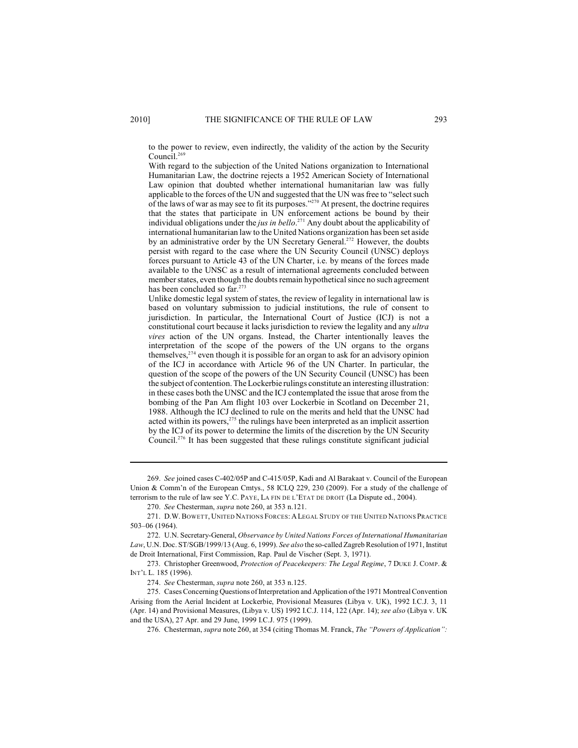to the power to review, even indirectly, the validity of the action by the Security Council.[269]

With regard to the subjection of the United Nations organization to International Humanitarian Law, the doctrine rejects a 1952 American Society of International Law opinion that doubted whether international humanitarian law was fully applicable to the forces of the UN and suggested that the UN was free to "select such of the laws of war as may see to fit its purposes."[270] At present, the doctrine requires that the states that participate in UN enforcement actions be bound by their individual obligations under the *jus in bello*.[271] Any doubt about the applicability of international humanitarian law to the United Nations organization has been set aside by an administrative order by the UN Secretary General.[272] However, the doubts persist with regard to the case where the UN Security Council (UNSC) deploys forces pursuant to Article 43 of the UN Charter, i.e. by means of the forces made available to the UNSC as a result of international agreements concluded between member states, even though the doubts remain hypothetical since no such agreement has been concluded so far.[273]

Unlike domestic legal system of states, the review of legality in international law is based on voluntary submission to judicial institutions, the rule of consent to jurisdiction. In particular, the International Court of Justice (ICJ) is not a constitutional court because it lacks jurisdiction to review the legality and any *ultra vires* action of the UN organs. Instead, the Charter intentionally leaves the interpretation of the scope of the powers of the UN organs to the organs themselves,[274] even though it is possible for an organ to ask for an advisory opinion of the ICJ in accordance with Article 96 of the UN Charter. In particular, the question of the scope of the powers of the UN Security Council (UNSC) has been the subject of contention. The Lockerbie rulings constitute an interesting illustration: in these cases both the UNSC and the ICJ contemplated the issue that arose from the bombing of the Pan Am flight 103 over Lockerbie in Scotland on December 21, 1988. Although the ICJ declined to rule on the merits and held that the UNSC had acted within its powers,[275] the rulings have been interpreted as an implicit assertion by the ICJ of its power to determine the limits of the discretion by the UN Security Council.[276] It has been suggested that these rulings constitute significant judicial

---

269. *See* joined cases C-402/05P and C-415/05P, Kadi and Al Barakaat v. Council of the European Union & Comm'n of the European Cmtys., 58 ICLQ 229, 230 (2009). For a study of the challenge of terrorism to the rule of law see Y.C. PAYE, LA FIN DE L'ETAT DE DROIT (La Dispute ed., 2004).

270. *See* Chesterman, *supra* note 260, at 353 n.121.

271. D.W. BOWETT, UNITED NATIONS FORCES: A LEGAL STUDY OF THE UNITED NATIONS PRACTICE 503–06 (1964).

272. U.N. Secretary-General, *Observance by United Nations Forces of International Humanitarian Law*, U.N. Doc. ST/SGB/1999/13 (Aug. 6, 1999). *See also* the so-called Zagreb Resolution of 1971, Institut de Droit International, First Commission, Rap. Paul de Vischer (Sept. 3, 1971).

273. Christopher Greenwood, *Protection of Peacekeepers: The Legal Regime*, 7 DUKE J. COMP. & INT'L L. 185 (1996).

274. *See* Chesterman, *supra* note 260, at 353 n.125.

275. Cases Concerning Questions of Interpretation and Application of the 1971 Montreal Convention Arising from the Aerial Incident at Lockerbie, Provisional Measures (Libya v. UK), 1992 I.C.J. 3, 11 (Apr. 14) and Provisional Measures, (Libya v. US) 1992 I.C.J. 114, 122 (Apr. 14); *see also* (Libya v. UK and the USA), 27 Apr. and 29 June, 1999 I.C.J. 975 (1999).

276. Chesterman, *supra* note 260, at 354 (citing Thomas M. Franck, *The "Powers of Application":*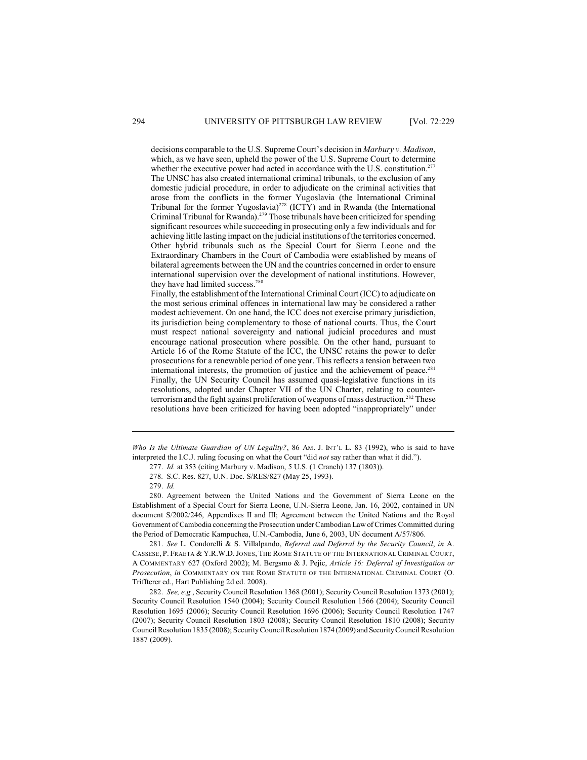decisions comparable to the U.S. Supreme Court's decision in *Marbury v. Madison*, which, as we have seen, upheld the power of the U.S. Supreme Court to determine whether the executive power had acted in accordance with the U.S. constitution.[277]
The UNSC has also created international criminal tribunals, to the exclusion of any domestic judicial procedure, in order to adjudicate on the criminal activities that arose from the conflicts in the former Yugoslavia (the International Criminal Tribunal for the former Yugoslavia)[278] (ICTY) and in Rwanda (the International Criminal Tribunal for Rwanda).[279] Those tribunals have been criticized for spending significant resources while succeeding in prosecuting only a few individuals and for achieving little lasting impact on the judicial institutions of the territories concerned. Other hybrid tribunals such as the Special Court for Sierra Leone and the Extraordinary Chambers in the Court of Cambodia were established by means of bilateral agreements between the UN and the countries concerned in order to ensure international supervision over the development of national institutions. However, they have had limited success.[280]
Finally, the establishment of the International Criminal Court (ICC) to adjudicate on the most serious criminal offences in international law may be considered a rather modest achievement. On one hand, the ICC does not exercise primary jurisdiction, its jurisdiction being complementary to those of national courts. Thus, the Court must respect national sovereignty and national judicial procedures and must encourage national prosecution where possible. On the other hand, pursuant to Article 16 of the Rome Statute of the ICC, the UNSC retains the power to defer prosecutions for a renewable period of one year. This reflects a tension between two international interests, the promotion of justice and the achievement of peace.[281]
Finally, the UN Security Council has assumed quasi-legislative functions in its resolutions, adopted under Chapter VII of the UN Charter, relating to counter-terrorism and the fight against proliferation of weapons of mass destruction.[282] These resolutions have been criticized for having been adopted "inappropriately" under

---

*Who Is the Ultimate Guardian of UN Legality?*, 86 AM. J. INT'L L. 83 (1992), who is said to have interpreted the I.C.J. ruling focusing on what the Court "did *not* say rather than what it did.").

277. *Id.* at 353 (citing Marbury v. Madison, 5 U.S. (1 Cranch) 137 (1803)).

278. S.C. Res. 827, U.N. Doc. S/RES/827 (May 25, 1993).

279. *Id.*

280. Agreement between the United Nations and the Government of Sierra Leone on the Establishment of a Special Court for Sierra Leone, U.N.-Sierra Leone, Jan. 16, 2002, contained in UN document S/2002/246, Appendixes II and III; Agreement between the United Nations and the Royal Government of Cambodia concerning the Prosecution under Cambodian Law of Crimes Committed during the Period of Democratic Kampuchea, U.N.-Cambodia, June 6, 2003, UN document A/57/806.

281. *See* L. Condorelli & S. Villalpando, *Referral and Deferral by the Security Council*, *in* A. CASSESE, P. FRAETA & Y.R.W.D. JONES, THE ROME STATUTE OF THE INTERNATIONAL CRIMINAL COURT, A COMMENTARY 627 (Oxford 2002); M. Bergsmo & J. Pejic, *Article 16: Deferral of Investigation or Prosecution*, *in* COMMENTARY ON THE ROME STATUTE OF THE INTERNATIONAL CRIMINAL COURT (O. Triffterer ed., Hart Publishing 2d ed. 2008).

282. *See, e.g.*, Security Council Resolution 1368 (2001); Security Council Resolution 1373 (2001); Security Council Resolution 1540 (2004); Security Council Resolution 1566 (2004); Security Council Resolution 1695 (2006); Security Council Resolution 1696 (2006); Security Council Resolution 1747 (2007); Security Council Resolution 1803 (2008); Security Council Resolution 1810 (2008); Security Council Resolution 1835 (2008); Security Council Resolution 1874 (2009) and Security Council Resolution 1887 (2009).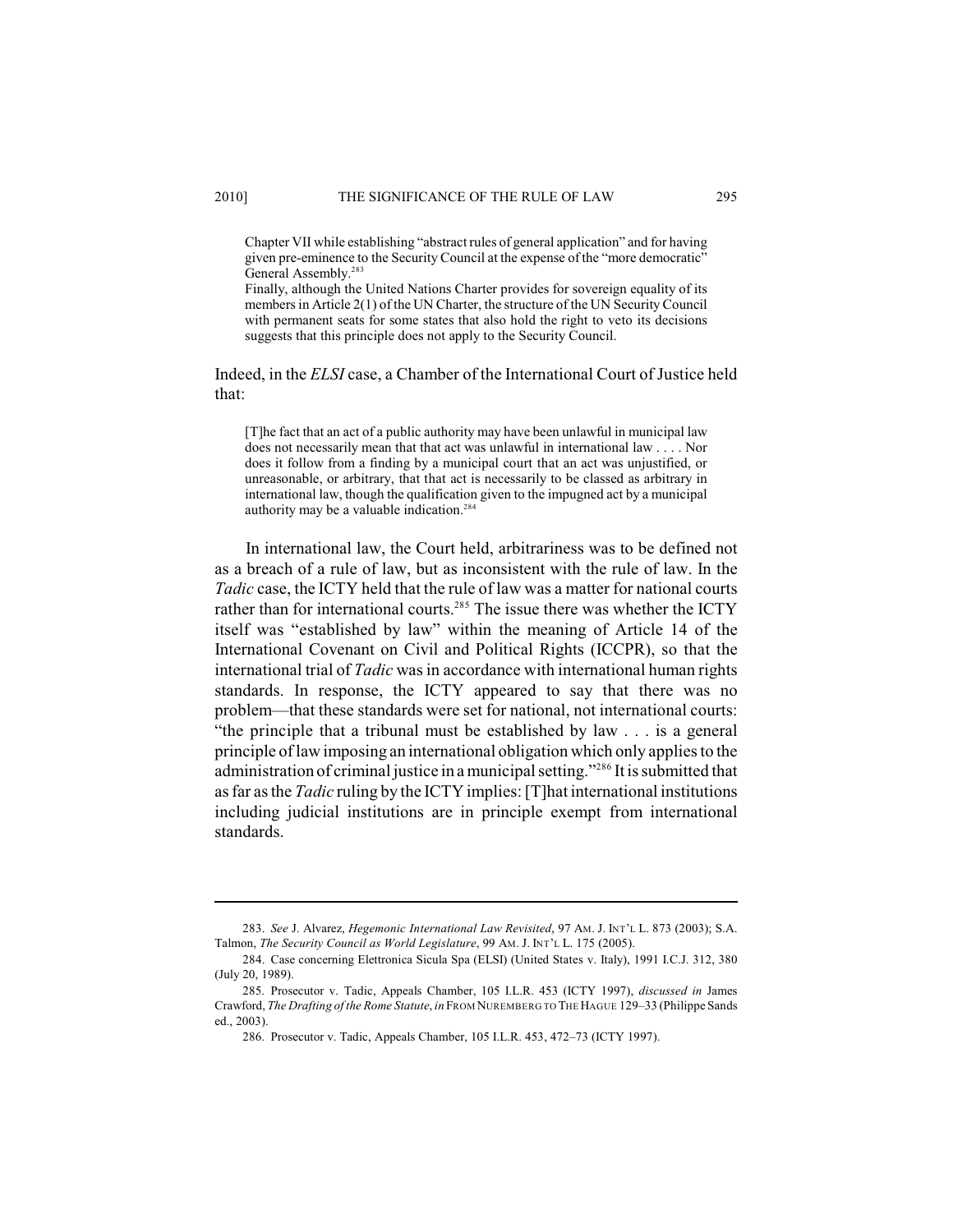> Chapter VII while establishing "abstract rules of general application" and for having given pre-eminence to the Security Council at the expense of the "more democratic" General Assembly.[283]
>
> Finally, although the United Nations Charter provides for sovereign equality of its members in Article 2(1) of the UN Charter, the structure of the UN Security Council with permanent seats for some states that also hold the right to veto its decisions suggests that this principle does not apply to the Security Council.

Indeed, in the *ELSI* case, a Chamber of the International Court of Justice held that:

> [T]he fact that an act of a public authority may have been unlawful in municipal law does not necessarily mean that that act was unlawful in international law . . . . Nor does it follow from a finding by a municipal court that an act was unjustified, or unreasonable, or arbitrary, that that act is necessarily to be classed as arbitrary in international law, though the qualification given to the impugned act by a municipal authority may be a valuable indication.[284]

In international law, the Court held, arbitrariness was to be defined not as a breach of a rule of law, but as inconsistent with the rule of law. In the *Tadic* case, the ICTY held that the rule of law was a matter for national courts rather than for international courts.[285] The issue there was whether the ICTY itself was "established by law" within the meaning of Article 14 of the International Covenant on Civil and Political Rights (ICCPR), so that the international trial of *Tadic* was in accordance with international human rights standards. In response, the ICTY appeared to say that there was no problem—that these standards were set for national, not international courts: "the principle that a tribunal must be established by law . . . is a general principle of law imposing an international obligation which only applies to the administration of criminal justice in a municipal setting."[286] It is submitted that as far as the *Tadic* ruling by the ICTY implies: [T]hat international institutions including judicial institutions are in principle exempt from international standards.

---

283. *See* J. Alvarez, *Hegemonic International Law Revisited*, 97 AM. J. INT'L L. 873 (2003); S.A. Talmon, *The Security Council as World Legislature*, 99 AM. J. INT'L L. 175 (2005).

284. Case concerning Elettronica Sicula Spa (ELSI) (United States v. Italy), 1991 I.C.J. 312, 380 (July 20, 1989).

285. Prosecutor v. Tadic, Appeals Chamber, 105 I.L.R. 453 (ICTY 1997), *discussed in* James Crawford, *The Drafting of the Rome Statute*, *in* FROM NUREMBERG TO THE HAGUE 129–33 (Philippe Sands ed., 2003).

286. Prosecutor v. Tadic, Appeals Chamber, 105 I.L.R. 453, 472–73 (ICTY 1997).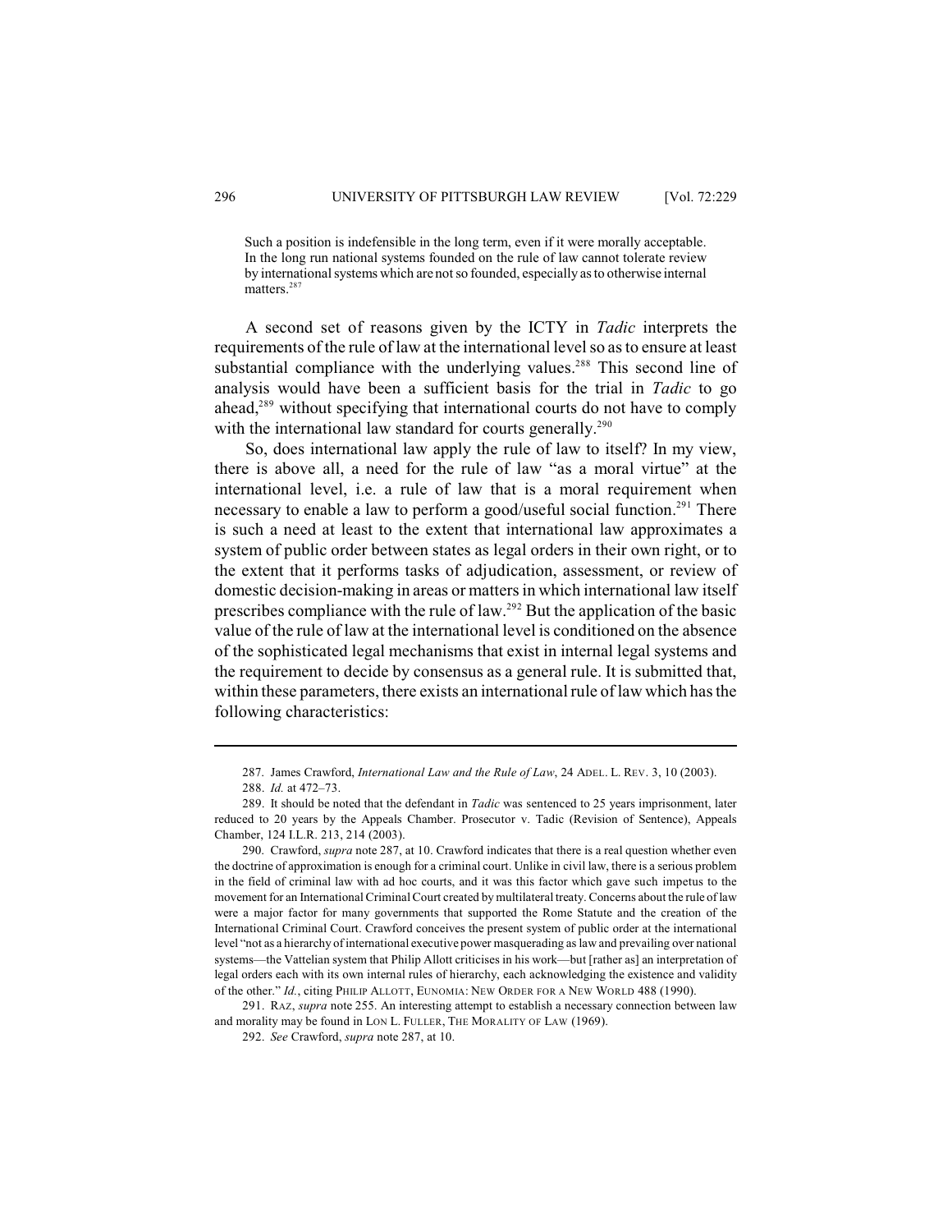> Such a position is indefensible in the long term, even if it were morally acceptable. In the long run national systems founded on the rule of law cannot tolerate review by international systems which are not so founded, especially as to otherwise internal matters.[287]

A second set of reasons given by the ICTY in *Tadic* interprets the requirements of the rule of law at the international level so as to ensure at least substantial compliance with the underlying values.[288] This second line of analysis would have been a sufficient basis for the trial in *Tadic* to go ahead,[289] without specifying that international courts do not have to comply with the international law standard for courts generally.[290]

So, does international law apply the rule of law to itself? In my view, there is above all, a need for the rule of law "as a moral virtue" at the international level, i.e. a rule of law that is a moral requirement when necessary to enable a law to perform a good/useful social function.[291] There is such a need at least to the extent that international law approximates a system of public order between states as legal orders in their own right, or to the extent that it performs tasks of adjudication, assessment, or review of domestic decision-making in areas or matters in which international law itself prescribes compliance with the rule of law.[292] But the application of the basic value of the rule of law at the international level is conditioned on the absence of the sophisticated legal mechanisms that exist in internal legal systems and the requirement to decide by consensus as a general rule. It is submitted that, within these parameters, there exists an international rule of law which has the following characteristics:

---

287. James Crawford, *International Law and the Rule of Law*, 24 ADEL. L. REV. 3, 10 (2003).

288. *Id.* at 472–73.

289. It should be noted that the defendant in *Tadic* was sentenced to 25 years imprisonment, later reduced to 20 years by the Appeals Chamber. Prosecutor v. Tadic (Revision of Sentence), Appeals Chamber, 124 I.L.R. 213, 214 (2003).

290. Crawford, *supra* note 287, at 10. Crawford indicates that there is a real question whether even the doctrine of approximation is enough for a criminal court. Unlike in civil law, there is a serious problem in the field of criminal law with ad hoc courts, and it was this factor which gave such impetus to the movement for an International Criminal Court created by multilateral treaty. Concerns about the rule of law were a major factor for many governments that supported the Rome Statute and the creation of the International Criminal Court. Crawford conceives the present system of public order at the international level "not as a hierarchy of international executive power masquerading as law and prevailing over national systems—the Vattelian system that Philip Allott criticises in his work—but [rather as] an interpretation of legal orders each with its own internal rules of hierarchy, each acknowledging the existence and validity of the other." *Id.*, citing PHILIP ALLOTT, EUNOMIA: NEW ORDER FOR A NEW WORLD 488 (1990).

291. RAZ, *supra* note 255. An interesting attempt to establish a necessary connection between law and morality may be found in LON L. FULLER, THE MORALITY OF LAW (1969).

292. *See* Crawford, *supra* note 287, at 10.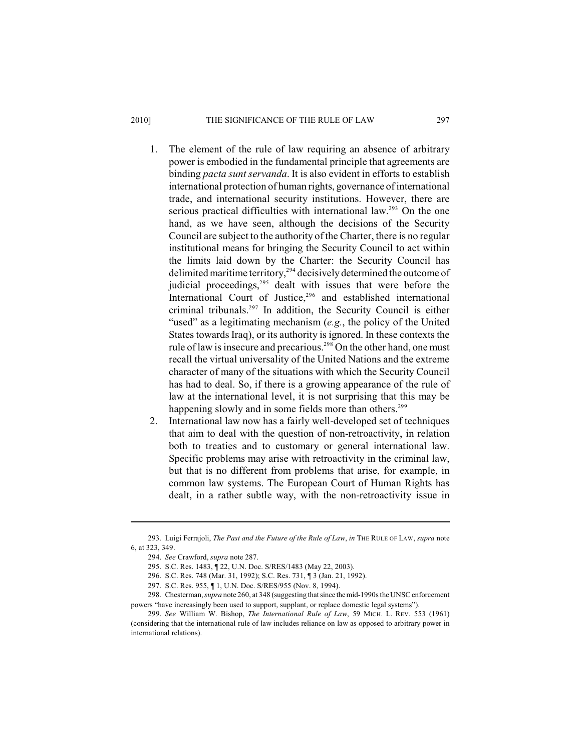1. The element of the rule of law requiring an absence of arbitrary power is embodied in the fundamental principle that agreements are binding *pacta sunt servanda*. It is also evident in efforts to establish international protection of human rights, governance of international trade, and international security institutions. However, there are serious practical difficulties with international law.[293] On the one hand, as we have seen, although the decisions of the Security Council are subject to the authority of the Charter, there is no regular institutional means for bringing the Security Council to act within the limits laid down by the Charter: the Security Council has delimited maritime territory,[294] decisively determined the outcome of judicial proceedings,[295] dealt with issues that were before the International Court of Justice,[296] and established international criminal tribunals.[297] In addition, the Security Council is either "used" as a legitimating mechanism (*e.g.*, the policy of the United States towards Iraq), or its authority is ignored. In these contexts the rule of law is insecure and precarious.[298] On the other hand, one must recall the virtual universality of the United Nations and the extreme character of many of the situations with which the Security Council has had to deal. So, if there is a growing appearance of the rule of law at the international level, it is not surprising that this may be happening slowly and in some fields more than others.[299]
2. International law now has a fairly well-developed set of techniques that aim to deal with the question of non-retroactivity, in relation both to treaties and to customary or general international law. Specific problems may arise with retroactivity in the criminal law, but that is no different from problems that arise, for example, in common law systems. The European Court of Human Rights has dealt, in a rather subtle way, with the non-retroactivity issue in

---

293. Luigi Ferrajoli, *The Past and the Future of the Rule of Law*, *in* THE RULE OF LAW, *supra* note 6, at 323, 349.

294. *See* Crawford, *supra* note 287.

295. S.C. Res. 1483, ¶ 22, U.N. Doc. S/RES/1483 (May 22, 2003).

296. S.C. Res. 748 (Mar. 31, 1992); S.C. Res. 731, ¶ 3 (Jan. 21, 1992).

297. S.C. Res. 955, ¶ 1, U.N. Doc. S/RES/955 (Nov. 8, 1994).

298. Chesterman, *supra* note 260, at 348 (suggesting that since the mid-1990s the UNSC enforcement powers "have increasingly been used to support, supplant, or replace domestic legal systems").

299. *See* William W. Bishop, *The International Rule of Law*, 59 MICH. L. REV. 553 (1961) (considering that the international rule of law includes reliance on law as opposed to arbitrary power in international relations).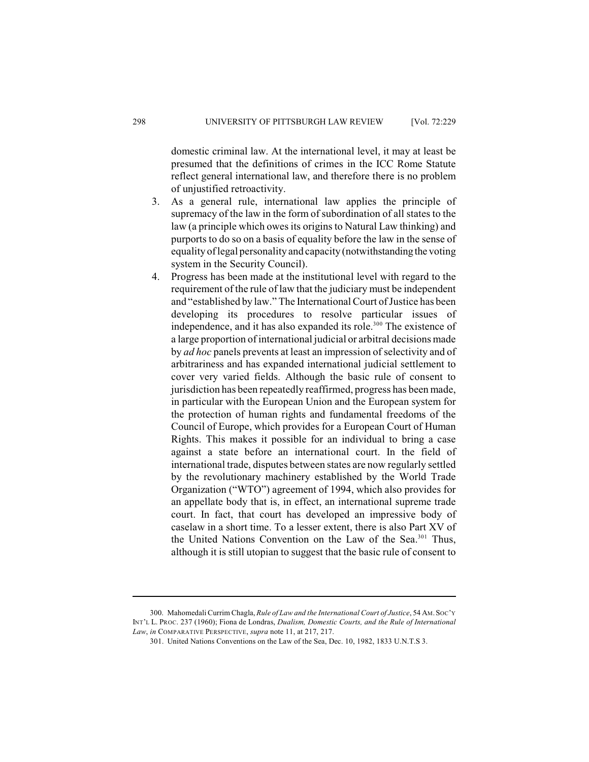domestic criminal law. At the international level, it may at least be presumed that the definitions of crimes in the ICC Rome Statute reflect general international law, and therefore there is no problem of unjustified retroactivity.

3. As a general rule, international law applies the principle of supremacy of the law in the form of subordination of all states to the law (a principle which owes its origins to Natural Law thinking) and purports to do so on a basis of equality before the law in the sense of equality of legal personality and capacity (notwithstanding the voting system in the Security Council).
4. Progress has been made at the institutional level with regard to the requirement of the rule of law that the judiciary must be independent and "established by law." The International Court of Justice has been developing its procedures to resolve particular issues of independence, and it has also expanded its role.[300] The existence of a large proportion of international judicial or arbitral decisions made by *ad hoc* panels prevents at least an impression of selectivity and of arbitrariness and has expanded international judicial settlement to cover very varied fields. Although the basic rule of consent to jurisdiction has been repeatedly reaffirmed, progress has been made, in particular with the European Union and the European system for the protection of human rights and fundamental freedoms of the Council of Europe, which provides for a European Court of Human Rights. This makes it possible for an individual to bring a case against a state before an international court. In the field of international trade, disputes between states are now regularly settled by the revolutionary machinery established by the World Trade Organization ("WTO") agreement of 1994, which also provides for an appellate body that is, in effect, an international supreme trade court. In fact, that court has developed an impressive body of caselaw in a short time. To a lesser extent, there is also Part XV of the United Nations Convention on the Law of the Sea.[301] Thus, although it is still utopian to suggest that the basic rule of consent to

---

300. Mahomedali Currim Chagla, *Rule of Law and the International Court of Justice*, 54 AM. SOC'Y INT'L L. PROC. 237 (1960); Fiona de Londras, *Dualism, Domestic Courts, and the Rule of International Law*, *in* COMPARATIVE PERSPECTIVE, *supra* note 11, at 217, 217.

301. United Nations Conventions on the Law of the Sea, Dec. 10, 1982, 1833 U.N.T.S 3.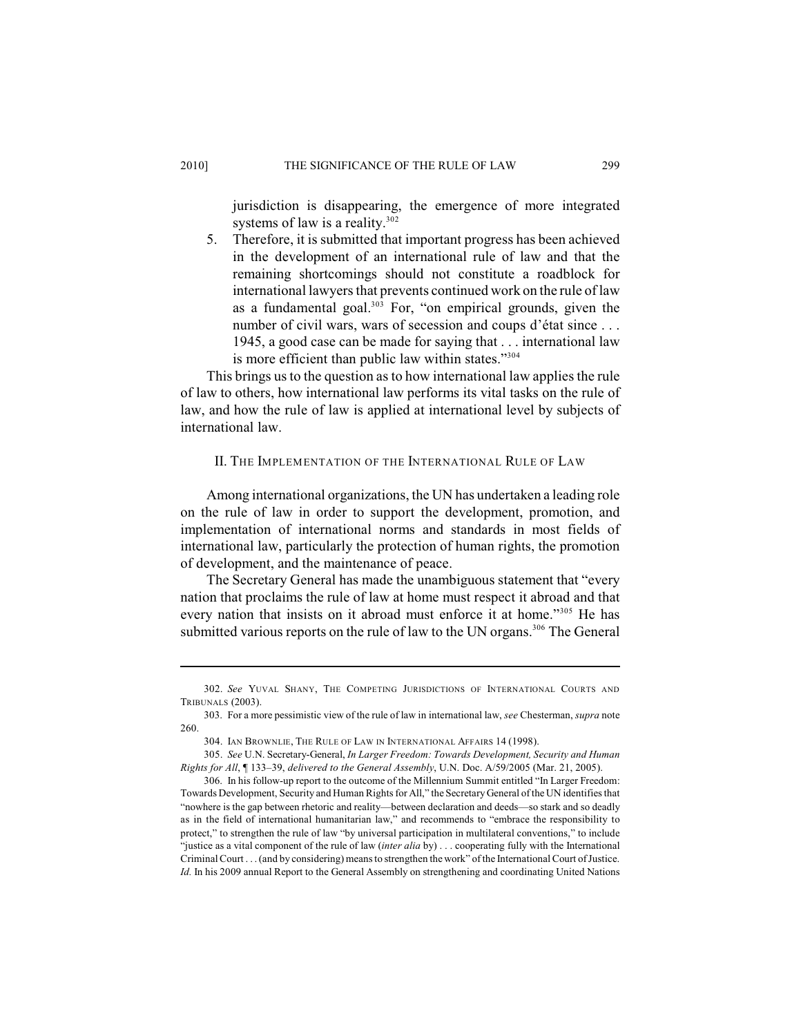jurisdiction is disappearing, the emergence of more integrated systems of law is a reality.[302]

5. Therefore, it is submitted that important progress has been achieved in the development of an international rule of law and that the remaining shortcomings should not constitute a roadblock for international lawyers that prevents continued work on the rule of law as a fundamental goal.[303] For, "on empirical grounds, given the number of civil wars, wars of secession and coups d'état since . . . 1945, a good case can be made for saying that . . . international law is more efficient than public law within states."[304]

This brings us to the question as to how international law applies the rule of law to others, how international law performs its vital tasks on the rule of law, and how the rule of law is applied at international level by subjects of international law.

## II. The Implementation of the International Rule of Law

Among international organizations, the UN has undertaken a leading role on the rule of law in order to support the development, promotion, and implementation of international norms and standards in most fields of international law, particularly the protection of human rights, the promotion of development, and the maintenance of peace.

The Secretary General has made the unambiguous statement that "every nation that proclaims the rule of law at home must respect it abroad and that every nation that insists on it abroad must enforce it at home."[305] He has submitted various reports on the rule of law to the UN organs.[306] The General

---

302. *See* Yuval Shany, The Competing Jurisdictions of International Courts and Tribunals (2003).

303. For a more pessimistic view of the rule of law in international law, *see* Chesterman, *supra* note 260.

304. Ian Brownlie, The Rule of Law in International Affairs 14 (1998).

305. *See* U.N. Secretary-General, *In Larger Freedom: Towards Development, Security and Human Rights for All*, ¶ 133–39, *delivered to the General Assembly*, U.N. Doc. A/59/2005 (Mar. 21, 2005).

306. In his follow-up report to the outcome of the Millennium Summit entitled "In Larger Freedom: Towards Development, Security and Human Rights for All," the Secretary General of the UN identifies that "nowhere is the gap between rhetoric and reality—between declaration and deeds—so stark and so deadly as in the field of international humanitarian law," and recommends to "embrace the responsibility to protect," to strengthen the rule of law "by universal participation in multilateral conventions," to include "justice as a vital component of the rule of law (*inter alia* by) . . . cooperating fully with the International Criminal Court . . . (and by considering) means to strengthen the work" of the International Court of Justice. *Id.* In his 2009 annual Report to the General Assembly on strengthening and coordinating United Nations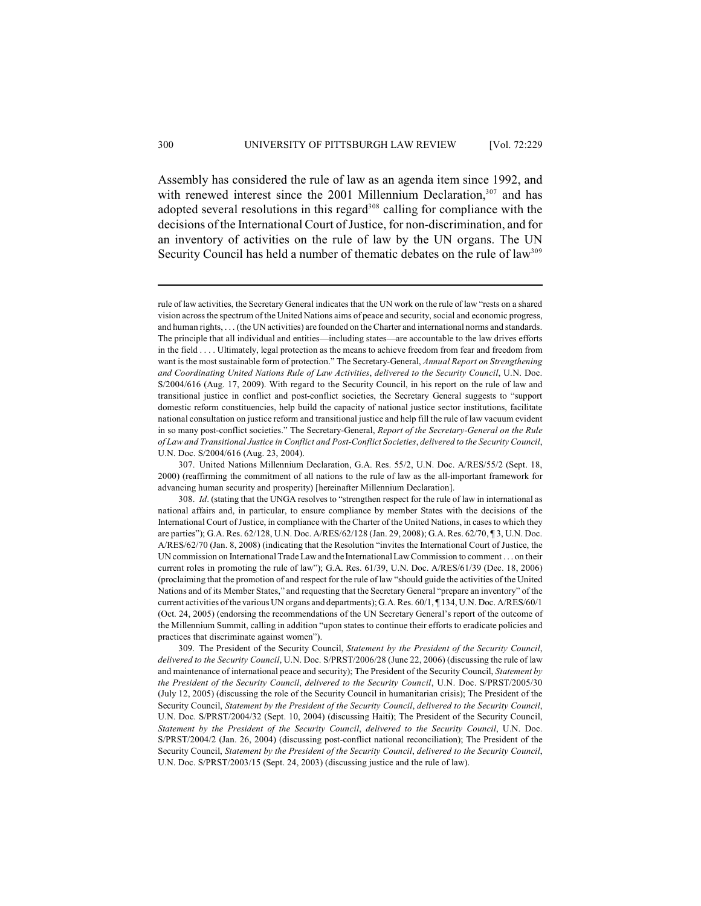Assembly has considered the rule of law as an agenda item since 1992, and with renewed interest since the 2001 Millennium Declaration,[307] and has adopted several resolutions in this regard[308] calling for compliance with the decisions of the International Court of Justice, for non-discrimination, and for an inventory of activities on the rule of law by the UN organs. The UN Security Council has held a number of thematic debates on the rule of law[309]

---

rule of law activities, the Secretary General indicates that the UN work on the rule of law "rests on a shared vision across the spectrum of the United Nations aims of peace and security, social and economic progress, and human rights, . . . (the UN activities) are founded on the Charter and international norms and standards. The principle that all individual and entities—including states—are accountable to the law drives efforts in the field . . . . Ultimately, legal protection as the means to achieve freedom from fear and freedom from want is the most sustainable form of protection." The Secretary-General, *Annual Report on Strengthening and Coordinating United Nations Rule of Law Activities*, *delivered to the Security Council*, U.N. Doc. S/2004/616 (Aug. 17, 2009). With regard to the Security Council, in his report on the rule of law and transitional justice in conflict and post-conflict societies, the Secretary General suggests to "support domestic reform constituencies, help build the capacity of national justice sector institutions, facilitate national consultation on justice reform and transitional justice and help fill the rule of law vacuum evident in so many post-conflict societies." The Secretary-General, *Report of the Secretary-General on the Rule of Law and Transitional Justice in Conflict and Post-Conflict Societies*, *delivered to the Security Council*, U.N. Doc. S/2004/616 (Aug. 23, 2004).

307. United Nations Millennium Declaration, G.A. Res. 55/2, U.N. Doc. A/RES/55/2 (Sept. 18, 2000) (reaffirming the commitment of all nations to the rule of law as the all-important framework for advancing human security and prosperity) [hereinafter Millennium Declaration].

308. *Id*. (stating that the UNGA resolves to "strengthen respect for the rule of law in international as national affairs and, in particular, to ensure compliance by member States with the decisions of the International Court of Justice, in compliance with the Charter of the United Nations, in cases to which they are parties"); G.A. Res. 62/128, U.N. Doc. A/RES/62/128 (Jan. 29, 2008); G.A. Res. 62/70, ¶ 3, U.N. Doc. A/RES/62/70 (Jan. 8, 2008) (indicating that the Resolution "invites the International Court of Justice, the UN commission on International Trade Law and the International Law Commission to comment . . . on their current roles in promoting the rule of law"); G.A. Res. 61/39, U.N. Doc. A/RES/61/39 (Dec. 18, 2006) (proclaiming that the promotion of and respect for the rule of law "should guide the activities of the United Nations and of its Member States," and requesting that the Secretary General "prepare an inventory" of the current activities of the various UN organs and departments); G.A. Res. 60/1, ¶ 134, U.N. Doc. A/RES/60/1 (Oct. 24, 2005) (endorsing the recommendations of the UN Secretary General's report of the outcome of the Millennium Summit, calling in addition "upon states to continue their efforts to eradicate policies and practices that discriminate against women").

309. The President of the Security Council, *Statement by the President of the Security Council*, *delivered to the Security Council*, U.N. Doc. S/PRST/2006/28 (June 22, 2006) (discussing the rule of law and maintenance of international peace and security); The President of the Security Council, *Statement by the President of the Security Council*, *delivered to the Security Council*, U.N. Doc. S/PRST/2005/30 (July 12, 2005) (discussing the role of the Security Council in humanitarian crisis); The President of the Security Council, *Statement by the President of the Security Council*, *delivered to the Security Council*, U.N. Doc. S/PRST/2004/32 (Sept. 10, 2004) (discussing Haiti); The President of the Security Council, *Statement by the President of the Security Council*, *delivered to the Security Council*, U.N. Doc. S/PRST/2004/2 (Jan. 26, 2004) (discussing post-conflict national reconciliation); The President of the Security Council, *Statement by the President of the Security Council*, *delivered to the Security Council*, U.N. Doc. S/PRST/2003/15 (Sept. 24, 2003) (discussing justice and the rule of law).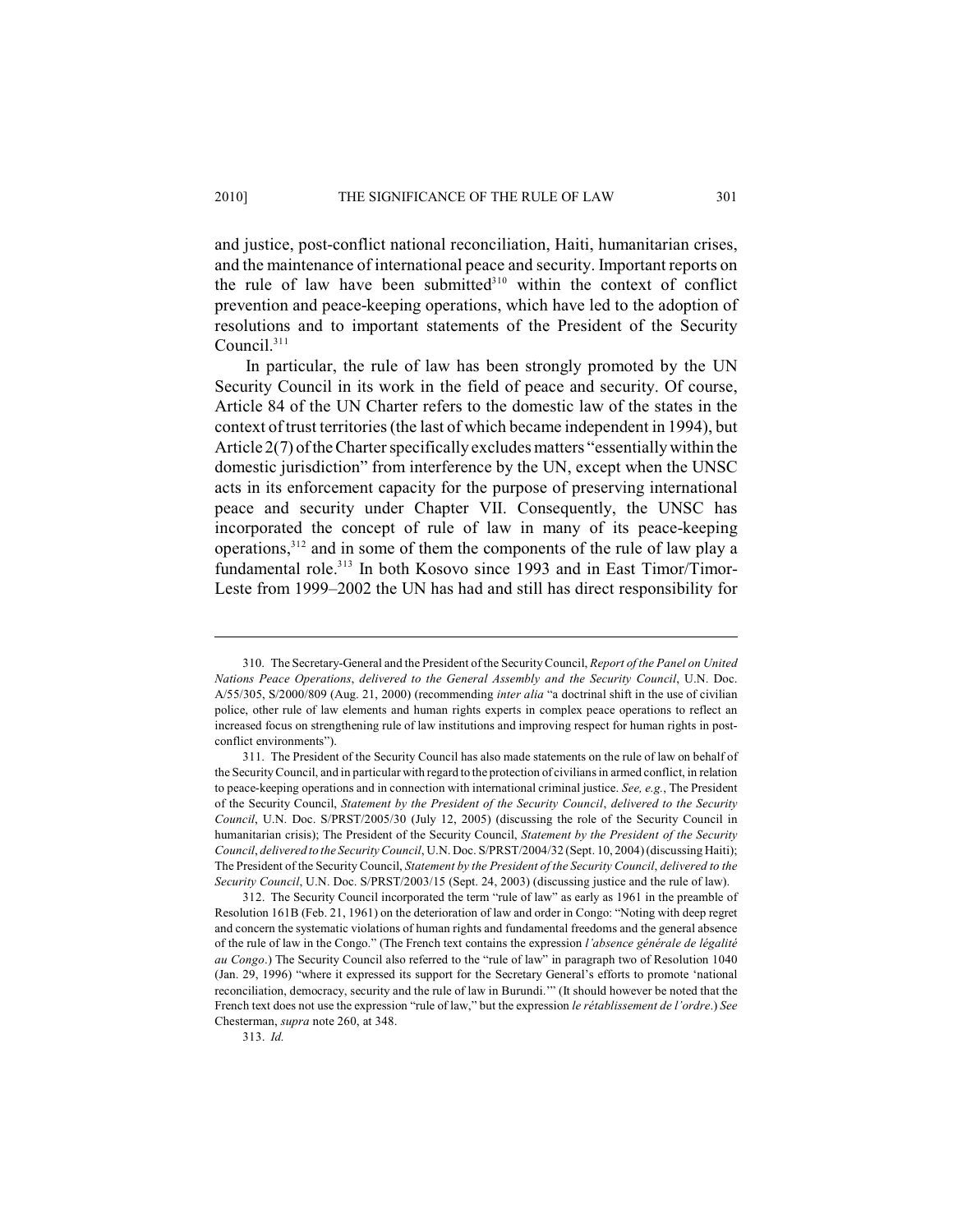and justice, post-conflict national reconciliation, Haiti, humanitarian crises, and the maintenance of international peace and security. Important reports on the rule of law have been submitted[310] within the context of conflict prevention and peace-keeping operations, which have led to the adoption of resolutions and to important statements of the President of the Security Council.[311]

In particular, the rule of law has been strongly promoted by the UN Security Council in its work in the field of peace and security. Of course, Article 84 of the UN Charter refers to the domestic law of the states in the context of trust territories (the last of which became independent in 1994), but Article 2(7) of the Charter specifically excludes matters "essentially within the domestic jurisdiction" from interference by the UN, except when the UNSC acts in its enforcement capacity for the purpose of preserving international peace and security under Chapter VII. Consequently, the UNSC has incorporated the concept of rule of law in many of its peace-keeping operations,[312] and in some of them the components of the rule of law play a fundamental role.[313] In both Kosovo since 1993 and in East Timor/Timor-Leste from 1999–2002 the UN has had and still has direct responsibility for

---

310. The Secretary-General and the President of the Security Council, *Report of the Panel on United Nations Peace Operations*, *delivered to the General Assembly and the Security Council*, U.N. Doc. A/55/305, S/2000/809 (Aug. 21, 2000) (recommending *inter alia* "a doctrinal shift in the use of civilian police, other rule of law elements and human rights experts in complex peace operations to reflect an increased focus on strengthening rule of law institutions and improving respect for human rights in post-conflict environments").

311. The President of the Security Council has also made statements on the rule of law on behalf of the Security Council, and in particular with regard to the protection of civilians in armed conflict, in relation to peace-keeping operations and in connection with international criminal justice. *See, e.g.*, The President of the Security Council, *Statement by the President of the Security Council*, *delivered to the Security Council*, U.N. Doc. S/PRST/2005/30 (July 12, 2005) (discussing the role of the Security Council in humanitarian crisis); The President of the Security Council, *Statement by the President of the Security Council*, *delivered to the Security Council*, U.N. Doc. S/PRST/2004/32 (Sept. 10, 2004) (discussing Haiti); The President of the Security Council, *Statement by the President of the Security Council*, *delivered to the Security Council*, U.N. Doc. S/PRST/2003/15 (Sept. 24, 2003) (discussing justice and the rule of law).

312. The Security Council incorporated the term "rule of law" as early as 1961 in the preamble of Resolution 161B (Feb. 21, 1961) on the deterioration of law and order in Congo: "Noting with deep regret and concern the systematic violations of human rights and fundamental freedoms and the general absence of the rule of law in the Congo." (The French text contains the expression *l'absence générale de légalité au Congo*.) The Security Council also referred to the "rule of law" in paragraph two of Resolution 1040 (Jan. 29, 1996) "where it expressed its support for the Secretary General's efforts to promote 'national reconciliation, democracy, security and the rule of law in Burundi.'" (It should however be noted that the French text does not use the expression "rule of law," but the expression *le rétablissement de l'ordre*.) *See* Chesterman, *supra* note 260, at 348.

313. *Id.*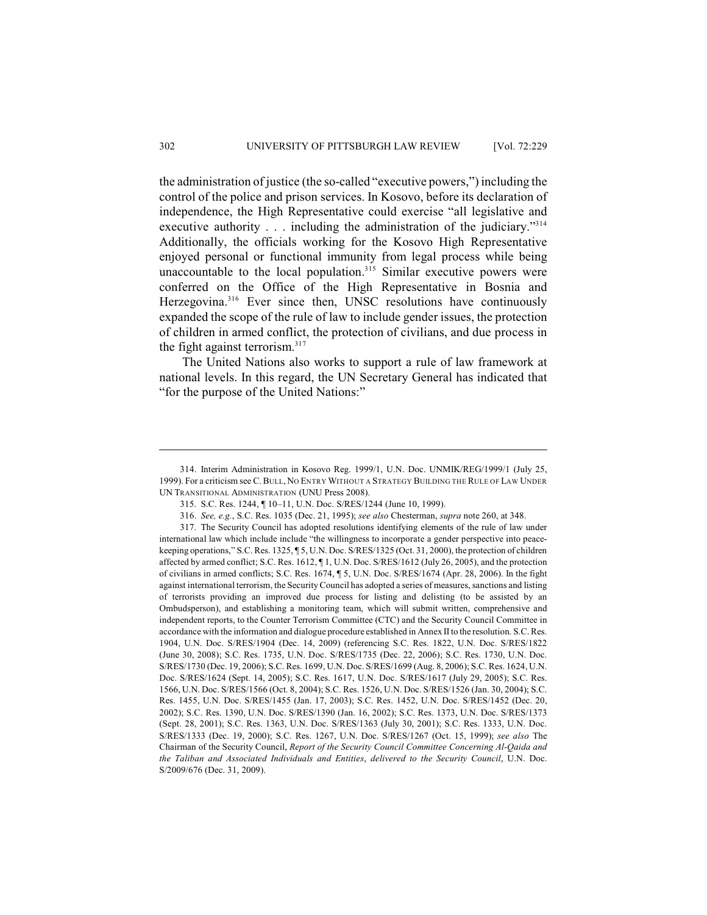the administration of justice (the so-called "executive powers,") including the control of the police and prison services. In Kosovo, before its declaration of independence, the High Representative could exercise "all legislative and executive authority . . . including the administration of the judiciary."[314] Additionally, the officials working for the Kosovo High Representative enjoyed personal or functional immunity from legal process while being unaccountable to the local population.[315] Similar executive powers were conferred on the Office of the High Representative in Bosnia and Herzegovina.[316] Ever since then, UNSC resolutions have continuously expanded the scope of the rule of law to include gender issues, the protection of children in armed conflict, the protection of civilians, and due process in the fight against terrorism.[317]

The United Nations also works to support a rule of law framework at national levels. In this regard, the UN Secretary General has indicated that "for the purpose of the United Nations:"

---

314. Interim Administration in Kosovo Reg. 1999/1, U.N. Doc. UNMIK/REG/1999/1 (July 25, 1999). For a criticism see C. BULL, NO ENTRY WITHOUT A STRATEGY BUILDING THE RULE OF LAW UNDER UN TRANSITIONAL ADMINISTRATION (UNU Press 2008).

315. S.C. Res. 1244, ¶ 10–11, U.N. Doc. S/RES/1244 (June 10, 1999).

316. *See, e.g.*, S.C. Res. 1035 (Dec. 21, 1995); *see also* Chesterman, *supra* note 260, at 348.

317. The Security Council has adopted resolutions identifying elements of the rule of law under international law which include include "the willingness to incorporate a gender perspective into peace-keeping operations," S.C. Res. 1325, ¶ 5, U.N. Doc. S/RES/1325 (Oct. 31, 2000), the protection of children affected by armed conflict; S.C. Res. 1612, ¶ 1, U.N. Doc. S/RES/1612 (July 26, 2005), and the protection of civilians in armed conflicts; S.C. Res. 1674, ¶ 5, U.N. Doc. S/RES/1674 (Apr. 28, 2006). In the fight against international terrorism, the Security Council has adopted a series of measures, sanctions and listing of terrorists providing an improved due process for listing and delisting (to be assisted by an Ombudsperson), and establishing a monitoring team, which will submit written, comprehensive and independent reports, to the Counter Terrorism Committee (CTC) and the Security Council Committee in accordance with the information and dialogue procedure established in Annex II to the resolution. S.C. Res. 1904, U.N. Doc. S/RES/1904 (Dec. 14, 2009) (referencing S.C. Res. 1822, U.N. Doc. S/RES/1822 (June 30, 2008); S.C. Res. 1735, U.N. Doc. S/RES/1735 (Dec. 22, 2006); S.C. Res. 1730, U.N. Doc. S/RES/1730 (Dec. 19, 2006); S.C. Res. 1699, U.N. Doc. S/RES/1699 (Aug. 8, 2006); S.C. Res. 1624, U.N. Doc. S/RES/1624 (Sept. 14, 2005); S.C. Res. 1617, U.N. Doc. S/RES/1617 (July 29, 2005); S.C. Res. 1566, U.N. Doc. S/RES/1566 (Oct. 8, 2004); S.C. Res. 1526, U.N. Doc. S/RES/1526 (Jan. 30, 2004); S.C. Res. 1455, U.N. Doc. S/RES/1455 (Jan. 17, 2003); S.C. Res. 1452, U.N. Doc. S/RES/1452 (Dec. 20, 2002); S.C. Res. 1390, U.N. Doc. S/RES/1390 (Jan. 16, 2002); S.C. Res. 1373, U.N. Doc. S/RES/1373 (Sept. 28, 2001); S.C. Res. 1363, U.N. Doc. S/RES/1363 (July 30, 2001); S.C. Res. 1333, U.N. Doc. S/RES/1333 (Dec. 19, 2000); S.C. Res. 1267, U.N. Doc. S/RES/1267 (Oct. 15, 1999); *see also* The Chairman of the Security Council, *Report of the Security Council Committee Concerning Al-Qaida and the Taliban and Associated Individuals and Entities*, *delivered to the Security Council*, U.N. Doc. S/2009/676 (Dec. 31, 2009).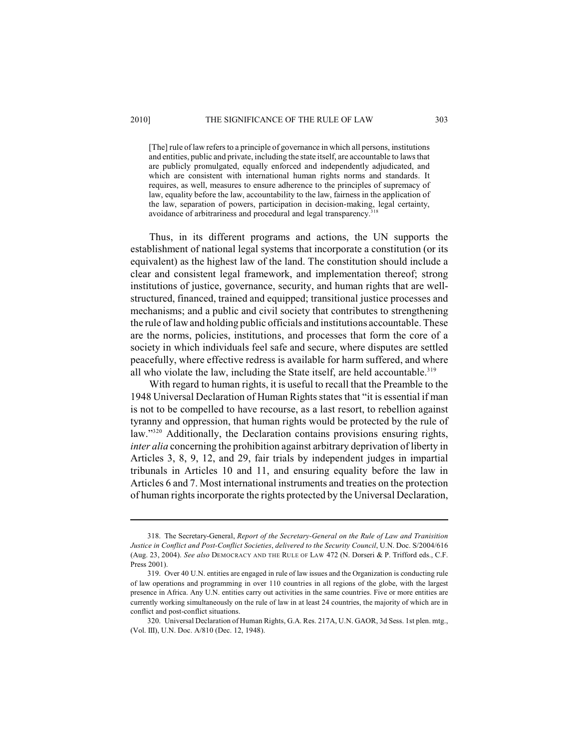> [The] rule of law refers to a principle of governance in which all persons, institutions and entities, public and private, including the state itself, are accountable to laws that are publicly promulgated, equally enforced and independently adjudicated, and which are consistent with international human rights norms and standards. It requires, as well, measures to ensure adherence to the principles of supremacy of law, equality before the law, accountability to the law, fairness in the application of the law, separation of powers, participation in decision-making, legal certainty, avoidance of arbitrariness and procedural and legal transparency.[318]

Thus, in its different programs and actions, the UN supports the establishment of national legal systems that incorporate a constitution (or its equivalent) as the highest law of the land. The constitution should include a clear and consistent legal framework, and implementation thereof; strong institutions of justice, governance, security, and human rights that are well-structured, financed, trained and equipped; transitional justice processes and mechanisms; and a public and civil society that contributes to strengthening the rule of law and holding public officials and institutions accountable. These are the norms, policies, institutions, and processes that form the core of a society in which individuals feel safe and secure, where disputes are settled peacefully, where effective redress is available for harm suffered, and where all who violate the law, including the State itself, are held accountable.[319]

With regard to human rights, it is useful to recall that the Preamble to the 1948 Universal Declaration of Human Rights states that "it is essential if man is not to be compelled to have recourse, as a last resort, to rebellion against tyranny and oppression, that human rights would be protected by the rule of law."[320] Additionally, the Declaration contains provisions ensuring rights, *inter alia* concerning the prohibition against arbitrary deprivation of liberty in Articles 3, 8, 9, 12, and 29, fair trials by independent judges in impartial tribunals in Articles 10 and 11, and ensuring equality before the law in Articles 6 and 7. Most international instruments and treaties on the protection of human rights incorporate the rights protected by the Universal Declaration,

---

318. The Secretary-General, *Report of the Secretary-General on the Rule of Law and Tranisition Justice in Conflict and Post-Conflict Societies*, *delivered to the Security Council*, U.N. Doc. S/2004/616 (Aug. 23, 2004). *See also* DEMOCRACY AND THE RULE OF LAW 472 (N. Dorseri & P. Trifford eds., C.F. Press 2001).

319. Over 40 U.N. entities are engaged in rule of law issues and the Organization is conducting rule of law operations and programming in over 110 countries in all regions of the globe, with the largest presence in Africa. Any U.N. entities carry out activities in the same countries. Five or more entities are currently working simultaneously on the rule of law in at least 24 countries, the majority of which are in conflict and post-conflict situations.

320. Universal Declaration of Human Rights, G.A. Res. 217A, U.N. GAOR, 3d Sess. 1st plen. mtg., (Vol. III), U.N. Doc. A/810 (Dec. 12, 1948).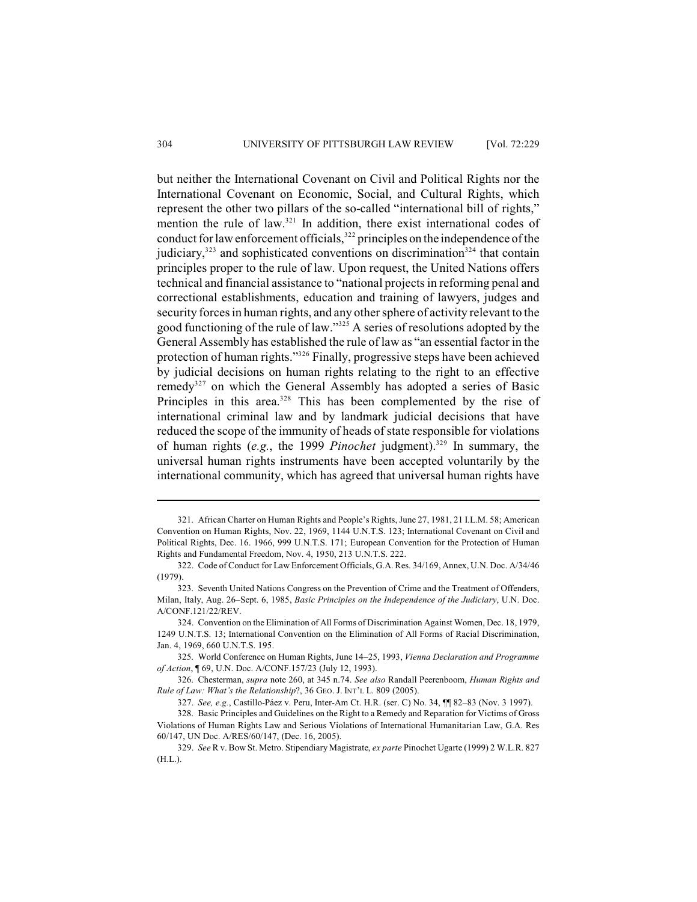but neither the International Covenant on Civil and Political Rights nor the International Covenant on Economic, Social, and Cultural Rights, which represent the other two pillars of the so-called "international bill of rights," mention the rule of law.[321] In addition, there exist international codes of conduct for law enforcement officials,[322] principles on the independence of the judiciary,[323] and sophisticated conventions on discrimination[324] that contain principles proper to the rule of law. Upon request, the United Nations offers technical and financial assistance to "national projects in reforming penal and correctional establishments, education and training of lawyers, judges and security forces in human rights, and any other sphere of activity relevant to the good functioning of the rule of law."[325] A series of resolutions adopted by the General Assembly has established the rule of law as "an essential factor in the protection of human rights."[326] Finally, progressive steps have been achieved by judicial decisions on human rights relating to the right to an effective remedy[327] on which the General Assembly has adopted a series of Basic Principles in this area.[328] This has been complemented by the rise of international criminal law and by landmark judicial decisions that have reduced the scope of the immunity of heads of state responsible for violations of human rights (*e.g.*, the 1999 *Pinochet* judgment).[329] In summary, the universal human rights instruments have been accepted voluntarily by the international community, which has agreed that universal human rights have

---

321. African Charter on Human Rights and People's Rights, June 27, 1981, 21 I.L.M. 58; American Convention on Human Rights, Nov. 22, 1969, 1144 U.N.T.S. 123; International Covenant on Civil and Political Rights, Dec. 16. 1966, 999 U.N.T.S. 171; European Convention for the Protection of Human Rights and Fundamental Freedom, Nov. 4, 1950, 213 U.N.T.S. 222.

322. Code of Conduct for Law Enforcement Officials, G.A. Res. 34/169, Annex, U.N. Doc. A/34/46 (1979).

323. Seventh United Nations Congress on the Prevention of Crime and the Treatment of Offenders, Milan, Italy, Aug. 26–Sept. 6, 1985, *Basic Principles on the Independence of the Judiciary*, U.N. Doc. A/CONF.121/22/REV.

324. Convention on the Elimination of All Forms of Discrimination Against Women, Dec. 18, 1979, 1249 U.N.T.S. 13; International Convention on the Elimination of All Forms of Racial Discrimination, Jan. 4, 1969, 660 U.N.T.S. 195.

325. World Conference on Human Rights, June 14–25, 1993, *Vienna Declaration and Programme of Action*, ¶ 69, U.N. Doc. A/CONF.157/23 (July 12, 1993).

326. Chesterman, *supra* note 260, at 345 n.74. *See also* Randall Peerenboom, *Human Rights and Rule of Law: What's the Relationship*?, 36 GEO. J. INT'L L. 809 (2005).

327. *See, e.g.*, Castillo-Páez v. Peru, Inter-Am Ct. H.R. (ser. C) No. 34, ¶¶ 82–83 (Nov. 3 1997).

328. Basic Principles and Guidelines on the Right to a Remedy and Reparation for Victims of Gross Violations of Human Rights Law and Serious Violations of International Humanitarian Law, G.A. Res 60/147, UN Doc. A/RES/60/147, (Dec. 16, 2005).

329. *See* R v. Bow St. Metro. Stipendiary Magistrate, *ex parte* Pinochet Ugarte (1999) 2 W.L.R. 827 (H.L.).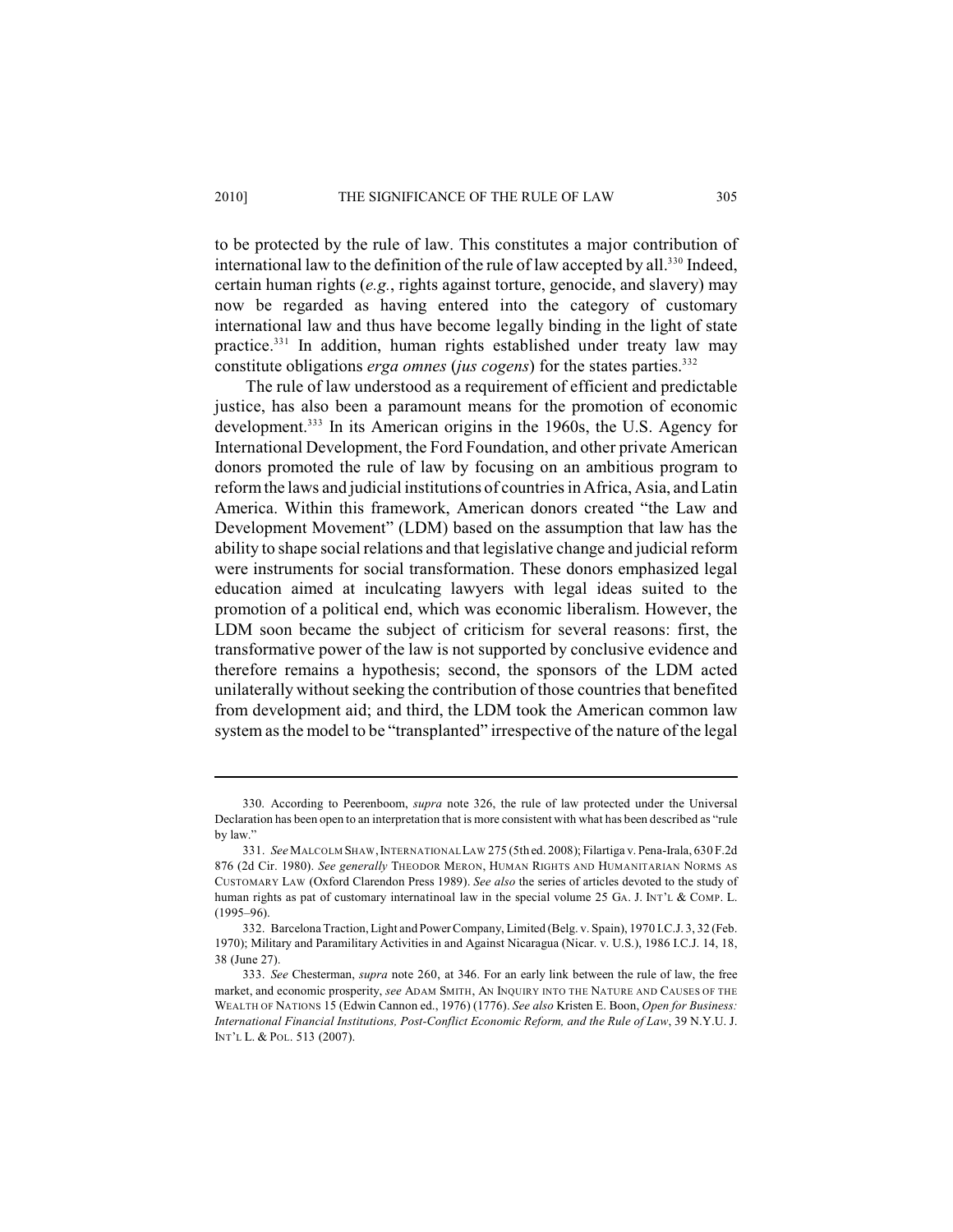to be protected by the rule of law. This constitutes a major contribution of international law to the definition of the rule of law accepted by all.[330] Indeed, certain human rights (*e.g.*, rights against torture, genocide, and slavery) may now be regarded as having entered into the category of customary international law and thus have become legally binding in the light of state practice.[331] In addition, human rights established under treaty law may constitute obligations *erga omnes* (*jus cogens*) for the states parties.[332]

The rule of law understood as a requirement of efficient and predictable justice, has also been a paramount means for the promotion of economic development.[333] In its American origins in the 1960s, the U.S. Agency for International Development, the Ford Foundation, and other private American donors promoted the rule of law by focusing on an ambitious program to reform the laws and judicial institutions of countries in Africa, Asia, and Latin America. Within this framework, American donors created "the Law and Development Movement" (LDM) based on the assumption that law has the ability to shape social relations and that legislative change and judicial reform were instruments for social transformation. These donors emphasized legal education aimed at inculcating lawyers with legal ideas suited to the promotion of a political end, which was economic liberalism. However, the LDM soon became the subject of criticism for several reasons: first, the transformative power of the law is not supported by conclusive evidence and therefore remains a hypothesis; second, the sponsors of the LDM acted unilaterally without seeking the contribution of those countries that benefited from development aid; and third, the LDM took the American common law system as the model to be "transplanted" irrespective of the nature of the legal

---

330. According to Peerenboom, *supra* note 326, the rule of law protected under the Universal Declaration has been open to an interpretation that is more consistent with what has been described as "rule by law."

331. *See* MALCOLM SHAW, INTERNATIONAL LAW 275 (5th ed. 2008); Filartiga v. Pena-Irala, 630 F.2d 876 (2d Cir. 1980). *See generally* THEODOR MERON, HUMAN RIGHTS AND HUMANITARIAN NORMS AS CUSTOMARY LAW (Oxford Clarendon Press 1989). *See also* the series of articles devoted to the study of human rights as pat of customary internatinoal law in the special volume 25 GA. J. INT'L & COMP. L. (1995–96).

332. Barcelona Traction, Light and Power Company, Limited (Belg. v. Spain), 1970 I.C.J. 3, 32 (Feb. 1970); Military and Paramilitary Activities in and Against Nicaragua (Nicar. v. U.S.), 1986 I.C.J. 14, 18, 38 (June 27).

333. *See* Chesterman, *supra* note 260, at 346. For an early link between the rule of law, the free market, and economic prosperity, *see* ADAM SMITH, AN INQUIRY INTO THE NATURE AND CAUSES OF THE WEALTH OF NATIONS 15 (Edwin Cannon ed., 1976) (1776). *See also* Kristen E. Boon, *Open for Business: International Financial Institutions, Post-Conflict Economic Reform, and the Rule of Law*, 39 N.Y.U. J. INT'L L. & POL. 513 (2007).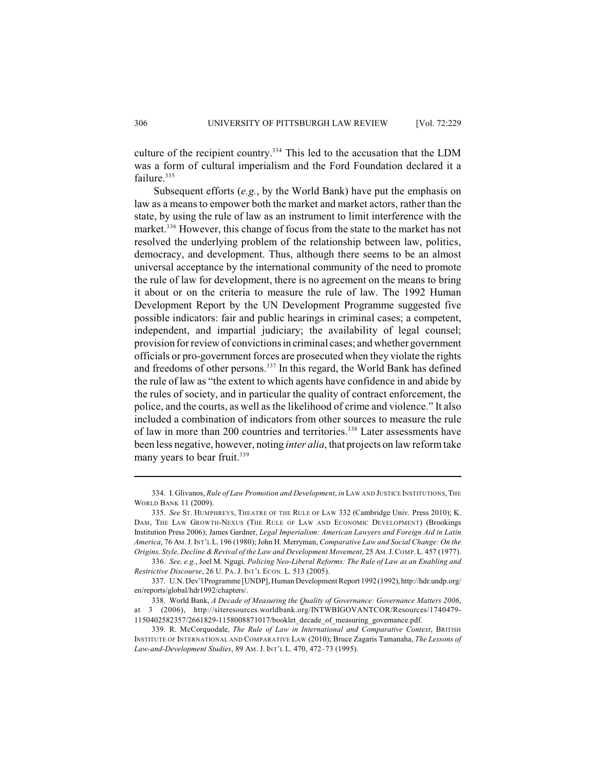culture of the recipient country.[334] This led to the accusation that the LDM was a form of cultural imperialism and the Ford Foundation declared it a failure.[335]

Subsequent efforts (*e.g.*, by the World Bank) have put the emphasis on law as a means to empower both the market and market actors, rather than the state, by using the rule of law as an instrument to limit interference with the market.[336] However, this change of focus from the state to the market has not resolved the underlying problem of the relationship between law, politics, democracy, and development. Thus, although there seems to be an almost universal acceptance by the international community of the need to promote the rule of law for development, there is no agreement on the means to bring it about or on the criteria to measure the rule of law. The 1992 Human Development Report by the UN Development Programme suggested five possible indicators: fair and public hearings in criminal cases; a competent, independent, and impartial judiciary; the availability of legal counsel; provision for review of convictions in criminal cases; and whether government officials or pro-government forces are prosecuted when they violate the rights and freedoms of other persons.[337] In this regard, the World Bank has defined the rule of law as "the extent to which agents have confidence in and abide by the rules of society, and in particular the quality of contract enforcement, the police, and the courts, as well as the likelihood of crime and violence." It also included a combination of indicators from other sources to measure the rule of law in more than 200 countries and territories.[338] Later assessments have been less negative, however, noting *inter alia*, that projects on law reform take many years to bear fruit.[339]

---

334. I. Glivanos, *Rule of Law Promotion and Development*, *in* LAW AND JUSTICE INSTITUTIONS, THE WORLD BANK 11 (2009).

335. *See* ST. HUMPHREYS, THEATRE OF THE RULE OF LAW 332 (Cambridge Univ. Press 2010); K. DAM, THE LAW GROWTH-NEXUS (THE RULE OF LAW AND ECONOMIC DEVELOPMENT) (Brookings Institution Press 2006); James Gardner, *Legal Imperialism: American Lawyers and Foreign Aid in Latin America*, 76 AM. J. INT'L L. 196 (1980); John H. Merryman, *Comparative Law and Social Change: On the Origins, Style, Decline & Revival of the Law and Development Movement*, 25 AM. J. COMP. L. 457 (1977).

336. *See, e.g.*, Joel M. Ngugi, *Policing Neo-Liberal Reforms: The Rule of Law as an Enabling and Restrictive Discourse*, 26 U. PA. J. INT'L ECON. L. 513 (2005).

337. U.N. Dev'l Programme [UNDP], Human Development Report 1992 (1992), http://hdr.undp.org/en/reports/global/hdr1992/chapters/.

338. World Bank, *A Decade of Measuring the Quality of Governance: Governance Matters 2006*, at 3 (2006), http://siteresources.worldbank.org/INTWBIGOVANTCOR/Resources/1740479-1150402582357/2661829-1158008871017/booklet_decade_of_measuring_governance.pdf.

339. R. McCorquodale, *The Rule of Law in International and Comparative Context*, BRITISH INSTITUTE OF INTERNATIONAL AND COMPARATIVE LAW (2010); Bruce Zagaris Tamanaha, *The Lessons of Law-and-Development Studies*, 89 AM. J. INT'L L. 470, 472–73 (1995).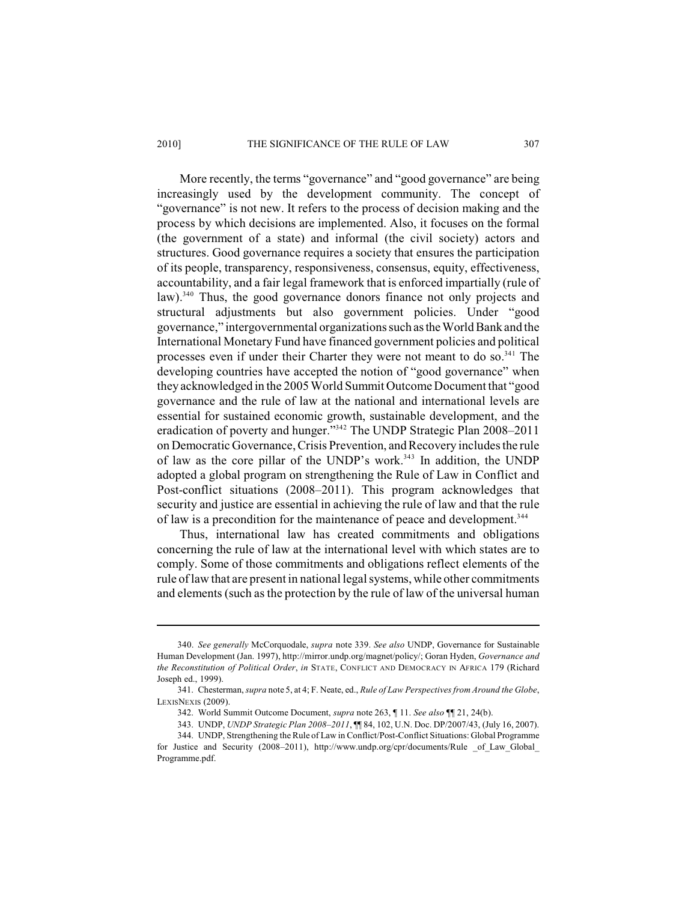More recently, the terms "governance" and "good governance" are being increasingly used by the development community. The concept of "governance" is not new. It refers to the process of decision making and the process by which decisions are implemented. Also, it focuses on the formal (the government of a state) and informal (the civil society) actors and structures. Good governance requires a society that ensures the participation of its people, transparency, responsiveness, consensus, equity, effectiveness, accountability, and a fair legal framework that is enforced impartially (rule of law).[340] Thus, the good governance donors finance not only projects and structural adjustments but also government policies. Under "good governance," intergovernmental organizations such as the World Bank and the International Monetary Fund have financed government policies and political processes even if under their Charter they were not meant to do so.[341] The developing countries have accepted the notion of "good governance" when they acknowledged in the 2005 World Summit Outcome Document that "good governance and the rule of law at the national and international levels are essential for sustained economic growth, sustainable development, and the eradication of poverty and hunger."[342] The UNDP Strategic Plan 2008–2011 on Democratic Governance, Crisis Prevention, and Recovery includes the rule of law as the core pillar of the UNDP's work.[343] In addition, the UNDP adopted a global program on strengthening the Rule of Law in Conflict and Post-conflict situations (2008–2011). This program acknowledges that security and justice are essential in achieving the rule of law and that the rule of law is a precondition for the maintenance of peace and development.[344]

Thus, international law has created commitments and obligations concerning the rule of law at the international level with which states are to comply. Some of those commitments and obligations reflect elements of the rule of law that are present in national legal systems, while other commitments and elements (such as the protection by the rule of law of the universal human

---

340. *See generally* McCorquodale, *supra* note 339. *See also* UNDP, Governance for Sustainable Human Development (Jan. 1997), http://mirror.undp.org/magnet/policy/; Goran Hyden, *Governance and the Reconstitution of Political Order*, *in* STATE, CONFLICT AND DEMOCRACY IN AFRICA 179 (Richard Joseph ed., 1999).

341. Chesterman, *supra* note 5, at 4; F. Neate, ed., *Rule of Law Perspectives from Around the Globe*, LEXISNEXIS (2009).

342. World Summit Outcome Document, *supra* note 263, ¶ 11. *See also* ¶¶ 21, 24(b).

343. UNDP, *UNDP Strategic Plan 2008–2011*, ¶¶ 84, 102, U.N. Doc. DP/2007/43, (July 16, 2007).

344. UNDP, Strengthening the Rule of Law in Conflict/Post-Conflict Situations: Global Programme for Justice and Security (2008–2011), http://www.undp.org/cpr/documents/Rule _of_Law_Global_ Programme.pdf.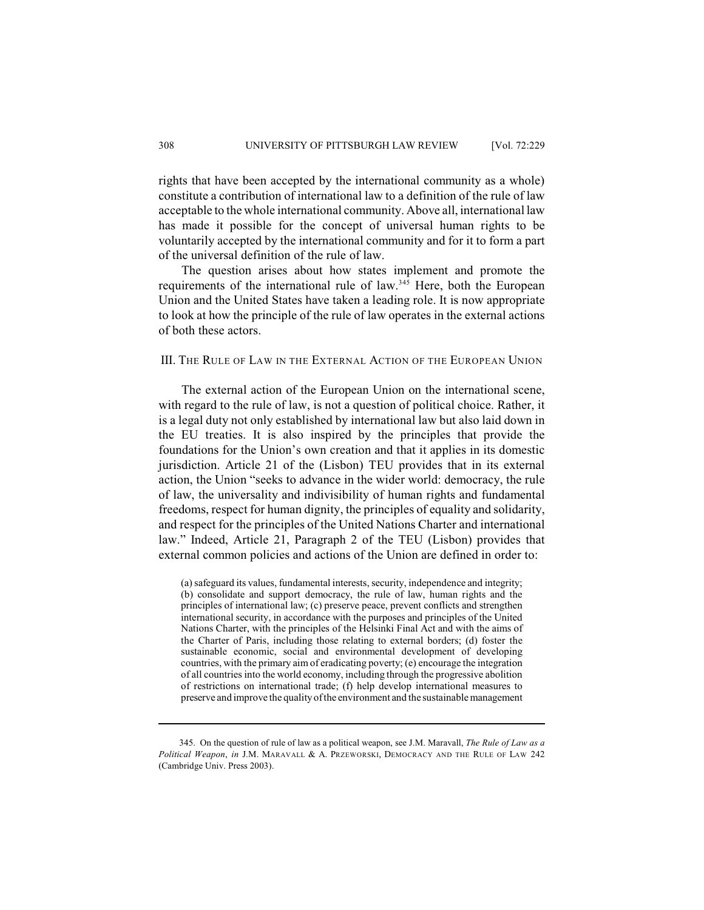rights that have been accepted by the international community as a whole) constitute a contribution of international law to a definition of the rule of law acceptable to the whole international community. Above all, international law has made it possible for the concept of universal human rights to be voluntarily accepted by the international community and for it to form a part of the universal definition of the rule of law.

The question arises about how states implement and promote the requirements of the international rule of law.[345] Here, both the European Union and the United States have taken a leading role. It is now appropriate to look at how the principle of the rule of law operates in the external actions of both these actors.

## III. The Rule of Law in the External Action of the European Union

The external action of the European Union on the international scene, with regard to the rule of law, is not a question of political choice. Rather, it is a legal duty not only established by international law but also laid down in the EU treaties. It is also inspired by the principles that provide the foundations for the Union's own creation and that it applies in its domestic jurisdiction. Article 21 of the (Lisbon) TEU provides that in its external action, the Union "seeks to advance in the wider world: democracy, the rule of law, the universality and indivisibility of human rights and fundamental freedoms, respect for human dignity, the principles of equality and solidarity, and respect for the principles of the United Nations Charter and international law." Indeed, Article 21, Paragraph 2 of the TEU (Lisbon) provides that external common policies and actions of the Union are defined in order to:

> (a) safeguard its values, fundamental interests, security, independence and integrity; (b) consolidate and support democracy, the rule of law, human rights and the principles of international law; (c) preserve peace, prevent conflicts and strengthen international security, in accordance with the purposes and principles of the United Nations Charter, with the principles of the Helsinki Final Act and with the aims of the Charter of Paris, including those relating to external borders; (d) foster the sustainable economic, social and environmental development of developing countries, with the primary aim of eradicating poverty; (e) encourage the integration of all countries into the world economy, including through the progressive abolition of restrictions on international trade; (f) help develop international measures to preserve and improve the quality of the environment and the sustainable management

---

345. On the question of rule of law as a political weapon, see J.M. Maravall, *The Rule of Law as a Political Weapon*, *in* J.M. MARAVALL & A. PRZEWORSKI, DEMOCRACY AND THE RULE OF LAW 242 (Cambridge Univ. Press 2003).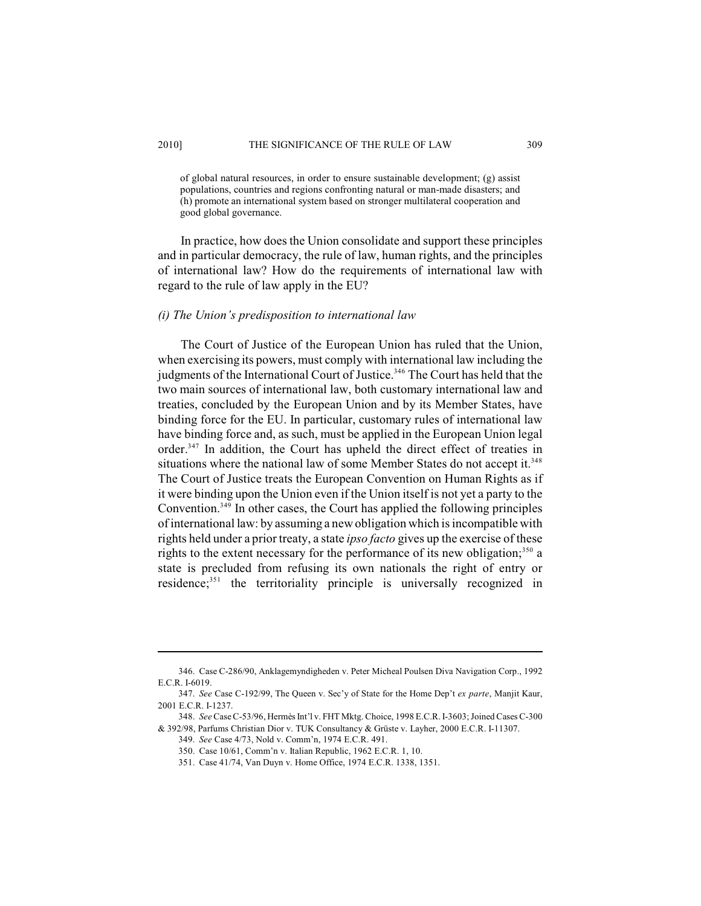of global natural resources, in order to ensure sustainable development; (g) assist populations, countries and regions confronting natural or man-made disasters; and (h) promote an international system based on stronger multilateral cooperation and good global governance.

In practice, how does the Union consolidate and support these principles and in particular democracy, the rule of law, human rights, and the principles of international law? How do the requirements of international law with regard to the rule of law apply in the EU?

*(i) The Union's predisposition to international law*

The Court of Justice of the European Union has ruled that the Union, when exercising its powers, must comply with international law including the judgments of the International Court of Justice.[346] The Court has held that the two main sources of international law, both customary international law and treaties, concluded by the European Union and by its Member States, have binding force for the EU. In particular, customary rules of international law have binding force and, as such, must be applied in the European Union legal order.[347] In addition, the Court has upheld the direct effect of treaties in situations where the national law of some Member States do not accept it.[348] The Court of Justice treats the European Convention on Human Rights as if it were binding upon the Union even if the Union itself is not yet a party to the Convention.[349] In other cases, the Court has applied the following principles of international law: by assuming a new obligation which is incompatible with rights held under a prior treaty, a state *ipso facto* gives up the exercise of these rights to the extent necessary for the performance of its new obligation;[350] a state is precluded from refusing its own nationals the right of entry or residence;[351] the territoriality principle is universally recognized in

---

346. Case C-286/90, Anklagemyndigheden v. Peter Micheal Poulsen Diva Navigation Corp., 1992 E.C.R. I-6019.

347. *See* Case C-192/99, The Queen v. Sec'y of State for the Home Dep't *ex parte*, Manjit Kaur, 2001 E.C.R. I-1237.

348. *See* Case C-53/96, Hermès Int'l v. FHT Mktg. Choice, 1998 E.C.R. I-3603; Joined Cases C-300 & 392/98, Parfums Christian Dior v. TUK Consultancy & Grüste v. Layher, 2000 E.C.R. I-11307.

349. *See* Case 4/73, Nold v. Comm'n, 1974 E.C.R. 491.

350. Case 10/61, Comm'n v. Italian Republic, 1962 E.C.R. 1, 10.

351. Case 41/74, Van Duyn v. Home Office, 1974 E.C.R. 1338, 1351.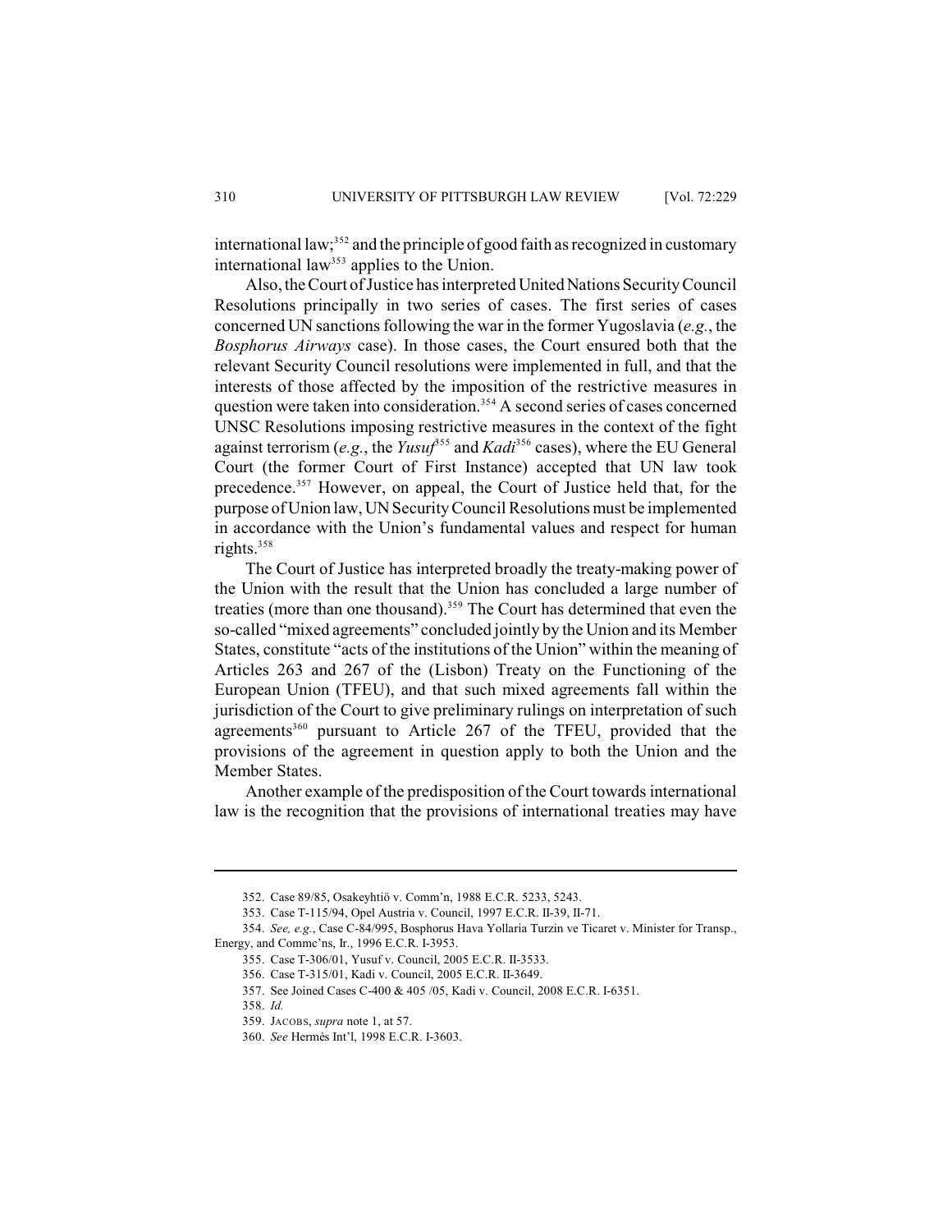international law;[352] and the principle of good faith as recognized in customary international law[353] applies to the Union.

Also, the Court of Justice has interpreted United Nations Security Council Resolutions principally in two series of cases. The first series of cases concerned UN sanctions following the war in the former Yugoslavia (*e.g.*, the *Bosphorus Airways* case). In those cases, the Court ensured both that the relevant Security Council resolutions were implemented in full, and that the interests of those affected by the imposition of the restrictive measures in question were taken into consideration.[354] A second series of cases concerned UNSC Resolutions imposing restrictive measures in the context of the fight against terrorism (*e.g.*, the *Yusuf*[355] and *Kadi*[356] cases), where the EU General Court (the former Court of First Instance) accepted that UN law took precedence.[357] However, on appeal, the Court of Justice held that, for the purpose of Union law, UN Security Council Resolutions must be implemented in accordance with the Union's fundamental values and respect for human rights.[358]

The Court of Justice has interpreted broadly the treaty-making power of the Union with the result that the Union has concluded a large number of treaties (more than one thousand).[359] The Court has determined that even the so-called "mixed agreements" concluded jointly by the Union and its Member States, constitute "acts of the institutions of the Union" within the meaning of Articles 263 and 267 of the (Lisbon) Treaty on the Functioning of the European Union (TFEU), and that such mixed agreements fall within the jurisdiction of the Court to give preliminary rulings on interpretation of such agreements[360] pursuant to Article 267 of the TFEU, provided that the provisions of the agreement in question apply to both the Union and the Member States.

Another example of the predisposition of the Court towards international law is the recognition that the provisions of international treaties may have

352. Case 89/85, Osakeyhtiö v. Comm'n, 1988 E.C.R. 5233, 5243.

353. Case T-115/94, Opel Austria v. Council, 1997 E.C.R. II-39, II-71.

354. *See, e.g.*, Case C-84/995, Bosphorus Hava Yollaria Turzin ve Ticaret v. Minister for Transp., Energy, and Commc'ns, Ir., 1996 E.C.R. I-3953.

355. Case T-306/01, Yusuf v. Council, 2005 E.C.R. II-3533.

356. Case T-315/01, Kadi v. Council, 2005 E.C.R. II-3649.

357. See Joined Cases C-400 & 405 /05, Kadi v. Council, 2008 E.C.R. I-6351.

358. *Id.*

359. JACOBS, *supra* note 1, at 57.

360. *See* Hermès Int'l, 1998 E.C.R. I-3603.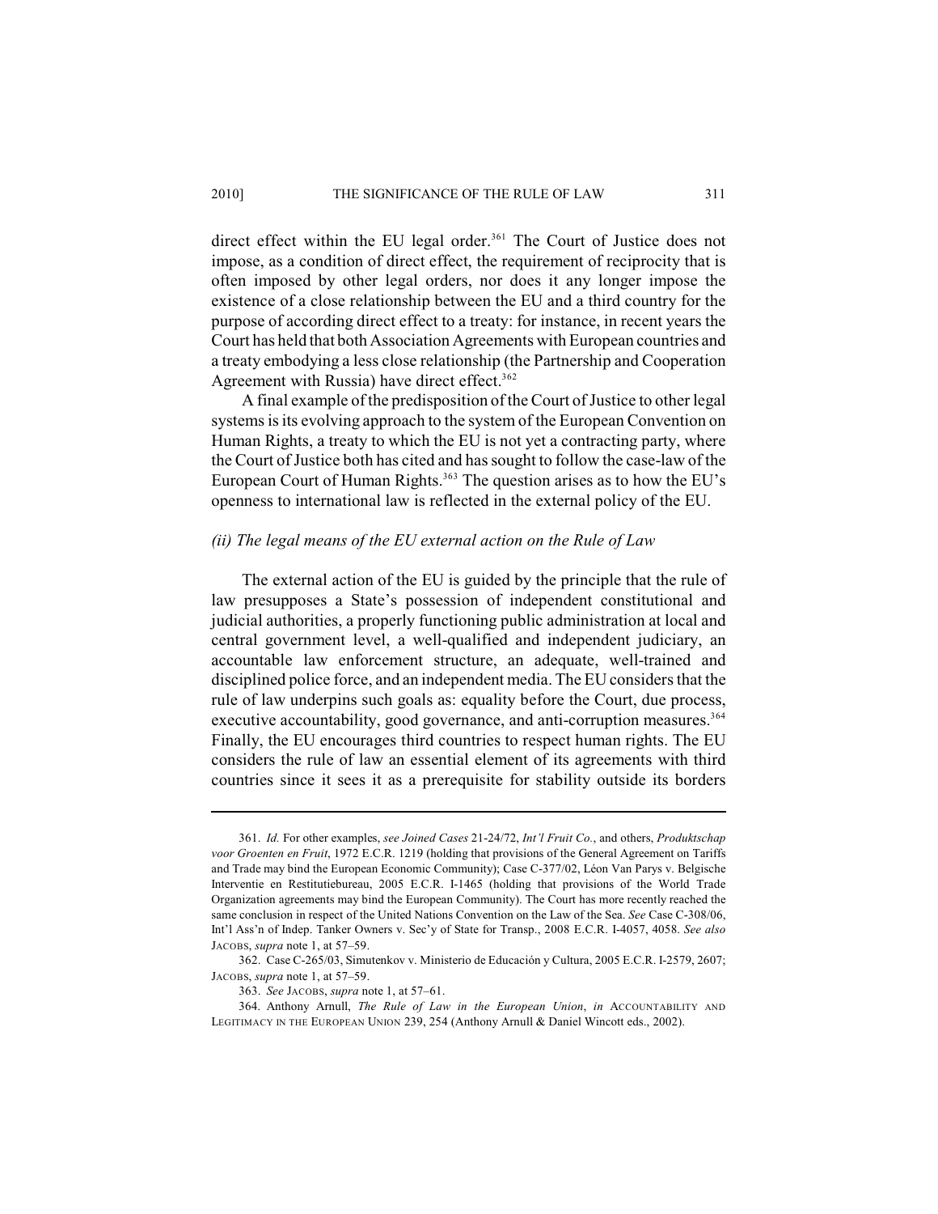direct effect within the EU legal order.[361] The Court of Justice does not impose, as a condition of direct effect, the requirement of reciprocity that is often imposed by other legal orders, nor does it any longer impose the existence of a close relationship between the EU and a third country for the purpose of according direct effect to a treaty: for instance, in recent years the Court has held that both Association Agreements with European countries and a treaty embodying a less close relationship (the Partnership and Cooperation Agreement with Russia) have direct effect.[362]

A final example of the predisposition of the Court of Justice to other legal systems is its evolving approach to the system of the European Convention on Human Rights, a treaty to which the EU is not yet a contracting party, where the Court of Justice both has cited and has sought to follow the case-law of the European Court of Human Rights.[363] The question arises as to how the EU's openness to international law is reflected in the external policy of the EU.

### *(ii) The legal means of the EU external action on the Rule of Law*

The external action of the EU is guided by the principle that the rule of law presupposes a State's possession of independent constitutional and judicial authorities, a properly functioning public administration at local and central government level, a well-qualified and independent judiciary, an accountable law enforcement structure, an adequate, well-trained and disciplined police force, and an independent media. The EU considers that the rule of law underpins such goals as: equality before the Court, due process, executive accountability, good governance, and anti-corruption measures.[364] Finally, the EU encourages third countries to respect human rights. The EU considers the rule of law an essential element of its agreements with third countries since it sees it as a prerequisite for stability outside its borders

---

361. *Id.* For other examples, *see Joined Cases* 21-24/72, *Int'l Fruit Co.*, and others, *Produktschap voor Groenten en Fruit*, 1972 E.C.R. 1219 (holding that provisions of the General Agreement on Tariffs and Trade may bind the European Economic Community); Case C-377/02, Léon Van Parys v. Belgische Interventie en Restitutiebureau, 2005 E.C.R. I-1465 (holding that provisions of the World Trade Organization agreements may bind the European Community). The Court has more recently reached the same conclusion in respect of the United Nations Convention on the Law of the Sea. *See* Case C-308/06, Int'l Ass'n of Indep. Tanker Owners v. Sec'y of State for Transp., 2008 E.C.R. I-4057, 4058. *See also* JACOBS, *supra* note 1, at 57–59.

362. Case C-265/03, Simutenkov v. Ministerio de Educación y Cultura, 2005 E.C.R. I-2579, 2607; JACOBS, *supra* note 1, at 57–59.

363. *See* JACOBS, *supra* note 1, at 57–61.

364. Anthony Arnull, *The Rule of Law in the European Union*, *in* ACCOUNTABILITY AND LEGITIMACY IN THE EUROPEAN UNION 239, 254 (Anthony Arnull & Daniel Wincott eds., 2002).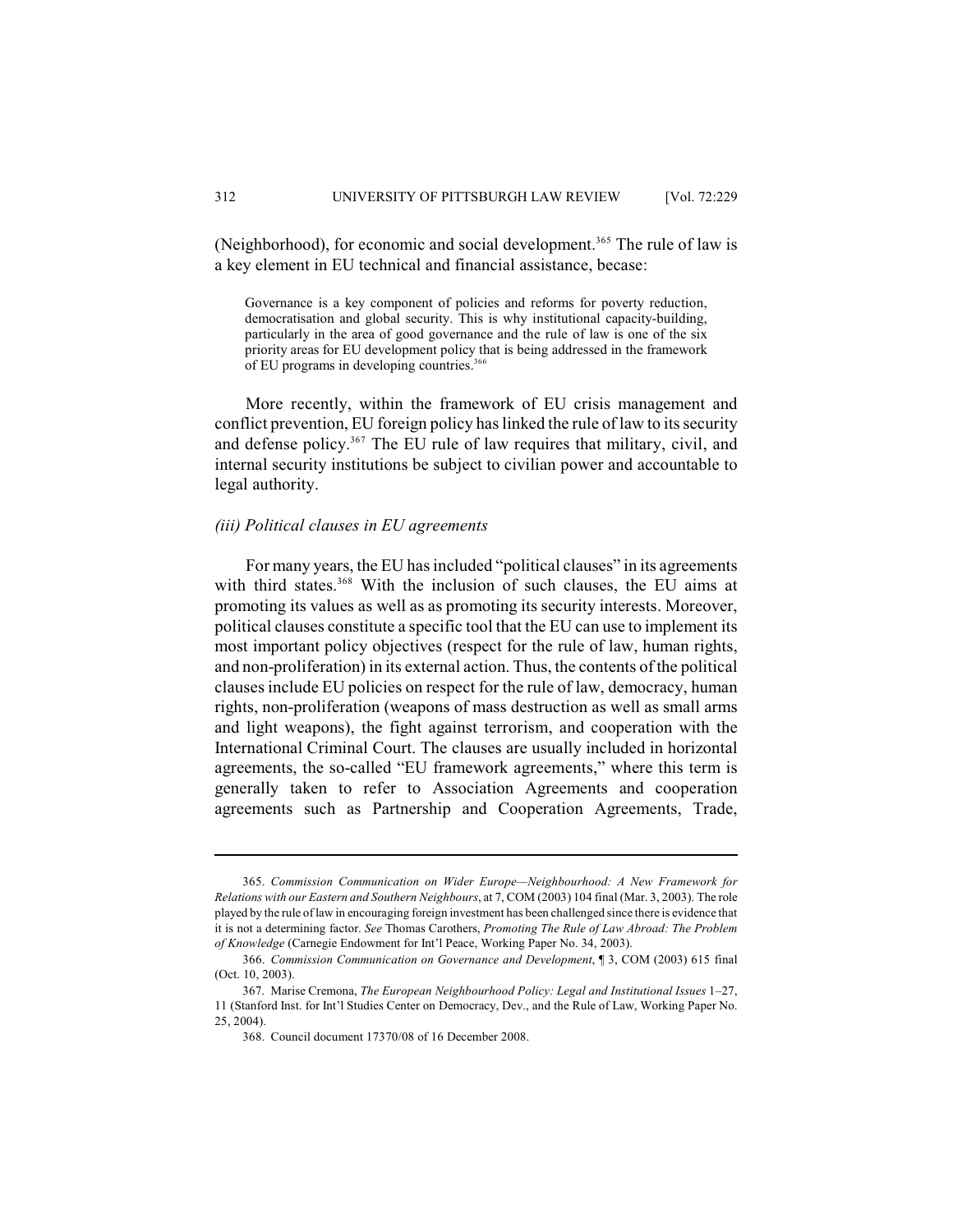(Neighborhood), for economic and social development.[365] The rule of law is a key element in EU technical and financial assistance, becase:

> Governance is a key component of policies and reforms for poverty reduction, democratisation and global security. This is why institutional capacity-building, particularly in the area of good governance and the rule of law is one of the six priority areas for EU development policy that is being addressed in the framework of EU programs in developing countries.[366]

More recently, within the framework of EU crisis management and conflict prevention, EU foreign policy has linked the rule of law to its security and defense policy.[367] The EU rule of law requires that military, civil, and internal security institutions be subject to civilian power and accountable to legal authority.

*(iii) Political clauses in EU agreements*

For many years, the EU has included "political clauses" in its agreements with third states.[368] With the inclusion of such clauses, the EU aims at promoting its values as well as as promoting its security interests. Moreover, political clauses constitute a specific tool that the EU can use to implement its most important policy objectives (respect for the rule of law, human rights, and non-proliferation) in its external action. Thus, the contents of the political clauses include EU policies on respect for the rule of law, democracy, human rights, non-proliferation (weapons of mass destruction as well as small arms and light weapons), the fight against terrorism, and cooperation with the International Criminal Court. The clauses are usually included in horizontal agreements, the so-called "EU framework agreements," where this term is generally taken to refer to Association Agreements and cooperation agreements such as Partnership and Cooperation Agreements, Trade,

---

365. *Commission Communication on Wider Europe—Neighbourhood: A New Framework for Relations with our Eastern and Southern Neighbours*, at 7, COM (2003) 104 final (Mar. 3, 2003). The role played by the rule of law in encouraging foreign investment has been challenged since there is evidence that it is not a determining factor. *See* Thomas Carothers, *Promoting The Rule of Law Abroad: The Problem of Knowledge* (Carnegie Endowment for Int'l Peace, Working Paper No. 34, 2003).

366. *Commission Communication on Governance and Development*, ¶ 3, COM (2003) 615 final (Oct. 10, 2003).

367. Marise Cremona, *The European Neighbourhood Policy: Legal and Institutional Issues* 1–27, 11 (Stanford Inst. for Int'l Studies Center on Democracy, Dev., and the Rule of Law, Working Paper No. 25, 2004).

368. Council document 17370/08 of 16 December 2008.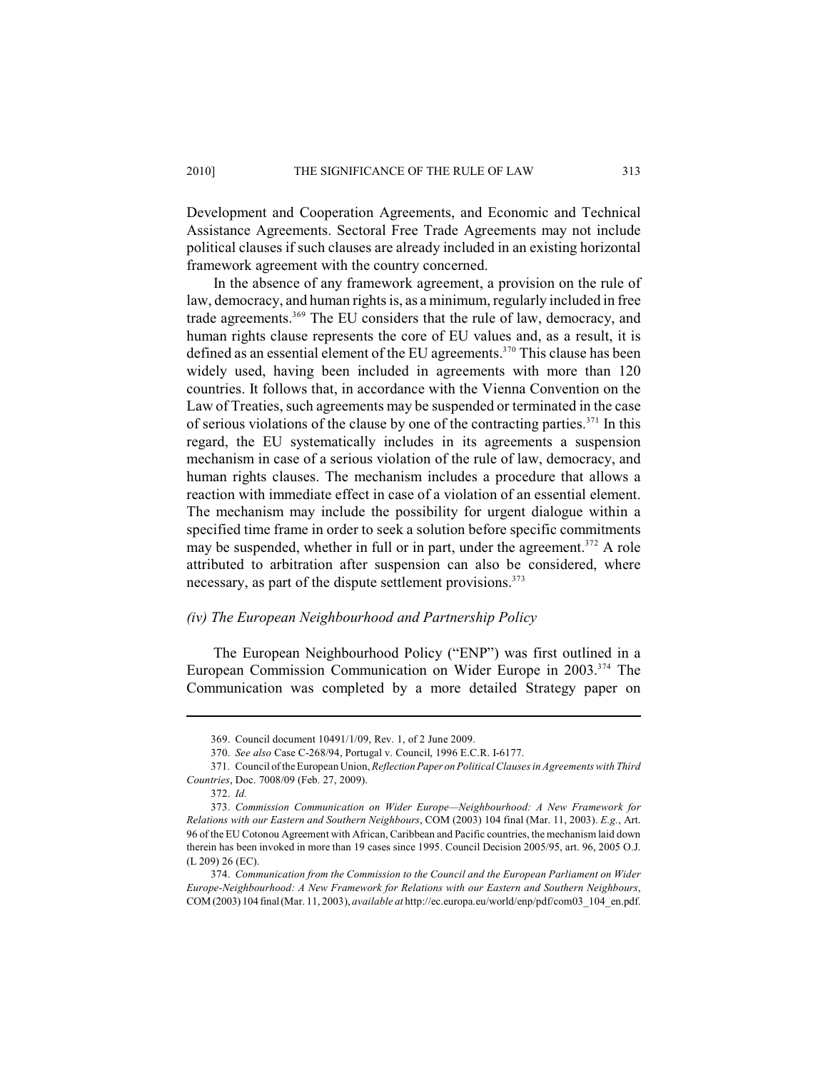Development and Cooperation Agreements, and Economic and Technical Assistance Agreements. Sectoral Free Trade Agreements may not include political clauses if such clauses are already included in an existing horizontal framework agreement with the country concerned.

In the absence of any framework agreement, a provision on the rule of law, democracy, and human rights is, as a minimum, regularly included in free trade agreements.[369] The EU considers that the rule of law, democracy, and human rights clause represents the core of EU values and, as a result, it is defined as an essential element of the EU agreements.[370] This clause has been widely used, having been included in agreements with more than 120 countries. It follows that, in accordance with the Vienna Convention on the Law of Treaties, such agreements may be suspended or terminated in the case of serious violations of the clause by one of the contracting parties.[371] In this regard, the EU systematically includes in its agreements a suspension mechanism in case of a serious violation of the rule of law, democracy, and human rights clauses. The mechanism includes a procedure that allows a reaction with immediate effect in case of a violation of an essential element. The mechanism may include the possibility for urgent dialogue within a specified time frame in order to seek a solution before specific commitments may be suspended, whether in full or in part, under the agreement.[372] A role attributed to arbitration after suspension can also be considered, where necessary, as part of the dispute settlement provisions.[373]

### *(iv) The European Neighbourhood and Partnership Policy*

The European Neighbourhood Policy ("ENP") was first outlined in a European Commission Communication on Wider Europe in 2003.[374] The Communication was completed by a more detailed Strategy paper on

---

369. Council document 10491/1/09, Rev. 1, of 2 June 2009.

370. *See also* Case C-268/94, Portugal v. Council, 1996 E.C.R. I-6177.

371. Council of the European Union, *Reflection Paper on Political Clauses in Agreements with Third Countries*, Doc. 7008/09 (Feb. 27, 2009).

372. *Id.*

373. *Commission Communication on Wider Europe—Neighbourhood: A New Framework for Relations with our Eastern and Southern Neighbours*, COM (2003) 104 final (Mar. 11, 2003). *E.g.*, Art. 96 of the EU Cotonou Agreement with African, Caribbean and Pacific countries, the mechanism laid down therein has been invoked in more than 19 cases since 1995. Council Decision 2005/95, art. 96, 2005 O.J. (L 209) 26 (EC).

374. *Communication from the Commission to the Council and the European Parliament on Wider Europe-Neighbourhood: A New Framework for Relations with our Eastern and Southern Neighbours*, COM (2003) 104 final (Mar. 11, 2003), *available at* http://ec.europa.eu/world/enp/pdf/com03_104_en.pdf.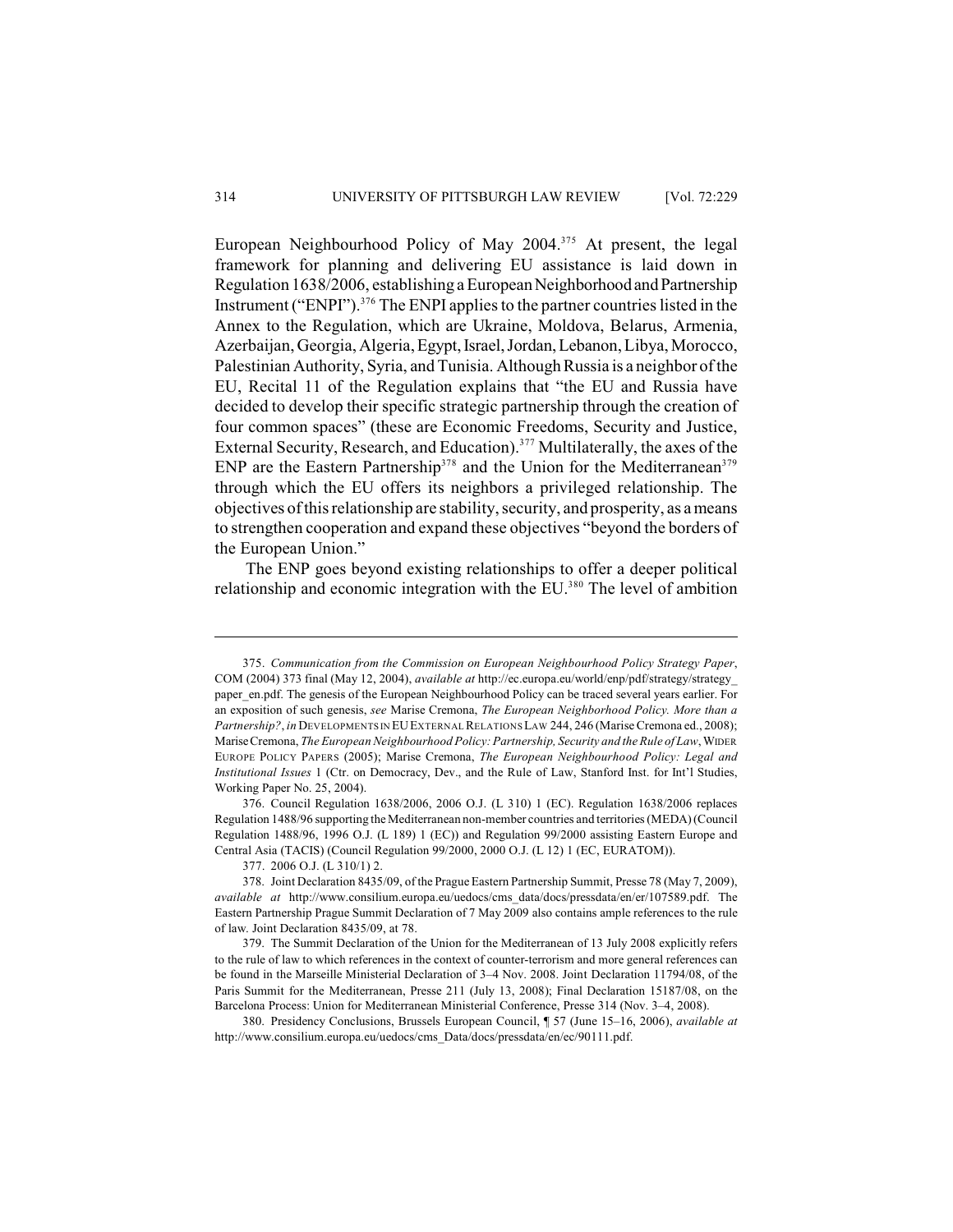European Neighbourhood Policy of May 2004.[375] At present, the legal framework for planning and delivering EU assistance is laid down in Regulation 1638/2006, establishing a European Neighborhood and Partnership Instrument ("ENPI").[376] The ENPI applies to the partner countries listed in the Annex to the Regulation, which are Ukraine, Moldova, Belarus, Armenia, Azerbaijan, Georgia, Algeria, Egypt, Israel, Jordan, Lebanon, Libya, Morocco, Palestinian Authority, Syria, and Tunisia. Although Russia is a neighbor of the EU, Recital 11 of the Regulation explains that "the EU and Russia have decided to develop their specific strategic partnership through the creation of four common spaces" (these are Economic Freedoms, Security and Justice, External Security, Research, and Education).[377] Multilaterally, the axes of the ENP are the Eastern Partnership[378] and the Union for the Mediterranean[379] through which the EU offers its neighbors a privileged relationship. The objectives of this relationship are stability, security, and prosperity, as a means to strengthen cooperation and expand these objectives "beyond the borders of the European Union."

The ENP goes beyond existing relationships to offer a deeper political relationship and economic integration with the EU.[380] The level of ambition

---

375. *Communication from the Commission on European Neighbourhood Policy Strategy Paper*, COM (2004) 373 final (May 12, 2004), *available at* http://ec.europa.eu/world/enp/pdf/strategy/strategy_paper_en.pdf. The genesis of the European Neighbourhood Policy can be traced several years earlier. For an exposition of such genesis, *see* Marise Cremona, *The European Neighborhood Policy. More than a Partnership?*, *in* DEVELOPMENTS IN EU EXTERNAL RELATIONS LAW 244, 246 (Marise Cremona ed., 2008); Marise Cremona, *The European Neighbourhood Policy: Partnership, Security and the Rule of Law*, WIDER EUROPE POLICY PAPERS (2005); Marise Cremona, *The European Neighbourhood Policy: Legal and Institutional Issues* 1 (Ctr. on Democracy, Dev., and the Rule of Law, Stanford Inst. for Int'l Studies, Working Paper No. 25, 2004).

376. Council Regulation 1638/2006, 2006 O.J. (L 310) 1 (EC). Regulation 1638/2006 replaces Regulation 1488/96 supporting the Mediterranean non-member countries and territories (MEDA) (Council Regulation 1488/96, 1996 O.J. (L 189) 1 (EC)) and Regulation 99/2000 assisting Eastern Europe and Central Asia (TACIS) (Council Regulation 99/2000, 2000 O.J. (L 12) 1 (EC, EURATOM)).

377. 2006 O.J. (L 310/1) 2.

378. Joint Declaration 8435/09, of the Prague Eastern Partnership Summit, Presse 78 (May 7, 2009), *available at* http://www.consilium.europa.eu/uedocs/cms_data/docs/pressdata/en/er/107589.pdf. The Eastern Partnership Prague Summit Declaration of 7 May 2009 also contains ample references to the rule of law. Joint Declaration 8435/09, at 78.

379. The Summit Declaration of the Union for the Mediterranean of 13 July 2008 explicitly refers to the rule of law to which references in the context of counter-terrorism and more general references can be found in the Marseille Ministerial Declaration of 3–4 Nov. 2008. Joint Declaration 11794/08, of the Paris Summit for the Mediterranean, Presse 211 (July 13, 2008); Final Declaration 15187/08, on the Barcelona Process: Union for Mediterranean Ministerial Conference, Presse 314 (Nov. 3–4, 2008).

380. Presidency Conclusions, Brussels European Council, ¶ 57 (June 15–16, 2006), *available at* http://www.consilium.europa.eu/uedocs/cms_Data/docs/pressdata/en/ec/90111.pdf.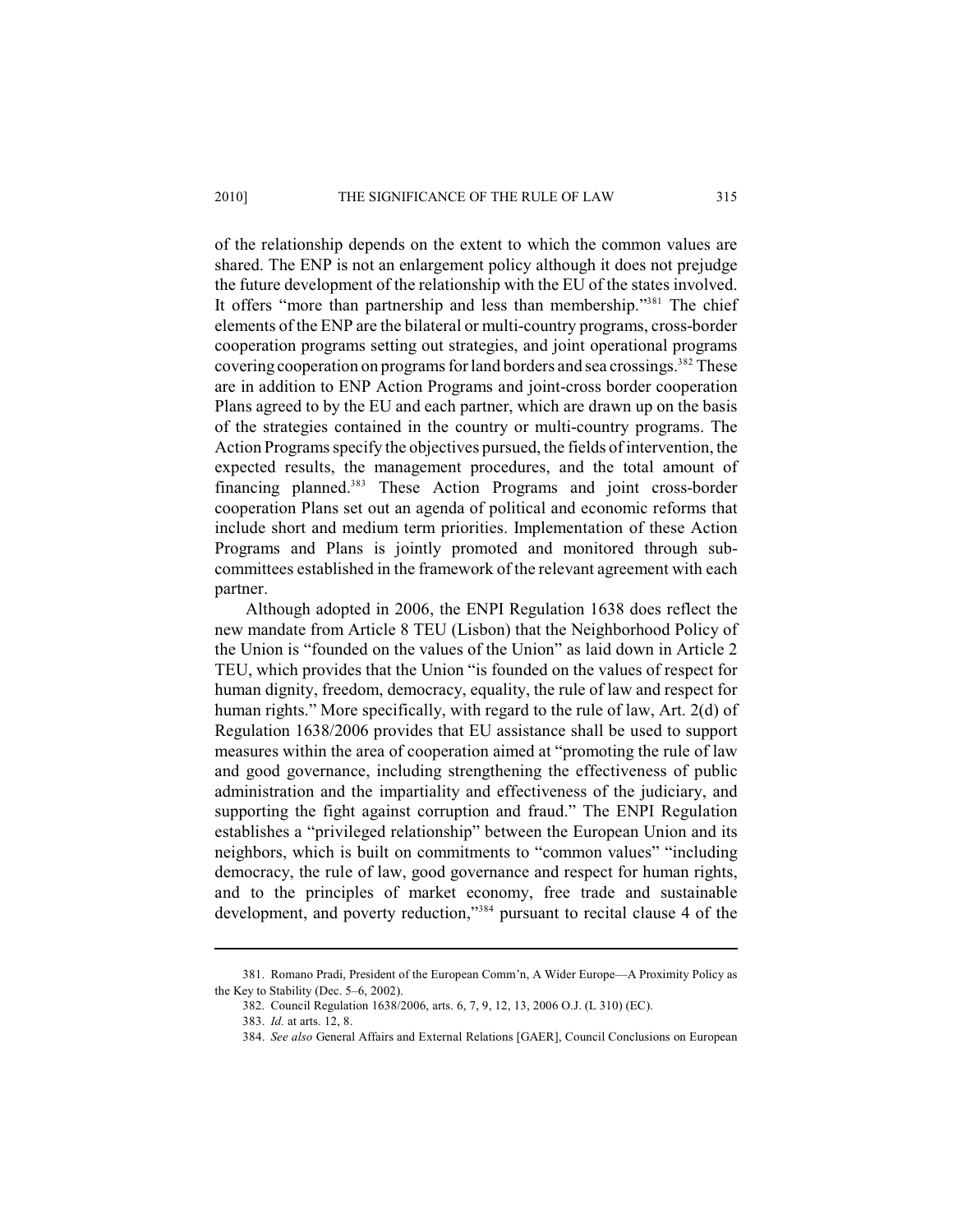of the relationship depends on the extent to which the common values are shared. The ENP is not an enlargement policy although it does not prejudge the future development of the relationship with the EU of the states involved. It offers "more than partnership and less than membership."[381] The chief elements of the ENP are the bilateral or multi-country programs, cross-border cooperation programs setting out strategies, and joint operational programs covering cooperation on programs for land borders and sea crossings.[382] These are in addition to ENP Action Programs and joint-cross border cooperation Plans agreed to by the EU and each partner, which are drawn up on the basis of the strategies contained in the country or multi-country programs. The Action Programs specify the objectives pursued, the fields of intervention, the expected results, the management procedures, and the total amount of financing planned.[383] These Action Programs and joint cross-border cooperation Plans set out an agenda of political and economic reforms that include short and medium term priorities. Implementation of these Action Programs and Plans is jointly promoted and monitored through sub-committees established in the framework of the relevant agreement with each partner.

Although adopted in 2006, the ENPI Regulation 1638 does reflect the new mandate from Article 8 TEU (Lisbon) that the Neighborhood Policy of the Union is "founded on the values of the Union" as laid down in Article 2 TEU, which provides that the Union "is founded on the values of respect for human dignity, freedom, democracy, equality, the rule of law and respect for human rights." More specifically, with regard to the rule of law, Art. 2(d) of Regulation 1638/2006 provides that EU assistance shall be used to support measures within the area of cooperation aimed at "promoting the rule of law and good governance, including strengthening the effectiveness of public administration and the impartiality and effectiveness of the judiciary, and supporting the fight against corruption and fraud." The ENPI Regulation establishes a "privileged relationship" between the European Union and its neighbors, which is built on commitments to "common values" "including democracy, the rule of law, good governance and respect for human rights, and to the principles of market economy, free trade and sustainable development, and poverty reduction,"[384] pursuant to recital clause 4 of the

---

381. Romano Pradi, President of the European Comm'n, A Wider Europe—A Proximity Policy as the Key to Stability (Dec. 5–6, 2002).

382. Council Regulation 1638/2006, arts. 6, 7, 9, 12, 13, 2006 O.J. (L 310) (EC).

383. *Id.* at arts. 12, 8.

384. *See also* General Affairs and External Relations [GAER], Council Conclusions on European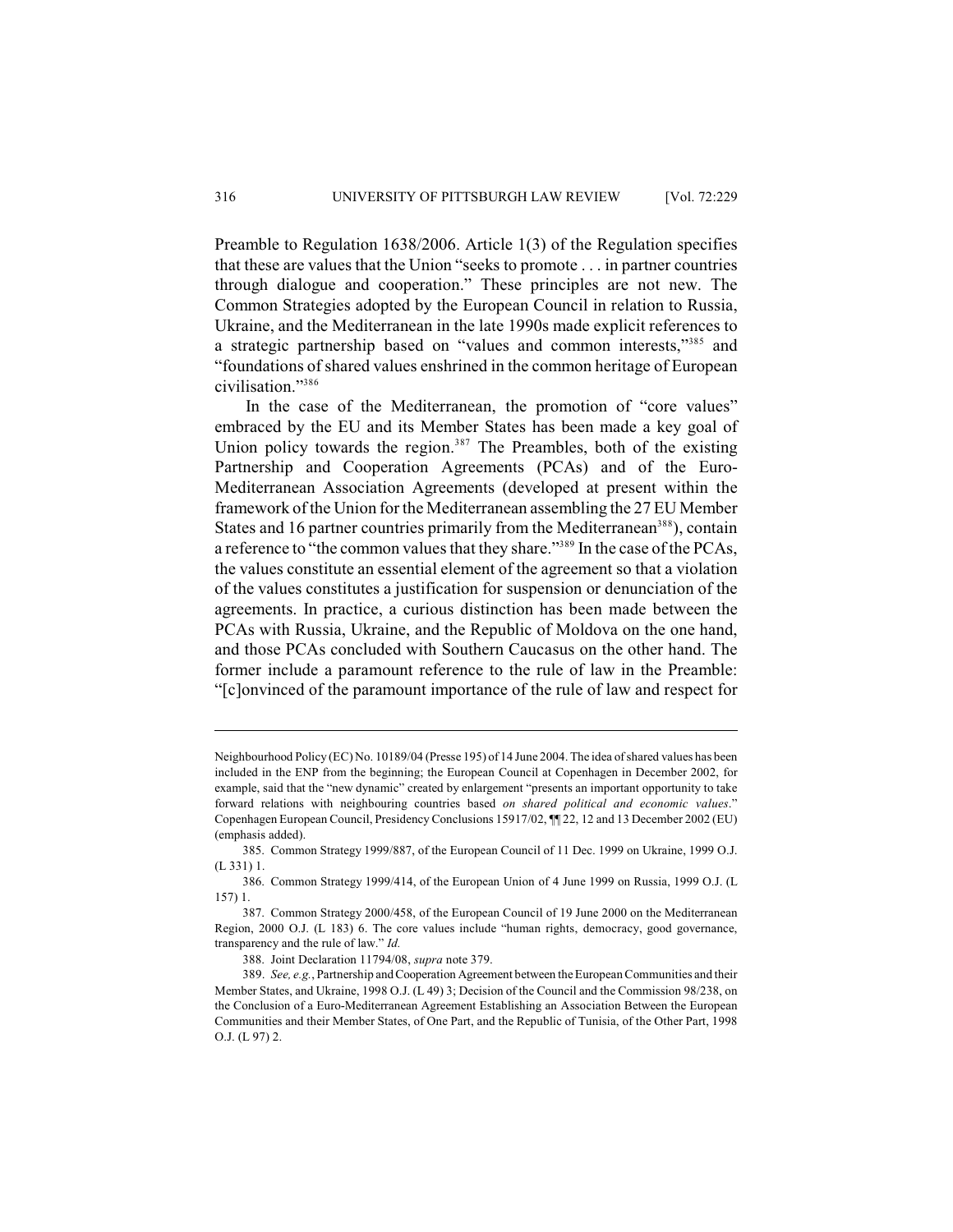Preamble to Regulation 1638/2006. Article 1(3) of the Regulation specifies that these are values that the Union "seeks to promote . . . in partner countries through dialogue and cooperation." These principles are not new. The Common Strategies adopted by the European Council in relation to Russia, Ukraine, and the Mediterranean in the late 1990s made explicit references to a strategic partnership based on "values and common interests,"[385] and "foundations of shared values enshrined in the common heritage of European civilisation."[386]

In the case of the Mediterranean, the promotion of "core values" embraced by the EU and its Member States has been made a key goal of Union policy towards the region.[387] The Preambles, both of the existing Partnership and Cooperation Agreements (PCAs) and of the Euro-Mediterranean Association Agreements (developed at present within the framework of the Union for the Mediterranean assembling the 27 EU Member States and 16 partner countries primarily from the Mediterranean[388]), contain a reference to "the common values that they share."[389] In the case of the PCAs, the values constitute an essential element of the agreement so that a violation of the values constitutes a justification for suspension or denunciation of the agreements. In practice, a curious distinction has been made between the PCAs with Russia, Ukraine, and the Republic of Moldova on the one hand, and those PCAs concluded with Southern Caucasus on the other hand. The former include a paramount reference to the rule of law in the Preamble: "[c]onvinced of the paramount importance of the rule of law and respect for

---

Neighbourhood Policy (EC) No. 10189/04 (Presse 195) of 14 June 2004. The idea of shared values has been included in the ENP from the beginning; the European Council at Copenhagen in December 2002, for example, said that the "new dynamic" created by enlargement "presents an important opportunity to take forward relations with neighbouring countries based *on shared political and economic values*." Copenhagen European Council, Presidency Conclusions 15917/02, ¶¶ 22, 12 and 13 December 2002 (EU) (emphasis added).

385. Common Strategy 1999/887, of the European Council of 11 Dec. 1999 on Ukraine, 1999 O.J. (L 331) 1.

386. Common Strategy 1999/414, of the European Union of 4 June 1999 on Russia, 1999 O.J. (L 157) 1.

387. Common Strategy 2000/458, of the European Council of 19 June 2000 on the Mediterranean Region, 2000 O.J. (L 183) 6. The core values include "human rights, democracy, good governance, transparency and the rule of law." *Id.*

388. Joint Declaration 11794/08, *supra* note 379.

389. *See, e.g.*, Partnership and Cooperation Agreement between the European Communities and their Member States, and Ukraine, 1998 O.J. (L 49) 3; Decision of the Council and the Commission 98/238, on the Conclusion of a Euro-Mediterranean Agreement Establishing an Association Between the European Communities and their Member States, of One Part, and the Republic of Tunisia, of the Other Part, 1998 O.J. (L 97) 2.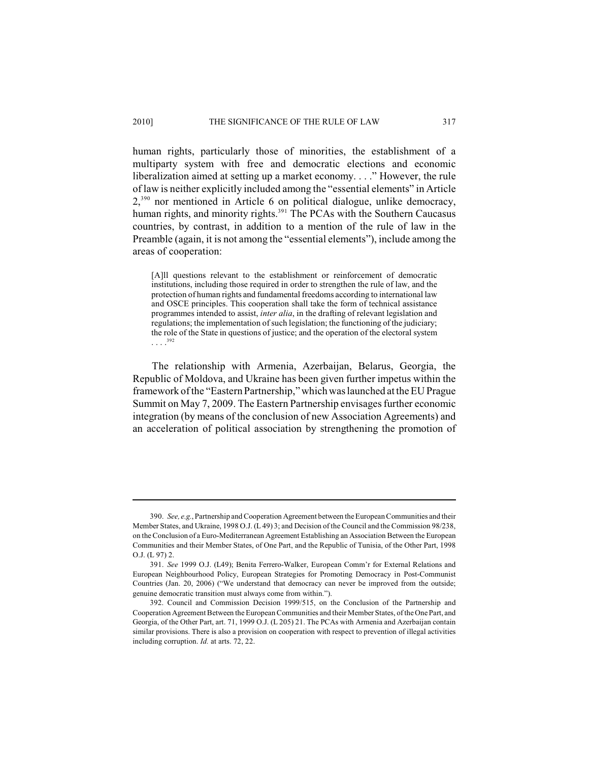human rights, particularly those of minorities, the establishment of a multiparty system with free and democratic elections and economic liberalization aimed at setting up a market economy. . . ." However, the rule of law is neither explicitly included among the "essential elements" in Article 2,[390] nor mentioned in Article 6 on political dialogue, unlike democracy, human rights, and minority rights.[391] The PCAs with the Southern Caucasus countries, by contrast, in addition to a mention of the rule of law in the Preamble (again, it is not among the "essential elements"), include among the areas of cooperation:

> [A]ll questions relevant to the establishment or reinforcement of democratic institutions, including those required in order to strengthen the rule of law, and the protection of human rights and fundamental freedoms according to international law and OSCE principles. This cooperation shall take the form of technical assistance programmes intended to assist, *inter alia*, in the drafting of relevant legislation and regulations; the implementation of such legislation; the functioning of the judiciary; the role of the State in questions of justice; and the operation of the electoral system . . . .[392]

The relationship with Armenia, Azerbaijan, Belarus, Georgia, the Republic of Moldova, and Ukraine has been given further impetus within the framework of the "Eastern Partnership," which was launched at the EU Prague Summit on May 7, 2009. The Eastern Partnership envisages further economic integration (by means of the conclusion of new Association Agreements) and an acceleration of political association by strengthening the promotion of

---

390. *See, e.g.*, Partnership and Cooperation Agreement between the European Communities and their Member States, and Ukraine, 1998 O.J. (L 49) 3; and Decision of the Council and the Commission 98/238, on the Conclusion of a Euro-Mediterranean Agreement Establishing an Association Between the European Communities and their Member States, of One Part, and the Republic of Tunisia, of the Other Part, 1998 O.J. (L 97) 2.

391. *See* 1999 O.J. (L49); Benita Ferrero-Walker, European Comm'r for External Relations and European Neighbourhood Policy, European Strategies for Promoting Democracy in Post-Communist Countries (Jan. 20, 2006) ("We understand that democracy can never be improved from the outside; genuine democratic transition must always come from within.").

392. Council and Commission Decision 1999/515, on the Conclusion of the Partnership and Cooperation Agreement Between the European Communities and their Member States, of the One Part, and Georgia, of the Other Part, art. 71, 1999 O.J. (L 205) 21. The PCAs with Armenia and Azerbaijan contain similar provisions. There is also a provision on cooperation with respect to prevention of illegal activities including corruption. *Id.* at arts. 72, 22.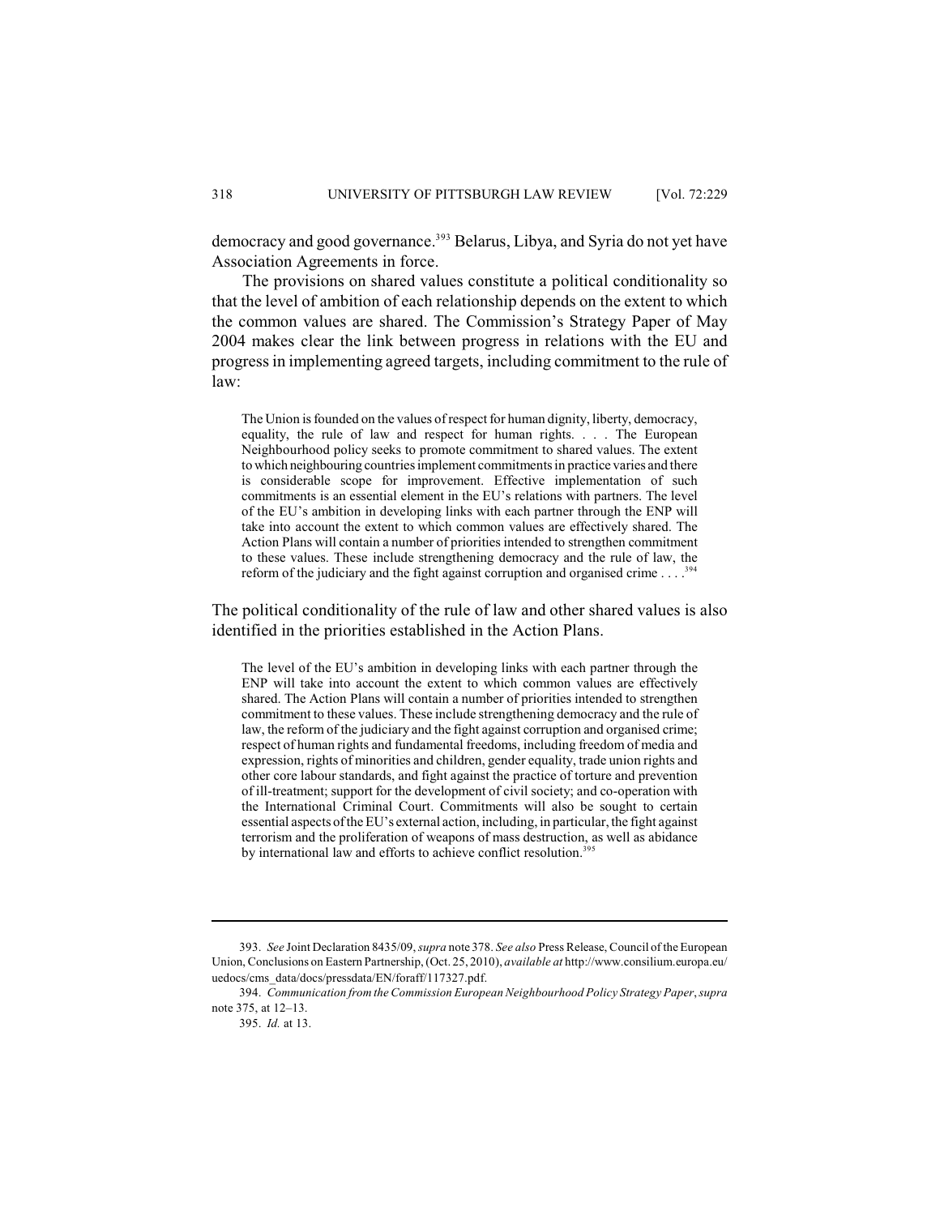democracy and good governance.[393] Belarus, Libya, and Syria do not yet have Association Agreements in force.

The provisions on shared values constitute a political conditionality so that the level of ambition of each relationship depends on the extent to which the common values are shared. The Commission's Strategy Paper of May 2004 makes clear the link between progress in relations with the EU and progress in implementing agreed targets, including commitment to the rule of law:

> The Union is founded on the values of respect for human dignity, liberty, democracy, equality, the rule of law and respect for human rights. . . . The European Neighbourhood policy seeks to promote commitment to shared values. The extent to which neighbouring countries implement commitments in practice varies and there is considerable scope for improvement. Effective implementation of such commitments is an essential element in the EU's relations with partners. The level of the EU's ambition in developing links with each partner through the ENP will take into account the extent to which common values are effectively shared. The Action Plans will contain a number of priorities intended to strengthen commitment to these values. These include strengthening democracy and the rule of law, the reform of the judiciary and the fight against corruption and organised crime . . . .[394]

The political conditionality of the rule of law and other shared values is also identified in the priorities established in the Action Plans.

> The level of the EU's ambition in developing links with each partner through the ENP will take into account the extent to which common values are effectively shared. The Action Plans will contain a number of priorities intended to strengthen commitment to these values. These include strengthening democracy and the rule of law, the reform of the judiciary and the fight against corruption and organised crime; respect of human rights and fundamental freedoms, including freedom of media and expression, rights of minorities and children, gender equality, trade union rights and other core labour standards, and fight against the practice of torture and prevention of ill-treatment; support for the development of civil society; and co-operation with the International Criminal Court. Commitments will also be sought to certain essential aspects of the EU's external action, including, in particular, the fight against terrorism and the proliferation of weapons of mass destruction, as well as abidance by international law and efforts to achieve conflict resolution.[395]

---

393. *See* Joint Declaration 8435/09, *supra* note 378. *See also* Press Release, Council of the European Union, Conclusions on Eastern Partnership, (Oct. 25, 2010), *available at* http://www.consilium.europa.eu/uedocs/cms_data/docs/pressdata/EN/foraff/117327.pdf.

394. *Communication from the Commission European Neighbourhood Policy Strategy Paper*, *supra* note 375, at 12–13.

395. *Id.* at 13.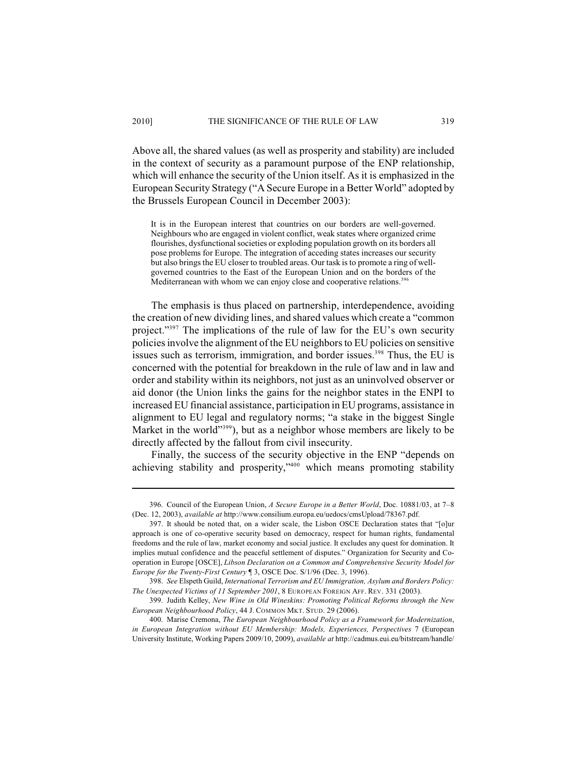Above all, the shared values (as well as prosperity and stability) are included in the context of security as a paramount purpose of the ENP relationship, which will enhance the security of the Union itself. As it is emphasized in the European Security Strategy ("A Secure Europe in a Better World" adopted by the Brussels European Council in December 2003):

> It is in the European interest that countries on our borders are well-governed. Neighbours who are engaged in violent conflict, weak states where organized crime flourishes, dysfunctional societies or exploding population growth on its borders all pose problems for Europe. The integration of acceding states increases our security but also brings the EU closer to troubled areas. Our task is to promote a ring of well-governed countries to the East of the European Union and on the borders of the Mediterranean with whom we can enjoy close and cooperative relations.[396]

The emphasis is thus placed on partnership, interdependence, avoiding the creation of new dividing lines, and shared values which create a "common project."[397] The implications of the rule of law for the EU's own security policies involve the alignment of the EU neighbors to EU policies on sensitive issues such as terrorism, immigration, and border issues.[398] Thus, the EU is concerned with the potential for breakdown in the rule of law and in law and order and stability within its neighbors, not just as an uninvolved observer or aid donor (the Union links the gains for the neighbor states in the ENPI to increased EU financial assistance, participation in EU programs, assistance in alignment to EU legal and regulatory norms; "a stake in the biggest Single Market in the world"[399]), but as a neighbor whose members are likely to be directly affected by the fallout from civil insecurity.

Finally, the success of the security objective in the ENP "depends on achieving stability and prosperity,"[400] which means promoting stability

---

396. Council of the European Union, *A Secure Europe in a Better World*, Doc. 10881/03, at 7–8 (Dec. 12, 2003), *available at* http://www.consilium.europa.eu/uedocs/cmsUpload/78367.pdf.

397. It should be noted that, on a wider scale, the Lisbon OSCE Declaration states that "[o]ur approach is one of co-operative security based on democracy, respect for human rights, fundamental freedoms and the rule of law, market economy and social justice. It excludes any quest for domination. It implies mutual confidence and the peaceful settlement of disputes." Organization for Security and Co-operation in Europe [OSCE], *Libson Declaration on a Common and Comprehensive Security Model for Europe for the Twenty-First Century* ¶ 3, OSCE Doc. S/1/96 (Dec. 3, 1996).

398. *See* Elspeth Guild, *International Terrorism and EU Immigration, Asylum and Borders Policy: The Unexpected Victims of 11 September 2001*, 8 EUROPEAN FOREIGN AFF. REV. 331 (2003).

399. Judith Kelley, *New Wine in Old Wineskins: Promoting Political Reforms through the New European Neighbourhood Policy*, 44 J. COMMON MKT. STUD. 29 (2006).

400. Marise Cremona, *The European Neighbourhood Policy as a Framework for Modernization*, *in European Integration without EU Membership: Models, Experiences, Perspectives* 7 (European University Institute, Working Papers 2009/10, 2009), *available at* http://cadmus.eui.eu/bitstream/handle/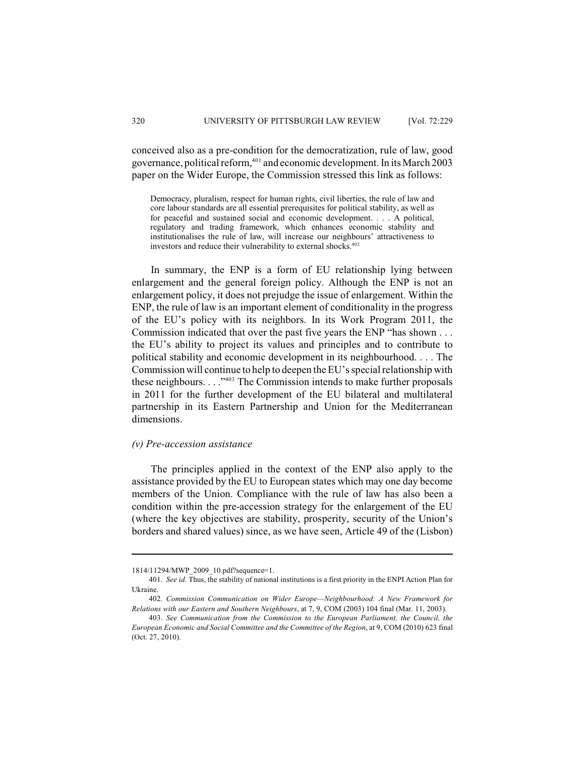conceived also as a pre-condition for the democratization, rule of law, good governance, political reform,[401] and economic development. In its March 2003 paper on the Wider Europe, the Commission stressed this link as follows:

> Democracy, pluralism, respect for human rights, civil liberties, the rule of law and core labour standards are all essential prerequisites for political stability, as well as for peaceful and sustained social and economic development. . . . A political, regulatory and trading framework, which enhances economic stability and institutionalises the rule of law, will increase our neighbours' attractiveness to investors and reduce their vulnerability to external shocks.[402]

In summary, the ENP is a form of EU relationship lying between enlargement and the general foreign policy. Although the ENP is not an enlargement policy, it does not prejudge the issue of enlargement. Within the ENP, the rule of law is an important element of conditionality in the progress of the EU's policy with its neighbors. In its Work Program 2011, the Commission indicated that over the past five years the ENP "has shown . . . the EU's ability to project its values and principles and to contribute to political stability and economic development in its neighbourhood. . . . The Commission will continue to help to deepen the EU's special relationship with these neighbours. . . ."[403] The Commission intends to make further proposals in 2011 for the further development of the EU bilateral and multilateral partnership in its Eastern Partnership and Union for the Mediterranean dimensions.

*(v) Pre-accession assistance*

The principles applied in the context of the ENP also apply to the assistance provided by the EU to European states which may one day become members of the Union. Compliance with the rule of law has also been a condition within the pre-accession strategy for the enlargement of the EU (where the key objectives are stability, prosperity, security of the Union's borders and shared values) since, as we have seen, Article 49 of the (Lisbon)

---

1814/11294/MWP_2009_10.pdf?sequence=1.

401. *See id.* Thus, the stability of national institutions is a first priority in the ENPI Action Plan for Ukraine.

402. *Commission Communication on Wider Europe—Neighbourhood: A New Framework for Relations with our Eastern and Southern Neighbours*, at 7, 9, COM (2003) 104 final (Mar. 11, 2003).

403. *See Communication from the Commission to the European Parliament, the Council, the European Economic and Social Committee and the Committee of the Region*, at 9, COM (2010) 623 final (Oct. 27, 2010).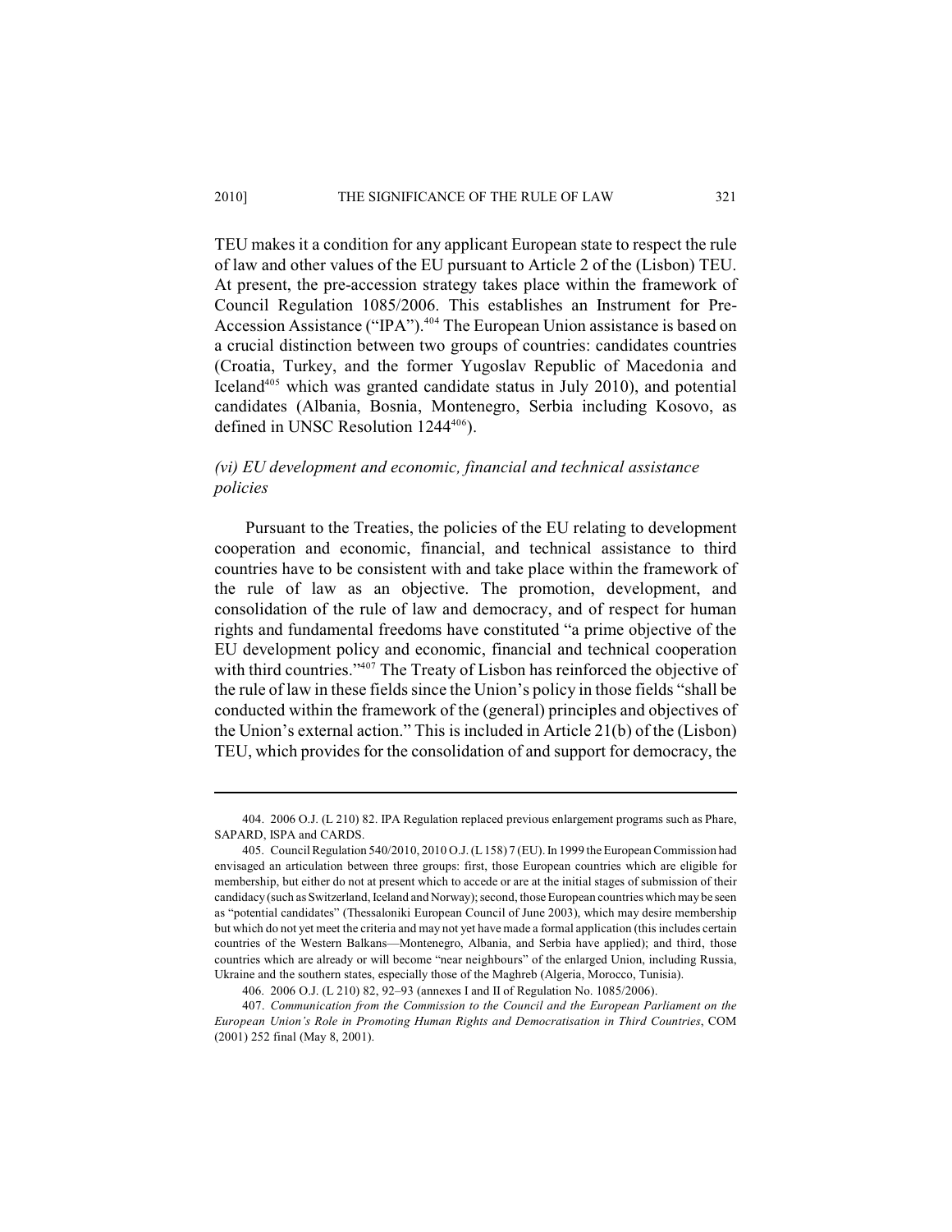TEU makes it a condition for any applicant European state to respect the rule of law and other values of the EU pursuant to Article 2 of the (Lisbon) TEU. At present, the pre-accession strategy takes place within the framework of Council Regulation 1085/2006. This establishes an Instrument for Pre-Accession Assistance ("IPA").[404] The European Union assistance is based on a crucial distinction between two groups of countries: candidates countries (Croatia, Turkey, and the former Yugoslav Republic of Macedonia and Iceland[405] which was granted candidate status in July 2010), and potential candidates (Albania, Bosnia, Montenegro, Serbia including Kosovo, as defined in UNSC Resolution 1244[406]).

### *(vi) EU development and economic, financial and technical assistance policies*

Pursuant to the Treaties, the policies of the EU relating to development cooperation and economic, financial, and technical assistance to third countries have to be consistent with and take place within the framework of the rule of law as an objective. The promotion, development, and consolidation of the rule of law and democracy, and of respect for human rights and fundamental freedoms have constituted "a prime objective of the EU development policy and economic, financial and technical cooperation with third countries."[407] The Treaty of Lisbon has reinforced the objective of the rule of law in these fields since the Union's policy in those fields "shall be conducted within the framework of the (general) principles and objectives of the Union's external action." This is included in Article 21(b) of the (Lisbon) TEU, which provides for the consolidation of and support for democracy, the

---

404. 2006 O.J. (L 210) 82. IPA Regulation replaced previous enlargement programs such as Phare, SAPARD, ISPA and CARDS.

405. Council Regulation 540/2010, 2010 O.J. (L 158) 7 (EU). In 1999 the European Commission had envisaged an articulation between three groups: first, those European countries which are eligible for membership, but either do not at present which to accede or are at the initial stages of submission of their candidacy (such as Switzerland, Iceland and Norway); second, those European countries which may be seen as "potential candidates" (Thessaloniki European Council of June 2003), which may desire membership but which do not yet meet the criteria and may not yet have made a formal application (this includes certain countries of the Western Balkans—Montenegro, Albania, and Serbia have applied); and third, those countries which are already or will become "near neighbours" of the enlarged Union, including Russia, Ukraine and the southern states, especially those of the Maghreb (Algeria, Morocco, Tunisia).

406. 2006 O.J. (L 210) 82, 92–93 (annexes I and II of Regulation No. 1085/2006).

407. *Communication from the Commission to the Council and the European Parliament on the European Union's Role in Promoting Human Rights and Democratisation in Third Countries*, COM (2001) 252 final (May 8, 2001).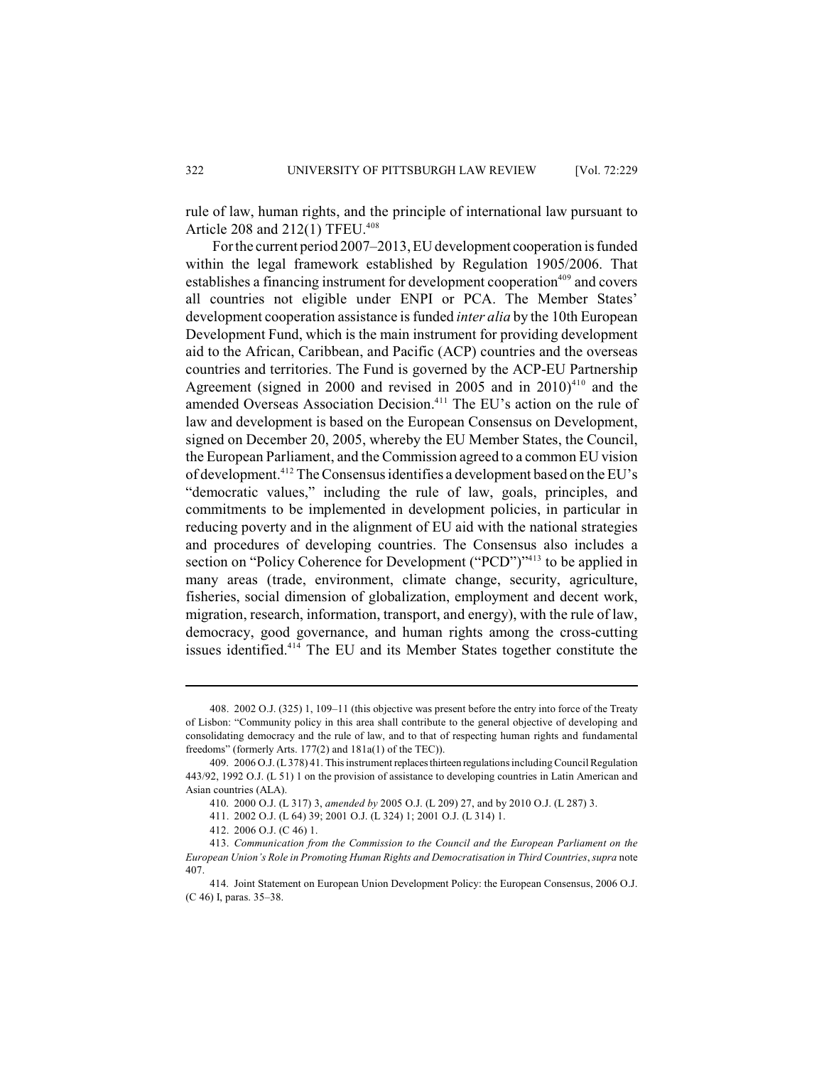rule of law, human rights, and the principle of international law pursuant to Article 208 and 212(1) TFEU.[408]

For the current period 2007–2013, EU development cooperation is funded within the legal framework established by Regulation 1905/2006. That establishes a financing instrument for development cooperation[409] and covers all countries not eligible under ENPI or PCA. The Member States' development cooperation assistance is funded *inter alia* by the 10th European Development Fund, which is the main instrument for providing development aid to the African, Caribbean, and Pacific (ACP) countries and the overseas countries and territories. The Fund is governed by the ACP-EU Partnership Agreement (signed in 2000 and revised in 2005 and in 2010)[410] and the amended Overseas Association Decision.[411] The EU's action on the rule of law and development is based on the European Consensus on Development, signed on December 20, 2005, whereby the EU Member States, the Council, the European Parliament, and the Commission agreed to a common EU vision of development.[412] The Consensus identifies a development based on the EU's "democratic values," including the rule of law, goals, principles, and commitments to be implemented in development policies, in particular in reducing poverty and in the alignment of EU aid with the national strategies and procedures of developing countries. The Consensus also includes a section on "Policy Coherence for Development ("PCD")"[413] to be applied in many areas (trade, environment, climate change, security, agriculture, fisheries, social dimension of globalization, employment and decent work, migration, research, information, transport, and energy), with the rule of law, democracy, good governance, and human rights among the cross-cutting issues identified.[414] The EU and its Member States together constitute the

---

408. 2002 O.J. (325) 1, 109–11 (this objective was present before the entry into force of the Treaty of Lisbon: "Community policy in this area shall contribute to the general objective of developing and consolidating democracy and the rule of law, and to that of respecting human rights and fundamental freedoms" (formerly Arts. 177(2) and 181a(1) of the TEC)).

409. 2006 O.J. (L 378) 41. This instrument replaces thirteen regulations including Council Regulation 443/92, 1992 O.J. (L 51) 1 on the provision of assistance to developing countries in Latin American and Asian countries (ALA).

410. 2000 O.J. (L 317) 3, *amended by* 2005 O.J. (L 209) 27, and by 2010 O.J. (L 287) 3.

411. 2002 O.J. (L 64) 39; 2001 O.J. (L 324) 1; 2001 O.J. (L 314) 1.

412. 2006 O.J. (C 46) 1.

413. *Communication from the Commission to the Council and the European Parliament on the European Union's Role in Promoting Human Rights and Democratisation in Third Countries*, *supra* note 407.

414. Joint Statement on European Union Development Policy: the European Consensus, 2006 O.J. (C 46) I, paras. 35–38.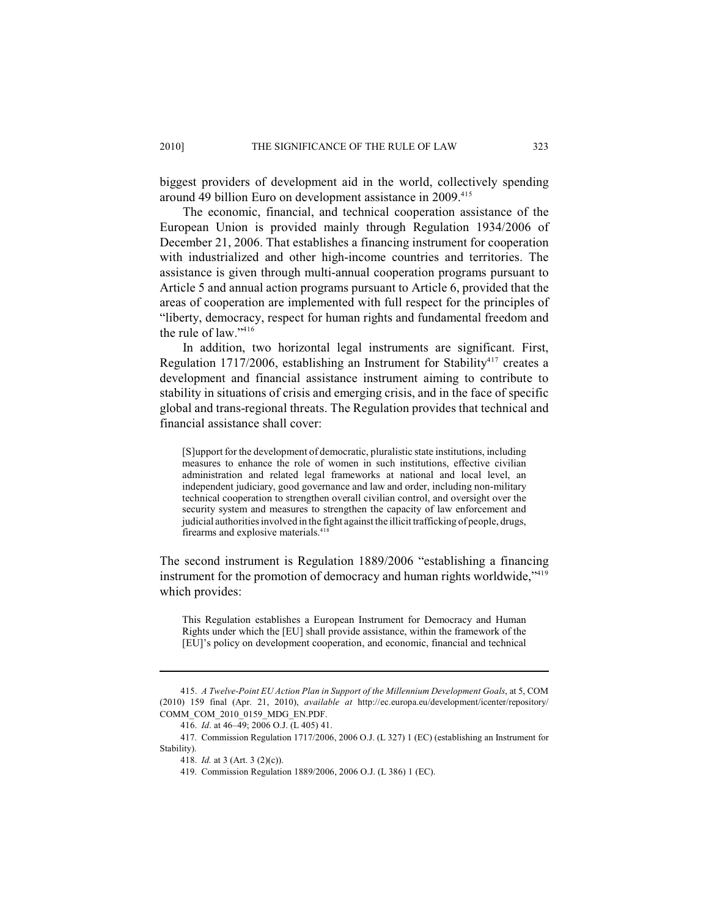biggest providers of development aid in the world, collectively spending around 49 billion Euro on development assistance in 2009.[415]

The economic, financial, and technical cooperation assistance of the European Union is provided mainly through Regulation 1934/2006 of December 21, 2006. That establishes a financing instrument for cooperation with industrialized and other high-income countries and territories. The assistance is given through multi-annual cooperation programs pursuant to Article 5 and annual action programs pursuant to Article 6, provided that the areas of cooperation are implemented with full respect for the principles of "liberty, democracy, respect for human rights and fundamental freedom and the rule of law."[416]

In addition, two horizontal legal instruments are significant. First, Regulation 1717/2006, establishing an Instrument for Stability[417] creates a development and financial assistance instrument aiming to contribute to stability in situations of crisis and emerging crisis, and in the face of specific global and trans-regional threats. The Regulation provides that technical and financial assistance shall cover:

> [S]upport for the development of democratic, pluralistic state institutions, including measures to enhance the role of women in such institutions, effective civilian administration and related legal frameworks at national and local level, an independent judiciary, good governance and law and order, including non-military technical cooperation to strengthen overall civilian control, and oversight over the security system and measures to strengthen the capacity of law enforcement and judicial authorities involved in the fight against the illicit trafficking of people, drugs, firearms and explosive materials.[418]

The second instrument is Regulation 1889/2006 "establishing a financing instrument for the promotion of democracy and human rights worldwide,"[419] which provides:

> This Regulation establishes a European Instrument for Democracy and Human Rights under which the [EU] shall provide assistance, within the framework of the [EU]'s policy on development cooperation, and economic, financial and technical

---

415. *A Twelve-Point EU Action Plan in Support of the Millennium Development Goals*, at 5, COM (2010) 159 final (Apr. 21, 2010), *available at* http://ec.europa.eu/development/icenter/repository/COMM_COM_2010_0159_MDG_EN.PDF.

416. *Id*. at 46–49; 2006 O.J. (L 405) 41.

417. Commission Regulation 1717/2006, 2006 O.J. (L 327) 1 (EC) (establishing an Instrument for Stability).

418. *Id.* at 3 (Art. 3 (2)(c)).

419. Commission Regulation 1889/2006, 2006 O.J. (L 386) 1 (EC).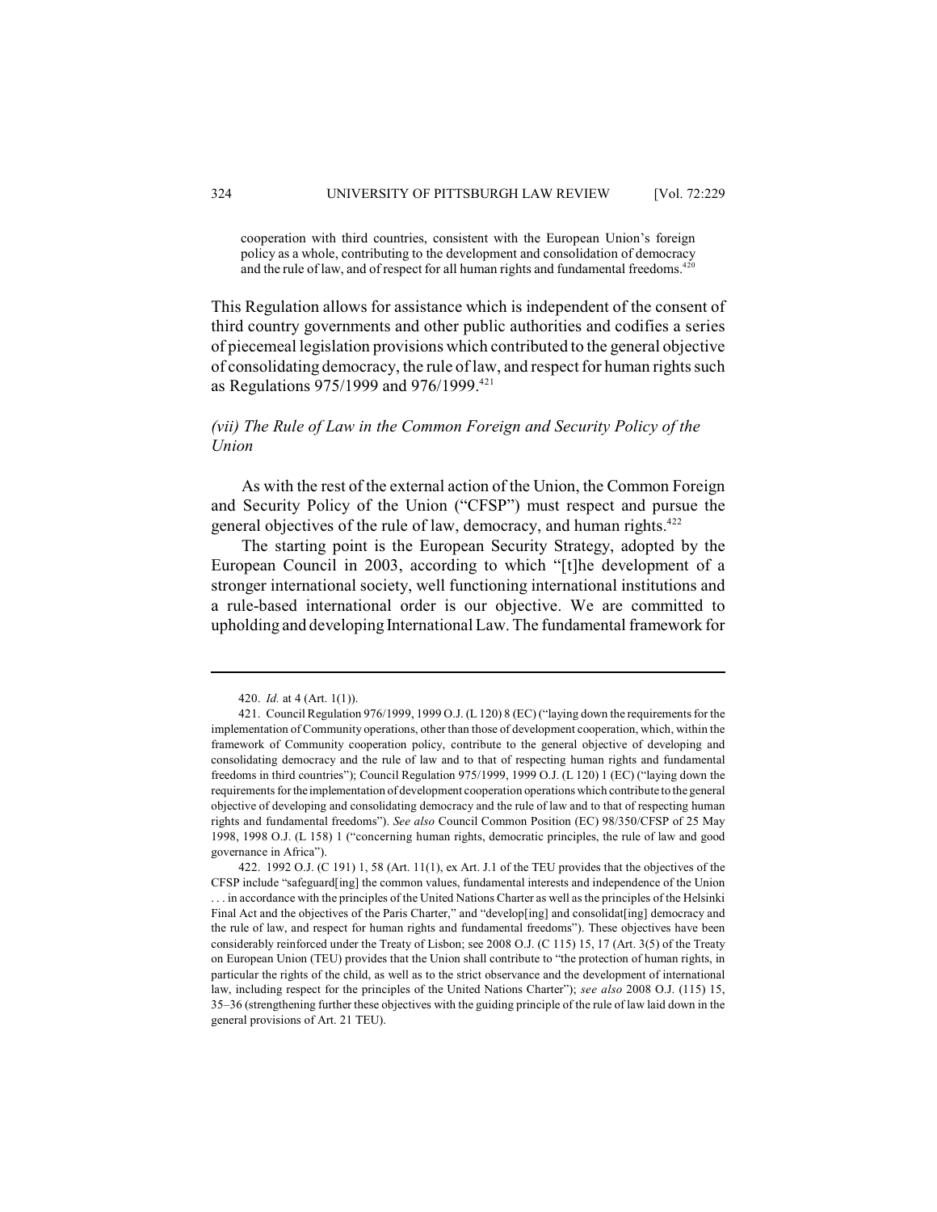> cooperation with third countries, consistent with the European Union's foreign policy as a whole, contributing to the development and consolidation of democracy and the rule of law, and of respect for all human rights and fundamental freedoms.[420]

This Regulation allows for assistance which is independent of the consent of third country governments and other public authorities and codifies a series of piecemeal legislation provisions which contributed to the general objective of consolidating democracy, the rule of law, and respect for human rights such as Regulations 975/1999 and 976/1999.[421]

### *(vii) The Rule of Law in the Common Foreign and Security Policy of the Union*

As with the rest of the external action of the Union, the Common Foreign and Security Policy of the Union ("CFSP") must respect and pursue the general objectives of the rule of law, democracy, and human rights.[422]

The starting point is the European Security Strategy, adopted by the European Council in 2003, according to which "[t]he development of a stronger international society, well functioning international institutions and a rule-based international order is our objective. We are committed to upholding and developing International Law. The fundamental framework for

---

420. *Id.* at 4 (Art. 1(1)).

421. Council Regulation 976/1999, 1999 O.J. (L 120) 8 (EC) ("laying down the requirements for the implementation of Community operations, other than those of development cooperation, which, within the framework of Community cooperation policy, contribute to the general objective of developing and consolidating democracy and the rule of law and to that of respecting human rights and fundamental freedoms in third countries"); Council Regulation 975/1999, 1999 O.J. (L 120) 1 (EC) ("laying down the requirements for the implementation of development cooperation operations which contribute to the general objective of developing and consolidating democracy and the rule of law and to that of respecting human rights and fundamental freedoms"). *See also* Council Common Position (EC) 98/350/CFSP of 25 May 1998, 1998 O.J. (L 158) 1 ("concerning human rights, democratic principles, the rule of law and good governance in Africa").

422. 1992 O.J. (C 191) 1, 58 (Art. 11(1), ex Art. J.1 of the TEU provides that the objectives of the CFSP include "safeguard[ing] the common values, fundamental interests and independence of the Union . . . in accordance with the principles of the United Nations Charter as well as the principles of the Helsinki Final Act and the objectives of the Paris Charter," and "develop[ing] and consolidat[ing] democracy and the rule of law, and respect for human rights and fundamental freedoms"). These objectives have been considerably reinforced under the Treaty of Lisbon; see 2008 O.J. (C 115) 15, 17 (Art. 3(5) of the Treaty on European Union (TEU) provides that the Union shall contribute to "the protection of human rights, in particular the rights of the child, as well as to the strict observance and the development of international law, including respect for the principles of the United Nations Charter"); *see also* 2008 O.J. (115) 15, 35–36 (strengthening further these objectives with the guiding principle of the rule of law laid down in the general provisions of Art. 21 TEU).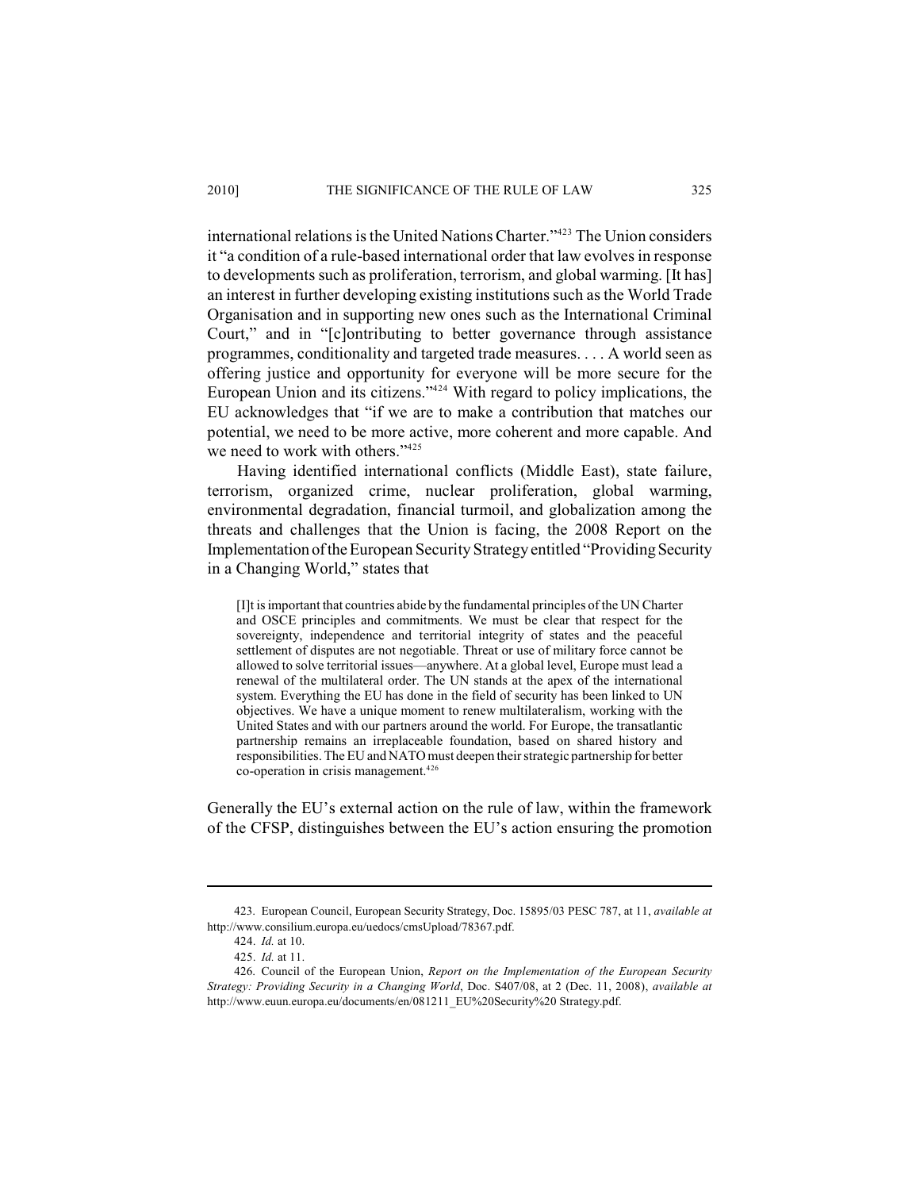international relations is the United Nations Charter."[423] The Union considers it "a condition of a rule-based international order that law evolves in response to developments such as proliferation, terrorism, and global warming. [It has] an interest in further developing existing institutions such as the World Trade Organisation and in supporting new ones such as the International Criminal Court," and in "[c]ontributing to better governance through assistance programmes, conditionality and targeted trade measures. . . . A world seen as offering justice and opportunity for everyone will be more secure for the European Union and its citizens."[424] With regard to policy implications, the EU acknowledges that "if we are to make a contribution that matches our potential, we need to be more active, more coherent and more capable. And we need to work with others."[425]

Having identified international conflicts (Middle East), state failure, terrorism, organized crime, nuclear proliferation, global warming, environmental degradation, financial turmoil, and globalization among the threats and challenges that the Union is facing, the 2008 Report on the Implementation of the European Security Strategy entitled "Providing Security in a Changing World," states that

> [I]t is important that countries abide by the fundamental principles of the UN Charter and OSCE principles and commitments. We must be clear that respect for the sovereignty, independence and territorial integrity of states and the peaceful settlement of disputes are not negotiable. Threat or use of military force cannot be allowed to solve territorial issues—anywhere. At a global level, Europe must lead a renewal of the multilateral order. The UN stands at the apex of the international system. Everything the EU has done in the field of security has been linked to UN objectives. We have a unique moment to renew multilateralism, working with the United States and with our partners around the world. For Europe, the transatlantic partnership remains an irreplaceable foundation, based on shared history and responsibilities. The EU and NATO must deepen their strategic partnership for better co-operation in crisis management.[426]

Generally the EU's external action on the rule of law, within the framework of the CFSP, distinguishes between the EU's action ensuring the promotion

---

423. European Council, European Security Strategy, Doc. 15895/03 PESC 787, at 11, *available at* http://www.consilium.europa.eu/uedocs/cmsUpload/78367.pdf.

424. *Id.* at 10.

425. *Id.* at 11.

426. Council of the European Union, *Report on the Implementation of the European Security Strategy: Providing Security in a Changing World*, Doc. S407/08, at 2 (Dec. 11, 2008), *available at* http://www.euun.europa.eu/documents/en/081211_EU%20Security%20 Strategy.pdf.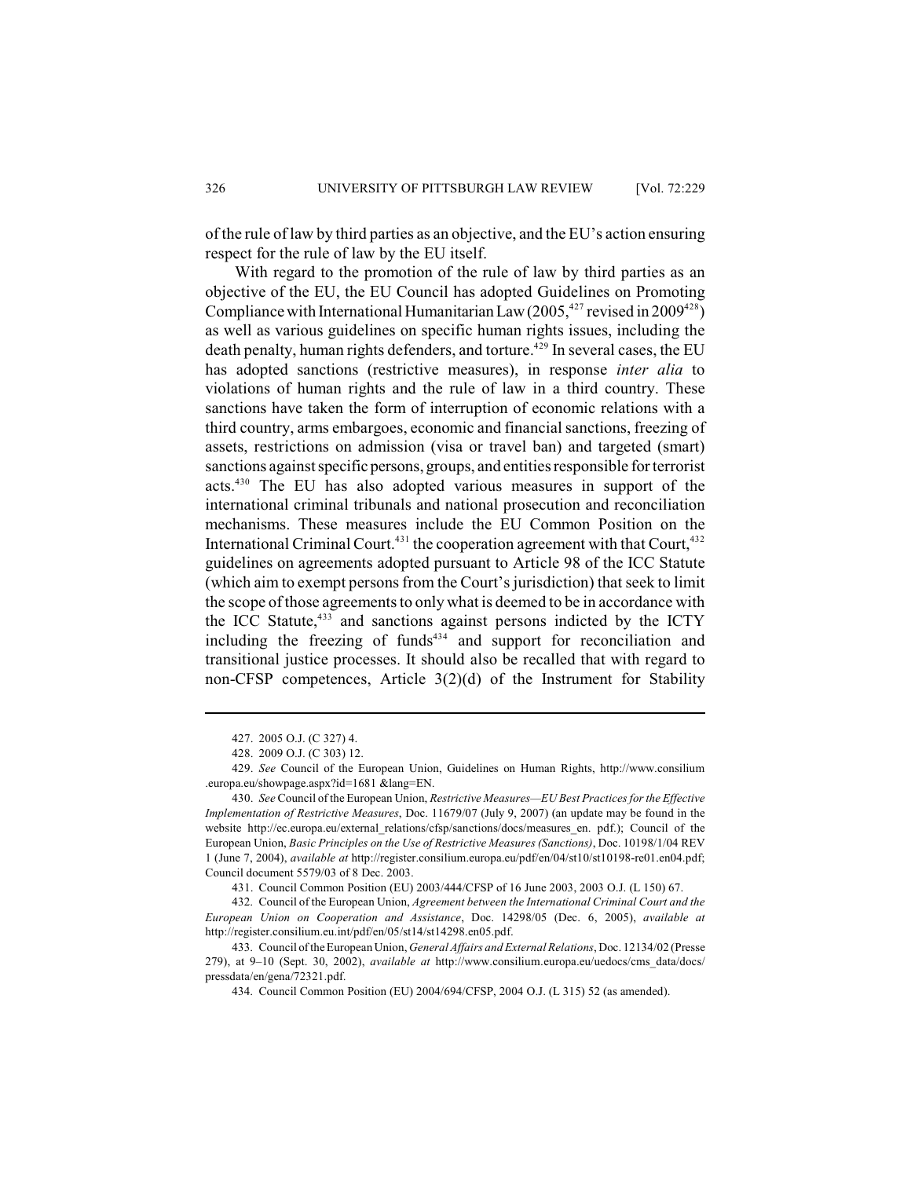of the rule of law by third parties as an objective, and the EU's action ensuring respect for the rule of law by the EU itself.

With regard to the promotion of the rule of law by third parties as an objective of the EU, the EU Council has adopted Guidelines on Promoting Compliance with International Humanitarian Law (2005,[427] revised in 2009[428]) as well as various guidelines on specific human rights issues, including the death penalty, human rights defenders, and torture.[429] In several cases, the EU has adopted sanctions (restrictive measures), in response *inter alia* to violations of human rights and the rule of law in a third country. These sanctions have taken the form of interruption of economic relations with a third country, arms embargoes, economic and financial sanctions, freezing of assets, restrictions on admission (visa or travel ban) and targeted (smart) sanctions against specific persons, groups, and entities responsible for terrorist acts.[430] The EU has also adopted various measures in support of the international criminal tribunals and national prosecution and reconciliation mechanisms. These measures include the EU Common Position on the International Criminal Court.[431] the cooperation agreement with that Court,[432] guidelines on agreements adopted pursuant to Article 98 of the ICC Statute (which aim to exempt persons from the Court's jurisdiction) that seek to limit the scope of those agreements to only what is deemed to be in accordance with the ICC Statute,[433] and sanctions against persons indicted by the ICTY including the freezing of funds[434] and support for reconciliation and transitional justice processes. It should also be recalled that with regard to non-CFSP competences, Article 3(2)(d) of the Instrument for Stability

---

427. 2005 O.J. (C 327) 4.

428. 2009 O.J. (C 303) 12.

429. *See* Council of the European Union, Guidelines on Human Rights, http://www.consilium .europa.eu/showpage.aspx?id=1681 &lang=EN.

430. *See* Council of the European Union, *Restrictive Measures—EU Best Practices for the Effective Implementation of Restrictive Measures*, Doc. 11679/07 (July 9, 2007) (an update may be found in the website http://ec.europa.eu/external_relations/cfsp/sanctions/docs/measures_en. pdf.); Council of the European Union, *Basic Principles on the Use of Restrictive Measures (Sanctions)*, Doc. 10198/1/04 REV 1 (June 7, 2004), *available at* http://register.consilium.europa.eu/pdf/en/04/st10/st10198-re01.en04.pdf; Council document 5579/03 of 8 Dec. 2003.

431. Council Common Position (EU) 2003/444/CFSP of 16 June 2003, 2003 O.J. (L 150) 67.

432. Council of the European Union, *Agreement between the International Criminal Court and the European Union on Cooperation and Assistance*, Doc. 14298/05 (Dec. 6, 2005), *available at* http://register.consilium.eu.int/pdf/en/05/st14/st14298.en05.pdf.

433. Council of the European Union, *General Affairs and External Relations*, Doc. 12134/02 (Presse 279), at 9–10 (Sept. 30, 2002), *available at* http://www.consilium.europa.eu/uedocs/cms_data/docs/ pressdata/en/gena/72321.pdf.

434. Council Common Position (EU) 2004/694/CFSP, 2004 O.J. (L 315) 52 (as amended).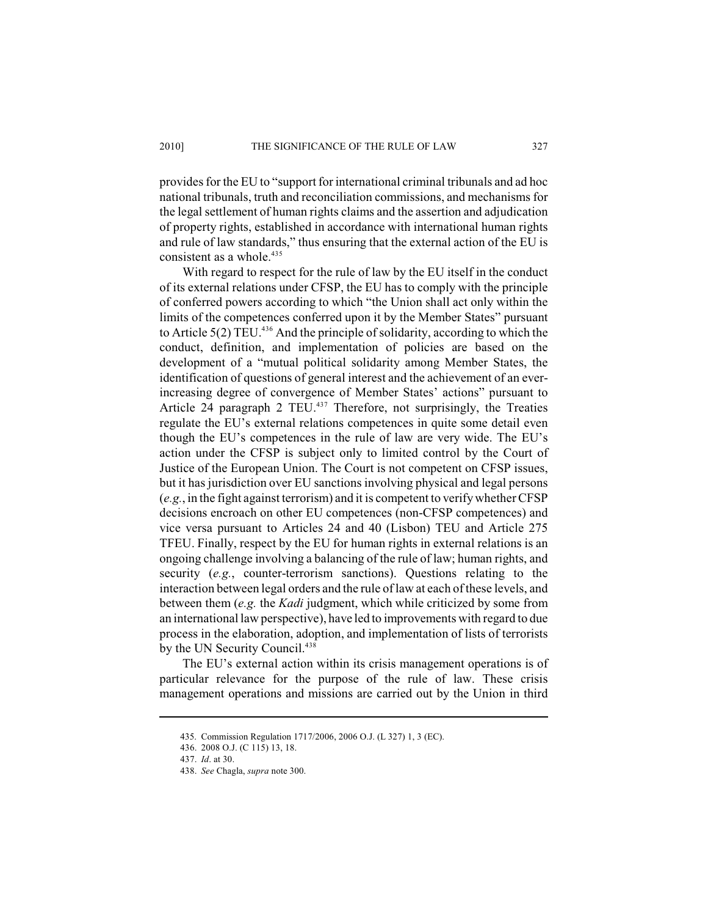provides for the EU to "support for international criminal tribunals and ad hoc national tribunals, truth and reconciliation commissions, and mechanisms for the legal settlement of human rights claims and the assertion and adjudication of property rights, established in accordance with international human rights and rule of law standards," thus ensuring that the external action of the EU is consistent as a whole.[435]

With regard to respect for the rule of law by the EU itself in the conduct of its external relations under CFSP, the EU has to comply with the principle of conferred powers according to which "the Union shall act only within the limits of the competences conferred upon it by the Member States" pursuant to Article 5(2) TEU.[436] And the principle of solidarity, according to which the conduct, definition, and implementation of policies are based on the development of a "mutual political solidarity among Member States, the identification of questions of general interest and the achievement of an ever-increasing degree of convergence of Member States' actions" pursuant to Article 24 paragraph 2 TEU.[437] Therefore, not surprisingly, the Treaties regulate the EU's external relations competences in quite some detail even though the EU's competences in the rule of law are very wide. The EU's action under the CFSP is subject only to limited control by the Court of Justice of the European Union. The Court is not competent on CFSP issues, but it has jurisdiction over EU sanctions involving physical and legal persons (*e.g.*, in the fight against terrorism) and it is competent to verify whether CFSP decisions encroach on other EU competences (non-CFSP competences) and vice versa pursuant to Articles 24 and 40 (Lisbon) TEU and Article 275 TFEU. Finally, respect by the EU for human rights in external relations is an ongoing challenge involving a balancing of the rule of law; human rights, and security (*e.g.*, counter-terrorism sanctions). Questions relating to the interaction between legal orders and the rule of law at each of these levels, and between them (*e.g.* the *Kadi* judgment, which while criticized by some from an international law perspective), have led to improvements with regard to due process in the elaboration, adoption, and implementation of lists of terrorists by the UN Security Council.[438]

The EU's external action within its crisis management operations is of particular relevance for the purpose of the rule of law. These crisis management operations and missions are carried out by the Union in third

435. Commission Regulation 1717/2006, 2006 O.J. (L 327) 1, 3 (EC).

436. 2008 O.J. (C 115) 13, 18.

437. *Id*. at 30.

438. *See* Chagla, *supra* note 300.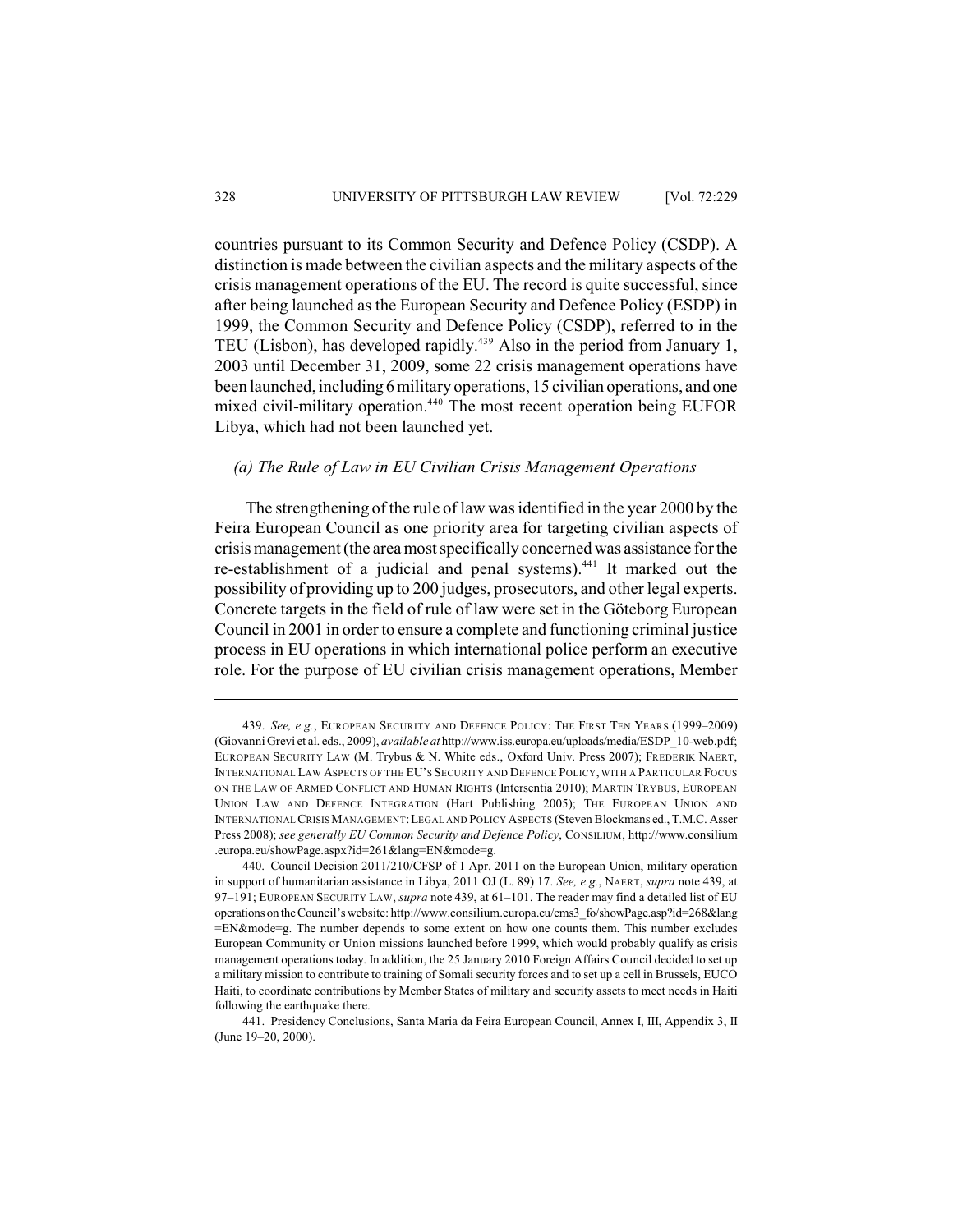countries pursuant to its Common Security and Defence Policy (CSDP). A distinction is made between the civilian aspects and the military aspects of the crisis management operations of the EU. The record is quite successful, since after being launched as the European Security and Defence Policy (ESDP) in 1999, the Common Security and Defence Policy (CSDP), referred to in the TEU (Lisbon), has developed rapidly.[439] Also in the period from January 1, 2003 until December 31, 2009, some 22 crisis management operations have been launched, including 6 military operations, 15 civilian operations, and one mixed civil-military operation.[440] The most recent operation being EUFOR Libya, which had not been launched yet.

### *(a) The Rule of Law in EU Civilian Crisis Management Operations*

The strengthening of the rule of law was identified in the year 2000 by the Feira European Council as one priority area for targeting civilian aspects of crisis management (the area most specifically concerned was assistance for the re-establishment of a judicial and penal systems).[441] It marked out the possibility of providing up to 200 judges, prosecutors, and other legal experts. Concrete targets in the field of rule of law were set in the Göteborg European Council in 2001 in order to ensure a complete and functioning criminal justice process in EU operations in which international police perform an executive role. For the purpose of EU civilian crisis management operations, Member

---

439. *See, e.g.*, EUROPEAN SECURITY AND DEFENCE POLICY: THE FIRST TEN YEARS (1999–2009) (Giovanni Grevi et al. eds., 2009), *available at* http://www.iss.europa.eu/uploads/media/ESDP_10-web.pdf; EUROPEAN SECURITY LAW (M. Trybus & N. White eds., Oxford Univ. Press 2007); FREDERIK NAERT, INTERNATIONAL LAW ASPECTS OF THE EU'S SECURITY AND DEFENCE POLICY, WITH A PARTICULAR FOCUS ON THE LAW OF ARMED CONFLICT AND HUMAN RIGHTS (Intersentia 2010); MARTIN TRYBUS, EUROPEAN UNION LAW AND DEFENCE INTEGRATION (Hart Publishing 2005); THE EUROPEAN UNION AND INTERNATIONAL CRISIS MANAGEMENT: LEGAL AND POLICY ASPECTS (Steven Blockmans ed., T.M.C. Asser Press 2008); *see generally EU Common Security and Defence Policy*, CONSILIUM, http://www.consilium.europa.eu/showPage.aspx?id=261&lang=EN&mode=g.

440. Council Decision 2011/210/CFSP of 1 Apr. 2011 on the European Union, military operation in support of humanitarian assistance in Libya, 2011 OJ (L. 89) 17. *See, e.g.*, NAERT, *supra* note 439, at 97–191; EUROPEAN SECURITY LAW, *supra* note 439, at 61–101. The reader may find a detailed list of EU operations on the Council's website: http://www.consilium.europa.eu/cms3_fo/showPage.asp?id=268&lang=EN&mode=g. The number depends to some extent on how one counts them. This number excludes European Community or Union missions launched before 1999, which would probably qualify as crisis management operations today. In addition, the 25 January 2010 Foreign Affairs Council decided to set up a military mission to contribute to training of Somali security forces and to set up a cell in Brussels, EUCO Haiti, to coordinate contributions by Member States of military and security assets to meet needs in Haiti following the earthquake there.

441. Presidency Conclusions, Santa Maria da Feira European Council, Annex I, III, Appendix 3, II (June 19–20, 2000).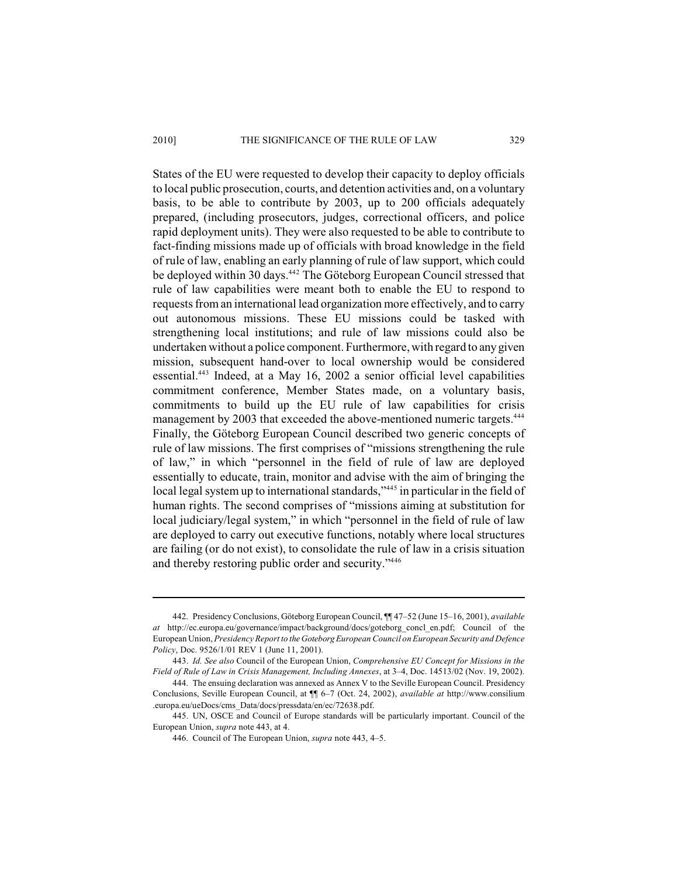States of the EU were requested to develop their capacity to deploy officials to local public prosecution, courts, and detention activities and, on a voluntary basis, to be able to contribute by 2003, up to 200 officials adequately prepared, (including prosecutors, judges, correctional officers, and police rapid deployment units). They were also requested to be able to contribute to fact-finding missions made up of officials with broad knowledge in the field of rule of law, enabling an early planning of rule of law support, which could be deployed within 30 days.[442] The Göteborg European Council stressed that rule of law capabilities were meant both to enable the EU to respond to requests from an international lead organization more effectively, and to carry out autonomous missions. These EU missions could be tasked with strengthening local institutions; and rule of law missions could also be undertaken without a police component. Furthermore, with regard to any given mission, subsequent hand-over to local ownership would be considered essential.[443] Indeed, at a May 16, 2002 a senior official level capabilities commitment conference, Member States made, on a voluntary basis, commitments to build up the EU rule of law capabilities for crisis management by 2003 that exceeded the above-mentioned numeric targets.[444] Finally, the Göteborg European Council described two generic concepts of rule of law missions. The first comprises of "missions strengthening the rule of law," in which "personnel in the field of rule of law are deployed essentially to educate, train, monitor and advise with the aim of bringing the local legal system up to international standards,"[445] in particular in the field of human rights. The second comprises of "missions aiming at substitution for local judiciary/legal system," in which "personnel in the field of rule of law are deployed to carry out executive functions, notably where local structures are failing (or do not exist), to consolidate the rule of law in a crisis situation and thereby restoring public order and security."[446]

---

442. Presidency Conclusions, Göteborg European Council, ¶¶ 47–52 (June 15–16, 2001), *available at* http://ec.europa.eu/governance/impact/background/docs/goteborg_concl_en.pdf; Council of the European Union, *Presidency Report to the Goteborg European Council on European Security and Defence Policy*, Doc. 9526/1/01 REV 1 (June 11, 2001).

443. *Id. See also* Council of the European Union, *Comprehensive EU Concept for Missions in the Field of Rule of Law in Crisis Management, Including Annexes*, at 3–4, Doc. 14513/02 (Nov. 19, 2002).

444. The ensuing declaration was annexed as Annex V to the Seville European Council. Presidency Conclusions, Seville European Council, at ¶¶ 6–7 (Oct. 24, 2002), *available at* http://www.consilium.europa.eu/ueDocs/cms_Data/docs/pressdata/en/ec/72638.pdf.

445. UN, OSCE and Council of Europe standards will be particularly important. Council of the European Union, *supra* note 443, at 4.

446. Council of The European Union, *supra* note 443, 4–5.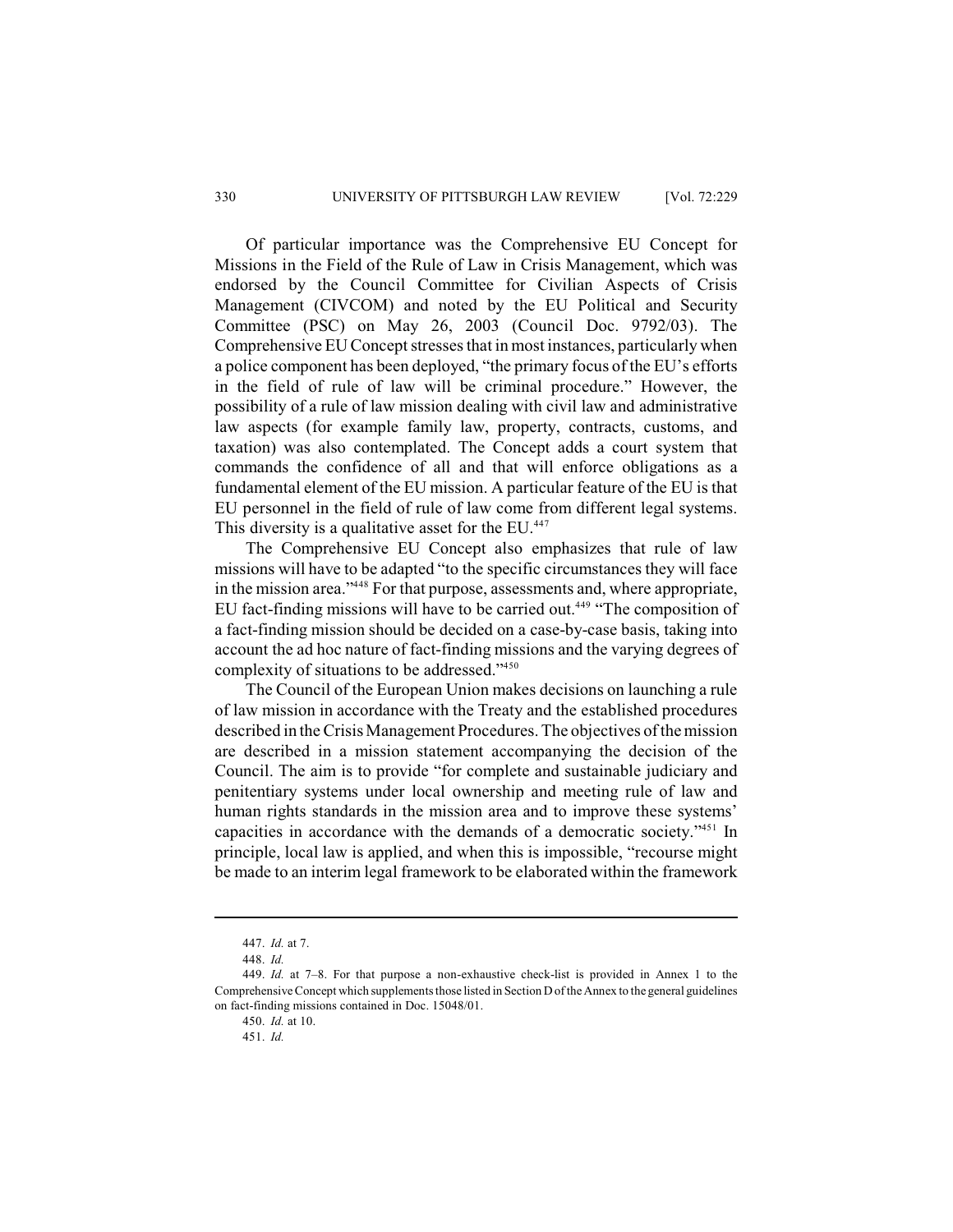Of particular importance was the Comprehensive EU Concept for Missions in the Field of the Rule of Law in Crisis Management, which was endorsed by the Council Committee for Civilian Aspects of Crisis Management (CIVCOM) and noted by the EU Political and Security Committee (PSC) on May 26, 2003 (Council Doc. 9792/03). The Comprehensive EU Concept stresses that in most instances, particularly when a police component has been deployed, "the primary focus of the EU's efforts in the field of rule of law will be criminal procedure." However, the possibility of a rule of law mission dealing with civil law and administrative law aspects (for example family law, property, contracts, customs, and taxation) was also contemplated. The Concept adds a court system that commands the confidence of all and that will enforce obligations as a fundamental element of the EU mission. A particular feature of the EU is that EU personnel in the field of rule of law come from different legal systems. This diversity is a qualitative asset for the EU.[447]

The Comprehensive EU Concept also emphasizes that rule of law missions will have to be adapted "to the specific circumstances they will face in the mission area."[448] For that purpose, assessments and, where appropriate, EU fact-finding missions will have to be carried out.[449] "The composition of a fact-finding mission should be decided on a case-by-case basis, taking into account the ad hoc nature of fact-finding missions and the varying degrees of complexity of situations to be addressed."[450]

The Council of the European Union makes decisions on launching a rule of law mission in accordance with the Treaty and the established procedures described in the Crisis Management Procedures. The objectives of the mission are described in a mission statement accompanying the decision of the Council. The aim is to provide "for complete and sustainable judiciary and penitentiary systems under local ownership and meeting rule of law and human rights standards in the mission area and to improve these systems' capacities in accordance with the demands of a democratic society."[451] In principle, local law is applied, and when this is impossible, "recourse might be made to an interim legal framework to be elaborated within the framework

---

447. *Id.* at 7.

448. *Id.*

449. *Id.* at 7–8. For that purpose a non-exhaustive check-list is provided in Annex 1 to the Comprehensive Concept which supplements those listed in Section D of the Annex to the general guidelines on fact-finding missions contained in Doc. 15048/01.

450. *Id.* at 10.

451. *Id.*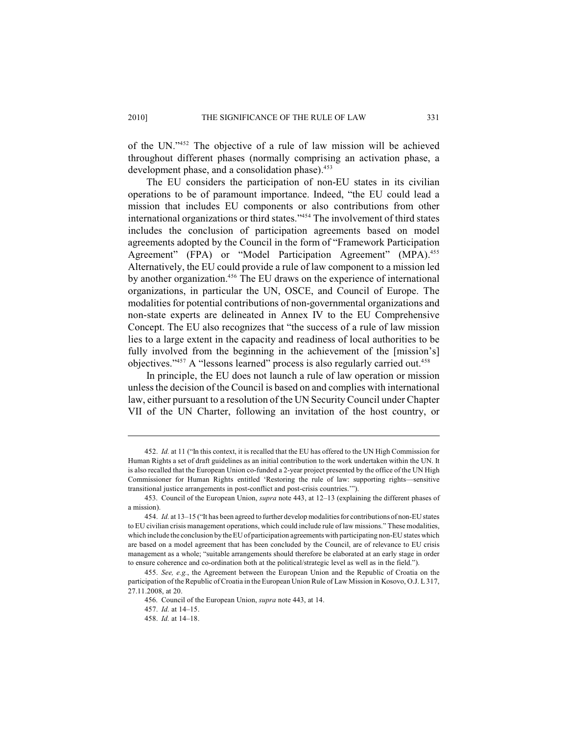of the UN."[452] The objective of a rule of law mission will be achieved throughout different phases (normally comprising an activation phase, a development phase, and a consolidation phase).[453]

The EU considers the participation of non-EU states in its civilian operations to be of paramount importance. Indeed, "the EU could lead a mission that includes EU components or also contributions from other international organizations or third states."[454] The involvement of third states includes the conclusion of participation agreements based on model agreements adopted by the Council in the form of "Framework Participation Agreement" (FPA) or "Model Participation Agreement" (MPA).[455] Alternatively, the EU could provide a rule of law component to a mission led by another organization.[456] The EU draws on the experience of international organizations, in particular the UN, OSCE, and Council of Europe. The modalities for potential contributions of non-governmental organizations and non-state experts are delineated in Annex IV to the EU Comprehensive Concept. The EU also recognizes that "the success of a rule of law mission lies to a large extent in the capacity and readiness of local authorities to be fully involved from the beginning in the achievement of the [mission's] objectives."[457] A "lessons learned" process is also regularly carried out.[458]

In principle, the EU does not launch a rule of law operation or mission unless the decision of the Council is based on and complies with international law, either pursuant to a resolution of the UN Security Council under Chapter VII of the UN Charter, following an invitation of the host country, or

---

452. *Id.* at 11 ("In this context, it is recalled that the EU has offered to the UN High Commission for Human Rights a set of draft guidelines as an initial contribution to the work undertaken within the UN. It is also recalled that the European Union co-funded a 2-year project presented by the office of the UN High Commissioner for Human Rights entitled 'Restoring the rule of law: supporting rights—sensitive transitional justice arrangements in post-conflict and post-crisis countries.'").

453. Council of the European Union, *supra* note 443, at 12–13 (explaining the different phases of a mission).

454. *Id.* at 13–15 ("It has been agreed to further develop modalities for contributions of non-EU states to EU civilian crisis management operations, which could include rule of law missions." These modalities, which include the conclusion by the EU of participation agreements with participating non-EU states which are based on a model agreement that has been concluded by the Council, are of relevance to EU crisis management as a whole; "suitable arrangements should therefore be elaborated at an early stage in order to ensure coherence and co-ordination both at the political/strategic level as well as in the field.").

455. *See, e.g.*, the Agreement between the European Union and the Republic of Croatia on the participation of the Republic of Croatia in the European Union Rule of Law Mission in Kosovo, O.J. L 317, 27.11.2008, at 20.

456. Council of the European Union, *supra* note 443, at 14.

457. *Id.* at 14–15.

458. *Id.* at 14–18.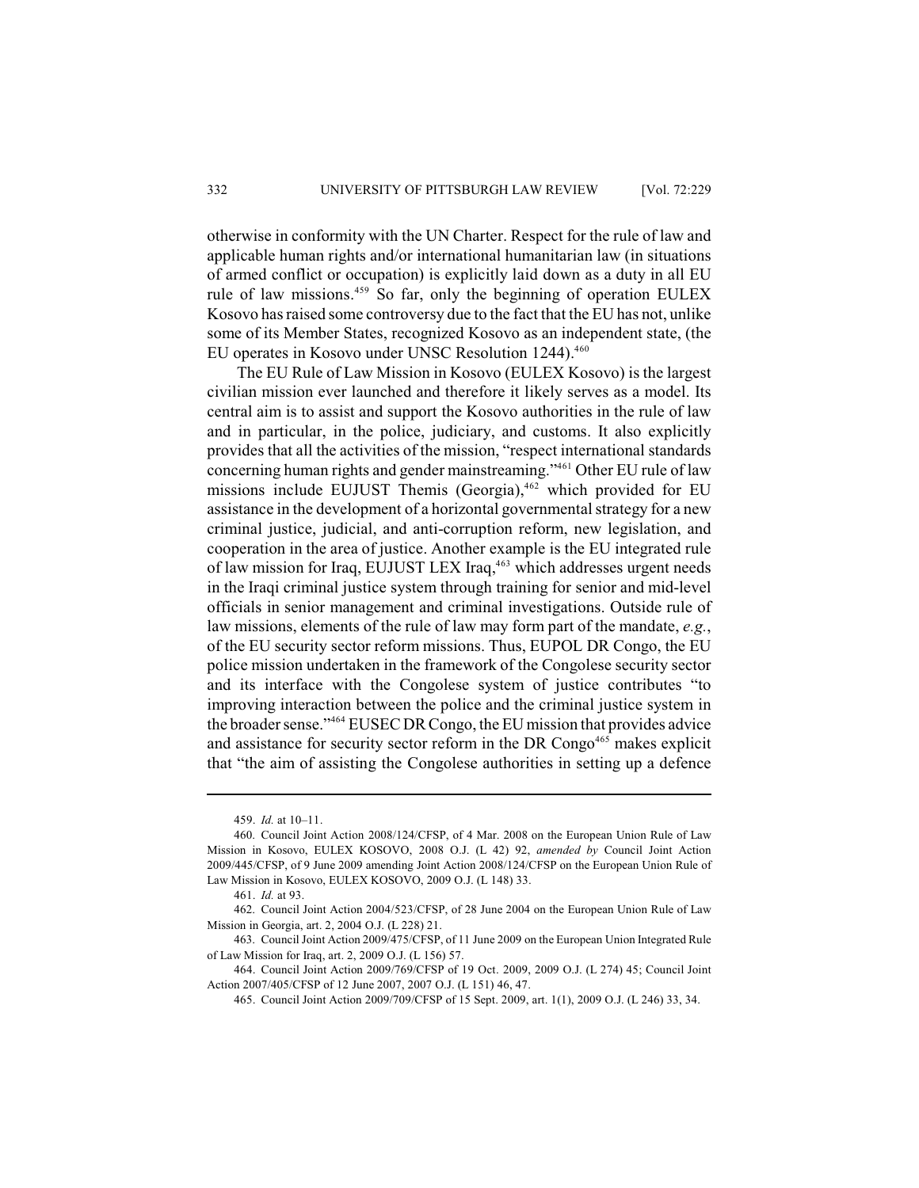otherwise in conformity with the UN Charter. Respect for the rule of law and applicable human rights and/or international humanitarian law (in situations of armed conflict or occupation) is explicitly laid down as a duty in all EU rule of law missions.[459] So far, only the beginning of operation EULEX Kosovo has raised some controversy due to the fact that the EU has not, unlike some of its Member States, recognized Kosovo as an independent state, (the EU operates in Kosovo under UNSC Resolution 1244).[460]

The EU Rule of Law Mission in Kosovo (EULEX Kosovo) is the largest civilian mission ever launched and therefore it likely serves as a model. Its central aim is to assist and support the Kosovo authorities in the rule of law and in particular, in the police, judiciary, and customs. It also explicitly provides that all the activities of the mission, "respect international standards concerning human rights and gender mainstreaming."[461] Other EU rule of law missions include EUJUST Themis (Georgia),[462] which provided for EU assistance in the development of a horizontal governmental strategy for a new criminal justice, judicial, and anti-corruption reform, new legislation, and cooperation in the area of justice. Another example is the EU integrated rule of law mission for Iraq, EUJUST LEX Iraq,[463] which addresses urgent needs in the Iraqi criminal justice system through training for senior and mid-level officials in senior management and criminal investigations. Outside rule of law missions, elements of the rule of law may form part of the mandate, *e.g.*, of the EU security sector reform missions. Thus, EUPOL DR Congo, the EU police mission undertaken in the framework of the Congolese security sector and its interface with the Congolese system of justice contributes "to improving interaction between the police and the criminal justice system in the broader sense."[464] EUSEC DR Congo, the EU mission that provides advice and assistance for security sector reform in the DR Congo[465] makes explicit that "the aim of assisting the Congolese authorities in setting up a defence

---

459. *Id.* at 10–11.

460. Council Joint Action 2008/124/CFSP, of 4 Mar. 2008 on the European Union Rule of Law Mission in Kosovo, EULEX KOSOVO, 2008 O.J. (L 42) 92, *amended by* Council Joint Action 2009/445/CFSP, of 9 June 2009 amending Joint Action 2008/124/CFSP on the European Union Rule of Law Mission in Kosovo, EULEX KOSOVO, 2009 O.J. (L 148) 33.

461. *Id.* at 93.

462. Council Joint Action 2004/523/CFSP, of 28 June 2004 on the European Union Rule of Law Mission in Georgia, art. 2, 2004 O.J. (L 228) 21.

463. Council Joint Action 2009/475/CFSP, of 11 June 2009 on the European Union Integrated Rule of Law Mission for Iraq, art. 2, 2009 O.J. (L 156) 57.

464. Council Joint Action 2009/769/CFSP of 19 Oct. 2009, 2009 O.J. (L 274) 45; Council Joint Action 2007/405/CFSP of 12 June 2007, 2007 O.J. (L 151) 46, 47.

465. Council Joint Action 2009/709/CFSP of 15 Sept. 2009, art. 1(1), 2009 O.J. (L 246) 33, 34.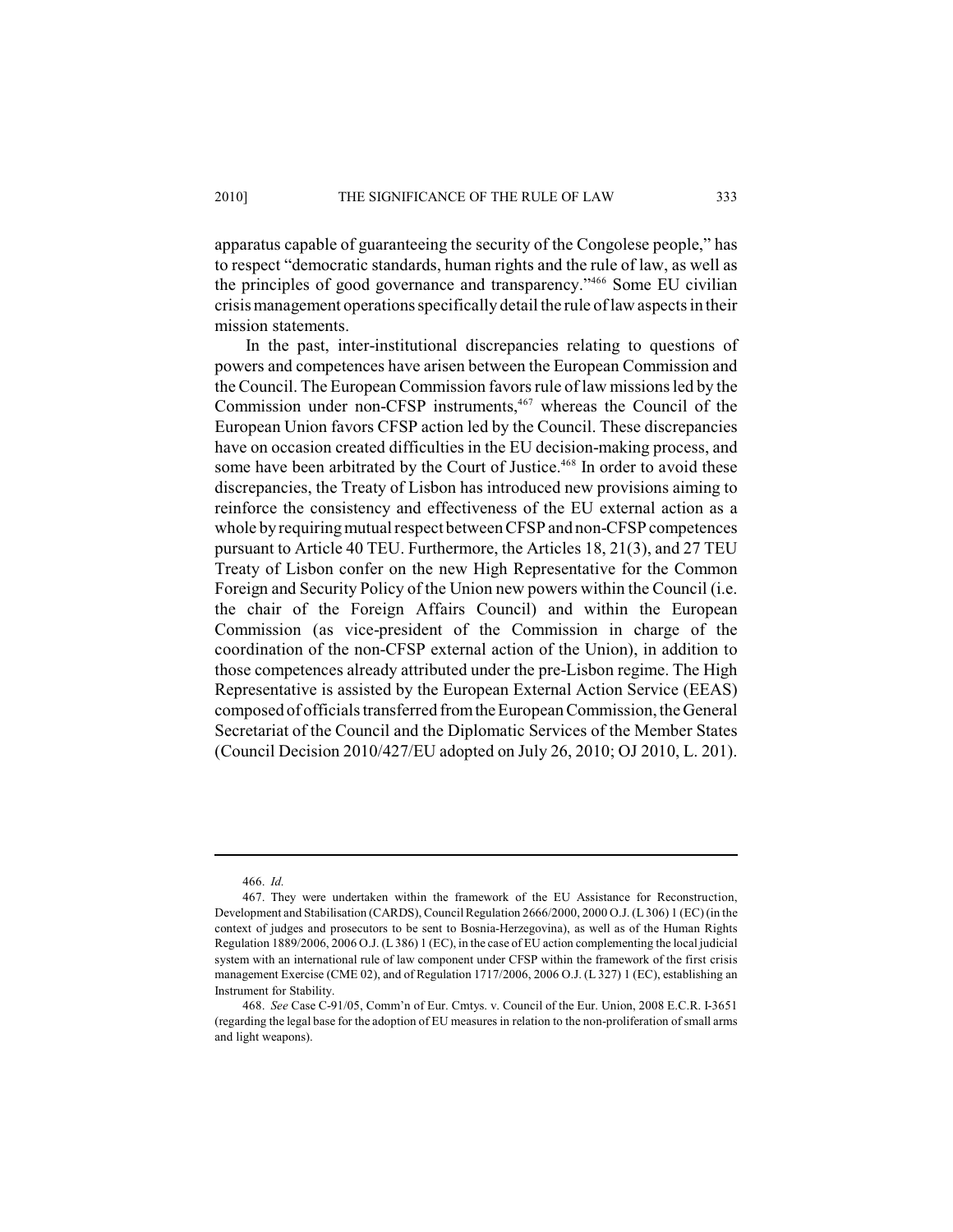apparatus capable of guaranteeing the security of the Congolese people," has to respect "democratic standards, human rights and the rule of law, as well as the principles of good governance and transparency."[466] Some EU civilian crisis management operations specifically detail the rule of law aspects in their mission statements.

In the past, inter-institutional discrepancies relating to questions of powers and competences have arisen between the European Commission and the Council. The European Commission favors rule of law missions led by the Commission under non-CFSP instruments,[467] whereas the Council of the European Union favors CFSP action led by the Council. These discrepancies have on occasion created difficulties in the EU decision-making process, and some have been arbitrated by the Court of Justice.[468] In order to avoid these discrepancies, the Treaty of Lisbon has introduced new provisions aiming to reinforce the consistency and effectiveness of the EU external action as a whole by requiring mutual respect between CFSP and non-CFSP competences pursuant to Article 40 TEU. Furthermore, the Articles 18, 21(3), and 27 TEU Treaty of Lisbon confer on the new High Representative for the Common Foreign and Security Policy of the Union new powers within the Council (i.e. the chair of the Foreign Affairs Council) and within the European Commission (as vice-president of the Commission in charge of the coordination of the non-CFSP external action of the Union), in addition to those competences already attributed under the pre-Lisbon regime. The High Representative is assisted by the European External Action Service (EEAS) composed of officials transferred from the European Commission, the General Secretariat of the Council and the Diplomatic Services of the Member States (Council Decision 2010/427/EU adopted on July 26, 2010; OJ 2010, L. 201).

---

466. *Id.*

467. They were undertaken within the framework of the EU Assistance for Reconstruction, Development and Stabilisation (CARDS), Council Regulation 2666/2000, 2000 O.J. (L 306) 1 (EC) (in the context of judges and prosecutors to be sent to Bosnia-Herzegovina), as well as of the Human Rights Regulation 1889/2006, 2006 O.J. (L 386) 1 (EC), in the case of EU action complementing the local judicial system with an international rule of law component under CFSP within the framework of the first crisis management Exercise (CME 02), and of Regulation 1717/2006, 2006 O.J. (L 327) 1 (EC), establishing an Instrument for Stability.

468. *See* Case C-91/05, Comm'n of Eur. Cmtys. v. Council of the Eur. Union, 2008 E.C.R. I-3651 (regarding the legal base for the adoption of EU measures in relation to the non-proliferation of small arms and light weapons).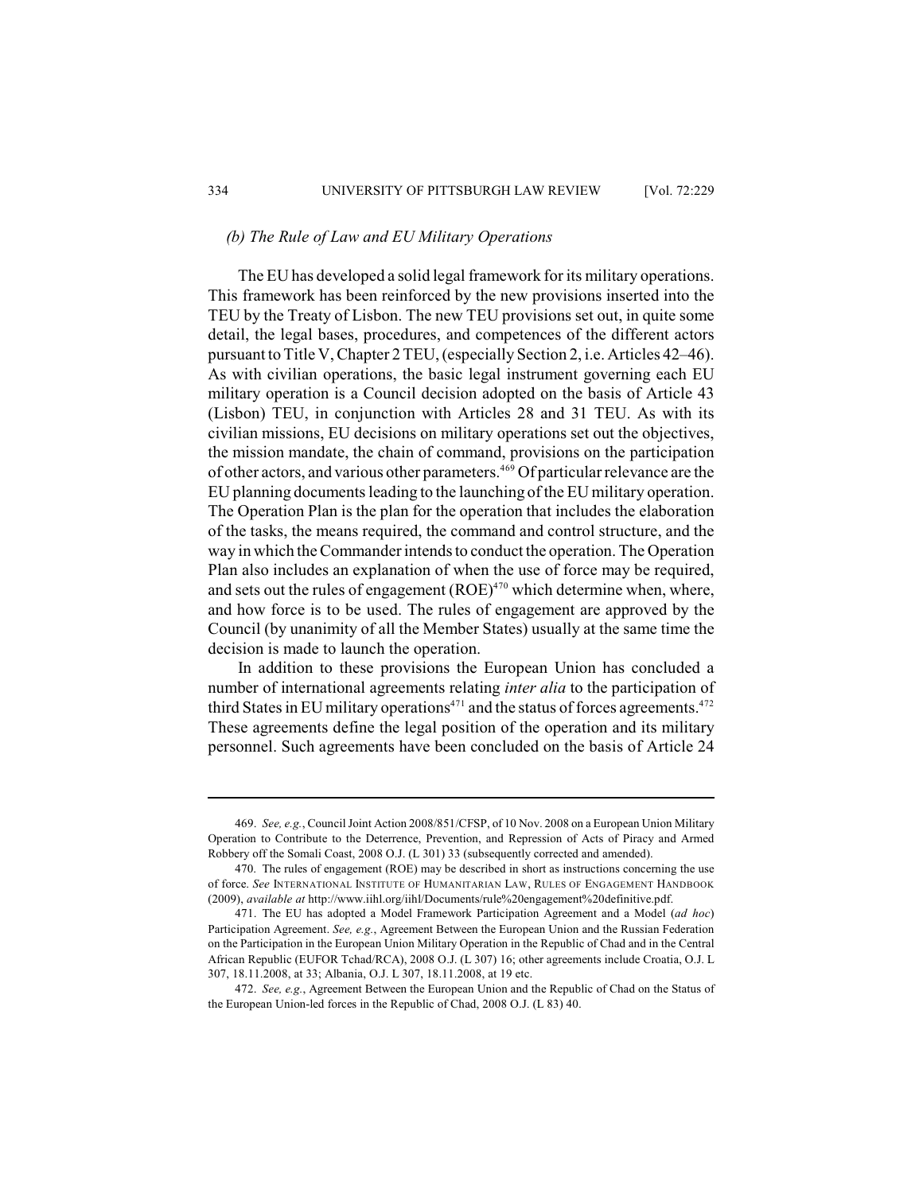### *(b) The Rule of Law and EU Military Operations*

The EU has developed a solid legal framework for its military operations. This framework has been reinforced by the new provisions inserted into the TEU by the Treaty of Lisbon. The new TEU provisions set out, in quite some detail, the legal bases, procedures, and competences of the different actors pursuant to Title V, Chapter 2 TEU, (especially Section 2, i.e. Articles 42–46). As with civilian operations, the basic legal instrument governing each EU military operation is a Council decision adopted on the basis of Article 43 (Lisbon) TEU, in conjunction with Articles 28 and 31 TEU. As with its civilian missions, EU decisions on military operations set out the objectives, the mission mandate, the chain of command, provisions on the participation of other actors, and various other parameters.[469] Of particular relevance are the EU planning documents leading to the launching of the EU military operation. The Operation Plan is the plan for the operation that includes the elaboration of the tasks, the means required, the command and control structure, and the way in which the Commander intends to conduct the operation. The Operation Plan also includes an explanation of when the use of force may be required, and sets out the rules of engagement (ROE)[470] which determine when, where, and how force is to be used. The rules of engagement are approved by the Council (by unanimity of all the Member States) usually at the same time the decision is made to launch the operation.

In addition to these provisions the European Union has concluded a number of international agreements relating *inter alia* to the participation of third States in EU military operations[471] and the status of forces agreements.[472] These agreements define the legal position of the operation and its military personnel. Such agreements have been concluded on the basis of Article 24

---

469. *See, e.g.*, Council Joint Action 2008/851/CFSP, of 10 Nov. 2008 on a European Union Military Operation to Contribute to the Deterrence, Prevention, and Repression of Acts of Piracy and Armed Robbery off the Somali Coast, 2008 O.J. (L 301) 33 (subsequently corrected and amended).

470. The rules of engagement (ROE) may be described in short as instructions concerning the use of force. *See* INTERNATIONAL INSTITUTE OF HUMANITARIAN LAW, RULES OF ENGAGEMENT HANDBOOK (2009), *available at* http://www.iihl.org/iihl/Documents/rule%20engagement%20definitive.pdf.

471. The EU has adopted a Model Framework Participation Agreement and a Model (*ad hoc*) Participation Agreement. *See, e.g.*, Agreement Between the European Union and the Russian Federation on the Participation in the European Union Military Operation in the Republic of Chad and in the Central African Republic (EUFOR Tchad/RCA), 2008 O.J. (L 307) 16; other agreements include Croatia, O.J. L 307, 18.11.2008, at 33; Albania, O.J. L 307, 18.11.2008, at 19 etc.

472. *See, e.g.*, Agreement Between the European Union and the Republic of Chad on the Status of the European Union-led forces in the Republic of Chad, 2008 O.J. (L 83) 40.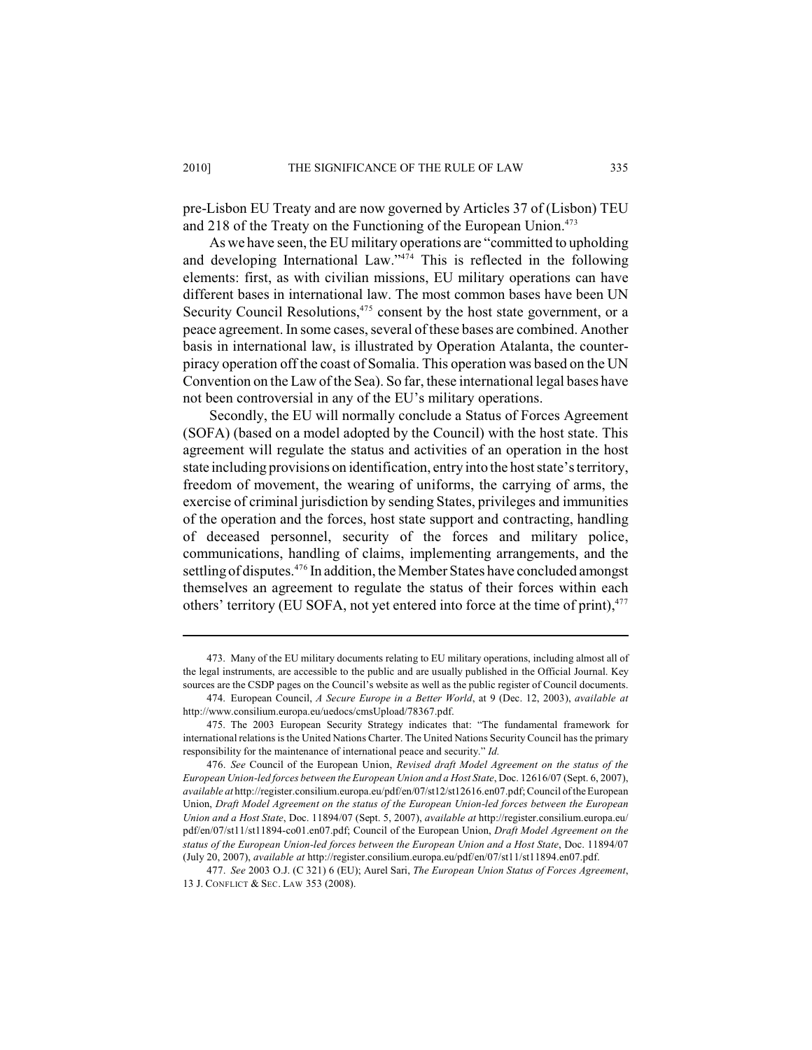pre-Lisbon EU Treaty and are now governed by Articles 37 of (Lisbon) TEU and 218 of the Treaty on the Functioning of the European Union.[473]

As we have seen, the EU military operations are "committed to upholding and developing International Law."[474] This is reflected in the following elements: first, as with civilian missions, EU military operations can have different bases in international law. The most common bases have been UN Security Council Resolutions,[475] consent by the host state government, or a peace agreement. In some cases, several of these bases are combined. Another basis in international law, is illustrated by Operation Atalanta, the counter-piracy operation off the coast of Somalia. This operation was based on the UN Convention on the Law of the Sea). So far, these international legal bases have not been controversial in any of the EU's military operations.

Secondly, the EU will normally conclude a Status of Forces Agreement (SOFA) (based on a model adopted by the Council) with the host state. This agreement will regulate the status and activities of an operation in the host state including provisions on identification, entry into the host state's territory, freedom of movement, the wearing of uniforms, the carrying of arms, the exercise of criminal jurisdiction by sending States, privileges and immunities of the operation and the forces, host state support and contracting, handling of deceased personnel, security of the forces and military police, communications, handling of claims, implementing arrangements, and the settling of disputes.[476] In addition, the Member States have concluded amongst themselves an agreement to regulate the status of their forces within each others' territory (EU SOFA, not yet entered into force at the time of print),[477]

---

473. Many of the EU military documents relating to EU military operations, including almost all of the legal instruments, are accessible to the public and are usually published in the Official Journal. Key sources are the CSDP pages on the Council's website as well as the public register of Council documents.

474. European Council, *A Secure Europe in a Better World*, at 9 (Dec. 12, 2003), *available at* http://www.consilium.europa.eu/uedocs/cmsUpload/78367.pdf.

475. The 2003 European Security Strategy indicates that: "The fundamental framework for international relations is the United Nations Charter. The United Nations Security Council has the primary responsibility for the maintenance of international peace and security." *Id.*

476. *See* Council of the European Union, *Revised draft Model Agreement on the status of the European Union-led forces between the European Union and a Host State*, Doc. 12616/07 (Sept. 6, 2007), *available at* http://register.consilium.europa.eu/pdf/en/07/st12/st12616.en07.pdf; Council of the European Union, *Draft Model Agreement on the status of the European Union-led forces between the European Union and a Host State*, Doc. 11894/07 (Sept. 5, 2007), *available at* http://register.consilium.europa.eu/pdf/en/07/st11/st11894-co01.en07.pdf; Council of the European Union, *Draft Model Agreement on the status of the European Union-led forces between the European Union and a Host State*, Doc. 11894/07 (July 20, 2007), *available at* http://register.consilium.europa.eu/pdf/en/07/st11/st11894.en07.pdf.

477. *See* 2003 O.J. (C 321) 6 (EU); Aurel Sari, *The European Union Status of Forces Agreement*, 13 J. CONFLICT & SEC. LAW 353 (2008).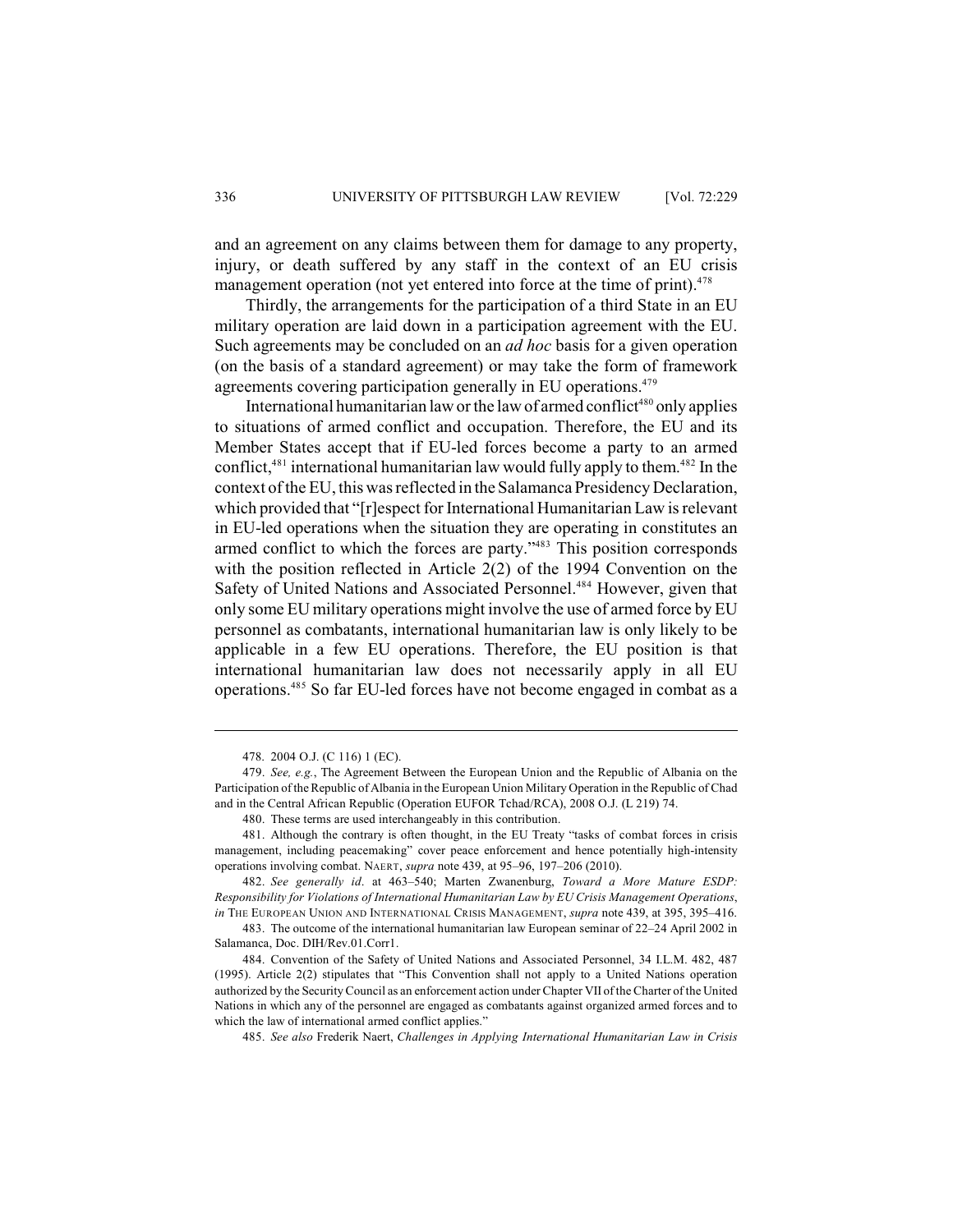and an agreement on any claims between them for damage to any property, injury, or death suffered by any staff in the context of an EU crisis management operation (not yet entered into force at the time of print).[478]

Thirdly, the arrangements for the participation of a third State in an EU military operation are laid down in a participation agreement with the EU. Such agreements may be concluded on an *ad hoc* basis for a given operation (on the basis of a standard agreement) or may take the form of framework agreements covering participation generally in EU operations.[479]

International humanitarian law or the law of armed conflict[480] only applies to situations of armed conflict and occupation. Therefore, the EU and its Member States accept that if EU-led forces become a party to an armed conflict,[481] international humanitarian law would fully apply to them.[482] In the context of the EU, this was reflected in the Salamanca Presidency Declaration, which provided that "[r]espect for International Humanitarian Law is relevant in EU-led operations when the situation they are operating in constitutes an armed conflict to which the forces are party."[483] This position corresponds with the position reflected in Article 2(2) of the 1994 Convention on the Safety of United Nations and Associated Personnel.[484] However, given that only some EU military operations might involve the use of armed force by EU personnel as combatants, international humanitarian law is only likely to be applicable in a few EU operations. Therefore, the EU position is that international humanitarian law does not necessarily apply in all EU operations.[485] So far EU-led forces have not become engaged in combat as a

---

478. 2004 O.J. (C 116) 1 (EC).

479. *See, e.g.*, The Agreement Between the European Union and the Republic of Albania on the Participation of the Republic of Albania in the European Union Military Operation in the Republic of Chad and in the Central African Republic (Operation EUFOR Tchad/RCA), 2008 O.J. (L 219) 74.

480. These terms are used interchangeably in this contribution.

481. Although the contrary is often thought, in the EU Treaty "tasks of combat forces in crisis management, including peacemaking" cover peace enforcement and hence potentially high-intensity operations involving combat. NAERT, *supra* note 439, at 95–96, 197–206 (2010).

482. *See generally id*. at 463–540; Marten Zwanenburg, *Toward a More Mature ESDP: Responsibility for Violations of International Humanitarian Law by EU Crisis Management Operations*, *in* THE EUROPEAN UNION AND INTERNATIONAL CRISIS MANAGEMENT, *supra* note 439, at 395, 395–416.

483. The outcome of the international humanitarian law European seminar of 22–24 April 2002 in Salamanca, Doc. DIH/Rev.01.Corr1.

484. Convention of the Safety of United Nations and Associated Personnel, 34 I.L.M. 482, 487 (1995). Article 2(2) stipulates that "This Convention shall not apply to a United Nations operation authorized by the Security Council as an enforcement action under Chapter VII of the Charter of the United Nations in which any of the personnel are engaged as combatants against organized armed forces and to which the law of international armed conflict applies."

485. *See also* Frederik Naert, *Challenges in Applying International Humanitarian Law in Crisis*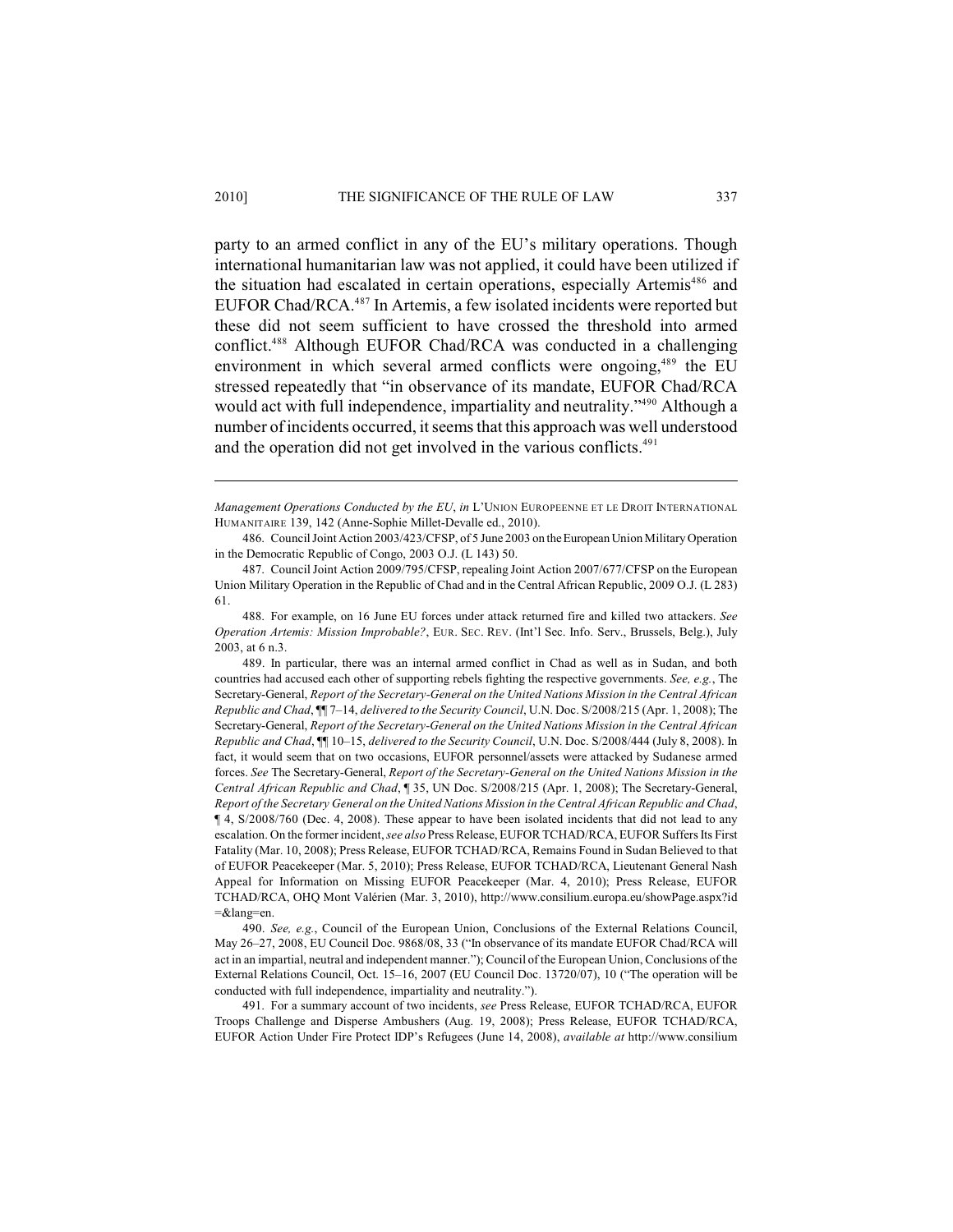party to an armed conflict in any of the EU's military operations. Though international humanitarian law was not applied, it could have been utilized if the situation had escalated in certain operations, especially Artemis[486] and EUFOR Chad/RCA.[487] In Artemis, a few isolated incidents were reported but these did not seem sufficient to have crossed the threshold into armed conflict.[488] Although EUFOR Chad/RCA was conducted in a challenging environment in which several armed conflicts were ongoing,[489] the EU stressed repeatedly that "in observance of its mandate, EUFOR Chad/RCA would act with full independence, impartiality and neutrality."[490] Although a number of incidents occurred, it seems that this approach was well understood and the operation did not get involved in the various conflicts.[491]

---

*Management Operations Conducted by the EU*, *in* L'UNION EUROPEENNE ET LE DROIT INTERNATIONAL HUMANITAIRE 139, 142 (Anne-Sophie Millet-Devalle ed., 2010).

486. Council Joint Action 2003/423/CFSP, of 5 June 2003 on the European Union Military Operation in the Democratic Republic of Congo, 2003 O.J. (L 143) 50.

487. Council Joint Action 2009/795/CFSP, repealing Joint Action 2007/677/CFSP on the European Union Military Operation in the Republic of Chad and in the Central African Republic, 2009 O.J. (L 283) 61.

488. For example, on 16 June EU forces under attack returned fire and killed two attackers. *See Operation Artemis: Mission Improbable?*, EUR. SEC. REV. (Int'l Sec. Info. Serv., Brussels, Belg.), July 2003, at 6 n.3.

489. In particular, there was an internal armed conflict in Chad as well as in Sudan, and both countries had accused each other of supporting rebels fighting the respective governments. *See, e.g.*, The Secretary-General, *Report of the Secretary-General on the United Nations Mission in the Central African Republic and Chad*, ¶¶ 7–14, *delivered to the Security Council*, U.N. Doc. S/2008/215 (Apr. 1, 2008); The Secretary-General, *Report of the Secretary-General on the United Nations Mission in the Central African Republic and Chad*, ¶¶ 10–15, *delivered to the Security Council*, U.N. Doc. S/2008/444 (July 8, 2008). In fact, it would seem that on two occasions, EUFOR personnel/assets were attacked by Sudanese armed forces. *See* The Secretary-General, *Report of the Secretary-General on the United Nations Mission in the Central African Republic and Chad*, ¶ 35, UN Doc. S/2008/215 (Apr. 1, 2008); The Secretary-General, *Report of the Secretary General on the United Nations Mission in the Central African Republic and Chad*, ¶ 4, S/2008/760 (Dec. 4, 2008). These appear to have been isolated incidents that did not lead to any escalation. On the former incident, *see also* Press Release, EUFOR TCHAD/RCA, EUFOR Suffers Its First Fatality (Mar. 10, 2008); Press Release, EUFOR TCHAD/RCA, Remains Found in Sudan Believed to that of EUFOR Peacekeeper (Mar. 5, 2010); Press Release, EUFOR TCHAD/RCA, Lieutenant General Nash Appeal for Information on Missing EUFOR Peacekeeper (Mar. 4, 2010); Press Release, EUFOR TCHAD/RCA, OHQ Mont Valérien (Mar. 3, 2010), http://www.consilium.europa.eu/showPage.aspx?id=&lang=en.

490. *See, e.g.*, Council of the European Union, Conclusions of the External Relations Council, May 26–27, 2008, EU Council Doc. 9868/08, 33 ("In observance of its mandate EUFOR Chad/RCA will act in an impartial, neutral and independent manner."); Council of the European Union, Conclusions of the External Relations Council, Oct. 15–16, 2007 (EU Council Doc. 13720/07), 10 ("The operation will be conducted with full independence, impartiality and neutrality.").

491. For a summary account of two incidents, *see* Press Release, EUFOR TCHAD/RCA, EUFOR Troops Challenge and Disperse Ambushers (Aug. 19, 2008); Press Release, EUFOR TCHAD/RCA, EUFOR Action Under Fire Protect IDP's Refugees (June 14, 2008), *available at* http://www.consilium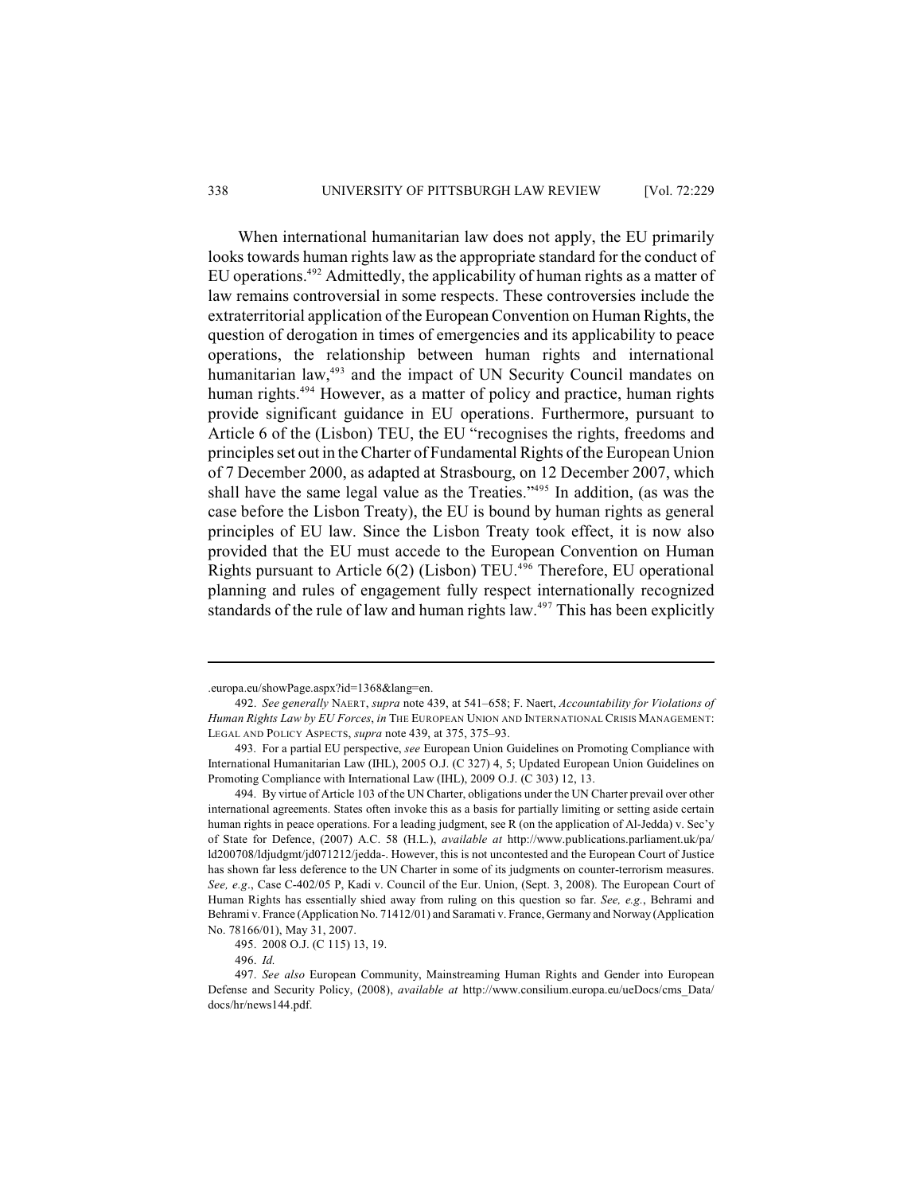When international humanitarian law does not apply, the EU primarily looks towards human rights law as the appropriate standard for the conduct of EU operations.[492] Admittedly, the applicability of human rights as a matter of law remains controversial in some respects. These controversies include the extraterritorial application of the European Convention on Human Rights, the question of derogation in times of emergencies and its applicability to peace operations, the relationship between human rights and international humanitarian law,[493] and the impact of UN Security Council mandates on human rights.[494] However, as a matter of policy and practice, human rights provide significant guidance in EU operations. Furthermore, pursuant to Article 6 of the (Lisbon) TEU, the EU "recognises the rights, freedoms and principles set out in the Charter of Fundamental Rights of the European Union of 7 December 2000, as adapted at Strasbourg, on 12 December 2007, which shall have the same legal value as the Treaties."[495] In addition, (as was the case before the Lisbon Treaty), the EU is bound by human rights as general principles of EU law. Since the Lisbon Treaty took effect, it is now also provided that the EU must accede to the European Convention on Human Rights pursuant to Article 6(2) (Lisbon) TEU.[496] Therefore, EU operational planning and rules of engagement fully respect internationally recognized standards of the rule of law and human rights law.[497] This has been explicitly

---

.europa.eu/showPage.aspx?id=1368&lang=en.

492. *See generally* NAERT, *supra* note 439, at 541–658; F. Naert, *Accountability for Violations of Human Rights Law by EU Forces*, *in* THE EUROPEAN UNION AND INTERNATIONAL CRISIS MANAGEMENT: LEGAL AND POLICY ASPECTS, *supra* note 439, at 375, 375–93.

493. For a partial EU perspective, *see* European Union Guidelines on Promoting Compliance with International Humanitarian Law (IHL), 2005 O.J. (C 327) 4, 5; Updated European Union Guidelines on Promoting Compliance with International Law (IHL), 2009 O.J. (C 303) 12, 13.

494. By virtue of Article 103 of the UN Charter, obligations under the UN Charter prevail over other international agreements. States often invoke this as a basis for partially limiting or setting aside certain human rights in peace operations. For a leading judgment, see R (on the application of Al-Jedda) v. Sec'y of State for Defence, (2007) A.C. 58 (H.L.), *available at* http://www.publications.parliament.uk/pa/ld200708/ldjudgmt/jd071212/jedda-. However, this is not uncontested and the European Court of Justice has shown far less deference to the UN Charter in some of its judgments on counter-terrorism measures. *See, e.g.*, Case C-402/05 P, Kadi v. Council of the Eur. Union, (Sept. 3, 2008). The European Court of Human Rights has essentially shied away from ruling on this question so far. *See, e.g.*, Behrami and Behrami v. France (Application No. 71412/01) and Saramati v. France, Germany and Norway (Application No. 78166/01), May 31, 2007.

495. 2008 O.J. (C 115) 13, 19.

496. *Id.*

497. *See also* European Community, Mainstreaming Human Rights and Gender into European Defense and Security Policy, (2008), *available at* http://www.consilium.europa.eu/ueDocs/cms_Data/docs/hr/news144.pdf.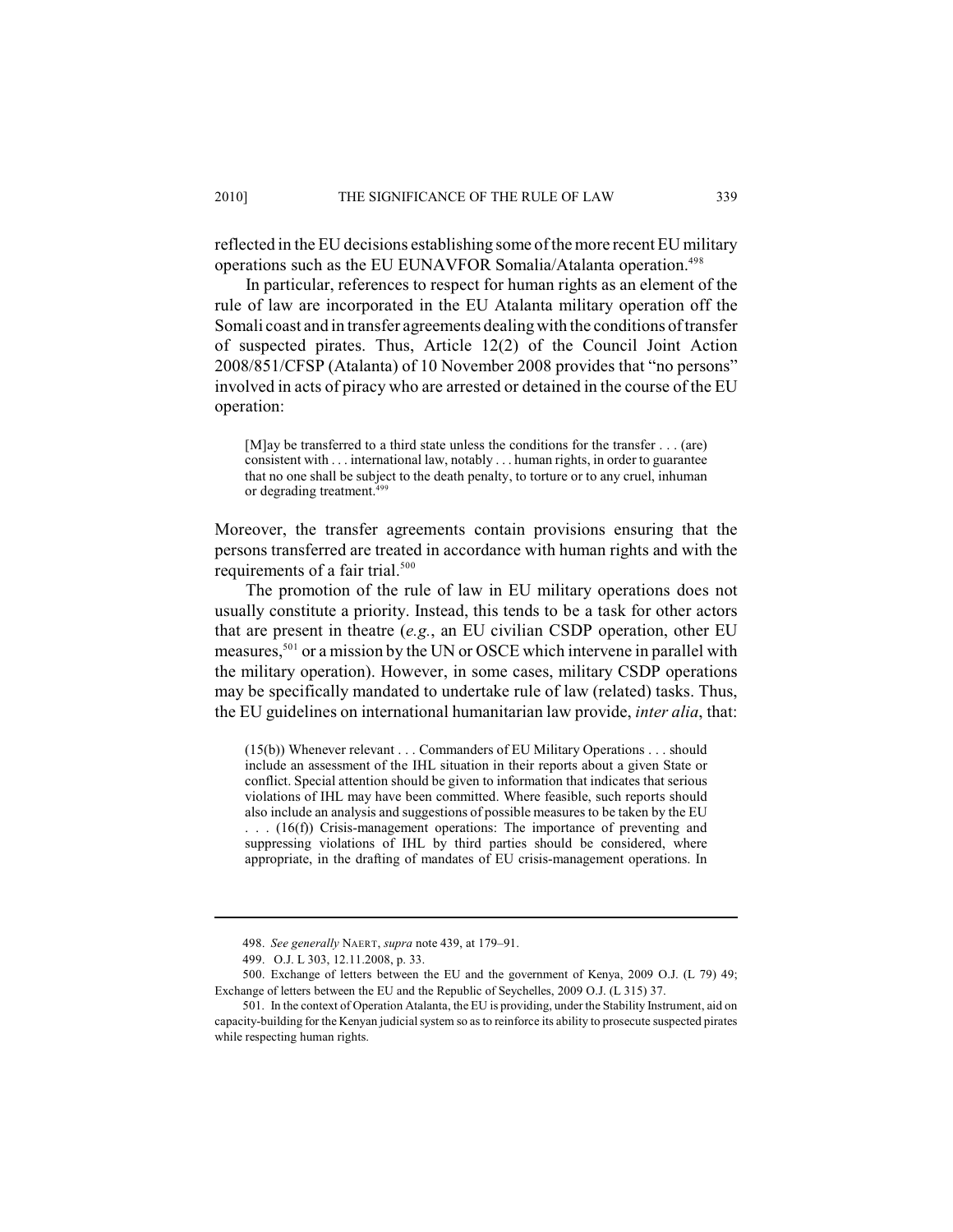reflected in the EU decisions establishing some of the more recent EU military operations such as the EU EUNAVFOR Somalia/Atalanta operation.[498]

In particular, references to respect for human rights as an element of the rule of law are incorporated in the EU Atalanta military operation off the Somali coast and in transfer agreements dealing with the conditions of transfer of suspected pirates. Thus, Article 12(2) of the Council Joint Action 2008/851/CFSP (Atalanta) of 10 November 2008 provides that "no persons" involved in acts of piracy who are arrested or detained in the course of the EU operation:

> [M]ay be transferred to a third state unless the conditions for the transfer . . . (are) consistent with . . . international law, notably . . . human rights, in order to guarantee that no one shall be subject to the death penalty, to torture or to any cruel, inhuman or degrading treatment.[499]

Moreover, the transfer agreements contain provisions ensuring that the persons transferred are treated in accordance with human rights and with the requirements of a fair trial.[500]

The promotion of the rule of law in EU military operations does not usually constitute a priority. Instead, this tends to be a task for other actors that are present in theatre (*e.g.*, an EU civilian CSDP operation, other EU measures,[501] or a mission by the UN or OSCE which intervene in parallel with the military operation). However, in some cases, military CSDP operations may be specifically mandated to undertake rule of law (related) tasks. Thus, the EU guidelines on international humanitarian law provide, *inter alia*, that:

> (15(b)) Whenever relevant . . . Commanders of EU Military Operations . . . should include an assessment of the IHL situation in their reports about a given State or conflict. Special attention should be given to information that indicates that serious violations of IHL may have been committed. Where feasible, such reports should also include an analysis and suggestions of possible measures to be taken by the EU . . . (16(f)) Crisis-management operations: The importance of preventing and suppressing violations of IHL by third parties should be considered, where appropriate, in the drafting of mandates of EU crisis-management operations. In

498. *See generally* NAERT, *supra* note 439, at 179–91.

499. O.J. L 303, 12.11.2008, p. 33.

500. Exchange of letters between the EU and the government of Kenya, 2009 O.J. (L 79) 49; Exchange of letters between the EU and the Republic of Seychelles, 2009 O.J. (L 315) 37.

501. In the context of Operation Atalanta, the EU is providing, under the Stability Instrument, aid on capacity-building for the Kenyan judicial system so as to reinforce its ability to prosecute suspected pirates while respecting human rights.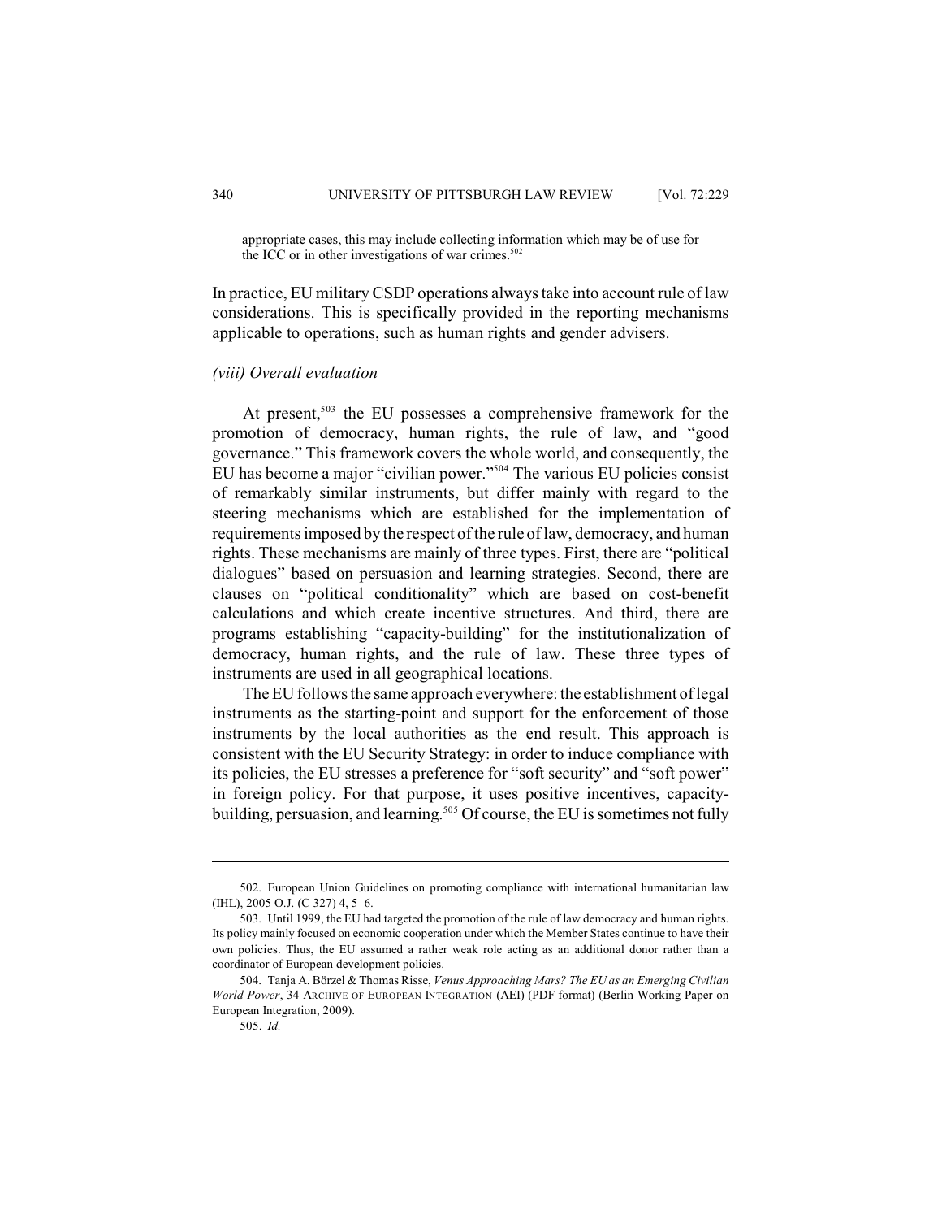> appropriate cases, this may include collecting information which may be of use for the ICC or in other investigations of war crimes.[502]

In practice, EU military CSDP operations always take into account rule of law considerations. This is specifically provided in the reporting mechanisms applicable to operations, such as human rights and gender advisers.

### *(viii) Overall evaluation*

At present,[503] the EU possesses a comprehensive framework for the promotion of democracy, human rights, the rule of law, and "good governance." This framework covers the whole world, and consequently, the EU has become a major "civilian power."[504] The various EU policies consist of remarkably similar instruments, but differ mainly with regard to the steering mechanisms which are established for the implementation of requirements imposed by the respect of the rule of law, democracy, and human rights. These mechanisms are mainly of three types. First, there are "political dialogues" based on persuasion and learning strategies. Second, there are clauses on "political conditionality" which are based on cost-benefit calculations and which create incentive structures. And third, there are programs establishing "capacity-building" for the institutionalization of democracy, human rights, and the rule of law. These three types of instruments are used in all geographical locations.

The EU follows the same approach everywhere: the establishment of legal instruments as the starting-point and support for the enforcement of those instruments by the local authorities as the end result. This approach is consistent with the EU Security Strategy: in order to induce compliance with its policies, the EU stresses a preference for "soft security" and "soft power" in foreign policy. For that purpose, it uses positive incentives, capacity-building, persuasion, and learning.[505] Of course, the EU is sometimes not fully

---

502. European Union Guidelines on promoting compliance with international humanitarian law (IHL), 2005 O.J. (C 327) 4, 5–6.

503. Until 1999, the EU had targeted the promotion of the rule of law democracy and human rights. Its policy mainly focused on economic cooperation under which the Member States continue to have their own policies. Thus, the EU assumed a rather weak role acting as an additional donor rather than a coordinator of European development policies.

504. Tanja A. Börzel & Thomas Risse, *Venus Approaching Mars? The EU as an Emerging Civilian World Power*, 34 ARCHIVE OF EUROPEAN INTEGRATION (AEI) (PDF format) (Berlin Working Paper on European Integration, 2009).

505. *Id.*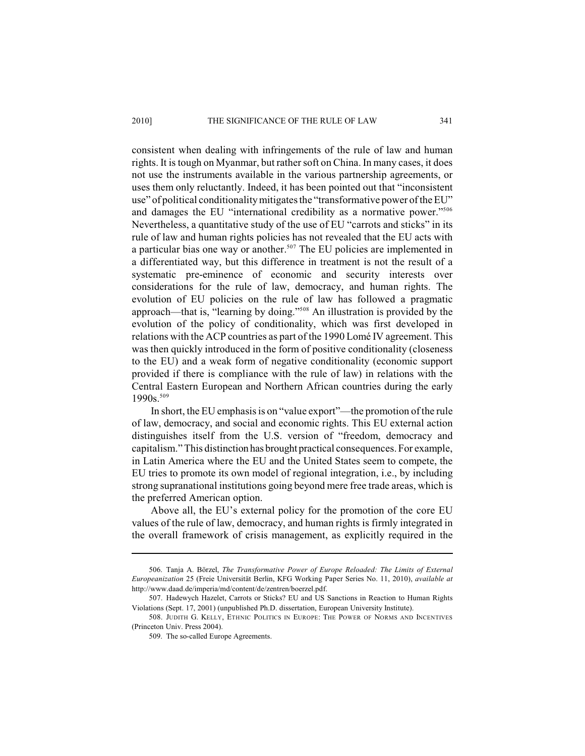consistent when dealing with infringements of the rule of law and human rights. It is tough on Myanmar, but rather soft on China. In many cases, it does not use the instruments available in the various partnership agreements, or uses them only reluctantly. Indeed, it has been pointed out that "inconsistent use" of political conditionality mitigates the "transformative power of the EU" and damages the EU "international credibility as a normative power."[506] Nevertheless, a quantitative study of the use of EU "carrots and sticks" in its rule of law and human rights policies has not revealed that the EU acts with a particular bias one way or another.[507] The EU policies are implemented in a differentiated way, but this difference in treatment is not the result of a systematic pre-eminence of economic and security interests over considerations for the rule of law, democracy, and human rights. The evolution of EU policies on the rule of law has followed a pragmatic approach—that is, "learning by doing."[508] An illustration is provided by the evolution of the policy of conditionality, which was first developed in relations with the ACP countries as part of the 1990 Lomé IV agreement. This was then quickly introduced in the form of positive conditionality (closeness to the EU) and a weak form of negative conditionality (economic support provided if there is compliance with the rule of law) in relations with the Central Eastern European and Northern African countries during the early 1990s.[509]

In short, the EU emphasis is on "value export"—the promotion of the rule of law, democracy, and social and economic rights. This EU external action distinguishes itself from the U.S. version of "freedom, democracy and capitalism." This distinction has brought practical consequences. For example, in Latin America where the EU and the United States seem to compete, the EU tries to promote its own model of regional integration, i.e., by including strong supranational institutions going beyond mere free trade areas, which is the preferred American option.

Above all, the EU's external policy for the promotion of the core EU values of the rule of law, democracy, and human rights is firmly integrated in the overall framework of crisis management, as explicitly required in the

---

506. Tanja A. Börzel, *The Transformative Power of Europe Reloaded: The Limits of External Europeanization* 25 (Freie Universität Berlin, KFG Working Paper Series No. 11, 2010), *available at* http://www.daad.de/imperia/md/content/de/zentren/boerzel.pdf.

507. Hadewych Hazelet, Carrots or Sticks? EU and US Sanctions in Reaction to Human Rights Violations (Sept. 17, 2001) (unpublished Ph.D. dissertation, European University Institute).

508. JUDITH G. KELLY, ETHNIC POLITICS IN EUROPE: THE POWER OF NORMS AND INCENTIVES (Princeton Univ. Press 2004).

509. The so-called Europe Agreements.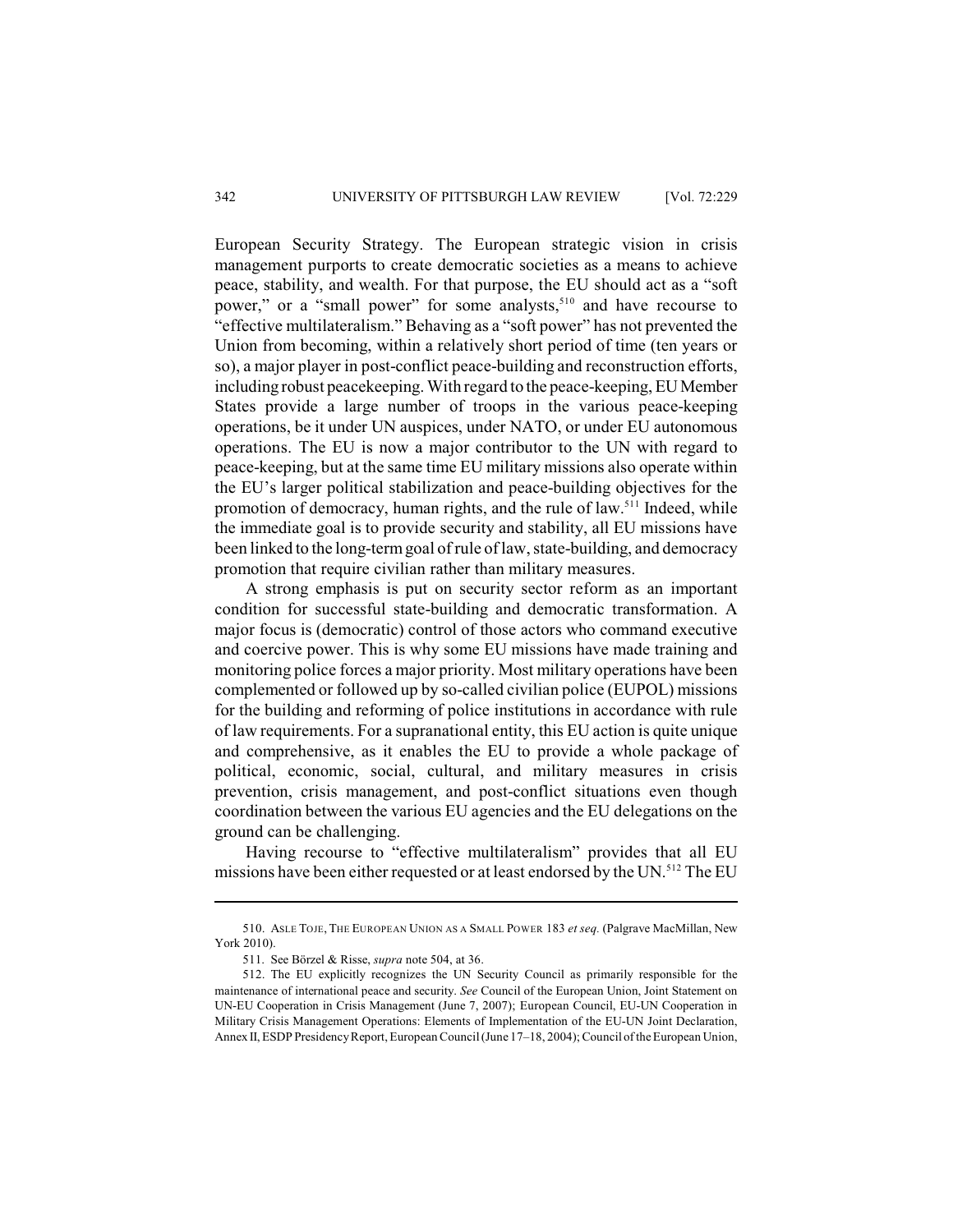European Security Strategy. The European strategic vision in crisis management purports to create democratic societies as a means to achieve peace, stability, and wealth. For that purpose, the EU should act as a "soft power," or a "small power" for some analysts,[510] and have recourse to "effective multilateralism." Behaving as a "soft power" has not prevented the Union from becoming, within a relatively short period of time (ten years or so), a major player in post-conflict peace-building and reconstruction efforts, including robust peacekeeping. With regard to the peace-keeping, EU Member States provide a large number of troops in the various peace-keeping operations, be it under UN auspices, under NATO, or under EU autonomous operations. The EU is now a major contributor to the UN with regard to peace-keeping, but at the same time EU military missions also operate within the EU's larger political stabilization and peace-building objectives for the promotion of democracy, human rights, and the rule of law.[511] Indeed, while the immediate goal is to provide security and stability, all EU missions have been linked to the long-term goal of rule of law, state-building, and democracy promotion that require civilian rather than military measures.

A strong emphasis is put on security sector reform as an important condition for successful state-building and democratic transformation. A major focus is (democratic) control of those actors who command executive and coercive power. This is why some EU missions have made training and monitoring police forces a major priority. Most military operations have been complemented or followed up by so-called civilian police (EUPOL) missions for the building and reforming of police institutions in accordance with rule of law requirements. For a supranational entity, this EU action is quite unique and comprehensive, as it enables the EU to provide a whole package of political, economic, social, cultural, and military measures in crisis prevention, crisis management, and post-conflict situations even though coordination between the various EU agencies and the EU delegations on the ground can be challenging.

Having recourse to "effective multilateralism" provides that all EU missions have been either requested or at least endorsed by the UN.[512] The EU

---

510. ASLE TOJE, THE EUROPEAN UNION AS A SMALL POWER 183 *et seq.* (Palgrave MacMillan, New York 2010).

511. See Börzel & Risse, *supra* note 504, at 36.

512. The EU explicitly recognizes the UN Security Council as primarily responsible for the maintenance of international peace and security. *See* Council of the European Union, Joint Statement on UN-EU Cooperation in Crisis Management (June 7, 2007); European Council, EU-UN Cooperation in Military Crisis Management Operations: Elements of Implementation of the EU-UN Joint Declaration, Annex II, ESDP Presidency Report, European Council (June 17–18, 2004); Council of the European Union,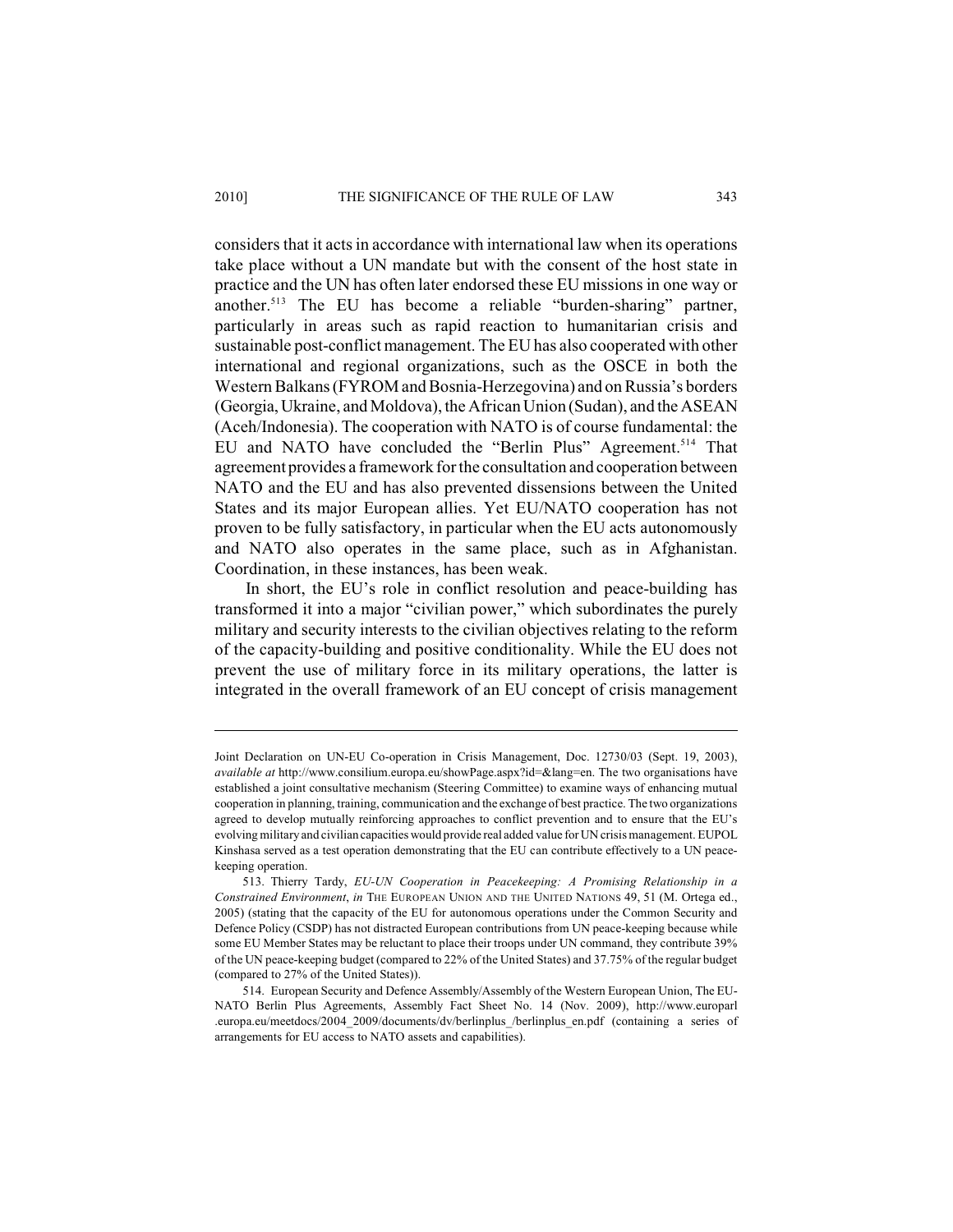considers that it acts in accordance with international law when its operations take place without a UN mandate but with the consent of the host state in practice and the UN has often later endorsed these EU missions in one way or another.[513] The EU has become a reliable "burden-sharing" partner, particularly in areas such as rapid reaction to humanitarian crisis and sustainable post-conflict management. The EU has also cooperated with other international and regional organizations, such as the OSCE in both the Western Balkans (FYROM and Bosnia-Herzegovina) and on Russia's borders (Georgia, Ukraine, and Moldova), the African Union (Sudan), and the ASEAN (Aceh/Indonesia). The cooperation with NATO is of course fundamental: the EU and NATO have concluded the "Berlin Plus" Agreement.[514] That agreement provides a framework for the consultation and cooperation between NATO and the EU and has also prevented dissensions between the United States and its major European allies. Yet EU/NATO cooperation has not proven to be fully satisfactory, in particular when the EU acts autonomously and NATO also operates in the same place, such as in Afghanistan. Coordination, in these instances, has been weak.

In short, the EU's role in conflict resolution and peace-building has transformed it into a major "civilian power," which subordinates the purely military and security interests to the civilian objectives relating to the reform of the capacity-building and positive conditionality. While the EU does not prevent the use of military force in its military operations, the latter is integrated in the overall framework of an EU concept of crisis management

---

Joint Declaration on UN-EU Co-operation in Crisis Management, Doc. 12730/03 (Sept. 19, 2003), *available at* http://www.consilium.europa.eu/showPage.aspx?id=&lang=en. The two organisations have established a joint consultative mechanism (Steering Committee) to examine ways of enhancing mutual cooperation in planning, training, communication and the exchange of best practice. The two organizations agreed to develop mutually reinforcing approaches to conflict prevention and to ensure that the EU's evolving military and civilian capacities would provide real added value for UN crisis management. EUPOL Kinshasa served as a test operation demonstrating that the EU can contribute effectively to a UN peace-keeping operation.

513. Thierry Tardy, *EU-UN Cooperation in Peacekeeping: A Promising Relationship in a Constrained Environment*, *in* THE EUROPEAN UNION AND THE UNITED NATIONS 49, 51 (M. Ortega ed., 2005) (stating that the capacity of the EU for autonomous operations under the Common Security and Defence Policy (CSDP) has not distracted European contributions from UN peace-keeping because while some EU Member States may be reluctant to place their troops under UN command, they contribute 39% of the UN peace-keeping budget (compared to 22% of the United States) and 37.75% of the regular budget (compared to 27% of the United States)).

514. European Security and Defence Assembly/Assembly of the Western European Union, The EU-NATO Berlin Plus Agreements, Assembly Fact Sheet No. 14 (Nov. 2009), http://www.europarl.europa.eu/meetdocs/2004_2009/documents/dv/berlinplus_/berlinplus_en.pdf (containing a series of arrangements for EU access to NATO assets and capabilities).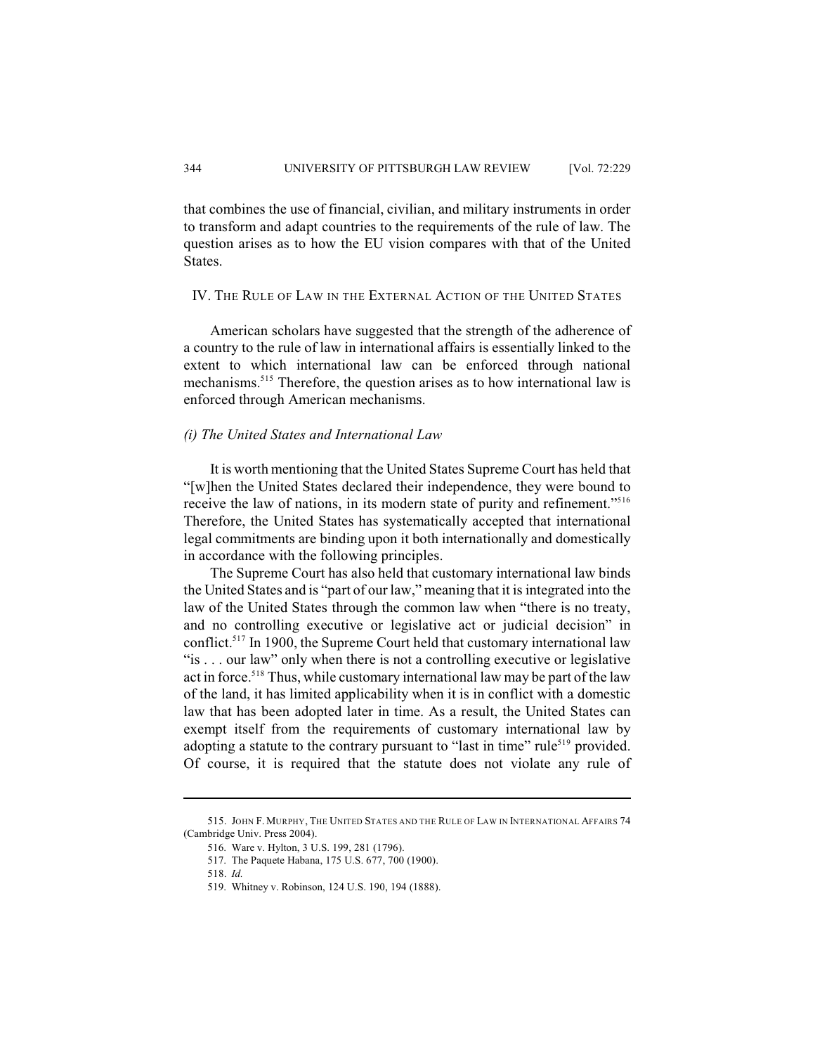that combines the use of financial, civilian, and military instruments in order to transform and adapt countries to the requirements of the rule of law. The question arises as to how the EU vision compares with that of the United States.

## IV. The Rule of Law in the External Action of the United States

American scholars have suggested that the strength of the adherence of a country to the rule of law in international affairs is essentially linked to the extent to which international law can be enforced through national mechanisms.[515] Therefore, the question arises as to how international law is enforced through American mechanisms.

### *(i) The United States and International Law*

It is worth mentioning that the United States Supreme Court has held that "[w]hen the United States declared their independence, they were bound to receive the law of nations, in its modern state of purity and refinement."[516] Therefore, the United States has systematically accepted that international legal commitments are binding upon it both internationally and domestically in accordance with the following principles.

The Supreme Court has also held that customary international law binds the United States and is "part of our law," meaning that it is integrated into the law of the United States through the common law when "there is no treaty, and no controlling executive or legislative act or judicial decision" in conflict.[517] In 1900, the Supreme Court held that customary international law "is . . . our law" only when there is not a controlling executive or legislative act in force.[518] Thus, while customary international law may be part of the law of the land, it has limited applicability when it is in conflict with a domestic law that has been adopted later in time. As a result, the United States can exempt itself from the requirements of customary international law by adopting a statute to the contrary pursuant to "last in time" rule[519] provided. Of course, it is required that the statute does not violate any rule of

---

515. John F. Murphy, The United States and the Rule of Law in International Affairs 74 (Cambridge Univ. Press 2004).

516. Ware v. Hylton, 3 U.S. 199, 281 (1796).

517. The Paquete Habana, 175 U.S. 677, 700 (1900).

518. *Id.*

519. Whitney v. Robinson, 124 U.S. 190, 194 (1888).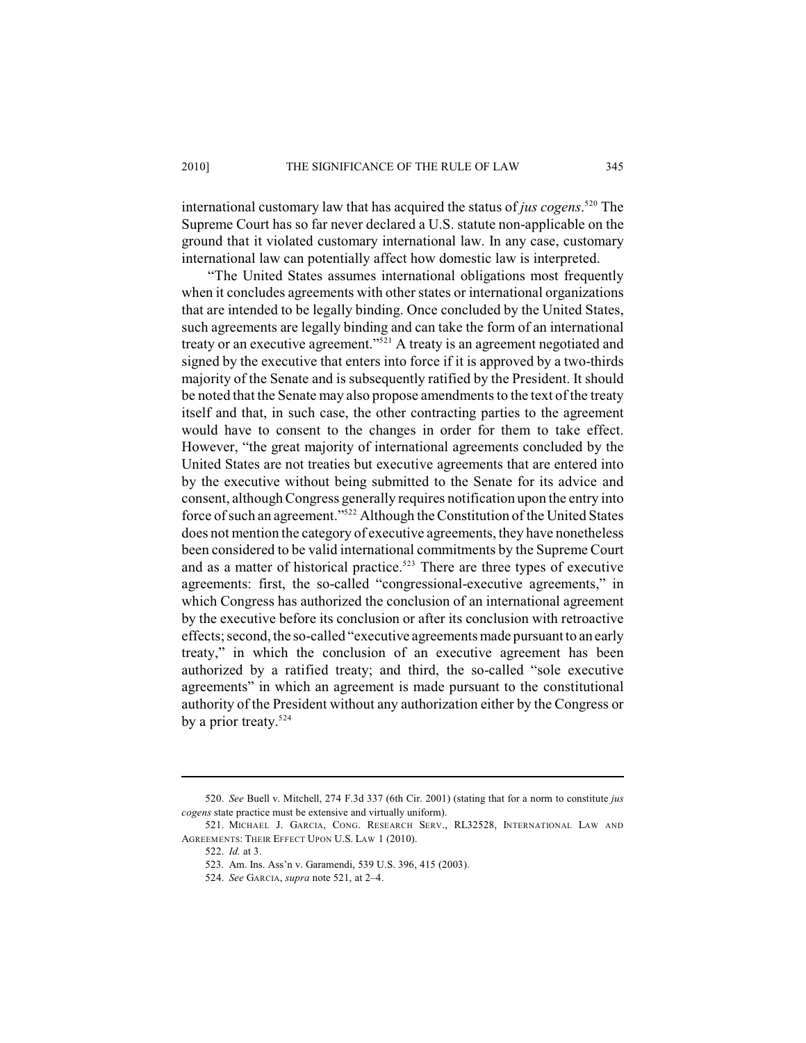international customary law that has acquired the status of *jus cogens*.[520] The Supreme Court has so far never declared a U.S. statute non-applicable on the ground that it violated customary international law. In any case, customary international law can potentially affect how domestic law is interpreted.

"The United States assumes international obligations most frequently when it concludes agreements with other states or international organizations that are intended to be legally binding. Once concluded by the United States, such agreements are legally binding and can take the form of an international treaty or an executive agreement."[521] A treaty is an agreement negotiated and signed by the executive that enters into force if it is approved by a two-thirds majority of the Senate and is subsequently ratified by the President. It should be noted that the Senate may also propose amendments to the text of the treaty itself and that, in such case, the other contracting parties to the agreement would have to consent to the changes in order for them to take effect. However, "the great majority of international agreements concluded by the United States are not treaties but executive agreements that are entered into by the executive without being submitted to the Senate for its advice and consent, although Congress generally requires notification upon the entry into force of such an agreement."[522] Although the Constitution of the United States does not mention the category of executive agreements, they have nonetheless been considered to be valid international commitments by the Supreme Court and as a matter of historical practice.[523] There are three types of executive agreements: first, the so-called "congressional-executive agreements," in which Congress has authorized the conclusion of an international agreement by the executive before its conclusion or after its conclusion with retroactive effects; second, the so-called "executive agreements made pursuant to an early treaty," in which the conclusion of an executive agreement has been authorized by a ratified treaty; and third, the so-called "sole executive agreements" in which an agreement is made pursuant to the constitutional authority of the President without any authorization either by the Congress or by a prior treaty.[524]

---

520. *See* Buell v. Mitchell, 274 F.3d 337 (6th Cir. 2001) (stating that for a norm to constitute *jus cogens* state practice must be extensive and virtually uniform).

521. MICHAEL J. GARCIA, CONG. RESEARCH SERV., RL32528, INTERNATIONAL LAW AND AGREEMENTS: THEIR EFFECT UPON U.S. LAW 1 (2010).

522. *Id.* at 3.

523. Am. Ins. Ass'n v. Garamendi, 539 U.S. 396, 415 (2003).

524. *See* GARCIA, *supra* note 521, at 2–4.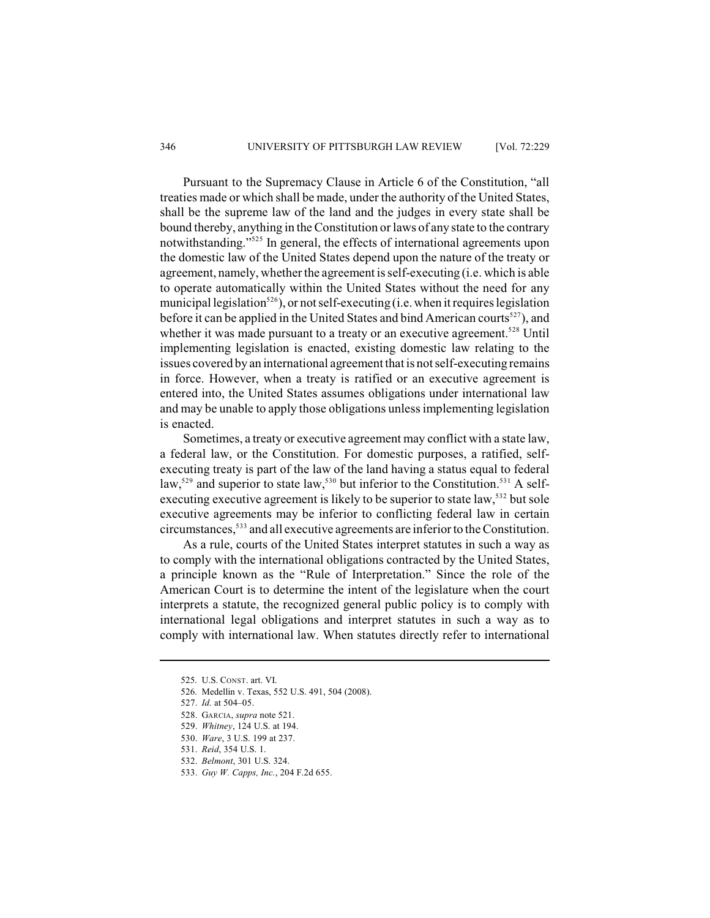Pursuant to the Supremacy Clause in Article 6 of the Constitution, "all treaties made or which shall be made, under the authority of the United States, shall be the supreme law of the land and the judges in every state shall be bound thereby, anything in the Constitution or laws of any state to the contrary notwithstanding."[525] In general, the effects of international agreements upon the domestic law of the United States depend upon the nature of the treaty or agreement, namely, whether the agreement is self-executing (i.e. which is able to operate automatically within the United States without the need for any municipal legislation[526]), or not self-executing (i.e. when it requires legislation before it can be applied in the United States and bind American courts[527]), and whether it was made pursuant to a treaty or an executive agreement.[528] Until implementing legislation is enacted, existing domestic law relating to the issues covered by an international agreement that is not self-executing remains in force. However, when a treaty is ratified or an executive agreement is entered into, the United States assumes obligations under international law and may be unable to apply those obligations unless implementing legislation is enacted.

Sometimes, a treaty or executive agreement may conflict with a state law, a federal law, or the Constitution. For domestic purposes, a ratified, self-executing treaty is part of the law of the land having a status equal to federal law,[529] and superior to state law,[530] but inferior to the Constitution.[531] A self-executing executive agreement is likely to be superior to state law,[532] but sole executive agreements may be inferior to conflicting federal law in certain circumstances,[533] and all executive agreements are inferior to the Constitution.

As a rule, courts of the United States interpret statutes in such a way as to comply with the international obligations contracted by the United States, a principle known as the "Rule of Interpretation." Since the role of the American Court is to determine the intent of the legislature when the court interprets a statute, the recognized general public policy is to comply with international legal obligations and interpret statutes in such a way as to comply with international law. When statutes directly refer to international

---

525. U.S. CONST. art. VI.

526. Medellin v. Texas, 552 U.S. 491, 504 (2008).

527. *Id.* at 504–05.

528. GARCIA, *supra* note 521.

529. *Whitney*, 124 U.S. at 194.

530. *Ware*, 3 U.S. 199 at 237.

531. *Reid*, 354 U.S. 1.

532. *Belmont*, 301 U.S. 324.

533. *Guy W. Capps, Inc.*, 204 F.2d 655.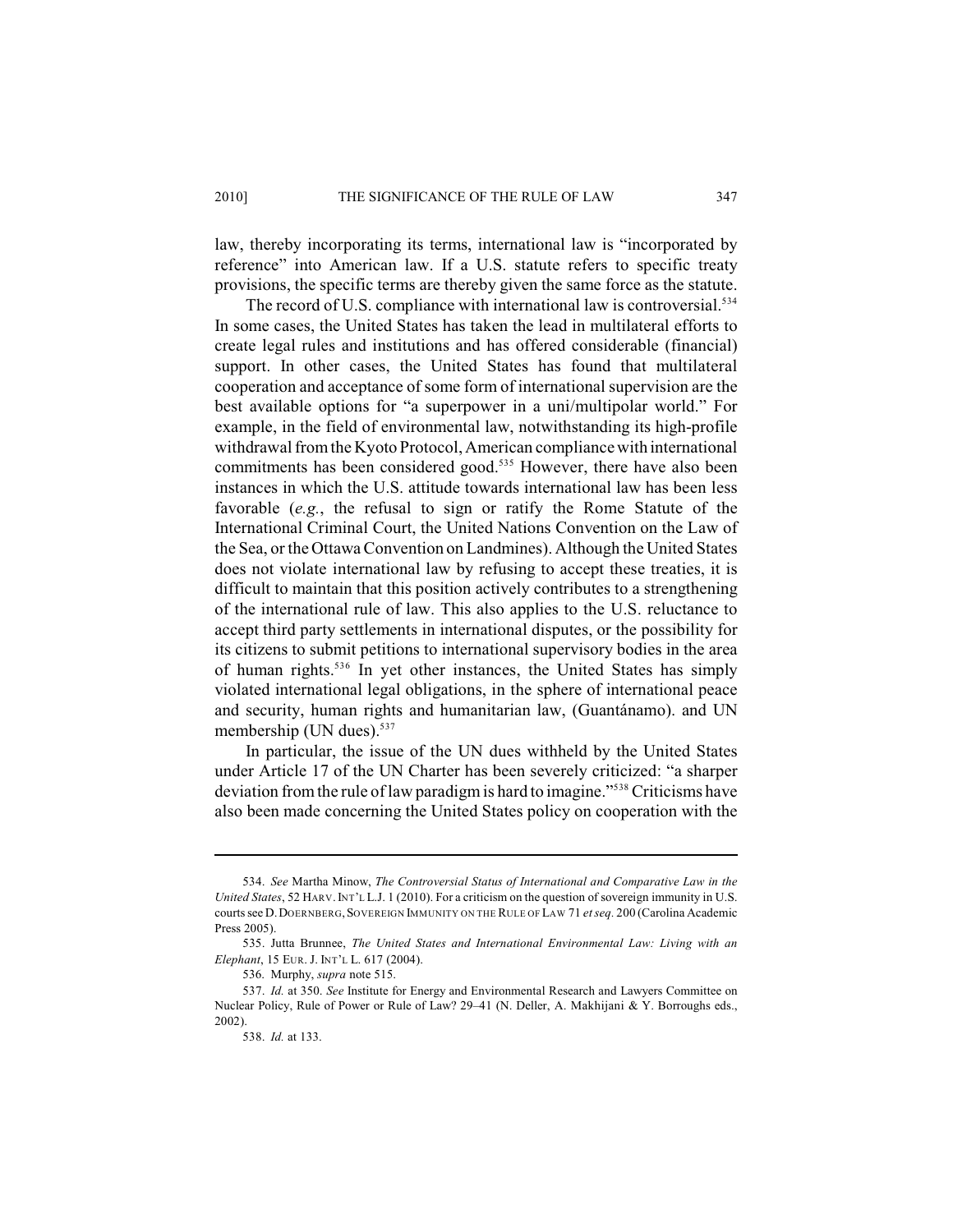law, thereby incorporating its terms, international law is "incorporated by reference" into American law. If a U.S. statute refers to specific treaty provisions, the specific terms are thereby given the same force as the statute.

The record of U.S. compliance with international law is controversial.[534] In some cases, the United States has taken the lead in multilateral efforts to create legal rules and institutions and has offered considerable (financial) support. In other cases, the United States has found that multilateral cooperation and acceptance of some form of international supervision are the best available options for "a superpower in a uni/multipolar world." For example, in the field of environmental law, notwithstanding its high-profile withdrawal from the Kyoto Protocol, American compliance with international commitments has been considered good.[535] However, there have also been instances in which the U.S. attitude towards international law has been less favorable (*e.g.*, the refusal to sign or ratify the Rome Statute of the International Criminal Court, the United Nations Convention on the Law of the Sea, or the Ottawa Convention on Landmines). Although the United States does not violate international law by refusing to accept these treaties, it is difficult to maintain that this position actively contributes to a strengthening of the international rule of law. This also applies to the U.S. reluctance to accept third party settlements in international disputes, or the possibility for its citizens to submit petitions to international supervisory bodies in the area of human rights.[536] In yet other instances, the United States has simply violated international legal obligations, in the sphere of international peace and security, human rights and humanitarian law, (Guantánamo). and UN membership (UN dues).[537]

In particular, the issue of the UN dues withheld by the United States under Article 17 of the UN Charter has been severely criticized: "a sharper deviation from the rule of law paradigm is hard to imagine."[538] Criticisms have also been made concerning the United States policy on cooperation with the

---

534. *See* Martha Minow, *The Controversial Status of International and Comparative Law in the United States*, 52 HARV. INT'L L.J. 1 (2010). For a criticism on the question of sovereign immunity in U.S. courts see D. DOERNBERG, SOVEREIGN IMMUNITY ON THE RULE OF LAW 71 *et seq*. 200 (Carolina Academic Press 2005).

535. Jutta Brunnee, *The United States and International Environmental Law: Living with an Elephant*, 15 EUR. J. INT'L L. 617 (2004).

536. Murphy, *supra* note 515.

537. *Id.* at 350. *See* Institute for Energy and Environmental Research and Lawyers Committee on Nuclear Policy, Rule of Power or Rule of Law? 29–41 (N. Deller, A. Makhijani & Y. Borroughs eds., 2002).

538. *Id.* at 133.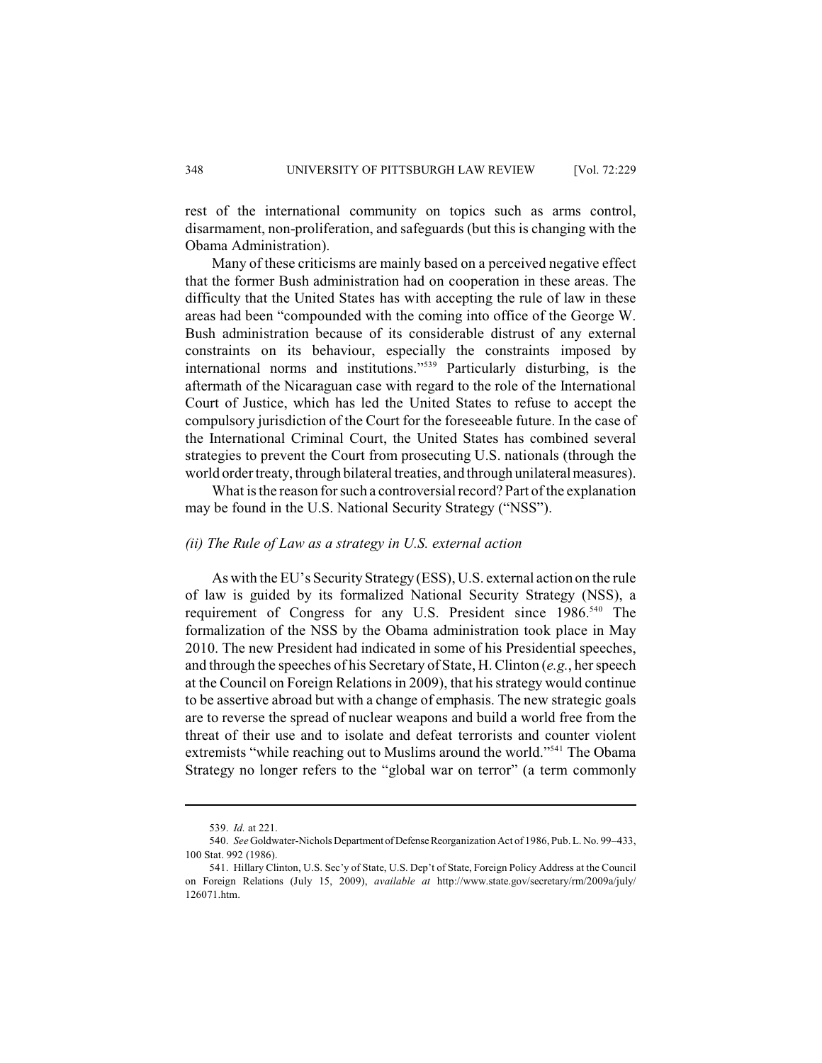rest of the international community on topics such as arms control, disarmament, non-proliferation, and safeguards (but this is changing with the Obama Administration).

Many of these criticisms are mainly based on a perceived negative effect that the former Bush administration had on cooperation in these areas. The difficulty that the United States has with accepting the rule of law in these areas had been "compounded with the coming into office of the George W. Bush administration because of its considerable distrust of any external constraints on its behaviour, especially the constraints imposed by international norms and institutions."[539] Particularly disturbing, is the aftermath of the Nicaraguan case with regard to the role of the International Court of Justice, which has led the United States to refuse to accept the compulsory jurisdiction of the Court for the foreseeable future. In the case of the International Criminal Court, the United States has combined several strategies to prevent the Court from prosecuting U.S. nationals (through the world order treaty, through bilateral treaties, and through unilateral measures).

What is the reason for such a controversial record? Part of the explanation may be found in the U.S. National Security Strategy ("NSS").

#### *(ii) The Rule of Law as a strategy in U.S. external action*

As with the EU's Security Strategy (ESS), U.S. external action on the rule of law is guided by its formalized National Security Strategy (NSS), a requirement of Congress for any U.S. President since 1986.[540] The formalization of the NSS by the Obama administration took place in May 2010. The new President had indicated in some of his Presidential speeches, and through the speeches of his Secretary of State, H. Clinton (*e.g.*, her speech at the Council on Foreign Relations in 2009), that his strategy would continue to be assertive abroad but with a change of emphasis. The new strategic goals are to reverse the spread of nuclear weapons and build a world free from the threat of their use and to isolate and defeat terrorists and counter violent extremists "while reaching out to Muslims around the world."[541] The Obama Strategy no longer refers to the "global war on terror" (a term commonly

---

539. *Id.* at 221.

540. *See* Goldwater-Nichols Department of Defense Reorganization Act of 1986, Pub. L. No. 99–433, 100 Stat. 992 (1986).

541. Hillary Clinton, U.S. Sec'y of State, U.S. Dep't of State, Foreign Policy Address at the Council on Foreign Relations (July 15, 2009), *available at* http://www.state.gov/secretary/rm/2009a/july/126071.htm.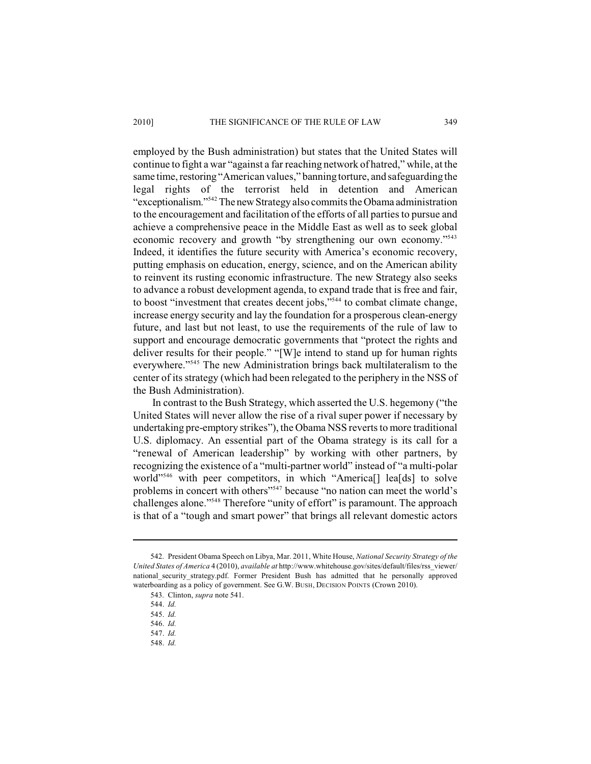employed by the Bush administration) but states that the United States will continue to fight a war "against a far reaching network of hatred," while, at the same time, restoring "American values," banning torture, and safeguarding the legal rights of the terrorist held in detention and American "exceptionalism."[542] The new Strategy also commits the Obama administration to the encouragement and facilitation of the efforts of all parties to pursue and achieve a comprehensive peace in the Middle East as well as to seek global economic recovery and growth "by strengthening our own economy."[543] Indeed, it identifies the future security with America's economic recovery, putting emphasis on education, energy, science, and on the American ability to reinvent its rusting economic infrastructure. The new Strategy also seeks to advance a robust development agenda, to expand trade that is free and fair, to boost "investment that creates decent jobs,"[544] to combat climate change, increase energy security and lay the foundation for a prosperous clean-energy future, and last but not least, to use the requirements of the rule of law to support and encourage democratic governments that "protect the rights and deliver results for their people." "[W]e intend to stand up for human rights everywhere."[545] The new Administration brings back multilateralism to the center of its strategy (which had been relegated to the periphery in the NSS of the Bush Administration).

In contrast to the Bush Strategy, which asserted the U.S. hegemony ("the United States will never allow the rise of a rival super power if necessary by undertaking pre-emptory strikes"), the Obama NSS reverts to more traditional U.S. diplomacy. An essential part of the Obama strategy is its call for a "renewal of American leadership" by working with other partners, by recognizing the existence of a "multi-partner world" instead of "a multi-polar world"[546] with peer competitors, in which "America[] lea[ds] to solve problems in concert with others"[547] because "no nation can meet the world's challenges alone."[548] Therefore "unity of effort" is paramount. The approach is that of a "tough and smart power" that brings all relevant domestic actors

---

542. President Obama Speech on Libya, Mar. 2011, White House, *National Security Strategy of the United States of America* 4 (2010), *available at* http://www.whitehouse.gov/sites/default/files/rss_viewer/national_security_strategy.pdf. Former President Bush has admitted that he personally approved waterboarding as a policy of government. See G.W. BUSH, DECISION POINTS (Crown 2010).

543. Clinton, *supra* note 541.

544. *Id.*

545. *Id.*

546. *Id.*

547. *Id.*

548. *Id.*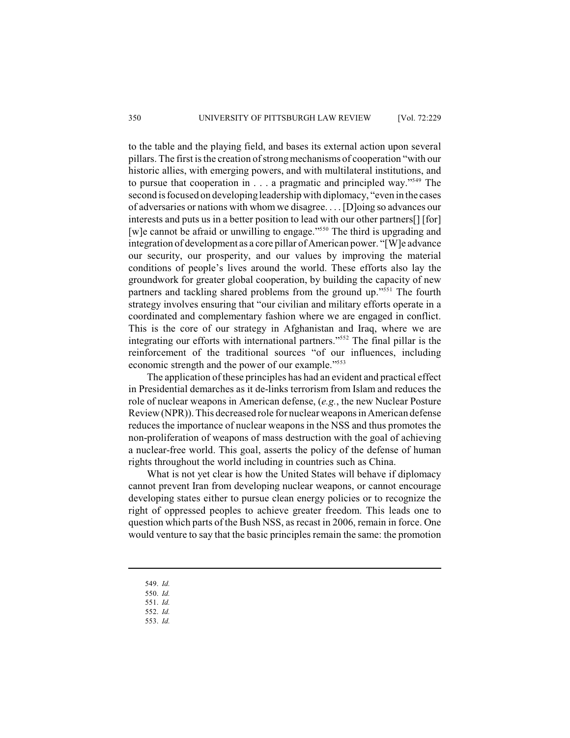to the table and the playing field, and bases its external action upon several pillars. The first is the creation of strong mechanisms of cooperation "with our historic allies, with emerging powers, and with multilateral institutions, and to pursue that cooperation in . . . a pragmatic and principled way."[549] The second is focused on developing leadership with diplomacy, "even in the cases of adversaries or nations with whom we disagree. . . . [D]oing so advances our interests and puts us in a better position to lead with our other partners[] [for] [w]e cannot be afraid or unwilling to engage."[550] The third is upgrading and integration of development as a core pillar of American power. "[W]e advance our security, our prosperity, and our values by improving the material conditions of people's lives around the world. These efforts also lay the groundwork for greater global cooperation, by building the capacity of new partners and tackling shared problems from the ground up."[551] The fourth strategy involves ensuring that "our civilian and military efforts operate in a coordinated and complementary fashion where we are engaged in conflict. This is the core of our strategy in Afghanistan and Iraq, where we are integrating our efforts with international partners."[552] The final pillar is the reinforcement of the traditional sources "of our influences, including economic strength and the power of our example."[553]

The application of these principles has had an evident and practical effect in Presidential demarches as it de-links terrorism from Islam and reduces the role of nuclear weapons in American defense, (*e.g.*, the new Nuclear Posture Review (NPR)). This decreased role for nuclear weapons in American defense reduces the importance of nuclear weapons in the NSS and thus promotes the non-proliferation of weapons of mass destruction with the goal of achieving a nuclear-free world. This goal, asserts the policy of the defense of human rights throughout the world including in countries such as China.

What is not yet clear is how the United States will behave if diplomacy cannot prevent Iran from developing nuclear weapons, or cannot encourage developing states either to pursue clean energy policies or to recognize the right of oppressed peoples to achieve greater freedom. This leads one to question which parts of the Bush NSS, as recast in 2006, remain in force. One would venture to say that the basic principles remain the same: the promotion

549. *Id.*
550. *Id.*
551. *Id.*
552. *Id.*
553. *Id.*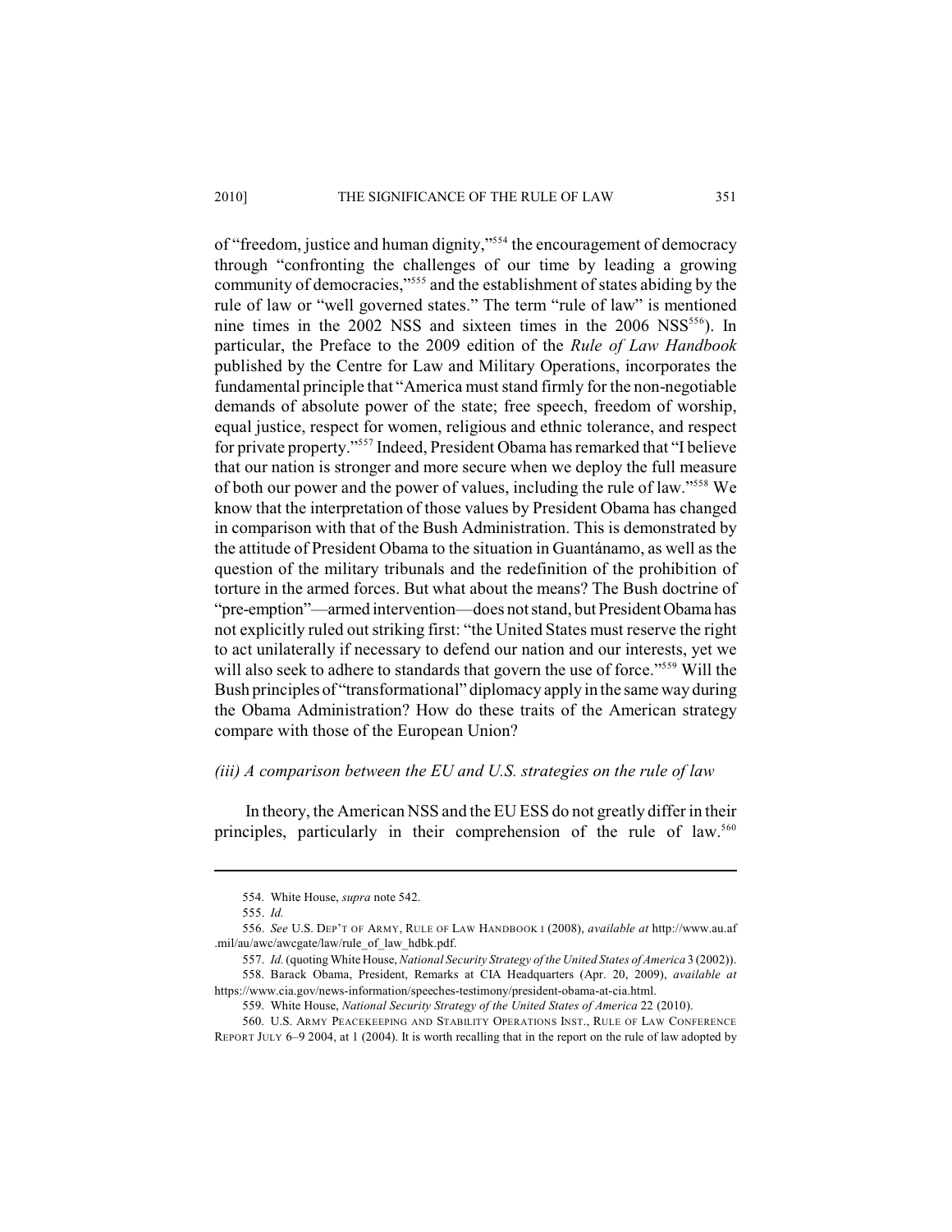of "freedom, justice and human dignity,"[554] the encouragement of democracy through "confronting the challenges of our time by leading a growing community of democracies,"[555] and the establishment of states abiding by the rule of law or "well governed states." The term "rule of law" is mentioned nine times in the 2002 NSS and sixteen times in the 2006 NSS[556]). In particular, the Preface to the 2009 edition of the *Rule of Law Handbook* published by the Centre for Law and Military Operations, incorporates the fundamental principle that "America must stand firmly for the non-negotiable demands of absolute power of the state; free speech, freedom of worship, equal justice, respect for women, religious and ethnic tolerance, and respect for private property."[557] Indeed, President Obama has remarked that "I believe that our nation is stronger and more secure when we deploy the full measure of both our power and the power of values, including the rule of law."[558] We know that the interpretation of those values by President Obama has changed in comparison with that of the Bush Administration. This is demonstrated by the attitude of President Obama to the situation in Guantánamo, as well as the question of the military tribunals and the redefinition of the prohibition of torture in the armed forces. But what about the means? The Bush doctrine of "pre-emption"—armed intervention—does not stand, but President Obama has not explicitly ruled out striking first: "the United States must reserve the right to act unilaterally if necessary to defend our nation and our interests, yet we will also seek to adhere to standards that govern the use of force."[559] Will the Bush principles of "transformational" diplomacy apply in the same way during the Obama Administration? How do these traits of the American strategy compare with those of the European Union?

*(iii) A comparison between the EU and U.S. strategies on the rule of law*

In theory, the American NSS and the EU ESS do not greatly differ in their principles, particularly in their comprehension of the rule of law.[560]

---

554. White House, *supra* note 542.

555. *Id.*

556. *See* U.S. DEP'T OF ARMY, RULE OF LAW HANDBOOK I (2008), *available at* http://www.au.af.mil/au/awc/awcgate/law/rule_of_law_hdbk.pdf.

557. *Id.* (quoting White House, *National Security Strategy of the United States of America* 3 (2002)).

558. Barack Obama, President, Remarks at CIA Headquarters (Apr. 20, 2009), *available at* https://www.cia.gov/news-information/speeches-testimony/president-obama-at-cia.html.

559. White House, *National Security Strategy of the United States of America* 22 (2010).

560. U.S. ARMY PEACEKEEPING AND STABILITY OPERATIONS INST., RULE OF LAW CONFERENCE REPORT JULY 6–9 2004, at 1 (2004). It is worth recalling that in the report on the rule of law adopted by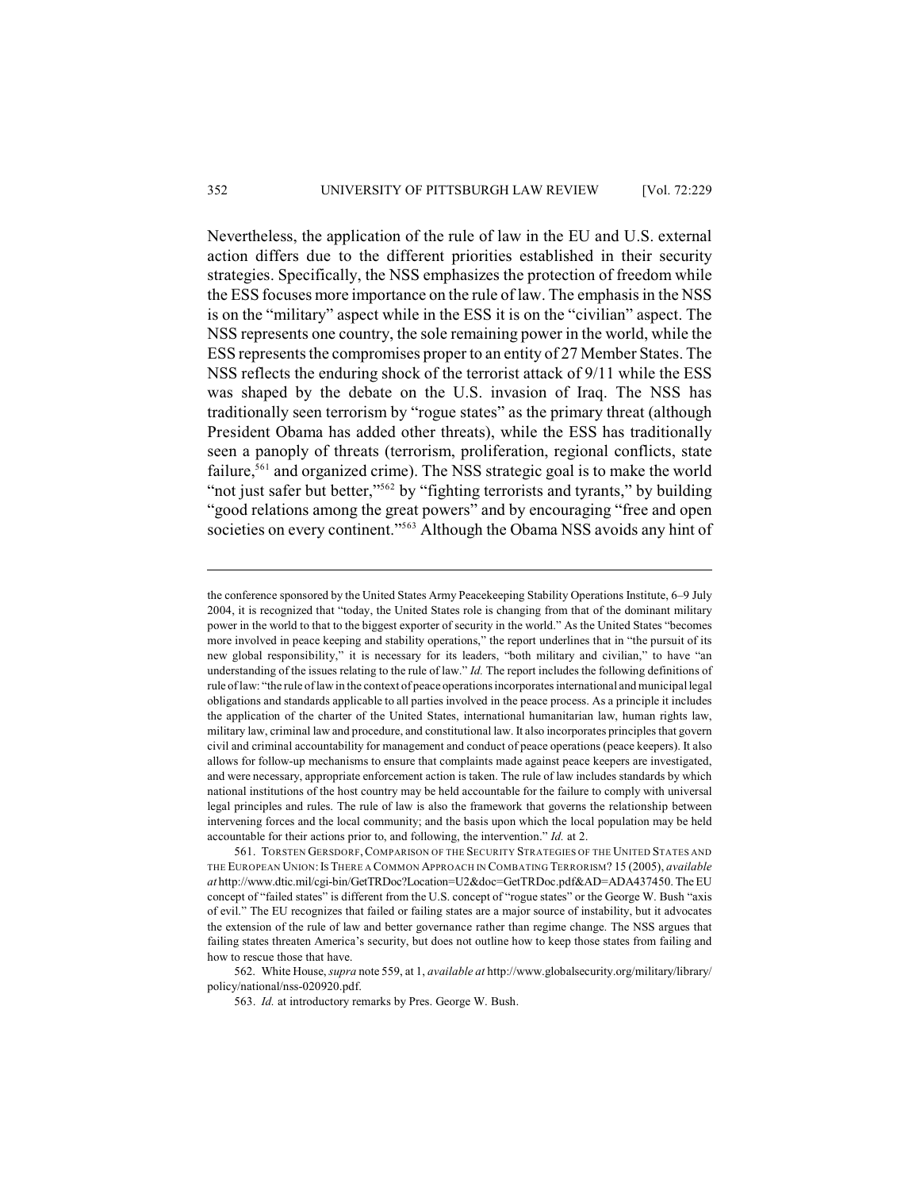Nevertheless, the application of the rule of law in the EU and U.S. external action differs due to the different priorities established in their security strategies. Specifically, the NSS emphasizes the protection of freedom while the ESS focuses more importance on the rule of law. The emphasis in the NSS is on the "military" aspect while in the ESS it is on the "civilian" aspect. The NSS represents one country, the sole remaining power in the world, while the ESS represents the compromises proper to an entity of 27 Member States. The NSS reflects the enduring shock of the terrorist attack of 9/11 while the ESS was shaped by the debate on the U.S. invasion of Iraq. The NSS has traditionally seen terrorism by "rogue states" as the primary threat (although President Obama has added other threats), while the ESS has traditionally seen a panoply of threats (terrorism, proliferation, regional conflicts, state failure,[561] and organized crime). The NSS strategic goal is to make the world "not just safer but better,"[562] by "fighting terrorists and tyrants," by building "good relations among the great powers" and by encouraging "free and open societies on every continent."[563] Although the Obama NSS avoids any hint of

---

the conference sponsored by the United States Army Peacekeeping Stability Operations Institute, 6–9 July 2004, it is recognized that "today, the United States role is changing from that of the dominant military power in the world to that to the biggest exporter of security in the world." As the United States "becomes more involved in peace keeping and stability operations," the report underlines that in "the pursuit of its new global responsibility," it is necessary for its leaders, "both military and civilian," to have "an understanding of the issues relating to the rule of law." *Id.* The report includes the following definitions of rule of law: "the rule of law in the context of peace operations incorporates international and municipal legal obligations and standards applicable to all parties involved in the peace process. As a principle it includes the application of the charter of the United States, international humanitarian law, human rights law, military law, criminal law and procedure, and constitutional law. It also incorporates principles that govern civil and criminal accountability for management and conduct of peace operations (peace keepers). It also allows for follow-up mechanisms to ensure that complaints made against peace keepers are investigated, and were necessary, appropriate enforcement action is taken. The rule of law includes standards by which national institutions of the host country may be held accountable for the failure to comply with universal legal principles and rules. The rule of law is also the framework that governs the relationship between intervening forces and the local community; and the basis upon which the local population may be held accountable for their actions prior to, and following, the intervention." *Id.* at 2.

561. TORSTEN GERSDORF, COMPARISON OF THE SECURITY STRATEGIES OF THE UNITED STATES AND THE EUROPEAN UNION: IS THERE A COMMON APPROACH IN COMBATING TERRORISM? 15 (2005), *available at* http://www.dtic.mil/cgi-bin/GetTRDoc?Location=U2&doc=GetTRDoc.pdf&AD=ADA437450. The EU concept of "failed states" is different from the U.S. concept of "rogue states" or the George W. Bush "axis of evil." The EU recognizes that failed or failing states are a major source of instability, but it advocates the extension of the rule of law and better governance rather than regime change. The NSS argues that failing states threaten America's security, but does not outline how to keep those states from failing and how to rescue those that have.

562. White House, *supra* note 559, at 1, *available at* http://www.globalsecurity.org/military/library/policy/national/nss-020920.pdf.

563. *Id.* at introductory remarks by Pres. George W. Bush.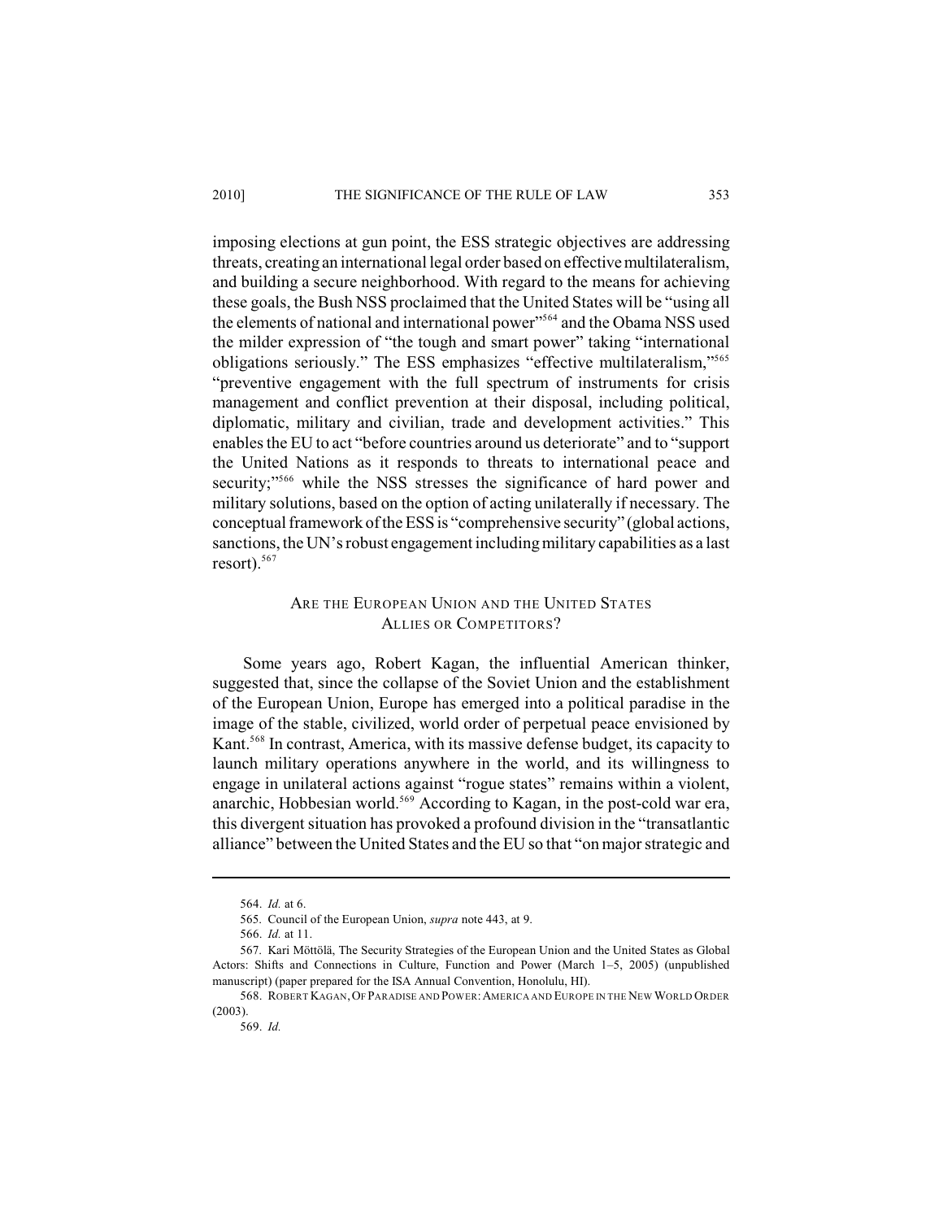imposing elections at gun point, the ESS strategic objectives are addressing threats, creating an international legal order based on effective multilateralism, and building a secure neighborhood. With regard to the means for achieving these goals, the Bush NSS proclaimed that the United States will be "using all the elements of national and international power"[564] and the Obama NSS used the milder expression of "the tough and smart power" taking "international obligations seriously." The ESS emphasizes "effective multilateralism,"[565] "preventive engagement with the full spectrum of instruments for crisis management and conflict prevention at their disposal, including political, diplomatic, military and civilian, trade and development activities." This enables the EU to act "before countries around us deteriorate" and to "support the United Nations as it responds to threats to international peace and security;"[566] while the NSS stresses the significance of hard power and military solutions, based on the option of acting unilaterally if necessary. The conceptual framework of the ESS is "comprehensive security" (global actions, sanctions, the UN's robust engagement including military capabilities as a last resort).[567]

## ARE THE EUROPEAN UNION AND THE UNITED STATES ALLIES OR COMPETITORS?

Some years ago, Robert Kagan, the influential American thinker, suggested that, since the collapse of the Soviet Union and the establishment of the European Union, Europe has emerged into a political paradise in the image of the stable, civilized, world order of perpetual peace envisioned by Kant.[568] In contrast, America, with its massive defense budget, its capacity to launch military operations anywhere in the world, and its willingness to engage in unilateral actions against "rogue states" remains within a violent, anarchic, Hobbesian world.[569] According to Kagan, in the post-cold war era, this divergent situation has provoked a profound division in the "transatlantic alliance" between the United States and the EU so that "on major strategic and

---

564. *Id.* at 6.

565. Council of the European Union, *supra* note 443, at 9.

566. *Id.* at 11.

567. Kari Möttölä, The Security Strategies of the European Union and the United States as Global Actors: Shifts and Connections in Culture, Function and Power (March 1–5, 2005) (unpublished manuscript) (paper prepared for the ISA Annual Convention, Honolulu, HI).

568. ROBERT KAGAN, OF PARADISE AND POWER: AMERICA AND EUROPE IN THE NEW WORLD ORDER (2003).

569. *Id.*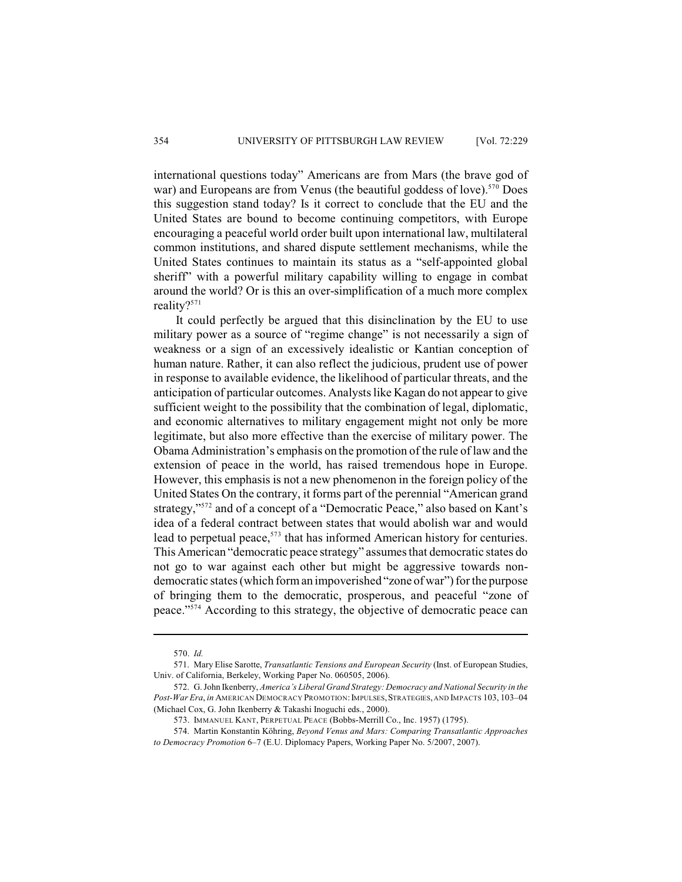international questions today" Americans are from Mars (the brave god of war) and Europeans are from Venus (the beautiful goddess of love).[570] Does this suggestion stand today? Is it correct to conclude that the EU and the United States are bound to become continuing competitors, with Europe encouraging a peaceful world order built upon international law, multilateral common institutions, and shared dispute settlement mechanisms, while the United States continues to maintain its status as a "self-appointed global sheriff" with a powerful military capability willing to engage in combat around the world? Or is this an over-simplification of a much more complex reality?[571]

It could perfectly be argued that this disinclination by the EU to use military power as a source of "regime change" is not necessarily a sign of weakness or a sign of an excessively idealistic or Kantian conception of human nature. Rather, it can also reflect the judicious, prudent use of power in response to available evidence, the likelihood of particular threats, and the anticipation of particular outcomes. Analysts like Kagan do not appear to give sufficient weight to the possibility that the combination of legal, diplomatic, and economic alternatives to military engagement might not only be more legitimate, but also more effective than the exercise of military power. The Obama Administration's emphasis on the promotion of the rule of law and the extension of peace in the world, has raised tremendous hope in Europe. However, this emphasis is not a new phenomenon in the foreign policy of the United States On the contrary, it forms part of the perennial "American grand strategy,"[572] and of a concept of a "Democratic Peace," also based on Kant's idea of a federal contract between states that would abolish war and would lead to perpetual peace,[573] that has informed American history for centuries. This American "democratic peace strategy" assumes that democratic states do not go to war against each other but might be aggressive towards non-democratic states (which form an impoverished "zone of war") for the purpose of bringing them to the democratic, prosperous, and peaceful "zone of peace."[574] According to this strategy, the objective of democratic peace can

570. *Id.*

571. Mary Elise Sarotte, *Transatlantic Tensions and European Security* (Inst. of European Studies, Univ. of California, Berkeley, Working Paper No. 060505, 2006).

572. G. John Ikenberry, *America's Liberal Grand Strategy: Democracy and National Security in the Post-War Era*, *in* AMERICAN DEMOCRACY PROMOTION: IMPULSES, STRATEGIES, AND IMPACTS 103, 103–04 (Michael Cox, G. John Ikenberry & Takashi Inoguchi eds., 2000).

573. IMMANUEL KANT, PERPETUAL PEACE (Bobbs-Merrill Co., Inc. 1957) (1795).

574. Martin Konstantin Köhring, *Beyond Venus and Mars: Comparing Transatlantic Approaches to Democracy Promotion* 6–7 (E.U. Diplomacy Papers, Working Paper No. 5/2007, 2007).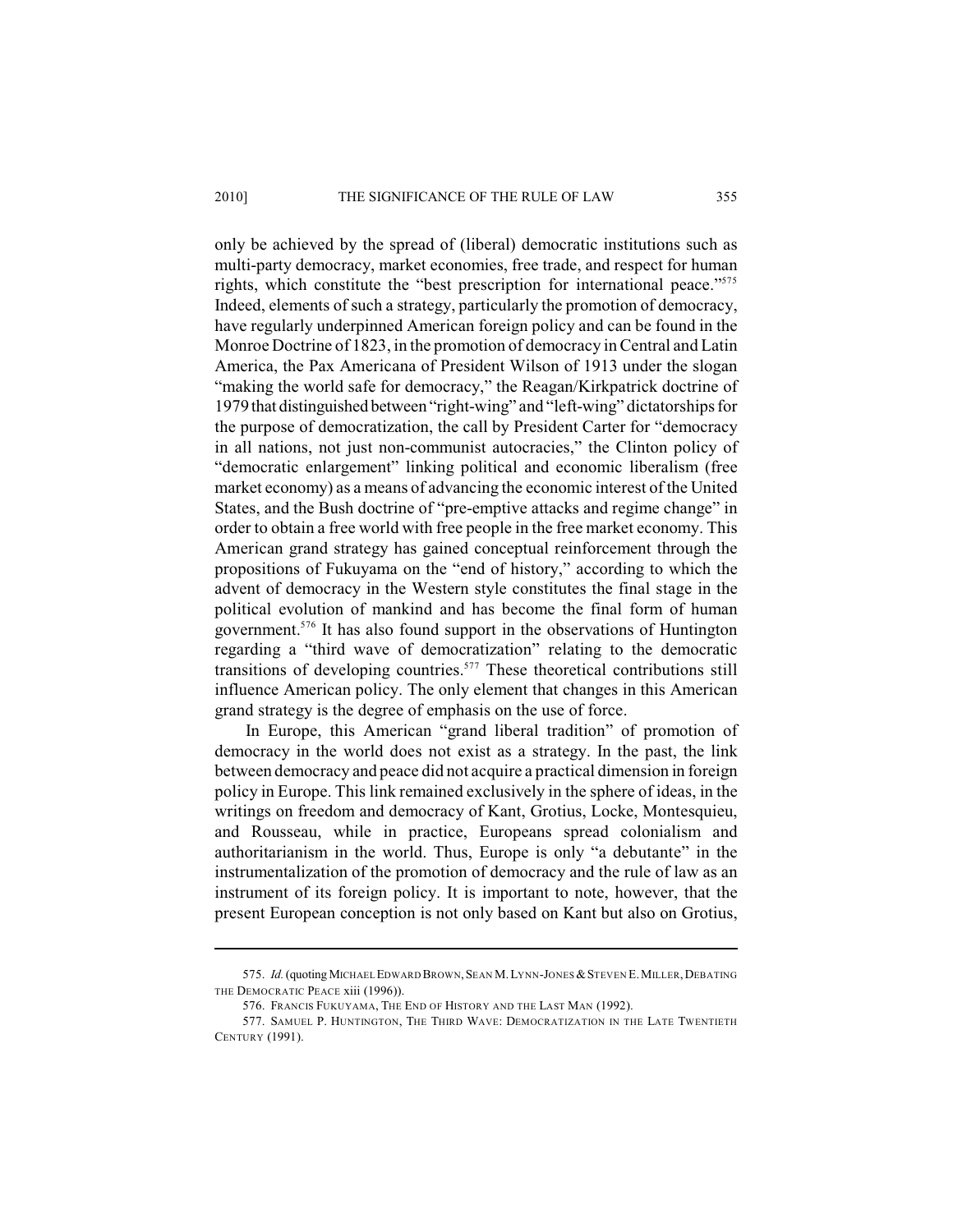only be achieved by the spread of (liberal) democratic institutions such as multi-party democracy, market economies, free trade, and respect for human rights, which constitute the "best prescription for international peace."[575] Indeed, elements of such a strategy, particularly the promotion of democracy, have regularly underpinned American foreign policy and can be found in the Monroe Doctrine of 1823, in the promotion of democracy in Central and Latin America, the Pax Americana of President Wilson of 1913 under the slogan "making the world safe for democracy," the Reagan/Kirkpatrick doctrine of 1979 that distinguished between "right-wing" and "left-wing" dictatorships for the purpose of democratization, the call by President Carter for "democracy in all nations, not just non-communist autocracies," the Clinton policy of "democratic enlargement" linking political and economic liberalism (free market economy) as a means of advancing the economic interest of the United States, and the Bush doctrine of "pre-emptive attacks and regime change" in order to obtain a free world with free people in the free market economy. This American grand strategy has gained conceptual reinforcement through the propositions of Fukuyama on the "end of history," according to which the advent of democracy in the Western style constitutes the final stage in the political evolution of mankind and has become the final form of human government.[576] It has also found support in the observations of Huntington regarding a "third wave of democratization" relating to the democratic transitions of developing countries.[577] These theoretical contributions still influence American policy. The only element that changes in this American grand strategy is the degree of emphasis on the use of force.

In Europe, this American "grand liberal tradition" of promotion of democracy in the world does not exist as a strategy. In the past, the link between democracy and peace did not acquire a practical dimension in foreign policy in Europe. This link remained exclusively in the sphere of ideas, in the writings on freedom and democracy of Kant, Grotius, Locke, Montesquieu, and Rousseau, while in practice, Europeans spread colonialism and authoritarianism in the world. Thus, Europe is only "a debutante" in the instrumentalization of the promotion of democracy and the rule of law as an instrument of its foreign policy. It is important to note, however, that the present European conception is not only based on Kant but also on Grotius,

---

575. *Id.* (quoting MICHAEL EDWARD BROWN, SEAN M. LYNN-JONES & STEVEN E. MILLER, DEBATING THE DEMOCRATIC PEACE xiii (1996)).

576. FRANCIS FUKUYAMA, THE END OF HISTORY AND THE LAST MAN (1992).

577. SAMUEL P. HUNTINGTON, THE THIRD WAVE: DEMOCRATIZATION IN THE LATE TWENTIETH CENTURY (1991).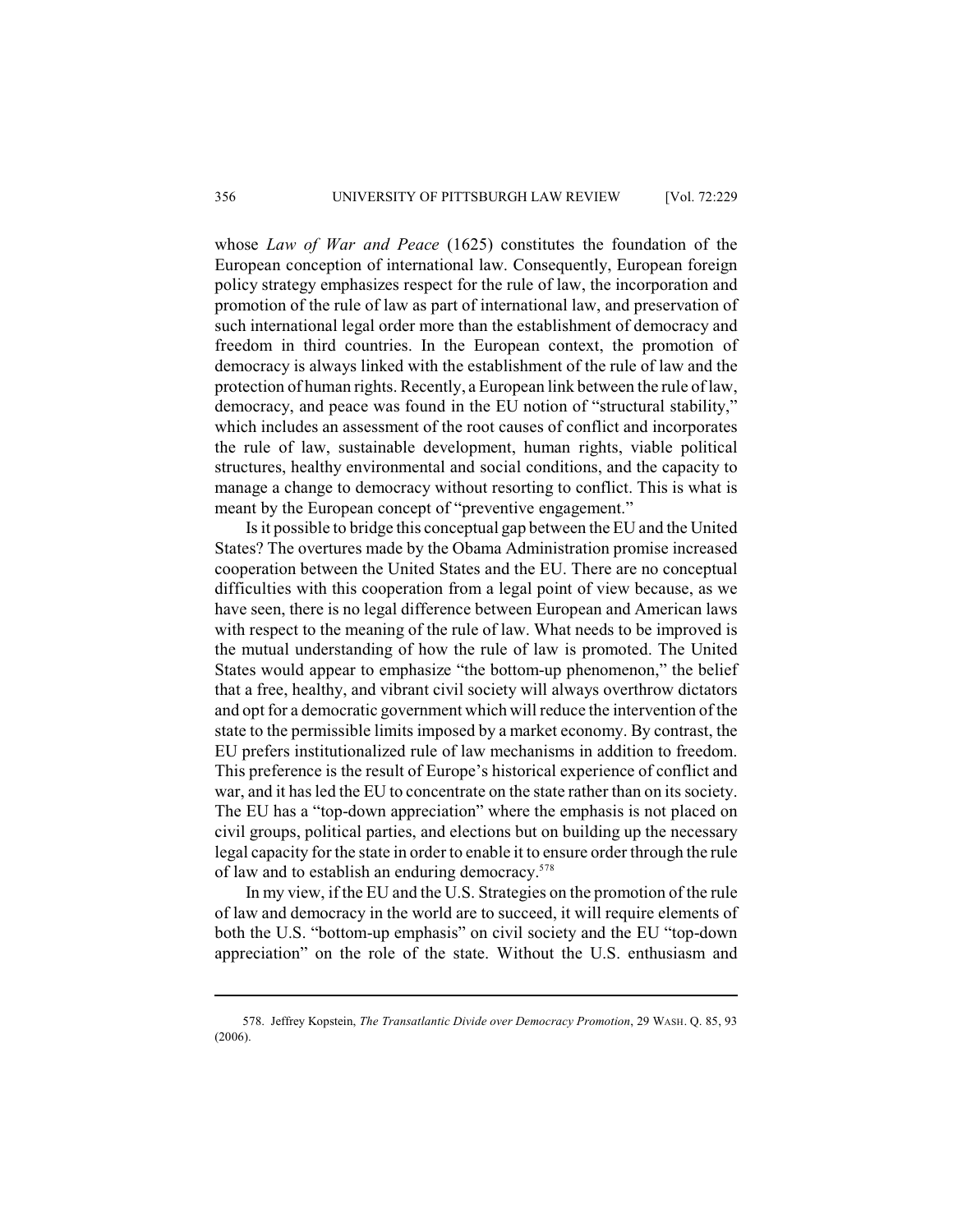whose *Law of War and Peace* (1625) constitutes the foundation of the European conception of international law. Consequently, European foreign policy strategy emphasizes respect for the rule of law, the incorporation and promotion of the rule of law as part of international law, and preservation of such international legal order more than the establishment of democracy and freedom in third countries. In the European context, the promotion of democracy is always linked with the establishment of the rule of law and the protection of human rights. Recently, a European link between the rule of law, democracy, and peace was found in the EU notion of "structural stability," which includes an assessment of the root causes of conflict and incorporates the rule of law, sustainable development, human rights, viable political structures, healthy environmental and social conditions, and the capacity to manage a change to democracy without resorting to conflict. This is what is meant by the European concept of "preventive engagement."

Is it possible to bridge this conceptual gap between the EU and the United States? The overtures made by the Obama Administration promise increased cooperation between the United States and the EU. There are no conceptual difficulties with this cooperation from a legal point of view because, as we have seen, there is no legal difference between European and American laws with respect to the meaning of the rule of law. What needs to be improved is the mutual understanding of how the rule of law is promoted. The United States would appear to emphasize "the bottom-up phenomenon," the belief that a free, healthy, and vibrant civil society will always overthrow dictators and opt for a democratic government which will reduce the intervention of the state to the permissible limits imposed by a market economy. By contrast, the EU prefers institutionalized rule of law mechanisms in addition to freedom. This preference is the result of Europe's historical experience of conflict and war, and it has led the EU to concentrate on the state rather than on its society. The EU has a "top-down appreciation" where the emphasis is not placed on civil groups, political parties, and elections but on building up the necessary legal capacity for the state in order to enable it to ensure order through the rule of law and to establish an enduring democracy.[578]

In my view, if the EU and the U.S. Strategies on the promotion of the rule of law and democracy in the world are to succeed, it will require elements of both the U.S. "bottom-up emphasis" on civil society and the EU "top-down appreciation" on the role of the state. Without the U.S. enthusiasm and

---

578. Jeffrey Kopstein, *The Transatlantic Divide over Democracy Promotion*, 29 WASH. Q. 85, 93 (2006).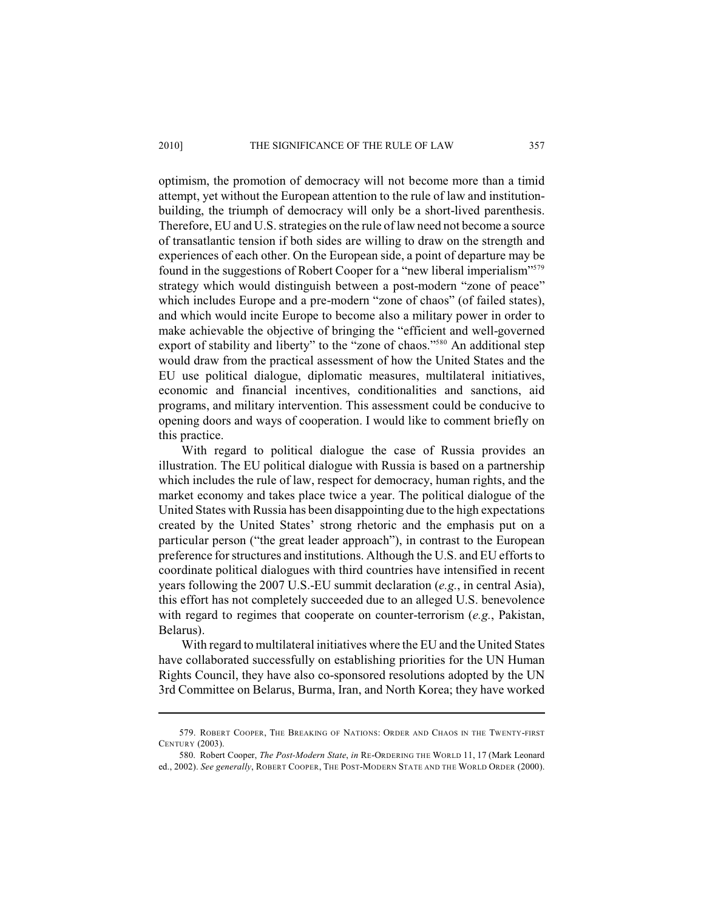optimism, the promotion of democracy will not become more than a timid attempt, yet without the European attention to the rule of law and institution-building, the triumph of democracy will only be a short-lived parenthesis. Therefore, EU and U.S. strategies on the rule of law need not become a source of transatlantic tension if both sides are willing to draw on the strength and experiences of each other. On the European side, a point of departure may be found in the suggestions of Robert Cooper for a "new liberal imperialism"[579] strategy which would distinguish between a post-modern "zone of peace" which includes Europe and a pre-modern "zone of chaos" (of failed states), and which would incite Europe to become also a military power in order to make achievable the objective of bringing the "efficient and well-governed export of stability and liberty" to the "zone of chaos."[580] An additional step would draw from the practical assessment of how the United States and the EU use political dialogue, diplomatic measures, multilateral initiatives, economic and financial incentives, conditionalities and sanctions, aid programs, and military intervention. This assessment could be conducive to opening doors and ways of cooperation. I would like to comment briefly on this practice.

With regard to political dialogue the case of Russia provides an illustration. The EU political dialogue with Russia is based on a partnership which includes the rule of law, respect for democracy, human rights, and the market economy and takes place twice a year. The political dialogue of the United States with Russia has been disappointing due to the high expectations created by the United States' strong rhetoric and the emphasis put on a particular person ("the great leader approach"), in contrast to the European preference for structures and institutions. Although the U.S. and EU efforts to coordinate political dialogues with third countries have intensified in recent years following the 2007 U.S.-EU summit declaration (*e.g.*, in central Asia), this effort has not completely succeeded due to an alleged U.S. benevolence with regard to regimes that cooperate on counter-terrorism (*e.g.*, Pakistan, Belarus).

With regard to multilateral initiatives where the EU and the United States have collaborated successfully on establishing priorities for the UN Human Rights Council, they have also co-sponsored resolutions adopted by the UN 3rd Committee on Belarus, Burma, Iran, and North Korea; they have worked

---

579. ROBERT COOPER, THE BREAKING OF NATIONS: ORDER AND CHAOS IN THE TWENTY-FIRST CENTURY (2003).

580. Robert Cooper, *The Post-Modern State*, *in* RE-ORDERING THE WORLD 11, 17 (Mark Leonard ed., 2002). *See generally*, ROBERT COOPER, THE POST-MODERN STATE AND THE WORLD ORDER (2000).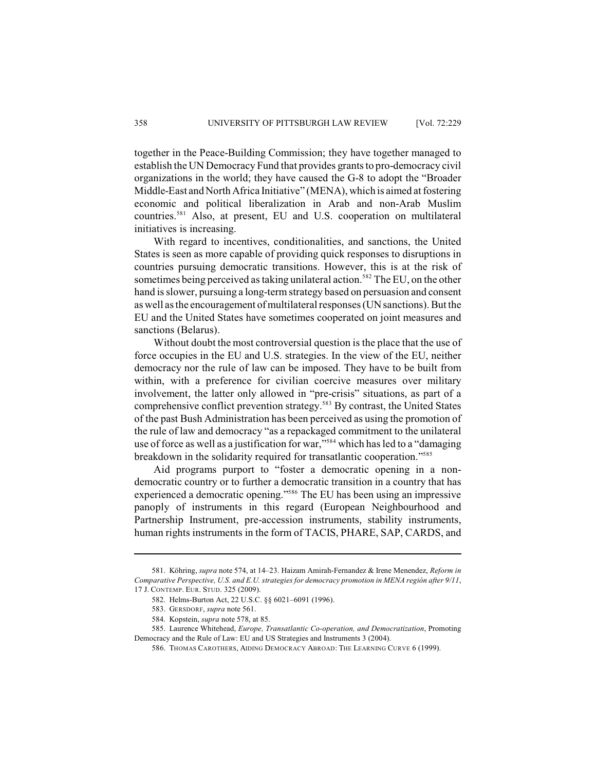together in the Peace-Building Commission; they have together managed to establish the UN Democracy Fund that provides grants to pro-democracy civil organizations in the world; they have caused the G-8 to adopt the "Broader Middle-East and North Africa Initiative" (MENA), which is aimed at fostering economic and political liberalization in Arab and non-Arab Muslim countries.[581] Also, at present, EU and U.S. cooperation on multilateral initiatives is increasing.

With regard to incentives, conditionalities, and sanctions, the United States is seen as more capable of providing quick responses to disruptions in countries pursuing democratic transitions. However, this is at the risk of sometimes being perceived as taking unilateral action.[582] The EU, on the other hand is slower, pursuing a long-term strategy based on persuasion and consent as well as the encouragement of multilateral responses (UN sanctions). But the EU and the United States have sometimes cooperated on joint measures and sanctions (Belarus).

Without doubt the most controversial question is the place that the use of force occupies in the EU and U.S. strategies. In the view of the EU, neither democracy nor the rule of law can be imposed. They have to be built from within, with a preference for civilian coercive measures over military involvement, the latter only allowed in "pre-crisis" situations, as part of a comprehensive conflict prevention strategy.[583] By contrast, the United States of the past Bush Administration has been perceived as using the promotion of the rule of law and democracy "as a repackaged commitment to the unilateral use of force as well as a justification for war,"[584] which has led to a "damaging breakdown in the solidarity required for transatlantic cooperation."[585]

Aid programs purport to "foster a democratic opening in a non-democratic country or to further a democratic transition in a country that has experienced a democratic opening."[586] The EU has been using an impressive panoply of instruments in this regard (European Neighbourhood and Partnership Instrument, pre-accession instruments, stability instruments, human rights instruments in the form of TACIS, PHARE, SAP, CARDS, and

---

581. Köhring, *supra* note 574, at 14–23. Haizam Amirah-Fernandez & Irene Menendez, *Reform in Comparative Perspective, U.S. and E.U. strategies for democracy promotion in MENA región after 9/11*, 17 J. CONTEMP. EUR. STUD. 325 (2009).

582. Helms-Burton Act, 22 U.S.C. §§ 6021–6091 (1996).

583. GERSDORF, *supra* note 561.

584. Kopstein, *supra* note 578, at 85.

585. Laurence Whitehead, *Europe, Transatlantic Co-operation, and Democratization*, Promoting Democracy and the Rule of Law: EU and US Strategies and Instruments 3 (2004).

586. THOMAS CAROTHERS, AIDING DEMOCRACY ABROAD: THE LEARNING CURVE 6 (1999).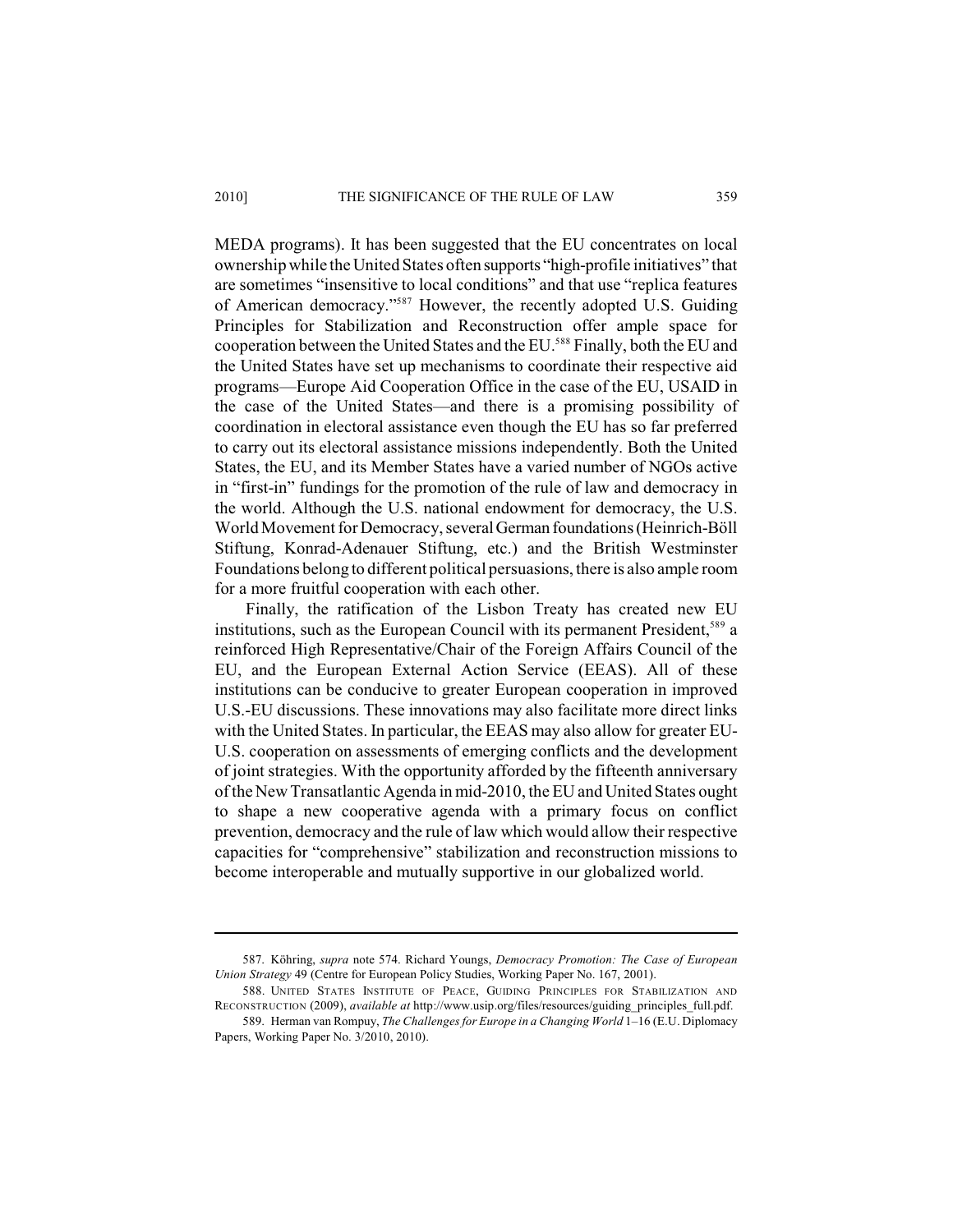MEDA programs). It has been suggested that the EU concentrates on local ownership while the United States often supports "high-profile initiatives" that are sometimes "insensitive to local conditions" and that use "replica features of American democracy."[587] However, the recently adopted U.S. Guiding Principles for Stabilization and Reconstruction offer ample space for cooperation between the United States and the EU.[588] Finally, both the EU and the United States have set up mechanisms to coordinate their respective aid programs—Europe Aid Cooperation Office in the case of the EU, USAID in the case of the United States—and there is a promising possibility of coordination in electoral assistance even though the EU has so far preferred to carry out its electoral assistance missions independently. Both the United States, the EU, and its Member States have a varied number of NGOs active in "first-in" fundings for the promotion of the rule of law and democracy in the world. Although the U.S. national endowment for democracy, the U.S. World Movement for Democracy, several German foundations (Heinrich-Böll Stiftung, Konrad-Adenauer Stiftung, etc.) and the British Westminster Foundations belong to different political persuasions, there is also ample room for a more fruitful cooperation with each other.

Finally, the ratification of the Lisbon Treaty has created new EU institutions, such as the European Council with its permanent President,[589] a reinforced High Representative/Chair of the Foreign Affairs Council of the EU, and the European External Action Service (EEAS). All of these institutions can be conducive to greater European cooperation in improved U.S.-EU discussions. These innovations may also facilitate more direct links with the United States. In particular, the EEAS may also allow for greater EU-U.S. cooperation on assessments of emerging conflicts and the development of joint strategies. With the opportunity afforded by the fifteenth anniversary of the New Transatlantic Agenda in mid-2010, the EU and United States ought to shape a new cooperative agenda with a primary focus on conflict prevention, democracy and the rule of law which would allow their respective capacities for "comprehensive" stabilization and reconstruction missions to become interoperable and mutually supportive in our globalized world.

---

587. Köhring, *supra* note 574. Richard Youngs, *Democracy Promotion: The Case of European Union Strategy* 49 (Centre for European Policy Studies, Working Paper No. 167, 2001).

588. UNITED STATES INSTITUTE OF PEACE, GUIDING PRINCIPLES FOR STABILIZATION AND RECONSTRUCTION (2009), *available at* http://www.usip.org/files/resources/guiding_principles_full.pdf.

589. Herman van Rompuy, *The Challenges for Europe in a Changing World* 1–16 (E.U. Diplomacy Papers, Working Paper No. 3/2010, 2010).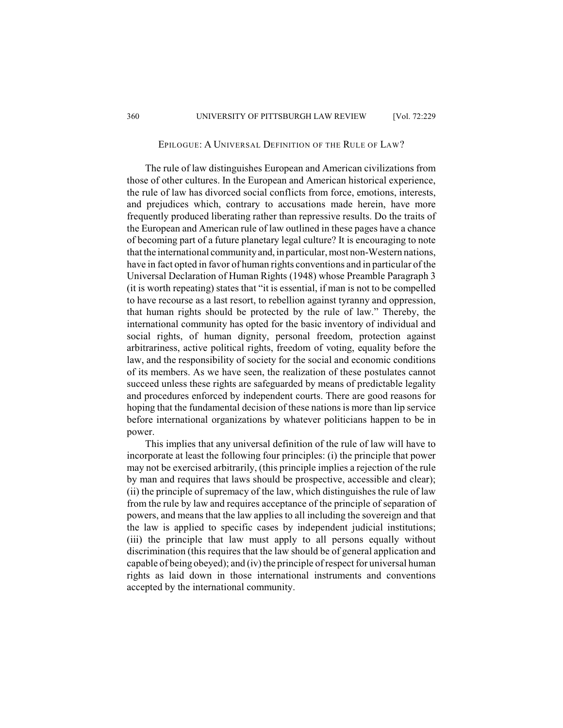## Epilogue: A Universal Definition of the Rule of Law?

The rule of law distinguishes European and American civilizations from those of other cultures. In the European and American historical experience, the rule of law has divorced social conflicts from force, emotions, interests, and prejudices which, contrary to accusations made herein, have more frequently produced liberating rather than repressive results. Do the traits of the European and American rule of law outlined in these pages have a chance of becoming part of a future planetary legal culture? It is encouraging to note that the international community and, in particular, most non-Western nations, have in fact opted in favor of human rights conventions and in particular of the Universal Declaration of Human Rights (1948) whose Preamble Paragraph 3 (it is worth repeating) states that "it is essential, if man is not to be compelled to have recourse as a last resort, to rebellion against tyranny and oppression, that human rights should be protected by the rule of law." Thereby, the international community has opted for the basic inventory of individual and social rights, of human dignity, personal freedom, protection against arbitrariness, active political rights, freedom of voting, equality before the law, and the responsibility of society for the social and economic conditions of its members. As we have seen, the realization of these postulates cannot succeed unless these rights are safeguarded by means of predictable legality and procedures enforced by independent courts. There are good reasons for hoping that the fundamental decision of these nations is more than lip service before international organizations by whatever politicians happen to be in power.

This implies that any universal definition of the rule of law will have to incorporate at least the following four principles: (i) the principle that power may not be exercised arbitrarily, (this principle implies a rejection of the rule by man and requires that laws should be prospective, accessible and clear); (ii) the principle of supremacy of the law, which distinguishes the rule of law from the rule by law and requires acceptance of the principle of separation of powers, and means that the law applies to all including the sovereign and that the law is applied to specific cases by independent judicial institutions; (iii) the principle that law must apply to all persons equally without discrimination (this requires that the law should be of general application and capable of being obeyed); and (iv) the principle of respect for universal human rights as laid down in those international instruments and conventions accepted by the international community.